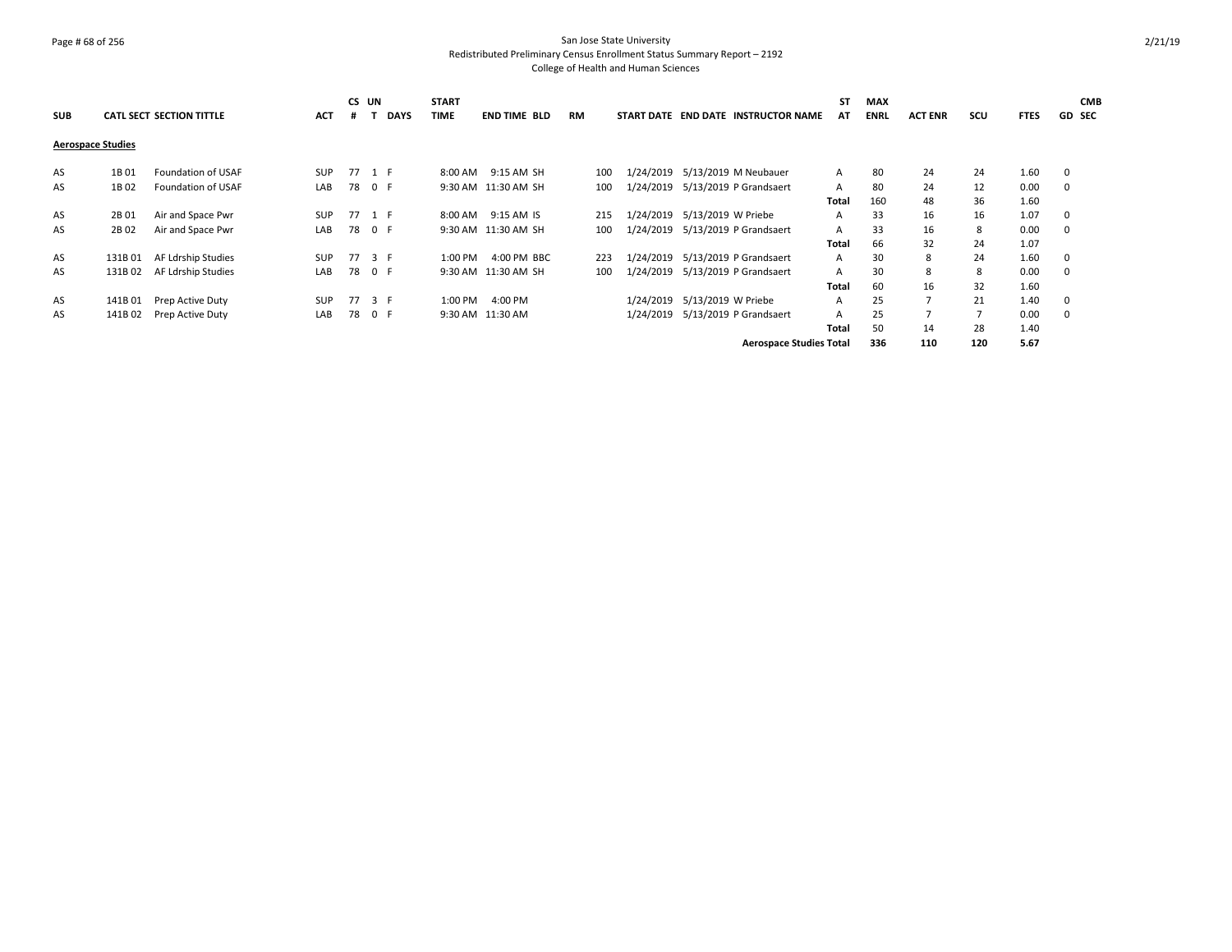San Jose State University
Redistributed Preliminary Census Enrollment Status Summary Report – 2192
College of Health and Human Sciences

| SUB | CATL | SECT | SECTION TITTLE | ACT | CS # | UN T | DAYS | START TIME | END TIME | BLD | RM | START DATE | END DATE | INSTRUCTOR NAME | ST AT | MAX ENRL | ACT ENR | SCU | FTES | GD | CMB SEC |
|---|---|---|---|---|---|---|---|---|---|---|---|---|---|---|---|---|---|---|---|---|---|
| **Aerospace Studies** | | | | | | | | | | | | | | | | | | | | | |
| AS | 1B | 01 | Foundation of USAF | SUP | 77 | 1 | F | 8:00 AM | 9:15 AM | SH | 100 | 1/24/2019 | 5/13/2019 | M Neubauer | A | 80 | 24 | 24 | 1.60 | 0 | |
| AS | 1B | 02 | Foundation of USAF | LAB | 78 | 0 | F | 9:30 AM | 11:30 AM | SH | 100 | 1/24/2019 | 5/13/2019 | P Grandsaert | A | 80 | 24 | 12 | 0.00 | 0 | |
| | | | | | | | | | | | | | | | Total | 160 | 48 | 36 | 1.60 | | |
| AS | 2B | 01 | Air and Space Pwr | SUP | 77 | 1 | F | 8:00 AM | 9:15 AM | IS | 215 | 1/24/2019 | 5/13/2019 | W Priebe | A | 33 | 16 | 16 | 1.07 | 0 | |
| AS | 2B | 02 | Air and Space Pwr | LAB | 78 | 0 | F | 9:30 AM | 11:30 AM | SH | 100 | 1/24/2019 | 5/13/2019 | P Grandsaert | A | 33 | 16 | 8 | 0.00 | 0 | |
| | | | | | | | | | | | | | | | Total | 66 | 32 | 24 | 1.07 | | |
| AS | 131B | 01 | AF Ldrship Studies | SUP | 77 | 3 | F | 1:00 PM | 4:00 PM | BBC | 223 | 1/24/2019 | 5/13/2019 | P Grandsaert | A | 30 | 8 | 24 | 1.60 | 0 | |
| AS | 131B | 02 | AF Ldrship Studies | LAB | 78 | 0 | F | 9:30 AM | 11:30 AM | SH | 100 | 1/24/2019 | 5/13/2019 | P Grandsaert | A | 30 | 8 | 8 | 0.00 | 0 | |
| | | | | | | | | | | | | | | | Total | 60 | 16 | 32 | 1.60 | | |
| AS | 141B | 01 | Prep Active Duty | SUP | 77 | 3 | F | 1:00 PM | 4:00 PM | | | 1/24/2019 | 5/13/2019 | W Priebe | A | 25 | 7 | 21 | 1.40 | 0 | |
| AS | 141B | 02 | Prep Active Duty | LAB | 78 | 0 | F | 9:30 AM | 11:30 AM | | | 1/24/2019 | 5/13/2019 | P Grandsaert | A | 25 | 7 | 7 | 0.00 | 0 | |
| | | | | | | | | | | | | | | | Total | 50 | 14 | 28 | 1.40 | | |
| | | | | | | | | | | | | | | **Aerospace Studies Total** | | **336** | **110** | **120** | **5.67** | | |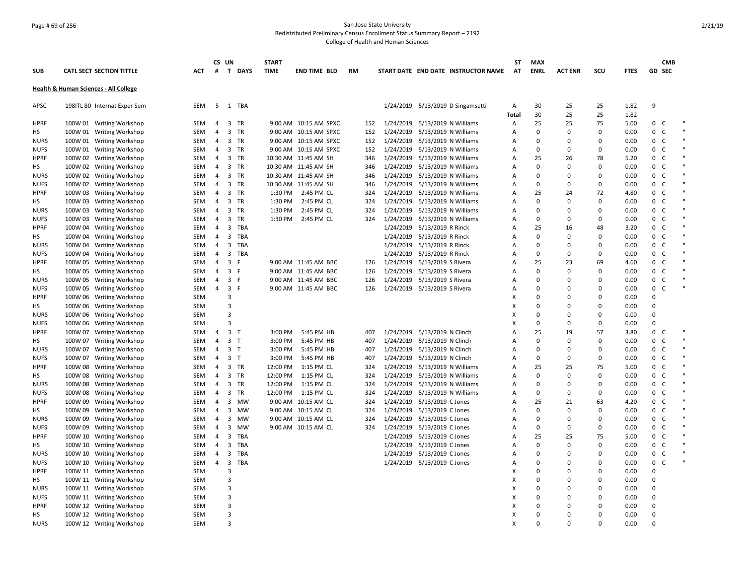San Jose State University
Redistributed Preliminary Census Enrollment Status Summary Report – 2192
College of Health and Human Sciences

| SUB | CATL SECT SECTION TITTLE | ACT | CS # | UN T | DAYS | START TIME | END TIME BLD | RM | START DATE | END DATE INSTRUCTOR NAME | ST AT | MAX ENRL | ACT ENR | SCU | FTES | GD | CMB SEC |
|---|---|---|---|---|---|---|---|---|---|---|---|---|---|---|---|---|---|
| **Health & Human Sciences - All College** | | | | | | | | | | | | | | | | | |
| APSC | 198ITL 80 Internat Exper Sem | SEM | 5 | 1 | TBA | | | | 1/24/2019 | 5/13/2019 D Singamsetti | A | 30 | 25 | 25 | 1.82 | 9 | |
| | | | | | | | | | | | Total | 30 | 25 | 25 | 1.82 | | |
| HPRF | 100W 01 Writing Workshop | SEM | 4 | 3 | TR | 9:00 AM | 10:15 AM SPXC | 152 | 1/24/2019 | 5/13/2019 N Williams | A | 25 | 25 | 75 | 5.00 | 0 | C * |
| HS | 100W 01 Writing Workshop | SEM | 4 | 3 | TR | 9:00 AM | 10:15 AM SPXC | 152 | 1/24/2019 | 5/13/2019 N Williams | A | 0 | 0 | 0 | 0.00 | 0 | C * |
| NURS | 100W 01 Writing Workshop | SEM | 4 | 3 | TR | 9:00 AM | 10:15 AM SPXC | 152 | 1/24/2019 | 5/13/2019 N Williams | A | 0 | 0 | 0 | 0.00 | 0 | C * |
| NUFS | 100W 01 Writing Workshop | SEM | 4 | 3 | TR | 9:00 AM | 10:15 AM SPXC | 152 | 1/24/2019 | 5/13/2019 N Williams | A | 0 | 0 | 0 | 0.00 | 0 | C * |
| HPRF | 100W 02 Writing Workshop | SEM | 4 | 3 | TR | 10:30 AM | 11:45 AM SH | 346 | 1/24/2019 | 5/13/2019 N Williams | A | 25 | 26 | 78 | 5.20 | 0 | C * |
| HS | 100W 02 Writing Workshop | SEM | 4 | 3 | TR | 10:30 AM | 11:45 AM SH | 346 | 1/24/2019 | 5/13/2019 N Williams | A | 0 | 0 | 0 | 0.00 | 0 | C * |
| NURS | 100W 02 Writing Workshop | SEM | 4 | 3 | TR | 10:30 AM | 11:45 AM SH | 346 | 1/24/2019 | 5/13/2019 N Williams | A | 0 | 0 | 0 | 0.00 | 0 | C * |
| NUFS | 100W 02 Writing Workshop | SEM | 4 | 3 | TR | 10:30 AM | 11:45 AM SH | 346 | 1/24/2019 | 5/13/2019 N Williams | A | 0 | 0 | 0 | 0.00 | 0 | C * |
| HPRF | 100W 03 Writing Workshop | SEM | 4 | 3 | TR | 1:30 PM | 2:45 PM CL | 324 | 1/24/2019 | 5/13/2019 N Williams | A | 25 | 24 | 72 | 4.80 | 0 | C * |
| HS | 100W 03 Writing Workshop | SEM | 4 | 3 | TR | 1:30 PM | 2:45 PM CL | 324 | 1/24/2019 | 5/13/2019 N Williams | A | 0 | 0 | 0 | 0.00 | 0 | C * |
| NURS | 100W 03 Writing Workshop | SEM | 4 | 3 | TR | 1:30 PM | 2:45 PM CL | 324 | 1/24/2019 | 5/13/2019 N Williams | A | 0 | 0 | 0 | 0.00 | 0 | C * |
| NUFS | 100W 03 Writing Workshop | SEM | 4 | 3 | TR | 1:30 PM | 2:45 PM CL | 324 | 1/24/2019 | 5/13/2019 N Williams | A | 0 | 0 | 0 | 0.00 | 0 | C * |
| HPRF | 100W 04 Writing Workshop | SEM | 4 | 3 | TBA | | | | 1/24/2019 | 5/13/2019 R Rinck | A | 25 | 16 | 48 | 3.20 | 0 | C * |
| HS | 100W 04 Writing Workshop | SEM | 4 | 3 | TBA | | | | 1/24/2019 | 5/13/2019 R Rinck | A | 0 | 0 | 0 | 0.00 | 0 | C * |
| NURS | 100W 04 Writing Workshop | SEM | 4 | 3 | TBA | | | | 1/24/2019 | 5/13/2019 R Rinck | A | 0 | 0 | 0 | 0.00 | 0 | C * |
| NUFS | 100W 04 Writing Workshop | SEM | 4 | 3 | TBA | | | | 1/24/2019 | 5/13/2019 R Rinck | A | 0 | 0 | 0 | 0.00 | 0 | C * |
| HPRF | 100W 05 Writing Workshop | SEM | 4 | 3 | F | 9:00 AM | 11:45 AM BBC | 126 | 1/24/2019 | 5/13/2019 S Rivera | A | 25 | 23 | 69 | 4.60 | 0 | C * |
| HS | 100W 05 Writing Workshop | SEM | 4 | 3 | F | 9:00 AM | 11:45 AM BBC | 126 | 1/24/2019 | 5/13/2019 S Rivera | A | 0 | 0 | 0 | 0.00 | 0 | C * |
| NURS | 100W 05 Writing Workshop | SEM | 4 | 3 | F | 9:00 AM | 11:45 AM BBC | 126 | 1/24/2019 | 5/13/2019 S Rivera | A | 0 | 0 | 0 | 0.00 | 0 | C * |
| NUFS | 100W 05 Writing Workshop | SEM | 4 | 3 | F | 9:00 AM | 11:45 AM BBC | 126 | 1/24/2019 | 5/13/2019 S Rivera | A | 0 | 0 | 0 | 0.00 | 0 | C * |
| HPRF | 100W 06 Writing Workshop | SEM | | 3 | | | | | | | X | 0 | 0 | 0 | 0.00 | 0 | |
| HS | 100W 06 Writing Workshop | SEM | | 3 | | | | | | | X | 0 | 0 | 0 | 0.00 | 0 | |
| NURS | 100W 06 Writing Workshop | SEM | | 3 | | | | | | | X | 0 | 0 | 0 | 0.00 | 0 | |
| NUFS | 100W 06 Writing Workshop | SEM | | 3 | | | | | | | X | 0 | 0 | 0 | 0.00 | 0 | |
| HPRF | 100W 07 Writing Workshop | SEM | 4 | 3 | T | 3:00 PM | 5:45 PM HB | 407 | 1/24/2019 | 5/13/2019 N Clinch | A | 25 | 19 | 57 | 3.80 | 0 | C * |
| HS | 100W 07 Writing Workshop | SEM | 4 | 3 | T | 3:00 PM | 5:45 PM HB | 407 | 1/24/2019 | 5/13/2019 N Clinch | A | 0 | 0 | 0 | 0.00 | 0 | C * |
| NURS | 100W 07 Writing Workshop | SEM | 4 | 3 | T | 3:00 PM | 5:45 PM HB | 407 | 1/24/2019 | 5/13/2019 N Clinch | A | 0 | 0 | 0 | 0.00 | 0 | C * |
| NUFS | 100W 07 Writing Workshop | SEM | 4 | 3 | T | 3:00 PM | 5:45 PM HB | 407 | 1/24/2019 | 5/13/2019 N Clinch | A | 0 | 0 | 0 | 0.00 | 0 | C * |
| HPRF | 100W 08 Writing Workshop | SEM | 4 | 3 | TR | 12:00 PM | 1:15 PM CL | 324 | 1/24/2019 | 5/13/2019 N Williams | A | 25 | 25 | 75 | 5.00 | 0 | C * |
| HS | 100W 08 Writing Workshop | SEM | 4 | 3 | TR | 12:00 PM | 1:15 PM CL | 324 | 1/24/2019 | 5/13/2019 N Williams | A | 0 | 0 | 0 | 0.00 | 0 | C * |
| NURS | 100W 08 Writing Workshop | SEM | 4 | 3 | TR | 12:00 PM | 1:15 PM CL | 324 | 1/24/2019 | 5/13/2019 N Williams | A | 0 | 0 | 0 | 0.00 | 0 | C * |
| NUFS | 100W 08 Writing Workshop | SEM | 4 | 3 | TR | 12:00 PM | 1:15 PM CL | 324 | 1/24/2019 | 5/13/2019 N Williams | A | 0 | 0 | 0 | 0.00 | 0 | C * |
| HPRF | 100W 09 Writing Workshop | SEM | 4 | 3 | MW | 9:00 AM | 10:15 AM CL | 324 | 1/24/2019 | 5/13/2019 C Jones | A | 25 | 21 | 63 | 4.20 | 0 | C * |
| HS | 100W 09 Writing Workshop | SEM | 4 | 3 | MW | 9:00 AM | 10:15 AM CL | 324 | 1/24/2019 | 5/13/2019 C Jones | A | 0 | 0 | 0 | 0.00 | 0 | C * |
| NURS | 100W 09 Writing Workshop | SEM | 4 | 3 | MW | 9:00 AM | 10:15 AM CL | 324 | 1/24/2019 | 5/13/2019 C Jones | A | 0 | 0 | 0 | 0.00 | 0 | C * |
| NUFS | 100W 09 Writing Workshop | SEM | 4 | 3 | MW | 9:00 AM | 10:15 AM CL | 324 | 1/24/2019 | 5/13/2019 C Jones | A | 0 | 0 | 0 | 0.00 | 0 | C * |
| HPRF | 100W 10 Writing Workshop | SEM | 4 | 3 | TBA | | | | 1/24/2019 | 5/13/2019 C Jones | A | 25 | 25 | 75 | 5.00 | 0 | C * |
| HS | 100W 10 Writing Workshop | SEM | 4 | 3 | TBA | | | | 1/24/2019 | 5/13/2019 C Jones | A | 0 | 0 | 0 | 0.00 | 0 | C * |
| NURS | 100W 10 Writing Workshop | SEM | 4 | 3 | TBA | | | | 1/24/2019 | 5/13/2019 C Jones | A | 0 | 0 | 0 | 0.00 | 0 | C * |
| NUFS | 100W 10 Writing Workshop | SEM | 4 | 3 | TBA | | | | 1/24/2019 | 5/13/2019 C Jones | A | 0 | 0 | 0 | 0.00 | 0 | C * |
| HPRF | 100W 11 Writing Workshop | SEM | | 3 | | | | | | | X | 0 | 0 | 0 | 0.00 | 0 | |
| HS | 100W 11 Writing Workshop | SEM | | 3 | | | | | | | X | 0 | 0 | 0 | 0.00 | 0 | |
| NURS | 100W 11 Writing Workshop | SEM | | 3 | | | | | | | X | 0 | 0 | 0 | 0.00 | 0 | |
| NUFS | 100W 11 Writing Workshop | SEM | | 3 | | | | | | | X | 0 | 0 | 0 | 0.00 | 0 | |
| HPRF | 100W 12 Writing Workshop | SEM | | 3 | | | | | | | X | 0 | 0 | 0 | 0.00 | 0 | |
| HS | 100W 12 Writing Workshop | SEM | | 3 | | | | | | | X | 0 | 0 | 0 | 0.00 | 0 | |
| NURS | 100W 12 Writing Workshop | SEM | | 3 | | | | | | | X | 0 | 0 | 0 | 0.00 | 0 | |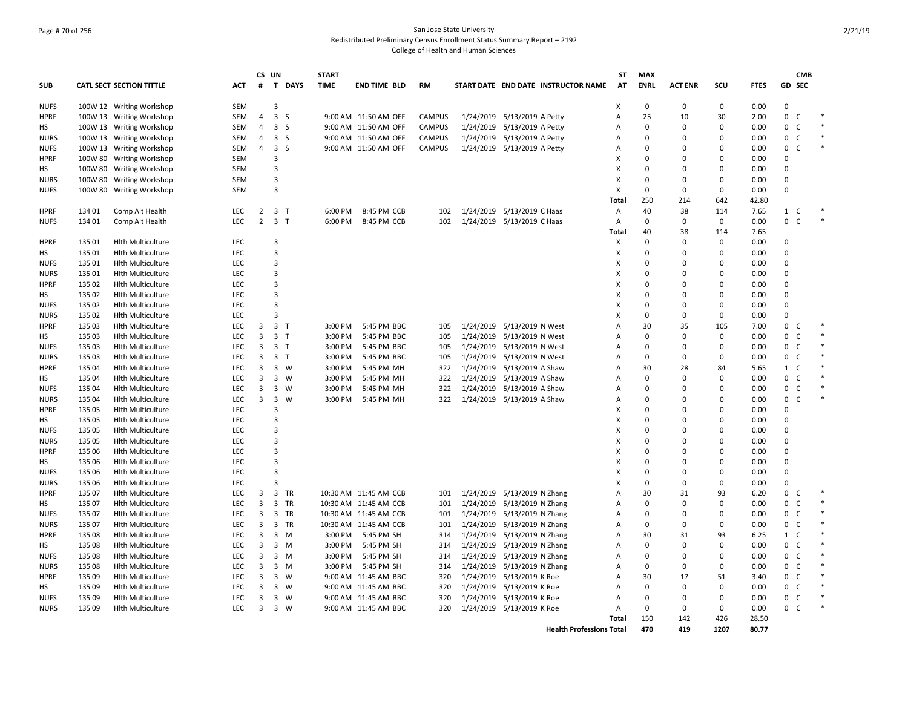San Jose State University
Redistributed Preliminary Census Enrollment Status Summary Report – 2192
College of Health and Human Sciences

| SUB | CATL SECT | SECTION TITTLE | ACT | CS # | UN T | DAYS | START TIME | END TIME | BLD | RM | START DATE | END DATE | INSTRUCTOR NAME | ST AT | MAX ENRL | ACT ENR | SCU | FTES | GD | CMB SEC | |
|---|---|---|---|---|---|---|---|---|---|---|---|---|---|---|---|---|---|---|---|---|---|
| NUFS | 100W 12 | Writing Workshop | SEM | | 3 | | | | | | | | | X | 0 | 0 | 0 | 0.00 | 0 | | |
| HPRF | 100W 13 | Writing Workshop | SEM | 4 | 3 | S | 9:00 AM | 11:50 AM | OFF | CAMPUS | 1/24/2019 | 5/13/2019 | A Petty | A | 25 | 10 | 30 | 2.00 | 0 | C | * |
| HS | 100W 13 | Writing Workshop | SEM | 4 | 3 | S | 9:00 AM | 11:50 AM | OFF | CAMPUS | 1/24/2019 | 5/13/2019 | A Petty | A | 0 | 0 | 0 | 0.00 | 0 | C | * |
| NURS | 100W 13 | Writing Workshop | SEM | 4 | 3 | S | 9:00 AM | 11:50 AM | OFF | CAMPUS | 1/24/2019 | 5/13/2019 | A Petty | A | 0 | 0 | 0 | 0.00 | 0 | C | * |
| NUFS | 100W 13 | Writing Workshop | SEM | 4 | 3 | S | 9:00 AM | 11:50 AM | OFF | CAMPUS | 1/24/2019 | 5/13/2019 | A Petty | A | 0 | 0 | 0 | 0.00 | 0 | C | * |
| HPRF | 100W 80 | Writing Workshop | SEM | | 3 | | | | | | | | | X | 0 | 0 | 0 | 0.00 | 0 | | |
| HS | 100W 80 | Writing Workshop | SEM | | 3 | | | | | | | | | X | 0 | 0 | 0 | 0.00 | 0 | | |
| NURS | 100W 80 | Writing Workshop | SEM | | 3 | | | | | | | | | X | 0 | 0 | 0 | 0.00 | 0 | | |
| NUFS | 100W 80 | Writing Workshop | SEM | | 3 | | | | | | | | | X | 0 | 0 | 0 | 0.00 | 0 | | |
| | | | | | | | | | | | | | | Total | 250 | 214 | 642 | 42.80 | | | |
| HPRF | 134 01 | Comp Alt Health | LEC | 2 | 3 | T | 6:00 PM | 8:45 PM | CCB | 102 | 1/24/2019 | 5/13/2019 | C Haas | A | 40 | 38 | 114 | 7.65 | 1 | C | * |
| NUFS | 134 01 | Comp Alt Health | LEC | 2 | 3 | T | 6:00 PM | 8:45 PM | CCB | 102 | 1/24/2019 | 5/13/2019 | C Haas | A | 0 | 0 | 0 | 0.00 | 0 | C | * |
| | | | | | | | | | | | | | | Total | 40 | 38 | 114 | 7.65 | | | |
| HPRF | 135 01 | Hlth Multiculture | LEC | | 3 | | | | | | | | | X | 0 | 0 | 0 | 0.00 | 0 | | |
| HS | 135 01 | Hlth Multiculture | LEC | | 3 | | | | | | | | | X | 0 | 0 | 0 | 0.00 | 0 | | |
| NUFS | 135 01 | Hlth Multiculture | LEC | | 3 | | | | | | | | | X | 0 | 0 | 0 | 0.00 | 0 | | |
| NURS | 135 01 | Hlth Multiculture | LEC | | 3 | | | | | | | | | X | 0 | 0 | 0 | 0.00 | 0 | | |
| HPRF | 135 02 | Hlth Multiculture | LEC | | 3 | | | | | | | | | X | 0 | 0 | 0 | 0.00 | 0 | | |
| HS | 135 02 | Hlth Multiculture | LEC | | 3 | | | | | | | | | X | 0 | 0 | 0 | 0.00 | 0 | | |
| NUFS | 135 02 | Hlth Multiculture | LEC | | 3 | | | | | | | | | X | 0 | 0 | 0 | 0.00 | 0 | | |
| NURS | 135 02 | Hlth Multiculture | LEC | | 3 | | | | | | | | | X | 0 | 0 | 0 | 0.00 | 0 | | |
| HPRF | 135 03 | Hlth Multiculture | LEC | 3 | 3 | T | 3:00 PM | 5:45 PM | BBC | 105 | 1/24/2019 | 5/13/2019 | N West | A | 30 | 35 | 105 | 7.00 | 0 | C | * |
| HS | 135 03 | Hlth Multiculture | LEC | 3 | 3 | T | 3:00 PM | 5:45 PM | BBC | 105 | 1/24/2019 | 5/13/2019 | N West | A | 0 | 0 | 0 | 0.00 | 0 | C | * |
| NUFS | 135 03 | Hlth Multiculture | LEC | 3 | 3 | T | 3:00 PM | 5:45 PM | BBC | 105 | 1/24/2019 | 5/13/2019 | N West | A | 0 | 0 | 0 | 0.00 | 0 | C | * |
| NURS | 135 03 | Hlth Multiculture | LEC | 3 | 3 | T | 3:00 PM | 5:45 PM | BBC | 105 | 1/24/2019 | 5/13/2019 | N West | A | 0 | 0 | 0 | 0.00 | 0 | C | * |
| HPRF | 135 04 | Hlth Multiculture | LEC | 3 | 3 | W | 3:00 PM | 5:45 PM | MH | 322 | 1/24/2019 | 5/13/2019 | A Shaw | A | 30 | 28 | 84 | 5.65 | 1 | C | * |
| HS | 135 04 | Hlth Multiculture | LEC | 3 | 3 | W | 3:00 PM | 5:45 PM | MH | 322 | 1/24/2019 | 5/13/2019 | A Shaw | A | 0 | 0 | 0 | 0.00 | 0 | C | * |
| NUFS | 135 04 | Hlth Multiculture | LEC | 3 | 3 | W | 3:00 PM | 5:45 PM | MH | 322 | 1/24/2019 | 5/13/2019 | A Shaw | A | 0 | 0 | 0 | 0.00 | 0 | C | * |
| NURS | 135 04 | Hlth Multiculture | LEC | 3 | 3 | W | 3:00 PM | 5:45 PM | MH | 322 | 1/24/2019 | 5/13/2019 | A Shaw | A | 0 | 0 | 0 | 0.00 | 0 | C | * |
| HPRF | 135 05 | Hlth Multiculture | LEC | | 3 | | | | | | | | | X | 0 | 0 | 0 | 0.00 | 0 | | |
| HS | 135 05 | Hlth Multiculture | LEC | | 3 | | | | | | | | | X | 0 | 0 | 0 | 0.00 | 0 | | |
| NUFS | 135 05 | Hlth Multiculture | LEC | | 3 | | | | | | | | | X | 0 | 0 | 0 | 0.00 | 0 | | |
| NURS | 135 05 | Hlth Multiculture | LEC | | 3 | | | | | | | | | X | 0 | 0 | 0 | 0.00 | 0 | | |
| HPRF | 135 06 | Hlth Multiculture | LEC | | 3 | | | | | | | | | X | 0 | 0 | 0 | 0.00 | 0 | | |
| HS | 135 06 | Hlth Multiculture | LEC | | 3 | | | | | | | | | X | 0 | 0 | 0 | 0.00 | 0 | | |
| NUFS | 135 06 | Hlth Multiculture | LEC | | 3 | | | | | | | | | X | 0 | 0 | 0 | 0.00 | 0 | | |
| NURS | 135 06 | Hlth Multiculture | LEC | | 3 | | | | | | | | | X | 0 | 0 | 0 | 0.00 | 0 | | |
| HPRF | 135 07 | Hlth Multiculture | LEC | 3 | 3 | TR | 10:30 AM | 11:45 AM | CCB | 101 | 1/24/2019 | 5/13/2019 | N Zhang | A | 30 | 31 | 93 | 6.20 | 0 | C | * |
| HS | 135 07 | Hlth Multiculture | LEC | 3 | 3 | TR | 10:30 AM | 11:45 AM | CCB | 101 | 1/24/2019 | 5/13/2019 | N Zhang | A | 0 | 0 | 0 | 0.00 | 0 | C | * |
| NUFS | 135 07 | Hlth Multiculture | LEC | 3 | 3 | TR | 10:30 AM | 11:45 AM | CCB | 101 | 1/24/2019 | 5/13/2019 | N Zhang | A | 0 | 0 | 0 | 0.00 | 0 | C | * |
| NURS | 135 07 | Hlth Multiculture | LEC | 3 | 3 | TR | 10:30 AM | 11:45 AM | CCB | 101 | 1/24/2019 | 5/13/2019 | N Zhang | A | 0 | 0 | 0 | 0.00 | 0 | C | * |
| HPRF | 135 08 | Hlth Multiculture | LEC | 3 | 3 | M | 3:00 PM | 5:45 PM | SH | 314 | 1/24/2019 | 5/13/2019 | N Zhang | A | 30 | 31 | 93 | 6.25 | 1 | C | * |
| HS | 135 08 | Hlth Multiculture | LEC | 3 | 3 | M | 3:00 PM | 5:45 PM | SH | 314 | 1/24/2019 | 5/13/2019 | N Zhang | A | 0 | 0 | 0 | 0.00 | 0 | C | * |
| NUFS | 135 08 | Hlth Multiculture | LEC | 3 | 3 | M | 3:00 PM | 5:45 PM | SH | 314 | 1/24/2019 | 5/13/2019 | N Zhang | A | 0 | 0 | 0 | 0.00 | 0 | C | * |
| NURS | 135 08 | Hlth Multiculture | LEC | 3 | 3 | M | 3:00 PM | 5:45 PM | SH | 314 | 1/24/2019 | 5/13/2019 | N Zhang | A | 0 | 0 | 0 | 0.00 | 0 | C | * |
| HPRF | 135 09 | Hlth Multiculture | LEC | 3 | 3 | W | 9:00 AM | 11:45 AM | BBC | 320 | 1/24/2019 | 5/13/2019 | K Roe | A | 30 | 17 | 51 | 3.40 | 0 | C | * |
| HS | 135 09 | Hlth Multiculture | LEC | 3 | 3 | W | 9:00 AM | 11:45 AM | BBC | 320 | 1/24/2019 | 5/13/2019 | K Roe | A | 0 | 0 | 0 | 0.00 | 0 | C | * |
| NUFS | 135 09 | Hlth Multiculture | LEC | 3 | 3 | W | 9:00 AM | 11:45 AM | BBC | 320 | 1/24/2019 | 5/13/2019 | K Roe | A | 0 | 0 | 0 | 0.00 | 0 | C | * |
| NURS | 135 09 | Hlth Multiculture | LEC | 3 | 3 | W | 9:00 AM | 11:45 AM | BBC | 320 | 1/24/2019 | 5/13/2019 | K Roe | A | 0 | 0 | 0 | 0.00 | 0 | C | * |
| | | | | | | | | | | | | | | Total | 150 | 142 | 426 | 28.50 | | | |
| | | | | | | | | | | | | | Health Professions Total | | 470 | 419 | 1207 | 80.77 | | | |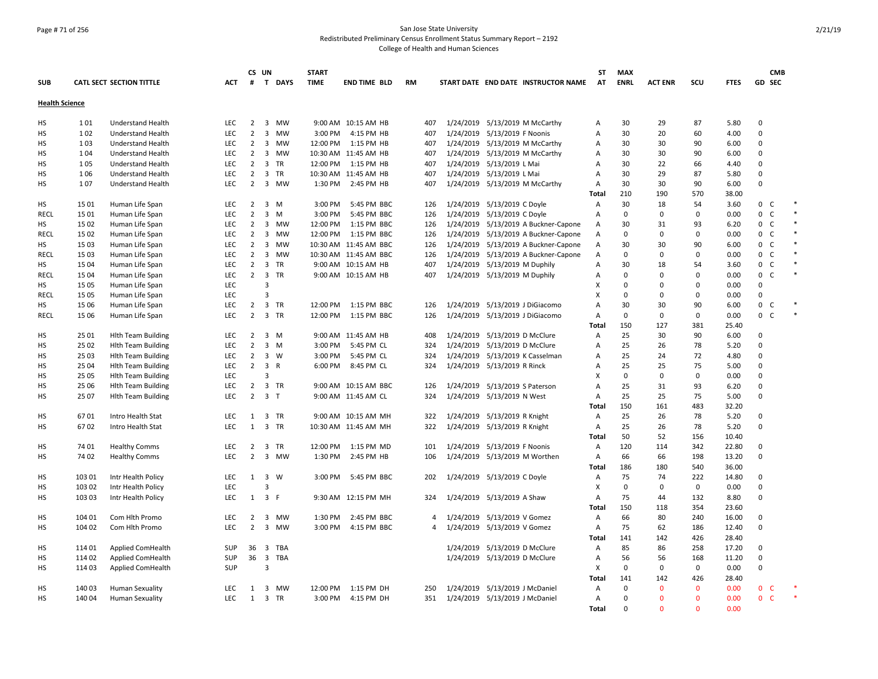San Jose State University
Redistributed Preliminary Census Enrollment Status Summary Report – 2192
College of Health and Human Sciences

| SUB | CATL SECT | SECTION TITTLE | ACT | CS # | UN T | DAYS | START TIME | END TIME | BLD | RM | START DATE | END DATE | INSTRUCTOR NAME | ST AT | MAX ENRL | ACT ENR | SCU | FTES | GD | CMB SEC | |
|---|---|---|---|---|---|---|---|---|---|---|---|---|---|---|---|---|---|---|---|---|---|
| **Health Science** | | | | | | | | | | | | | | | | | | | | | |
| HS | 1 01 | Understand Health | LEC | 2 | 3 | MW | 9:00 AM | 10:15 AM | HB | 407 | 1/24/2019 | 5/13/2019 | M McCarthy | A | 30 | 29 | 87 | 5.80 | 0 | | |
| HS | 1 02 | Understand Health | LEC | 2 | 3 | MW | 3:00 PM | 4:15 PM | HB | 407 | 1/24/2019 | 5/13/2019 | F Noonis | A | 30 | 20 | 60 | 4.00 | 0 | | |
| HS | 1 03 | Understand Health | LEC | 2 | 3 | MW | 12:00 PM | 1:15 PM | HB | 407 | 1/24/2019 | 5/13/2019 | M McCarthy | A | 30 | 30 | 90 | 6.00 | 0 | | |
| HS | 1 04 | Understand Health | LEC | 2 | 3 | MW | 10:30 AM | 11:45 AM | HB | 407 | 1/24/2019 | 5/13/2019 | M McCarthy | A | 30 | 30 | 90 | 6.00 | 0 | | |
| HS | 1 05 | Understand Health | LEC | 2 | 3 | TR | 12:00 PM | 1:15 PM | HB | 407 | 1/24/2019 | 5/13/2019 | L Mai | A | 30 | 22 | 66 | 4.40 | 0 | | |
| HS | 1 06 | Understand Health | LEC | 2 | 3 | TR | 10:30 AM | 11:45 AM | HB | 407 | 1/24/2019 | 5/13/2019 | L Mai | A | 30 | 29 | 87 | 5.80 | 0 | | |
| HS | 1 07 | Understand Health | LEC | 2 | 3 | MW | 1:30 PM | 2:45 PM | HB | 407 | 1/24/2019 | 5/13/2019 | M McCarthy | A | 30 | 30 | 90 | 6.00 | 0 | | |
| | | | | | | | | | | | | | | Total | 210 | 190 | 570 | 38.00 | | | |
| HS | 15 01 | Human Life Span | LEC | 2 | 3 | M | 3:00 PM | 5:45 PM | BBC | 126 | 1/24/2019 | 5/13/2019 | C Doyle | A | 30 | 18 | 54 | 3.60 | 0 | C | * |
| RECL | 15 01 | Human Life Span | LEC | 2 | 3 | M | 3:00 PM | 5:45 PM | BBC | 126 | 1/24/2019 | 5/13/2019 | C Doyle | A | 0 | 0 | 0 | 0.00 | 0 | C | * |
| HS | 15 02 | Human Life Span | LEC | 2 | 3 | MW | 12:00 PM | 1:15 PM | BBC | 126 | 1/24/2019 | 5/13/2019 | A Buckner-Capone | A | 30 | 31 | 93 | 6.20 | 0 | C | * |
| RECL | 15 02 | Human Life Span | LEC | 2 | 3 | MW | 12:00 PM | 1:15 PM | BBC | 126 | 1/24/2019 | 5/13/2019 | A Buckner-Capone | A | 0 | 0 | 0 | 0.00 | 0 | C | * |
| HS | 15 03 | Human Life Span | LEC | 2 | 3 | MW | 10:30 AM | 11:45 AM | BBC | 126 | 1/24/2019 | 5/13/2019 | A Buckner-Capone | A | 30 | 30 | 90 | 6.00 | 0 | C | * |
| RECL | 15 03 | Human Life Span | LEC | 2 | 3 | MW | 10:30 AM | 11:45 AM | BBC | 126 | 1/24/2019 | 5/13/2019 | A Buckner-Capone | A | 0 | 0 | 0 | 0.00 | 0 | C | * |
| HS | 15 04 | Human Life Span | LEC | 2 | 3 | TR | 9:00 AM | 10:15 AM | HB | 407 | 1/24/2019 | 5/13/2019 | M Duphily | A | 30 | 18 | 54 | 3.60 | 0 | C | * |
| RECL | 15 04 | Human Life Span | LEC | 2 | 3 | TR | 9:00 AM | 10:15 AM | HB | 407 | 1/24/2019 | 5/13/2019 | M Duphily | A | 0 | 0 | 0 | 0.00 | 0 | C | * |
| HS | 15 05 | Human Life Span | LEC | | 3 | | | | | | | | | X | 0 | 0 | 0 | 0.00 | 0 | | |
| RECL | 15 05 | Human Life Span | LEC | | 3 | | | | | | | | | X | 0 | 0 | 0 | 0.00 | 0 | | |
| HS | 15 06 | Human Life Span | LEC | 2 | 3 | TR | 12:00 PM | 1:15 PM | BBC | 126 | 1/24/2019 | 5/13/2019 | J DiGiacomo | A | 30 | 30 | 90 | 6.00 | 0 | C | * |
| RECL | 15 06 | Human Life Span | LEC | 2 | 3 | TR | 12:00 PM | 1:15 PM | BBC | 126 | 1/24/2019 | 5/13/2019 | J DiGiacomo | A | 0 | 0 | 0 | 0.00 | 0 | C | * |
| | | | | | | | | | | | | | | Total | 150 | 127 | 381 | 25.40 | | | |
| HS | 25 01 | Hlth Team Building | LEC | 2 | 3 | M | 9:00 AM | 11:45 AM | HB | 408 | 1/24/2019 | 5/13/2019 | D McClure | A | 25 | 30 | 90 | 6.00 | 0 | | |
| HS | 25 02 | Hlth Team Building | LEC | 2 | 3 | M | 3:00 PM | 5:45 PM | CL | 324 | 1/24/2019 | 5/13/2019 | D McClure | A | 25 | 26 | 78 | 5.20 | 0 | | |
| HS | 25 03 | Hlth Team Building | LEC | 2 | 3 | W | 3:00 PM | 5:45 PM | CL | 324 | 1/24/2019 | 5/13/2019 | K Casselman | A | 25 | 24 | 72 | 4.80 | 0 | | |
| HS | 25 04 | Hlth Team Building | LEC | 2 | 3 | R | 6:00 PM | 8:45 PM | CL | 324 | 1/24/2019 | 5/13/2019 | R Rinck | A | 25 | 25 | 75 | 5.00 | 0 | | |
| HS | 25 05 | Hlth Team Building | LEC | | 3 | | | | | | | | | X | 0 | 0 | 0 | 0.00 | 0 | | |
| HS | 25 06 | Hlth Team Building | LEC | 2 | 3 | TR | 9:00 AM | 10:15 AM | BBC | 126 | 1/24/2019 | 5/13/2019 | S Paterson | A | 25 | 31 | 93 | 6.20 | 0 | | |
| HS | 25 07 | Hlth Team Building | LEC | 2 | 3 | T | 9:00 AM | 11:45 AM | CL | 324 | 1/24/2019 | 5/13/2019 | N West | A | 25 | 25 | 75 | 5.00 | 0 | | |
| | | | | | | | | | | | | | | Total | 150 | 161 | 483 | 32.20 | | | |
| HS | 67 01 | Intro Health Stat | LEC | 1 | 3 | TR | 9:00 AM | 10:15 AM | MH | 322 | 1/24/2019 | 5/13/2019 | R Knight | A | 25 | 26 | 78 | 5.20 | 0 | | |
| HS | 67 02 | Intro Health Stat | LEC | 1 | 3 | TR | 10:30 AM | 11:45 AM | MH | 322 | 1/24/2019 | 5/13/2019 | R Knight | A | 25 | 26 | 78 | 5.20 | 0 | | |
| | | | | | | | | | | | | | | Total | 50 | 52 | 156 | 10.40 | | | |
| HS | 74 01 | Healthy Comms | LEC | 2 | 3 | TR | 12:00 PM | 1:15 PM | MD | 101 | 1/24/2019 | 5/13/2019 | F Noonis | A | 120 | 114 | 342 | 22.80 | 0 | | |
| HS | 74 02 | Healthy Comms | LEC | 2 | 3 | MW | 1:30 PM | 2:45 PM | HB | 106 | 1/24/2019 | 5/13/2019 | M Worthen | A | 66 | 66 | 198 | 13.20 | 0 | | |
| | | | | | | | | | | | | | | Total | 186 | 180 | 540 | 36.00 | | | |
| HS | 103 01 | Intr Health Policy | LEC | 1 | 3 | W | 3:00 PM | 5:45 PM | BBC | 202 | 1/24/2019 | 5/13/2019 | C Doyle | A | 75 | 74 | 222 | 14.80 | 0 | | |
| HS | 103 02 | Intr Health Policy | LEC | | 3 | | | | | | | | | X | 0 | 0 | 0 | 0.00 | 0 | | |
| HS | 103 03 | Intr Health Policy | LEC | 1 | 3 | F | 9:30 AM | 12:15 PM | MH | 324 | 1/24/2019 | 5/13/2019 | A Shaw | A | 75 | 44 | 132 | 8.80 | 0 | | |
| | | | | | | | | | | | | | | Total | 150 | 118 | 354 | 23.60 | | | |
| HS | 104 01 | Com Hlth Promo | LEC | 2 | 3 | MW | 1:30 PM | 2:45 PM | BBC | 4 | 1/24/2019 | 5/13/2019 | V Gomez | A | 66 | 80 | 240 | 16.00 | 0 | | |
| HS | 104 02 | Com Hlth Promo | LEC | 2 | 3 | MW | 3:00 PM | 4:15 PM | BBC | 4 | 1/24/2019 | 5/13/2019 | V Gomez | A | 75 | 62 | 186 | 12.40 | 0 | | |
| | | | | | | | | | | | | | | Total | 141 | 142 | 426 | 28.40 | | | |
| HS | 114 01 | Applied ComHealth | SUP | 36 | 3 | TBA | | | | | 1/24/2019 | 5/13/2019 | D McClure | A | 85 | 86 | 258 | 17.20 | 0 | | |
| HS | 114 02 | Applied ComHealth | SUP | 36 | 3 | TBA | | | | | 1/24/2019 | 5/13/2019 | D McClure | A | 56 | 56 | 168 | 11.20 | 0 | | |
| HS | 114 03 | Applied ComHealth | SUP | | 3 | | | | | | | | | X | 0 | 0 | 0 | 0.00 | 0 | | |
| | | | | | | | | | | | | | | Total | 141 | 142 | 426 | 28.40 | | | |
| HS | 140 03 | Human Sexuality | LEC | 1 | 3 | MW | 12:00 PM | 1:15 PM | DH | 250 | 1/24/2019 | 5/13/2019 | J McDaniel | A | 0 | 0 | 0 | 0.00 | 0 | C | * |
| HS | 140 04 | Human Sexuality | LEC | 1 | 3 | TR | 3:00 PM | 4:15 PM | DH | 351 | 1/24/2019 | 5/13/2019 | J McDaniel | A | 0 | 0 | 0 | 0.00 | 0 | C | * |
| | | | | | | | | | | | | | | Total | 0 | 0 | 0 | 0.00 | | | |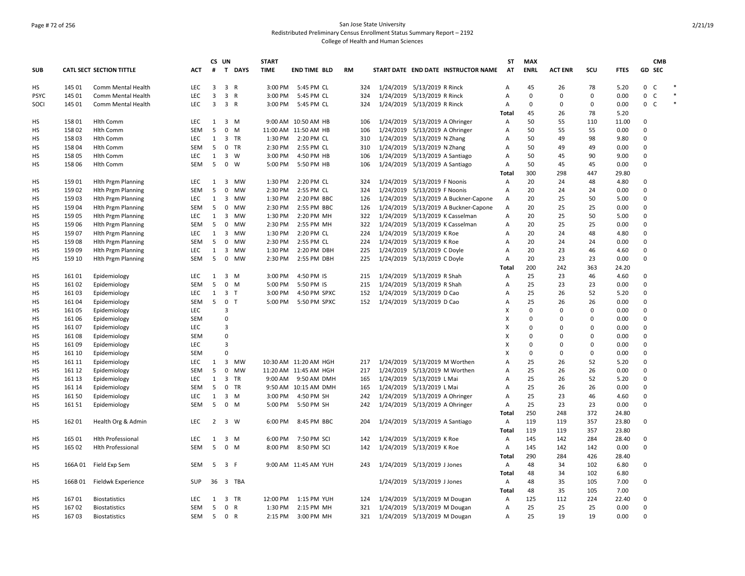San Jose State University
Redistributed Preliminary Census Enrollment Status Summary Report – 2192
College of Health and Human Sciences

| SUB | CATL SECT | SECTION TITTLE | ACT | CS # | UN T | DAYS | START TIME | END TIME | BLD | RM | START DATE | END DATE | INSTRUCTOR NAME | ST AT | MAX ENRL | ACT ENR | SCU | FTES | GD | CMB SEC | |
|---|---|---|---|---|---|---|---|---|---|---|---|---|---|---|---|---|---|---|---|---|---|
| HS | 145 01 | Comm Mental Health | LEC | 3 | 3 | R | 3:00 PM | 5:45 PM | CL | 324 | 1/24/2019 | 5/13/2019 | R Rinck | A | 45 | 26 | 78 | 5.20 | 0 | C | * |
| PSYC | 145 01 | Comm Mental Health | LEC | 3 | 3 | R | 3:00 PM | 5:45 PM | CL | 324 | 1/24/2019 | 5/13/2019 | R Rinck | A | 0 | 0 | 0 | 0.00 | 0 | C | * |
| SOCI | 145 01 | Comm Mental Health | LEC | 3 | 3 | R | 3:00 PM | 5:45 PM | CL | 324 | 1/24/2019 | 5/13/2019 | R Rinck | A | 0 | 0 | 0 | 0.00 | 0 | C | * |
| | | | | | | | | | | | | | | Total | 45 | 26 | 78 | 5.20 | | | |
| HS | 158 01 | Hlth Comm | LEC | 1 | 3 | M | 9:00 AM | 10:50 AM | HB | 106 | 1/24/2019 | 5/13/2019 | A Ohringer | A | 50 | 55 | 110 | 11.00 | 0 | | |
| HS | 158 02 | Hlth Comm | SEM | 5 | 0 | M | 11:00 AM | 11:50 AM | HB | 106 | 1/24/2019 | 5/13/2019 | A Ohringer | A | 50 | 55 | 55 | 0.00 | 0 | | |
| HS | 158 03 | Hlth Comm | LEC | 1 | 3 | TR | 1:30 PM | 2:20 PM | CL | 310 | 1/24/2019 | 5/13/2019 | N Zhang | A | 50 | 49 | 98 | 9.80 | 0 | | |
| HS | 158 04 | Hlth Comm | SEM | 5 | 0 | TR | 2:30 PM | 2:55 PM | CL | 310 | 1/24/2019 | 5/13/2019 | N Zhang | A | 50 | 49 | 49 | 0.00 | 0 | | |
| HS | 158 05 | Hlth Comm | LEC | 1 | 3 | W | 3:00 PM | 4:50 PM | HB | 106 | 1/24/2019 | 5/13/2019 | A Santiago | A | 50 | 45 | 90 | 9.00 | 0 | | |
| HS | 158 06 | Hlth Comm | SEM | 5 | 0 | W | 5:00 PM | 5:50 PM | HB | 106 | 1/24/2019 | 5/13/2019 | A Santiago | A | 50 | 45 | 45 | 0.00 | 0 | | |
| | | | | | | | | | | | | | | Total | 300 | 298 | 447 | 29.80 | | | |
| HS | 159 01 | Hlth Prgm Planning | LEC | 1 | 3 | MW | 1:30 PM | 2:20 PM | CL | 324 | 1/24/2019 | 5/13/2019 | F Noonis | A | 20 | 24 | 48 | 4.80 | 0 | | |
| HS | 159 02 | Hlth Prgm Planning | SEM | 5 | 0 | MW | 2:30 PM | 2:55 PM | CL | 324 | 1/24/2019 | 5/13/2019 | F Noonis | A | 20 | 24 | 24 | 0.00 | 0 | | |
| HS | 159 03 | Hlth Prgm Planning | LEC | 1 | 3 | MW | 1:30 PM | 2:20 PM | BBC | 126 | 1/24/2019 | 5/13/2019 | A Buckner-Capone | A | 20 | 25 | 50 | 5.00 | 0 | | |
| HS | 159 04 | Hlth Prgm Planning | SEM | 5 | 0 | MW | 2:30 PM | 2:55 PM | BBC | 126 | 1/24/2019 | 5/13/2019 | A Buckner-Capone | A | 20 | 25 | 25 | 0.00 | 0 | | |
| HS | 159 05 | Hlth Prgm Planning | LEC | 1 | 3 | MW | 1:30 PM | 2:20 PM | MH | 322 | 1/24/2019 | 5/13/2019 | K Casselman | A | 20 | 25 | 50 | 5.00 | 0 | | |
| HS | 159 06 | Hlth Prgm Planning | SEM | 5 | 0 | MW | 2:30 PM | 2:55 PM | MH | 322 | 1/24/2019 | 5/13/2019 | K Casselman | A | 20 | 25 | 25 | 0.00 | 0 | | |
| HS | 159 07 | Hlth Prgm Planning | LEC | 1 | 3 | MW | 1:30 PM | 2:20 PM | CL | 224 | 1/24/2019 | 5/13/2019 | K Roe | A | 20 | 24 | 48 | 4.80 | 0 | | |
| HS | 159 08 | Hlth Prgm Planning | SEM | 5 | 0 | MW | 2:30 PM | 2:55 PM | CL | 224 | 1/24/2019 | 5/13/2019 | K Roe | A | 20 | 24 | 24 | 0.00 | 0 | | |
| HS | 159 09 | Hlth Prgm Planning | LEC | 1 | 3 | MW | 1:30 PM | 2:20 PM | DBH | 225 | 1/24/2019 | 5/13/2019 | C Doyle | A | 20 | 23 | 46 | 4.60 | 0 | | |
| HS | 159 10 | Hlth Prgm Planning | SEM | 5 | 0 | MW | 2:30 PM | 2:55 PM | DBH | 225 | 1/24/2019 | 5/13/2019 | C Doyle | A | 20 | 23 | 23 | 0.00 | 0 | | |
| | | | | | | | | | | | | | | Total | 200 | 242 | 363 | 24.20 | | | |
| HS | 161 01 | Epidemiology | LEC | 1 | 3 | M | 3:00 PM | 4:50 PM | IS | 215 | 1/24/2019 | 5/13/2019 | R Shah | A | 25 | 23 | 46 | 4.60 | 0 | | |
| HS | 161 02 | Epidemiology | SEM | 5 | 0 | M | 5:00 PM | 5:50 PM | IS | 215 | 1/24/2019 | 5/13/2019 | R Shah | A | 25 | 23 | 23 | 0.00 | 0 | | |
| HS | 161 03 | Epidemiology | LEC | 1 | 3 | T | 3:00 PM | 4:50 PM | SPXC | 152 | 1/24/2019 | 5/13/2019 | D Cao | A | 25 | 26 | 52 | 5.20 | 0 | | |
| HS | 161 04 | Epidemiology | SEM | 5 | 0 | T | 5:00 PM | 5:50 PM | SPXC | 152 | 1/24/2019 | 5/13/2019 | D Cao | A | 25 | 26 | 26 | 0.00 | 0 | | |
| HS | 161 05 | Epidemiology | LEC | | 3 | | | | | | | | | X | 0 | 0 | 0 | 0.00 | 0 | | |
| HS | 161 06 | Epidemiology | SEM | | 0 | | | | | | | | | X | 0 | 0 | 0 | 0.00 | 0 | | |
| HS | 161 07 | Epidemiology | LEC | | 3 | | | | | | | | | X | 0 | 0 | 0 | 0.00 | 0 | | |
| HS | 161 08 | Epidemiology | SEM | | 0 | | | | | | | | | X | 0 | 0 | 0 | 0.00 | 0 | | |
| HS | 161 09 | Epidemiology | LEC | | 3 | | | | | | | | | X | 0 | 0 | 0 | 0.00 | 0 | | |
| HS | 161 10 | Epidemiology | SEM | | 0 | | | | | | | | | X | 0 | 0 | 0 | 0.00 | 0 | | |
| HS | 161 11 | Epidemiology | LEC | 1 | 3 | MW | 10:30 AM | 11:20 AM | HGH | 217 | 1/24/2019 | 5/13/2019 | M Worthen | A | 25 | 26 | 52 | 5.20 | 0 | | |
| HS | 161 12 | Epidemiology | SEM | 5 | 0 | MW | 11:20 AM | 11:45 AM | HGH | 217 | 1/24/2019 | 5/13/2019 | M Worthen | A | 25 | 26 | 26 | 0.00 | 0 | | |
| HS | 161 13 | Epidemiology | LEC | 1 | 3 | TR | 9:00 AM | 9:50 AM | DMH | 165 | 1/24/2019 | 5/13/2019 | L Mai | A | 25 | 26 | 52 | 5.20 | 0 | | |
| HS | 161 14 | Epidemiology | SEM | 5 | 0 | TR | 9:50 AM | 10:15 AM | DMH | 165 | 1/24/2019 | 5/13/2019 | L Mai | A | 25 | 26 | 26 | 0.00 | 0 | | |
| HS | 161 50 | Epidemiology | LEC | 1 | 3 | M | 3:00 PM | 4:50 PM | SH | 242 | 1/24/2019 | 5/13/2019 | A Ohringer | A | 25 | 23 | 46 | 4.60 | 0 | | |
| HS | 161 51 | Epidemiology | SEM | 5 | 0 | M | 5:00 PM | 5:50 PM | SH | 242 | 1/24/2019 | 5/13/2019 | A Ohringer | A | 25 | 23 | 23 | 0.00 | 0 | | |
| | | | | | | | | | | | | | | Total | 250 | 248 | 372 | 24.80 | | | |
| HS | 162 01 | Health Org & Admin | LEC | 2 | 3 | W | 6:00 PM | 8:45 PM | BBC | 204 | 1/24/2019 | 5/13/2019 | A Santiago | A | 119 | 119 | 357 | 23.80 | 0 | | |
| | | | | | | | | | | | | | | Total | 119 | 119 | 357 | 23.80 | | | |
| HS | 165 01 | Hlth Professional | LEC | 1 | 3 | M | 6:00 PM | 7:50 PM | SCI | 142 | 1/24/2019 | 5/13/2019 | K Roe | A | 145 | 142 | 284 | 28.40 | 0 | | |
| HS | 165 02 | Hlth Professional | SEM | 5 | 0 | M | 8:00 PM | 8:50 PM | SCI | 142 | 1/24/2019 | 5/13/2019 | K Roe | A | 145 | 142 | 142 | 0.00 | 0 | | |
| | | | | | | | | | | | | | | Total | 290 | 284 | 426 | 28.40 | | | |
| HS | 166A 01 | Field Exp Sem | SEM | 5 | 3 | F | 9:00 AM | 11:45 AM | YUH | 243 | 1/24/2019 | 5/13/2019 | J Jones | A | 48 | 34 | 102 | 6.80 | 0 | | |
| | | | | | | | | | | | | | | Total | 48 | 34 | 102 | 6.80 | | | |
| HS | 166B 01 | Fieldwk Experience | SUP | 36 | 3 | TBA | | | | | 1/24/2019 | 5/13/2019 | J Jones | A | 48 | 35 | 105 | 7.00 | 0 | | |
| | | | | | | | | | | | | | | Total | 48 | 35 | 105 | 7.00 | | | |
| HS | 167 01 | Biostatistics | LEC | 1 | 3 | TR | 12:00 PM | 1:15 PM | YUH | 124 | 1/24/2019 | 5/13/2019 | M Dougan | A | 125 | 112 | 224 | 22.40 | 0 | | |
| HS | 167 02 | Biostatistics | SEM | 5 | 0 | R | 1:30 PM | 2:15 PM | MH | 321 | 1/24/2019 | 5/13/2019 | M Dougan | A | 25 | 25 | 25 | 0.00 | 0 | | |
| HS | 167 03 | Biostatistics | SEM | 5 | 0 | R | 2:15 PM | 3:00 PM | MH | 321 | 1/24/2019 | 5/13/2019 | M Dougan | A | 25 | 19 | 19 | 0.00 | 0 | | |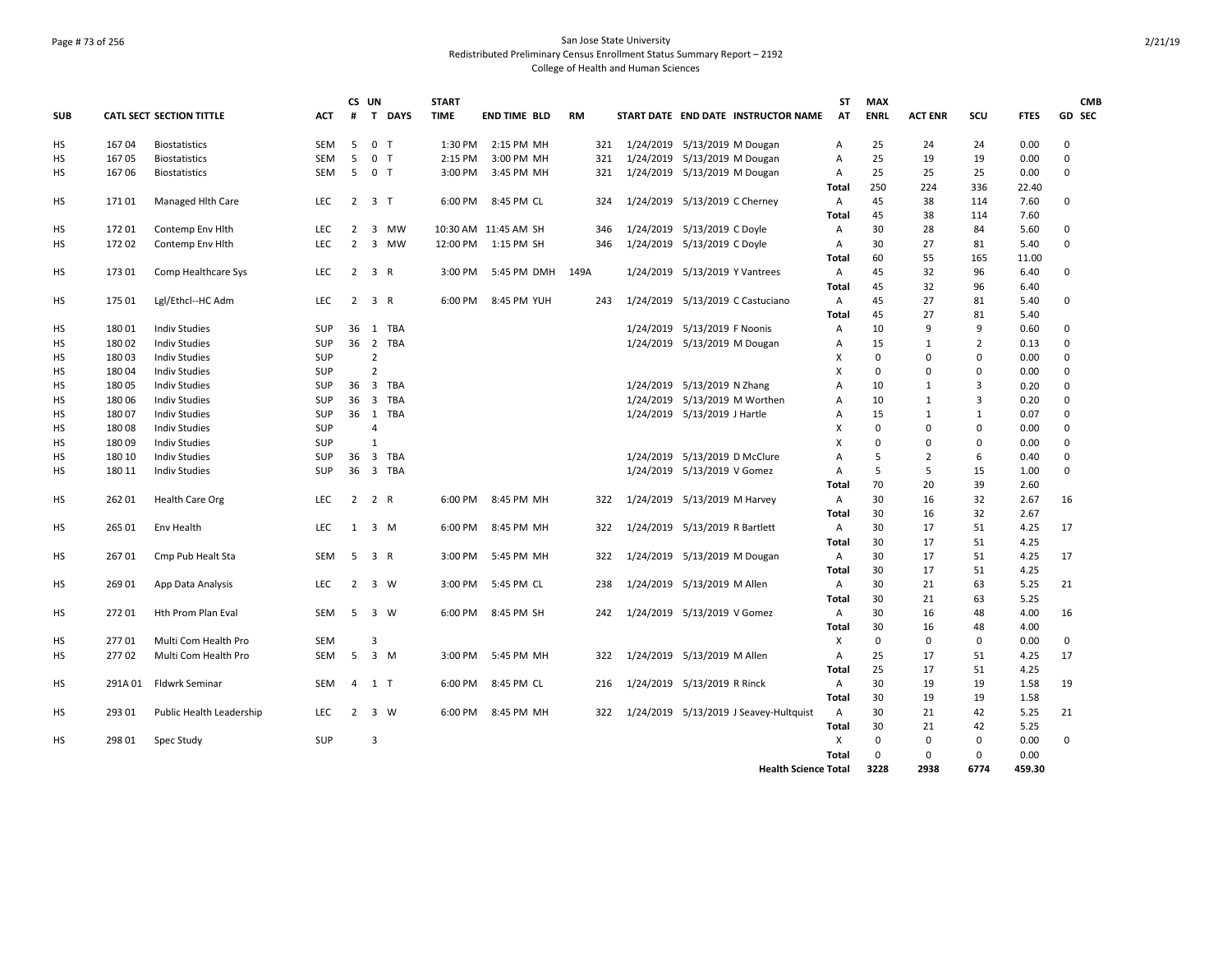San Jose State University
Redistributed Preliminary Census Enrollment Status Summary Report – 2192
College of Health and Human Sciences

| SUB | CATL SECT | SECTION TITTLE | ACT | CS # | UN T | DAYS | START TIME | END TIME | BLD | RM | START DATE | END DATE | INSTRUCTOR NAME | ST AT | MAX ENRL | ACT ENR | SCU | FTES | GD | CMB SEC |
|---|---|---|---|---|---|---|---|---|---|---|---|---|---|---|---|---|---|---|---|---|
| HS | 167 04 | Biostatistics | SEM | 5 | 0 | T | 1:30 PM | 2:15 PM | MH | 321 | 1/24/2019 | 5/13/2019 | M Dougan | A | 25 | 24 | 24 | 0.00 | 0 | |
| HS | 167 05 | Biostatistics | SEM | 5 | 0 | T | 2:15 PM | 3:00 PM | MH | 321 | 1/24/2019 | 5/13/2019 | M Dougan | A | 25 | 19 | 19 | 0.00 | 0 | |
| HS | 167 06 | Biostatistics | SEM | 5 | 0 | T | 3:00 PM | 3:45 PM | MH | 321 | 1/24/2019 | 5/13/2019 | M Dougan | A | 25 | 25 | 25 | 0.00 | 0 | |
| | | | | | | | | | | | | | | Total | 250 | 224 | 336 | 22.40 | | |
| HS | 171 01 | Managed Hlth Care | LEC | 2 | 3 | T | 6:00 PM | 8:45 PM | CL | 324 | 1/24/2019 | 5/13/2019 | C Cherney | A | 45 | 38 | 114 | 7.60 | 0 | |
| | | | | | | | | | | | | | | Total | 45 | 38 | 114 | 7.60 | | |
| HS | 172 01 | Contemp Env Hlth | LEC | 2 | 3 | MW | 10:30 AM | 11:45 AM | SH | 346 | 1/24/2019 | 5/13/2019 | C Doyle | A | 30 | 28 | 84 | 5.60 | 0 | |
| HS | 172 02 | Contemp Env Hlth | LEC | 2 | 3 | MW | 12:00 PM | 1:15 PM | SH | 346 | 1/24/2019 | 5/13/2019 | C Doyle | A | 30 | 27 | 81 | 5.40 | 0 | |
| | | | | | | | | | | | | | | Total | 60 | 55 | 165 | 11.00 | | |
| HS | 173 01 | Comp Healthcare Sys | LEC | 2 | 3 | R | 3:00 PM | 5:45 PM | DMH | 149A | 1/24/2019 | 5/13/2019 | Y Vantrees | A | 45 | 32 | 96 | 6.40 | 0 | |
| | | | | | | | | | | | | | | Total | 45 | 32 | 96 | 6.40 | | |
| HS | 175 01 | Lgl/Ethcl--HC Adm | LEC | 2 | 3 | R | 6:00 PM | 8:45 PM | YUH | 243 | 1/24/2019 | 5/13/2019 | C Castuciano | A | 45 | 27 | 81 | 5.40 | 0 | |
| | | | | | | | | | | | | | | Total | 45 | 27 | 81 | 5.40 | | |
| HS | 180 01 | Indiv Studies | SUP | 36 | 1 | TBA | | | | | 1/24/2019 | 5/13/2019 | F Noonis | A | 10 | 9 | 9 | 0.60 | 0 | |
| HS | 180 02 | Indiv Studies | SUP | 36 | 2 | TBA | | | | | 1/24/2019 | 5/13/2019 | M Dougan | A | 15 | 1 | 2 | 0.13 | 0 | |
| HS | 180 03 | Indiv Studies | SUP | | 2 | | | | | | | | | X | 0 | 0 | 0 | 0.00 | 0 | |
| HS | 180 04 | Indiv Studies | SUP | | 2 | | | | | | | | | X | 0 | 0 | 0 | 0.00 | 0 | |
| HS | 180 05 | Indiv Studies | SUP | 36 | 3 | TBA | | | | | 1/24/2019 | 5/13/2019 | N Zhang | A | 10 | 1 | 3 | 0.20 | 0 | |
| HS | 180 06 | Indiv Studies | SUP | 36 | 3 | TBA | | | | | 1/24/2019 | 5/13/2019 | M Worthen | A | 10 | 1 | 3 | 0.20 | 0 | |
| HS | 180 07 | Indiv Studies | SUP | 36 | 1 | TBA | | | | | 1/24/2019 | 5/13/2019 | J Hartle | A | 15 | 1 | 1 | 0.07 | 0 | |
| HS | 180 08 | Indiv Studies | SUP | | 4 | | | | | | | | | X | 0 | 0 | 0 | 0.00 | 0 | |
| HS | 180 09 | Indiv Studies | SUP | | 1 | | | | | | | | | X | 0 | 0 | 0 | 0.00 | 0 | |
| HS | 180 10 | Indiv Studies | SUP | 36 | 3 | TBA | | | | | 1/24/2019 | 5/13/2019 | D McClure | A | 5 | 2 | 6 | 0.40 | 0 | |
| HS | 180 11 | Indiv Studies | SUP | 36 | 3 | TBA | | | | | 1/24/2019 | 5/13/2019 | V Gomez | A | 5 | 5 | 15 | 1.00 | 0 | |
| | | | | | | | | | | | | | | Total | 70 | 20 | 39 | 2.60 | | |
| HS | 262 01 | Health Care Org | LEC | 2 | 2 | R | 6:00 PM | 8:45 PM | MH | 322 | 1/24/2019 | 5/13/2019 | M Harvey | A | 30 | 16 | 32 | 2.67 | 16 | |
| | | | | | | | | | | | | | | Total | 30 | 16 | 32 | 2.67 | | |
| HS | 265 01 | Env Health | LEC | 1 | 3 | M | 6:00 PM | 8:45 PM | MH | 322 | 1/24/2019 | 5/13/2019 | R Bartlett | A | 30 | 17 | 51 | 4.25 | 17 | |
| | | | | | | | | | | | | | | Total | 30 | 17 | 51 | 4.25 | | |
| HS | 267 01 | Cmp Pub Healt Sta | SEM | 5 | 3 | R | 3:00 PM | 5:45 PM | MH | 322 | 1/24/2019 | 5/13/2019 | M Dougan | A | 30 | 17 | 51 | 4.25 | 17 | |
| | | | | | | | | | | | | | | Total | 30 | 17 | 51 | 4.25 | | |
| HS | 269 01 | App Data Analysis | LEC | 2 | 3 | W | 3:00 PM | 5:45 PM | CL | 238 | 1/24/2019 | 5/13/2019 | M Allen | A | 30 | 21 | 63 | 5.25 | 21 | |
| | | | | | | | | | | | | | | Total | 30 | 21 | 63 | 5.25 | | |
| HS | 272 01 | Hth Prom Plan Eval | SEM | 5 | 3 | W | 6:00 PM | 8:45 PM | SH | 242 | 1/24/2019 | 5/13/2019 | V Gomez | A | 30 | 16 | 48 | 4.00 | 16 | |
| | | | | | | | | | | | | | | Total | 30 | 16 | 48 | 4.00 | | |
| HS | 277 01 | Multi Com Health Pro | SEM | | 3 | | | | | | | | | X | 0 | 0 | 0 | 0.00 | 0 | |
| HS | 277 02 | Multi Com Health Pro | SEM | 5 | 3 | M | 3:00 PM | 5:45 PM | MH | 322 | 1/24/2019 | 5/13/2019 | M Allen | A | 25 | 17 | 51 | 4.25 | 17 | |
| | | | | | | | | | | | | | | Total | 25 | 17 | 51 | 4.25 | | |
| HS | 291A 01 | Fldwrk Seminar | SEM | 4 | 1 | T | 6:00 PM | 8:45 PM | CL | 216 | 1/24/2019 | 5/13/2019 | R Rinck | A | 30 | 19 | 19 | 1.58 | 19 | |
| | | | | | | | | | | | | | | Total | 30 | 19 | 19 | 1.58 | | |
| HS | 293 01 | Public Health Leadership | LEC | 2 | 3 | W | 6:00 PM | 8:45 PM | MH | 322 | 1/24/2019 | 5/13/2019 | J Seavey-Hultquist | A | 30 | 21 | 42 | 5.25 | 21 | |
| | | | | | | | | | | | | | | Total | 30 | 21 | 42 | 5.25 | | |
| HS | 298 01 | Spec Study | SUP | | 3 | | | | | | | | | X | 0 | 0 | 0 | 0.00 | 0 | |
| | | | | | | | | | | | | | | Total | 0 | 0 | 0 | 0.00 | | |
| | | | | | | | | | | | | | Health Science Total | | 3228 | 2938 | 6774 | 459.30 | | |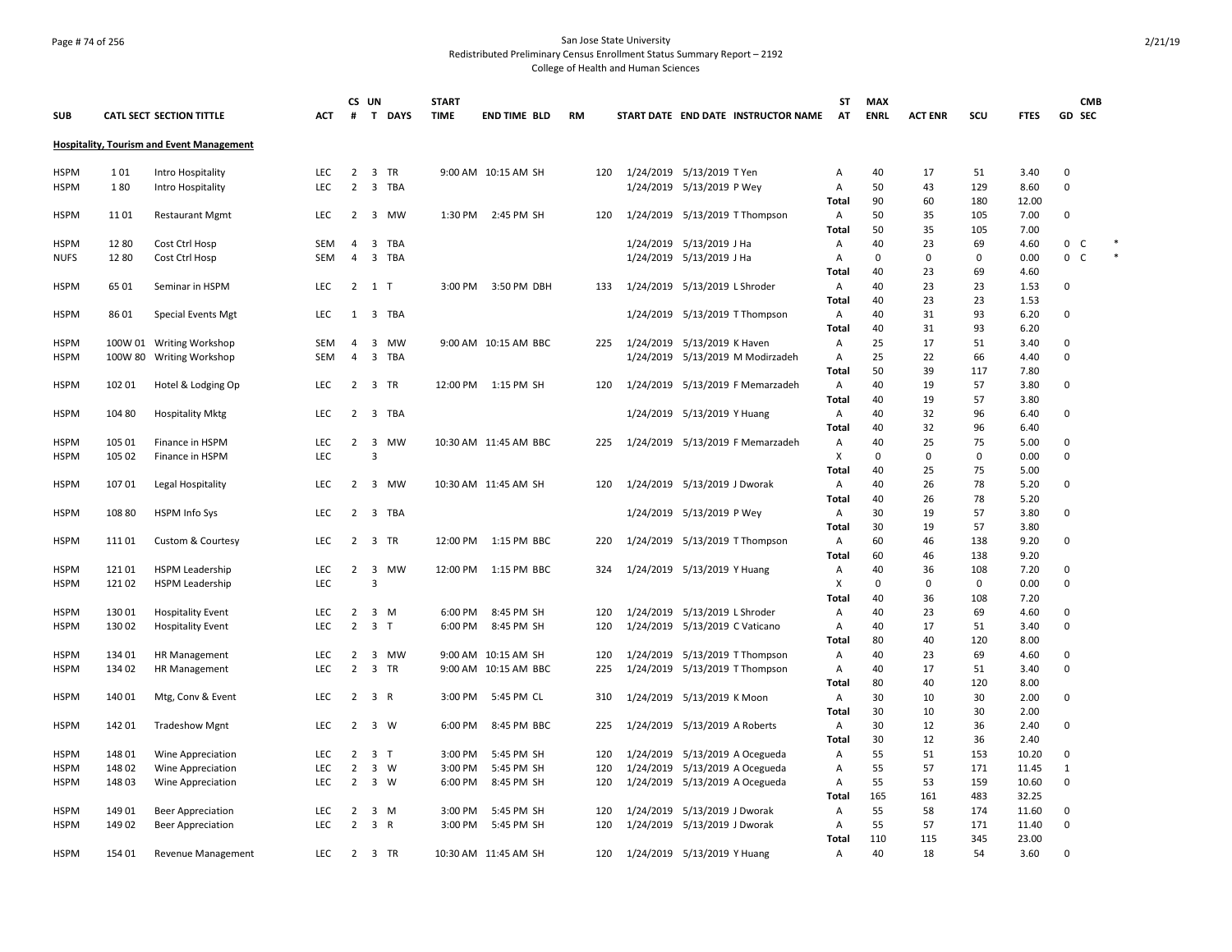San Jose State University
Redistributed Preliminary Census Enrollment Status Summary Report – 2192
College of Health and Human Sciences

| SUB | CATL SECT | SECTION TITTLE | ACT | CS # | UN T | DAYS | START TIME | END TIME | BLD | RM | START DATE | END DATE | INSTRUCTOR NAME | ST AT | MAX ENRL | ACT ENR | SCU | FTES | GD | CMB SEC | |
|---|---|---|---|---|---|---|---|---|---|---|---|---|---|---|---|---|---|---|---|---|---|
| **Hospitality, Tourism and Event Management** | | | | | | | | | | | | | | | | | | | | | |
| HSPM | 1 01 | Intro Hospitality | LEC | 2 | 3 | TR | 9:00 AM | 10:15 AM | SH | 120 | 1/24/2019 | 5/13/2019 | T Yen | A | 40 | 17 | 51 | 3.40 | 0 | | |
| HSPM | 1 80 | Intro Hospitality | LEC | 2 | 3 | TBA | | | | | 1/24/2019 | 5/13/2019 | P Wey | A | 50 | 43 | 129 | 8.60 | 0 | | |
| | | | | | | | | | | | | | | Total | 90 | 60 | 180 | 12.00 | | | |
| HSPM | 11 01 | Restaurant Mgmt | LEC | 2 | 3 | MW | 1:30 PM | 2:45 PM | SH | 120 | 1/24/2019 | 5/13/2019 | T Thompson | A | 50 | 35 | 105 | 7.00 | 0 | | |
| | | | | | | | | | | | | | | Total | 50 | 35 | 105 | 7.00 | | | |
| HSPM | 12 80 | Cost Ctrl Hosp | SEM | 4 | 3 | TBA | | | | | 1/24/2019 | 5/13/2019 | J Ha | A | 40 | 23 | 69 | 4.60 | 0 | C | * |
| NUFS | 12 80 | Cost Ctrl Hosp | SEM | 4 | 3 | TBA | | | | | 1/24/2019 | 5/13/2019 | J Ha | A | 0 | 0 | 0 | 0.00 | 0 | C | * |
| | | | | | | | | | | | | | | Total | 40 | 23 | 69 | 4.60 | | | |
| HSPM | 65 01 | Seminar in HSPM | LEC | 2 | 1 | T | 3:00 PM | 3:50 PM | DBH | 133 | 1/24/2019 | 5/13/2019 | L Shroder | A | 40 | 23 | 23 | 1.53 | 0 | | |
| | | | | | | | | | | | | | | Total | 40 | 23 | 23 | 1.53 | | | |
| HSPM | 86 01 | Special Events Mgt | LEC | 1 | 3 | TBA | | | | | 1/24/2019 | 5/13/2019 | T Thompson | A | 40 | 31 | 93 | 6.20 | 0 | | |
| | | | | | | | | | | | | | | Total | 40 | 31 | 93 | 6.20 | | | |
| HSPM | 100W 01 | Writing Workshop | SEM | 4 | 3 | MW | 9:00 AM | 10:15 AM | BBC | 225 | 1/24/2019 | 5/13/2019 | K Haven | A | 25 | 17 | 51 | 3.40 | 0 | | |
| HSPM | 100W 80 | Writing Workshop | SEM | 4 | 3 | TBA | | | | | 1/24/2019 | 5/13/2019 | M Modirzadeh | A | 25 | 22 | 66 | 4.40 | 0 | | |
| | | | | | | | | | | | | | | Total | 50 | 39 | 117 | 7.80 | | | |
| HSPM | 102 01 | Hotel & Lodging Op | LEC | 2 | 3 | TR | 12:00 PM | 1:15 PM | SH | 120 | 1/24/2019 | 5/13/2019 | F Memarzadeh | A | 40 | 19 | 57 | 3.80 | 0 | | |
| | | | | | | | | | | | | | | Total | 40 | 19 | 57 | 3.80 | | | |
| HSPM | 104 80 | Hospitality Mktg | LEC | 2 | 3 | TBA | | | | | 1/24/2019 | 5/13/2019 | Y Huang | A | 40 | 32 | 96 | 6.40 | 0 | | |
| | | | | | | | | | | | | | | Total | 40 | 32 | 96 | 6.40 | | | |
| HSPM | 105 01 | Finance in HSPM | LEC | 2 | 3 | MW | 10:30 AM | 11:45 AM | BBC | 225 | 1/24/2019 | 5/13/2019 | F Memarzadeh | A | 40 | 25 | 75 | 5.00 | 0 | | |
| HSPM | 105 02 | Finance in HSPM | LEC | | 3 | | | | | | | | | X | 0 | 0 | 0 | 0.00 | 0 | | |
| | | | | | | | | | | | | | | Total | 40 | 25 | 75 | 5.00 | | | |
| HSPM | 107 01 | Legal Hospitality | LEC | 2 | 3 | MW | 10:30 AM | 11:45 AM | SH | 120 | 1/24/2019 | 5/13/2019 | J Dworak | A | 40 | 26 | 78 | 5.20 | 0 | | |
| | | | | | | | | | | | | | | Total | 40 | 26 | 78 | 5.20 | | | |
| HSPM | 108 80 | HSPM Info Sys | LEC | 2 | 3 | TBA | | | | | 1/24/2019 | 5/13/2019 | P Wey | A | 30 | 19 | 57 | 3.80 | 0 | | |
| | | | | | | | | | | | | | | Total | 30 | 19 | 57 | 3.80 | | | |
| HSPM | 111 01 | Custom & Courtesy | LEC | 2 | 3 | TR | 12:00 PM | 1:15 PM | BBC | 220 | 1/24/2019 | 5/13/2019 | T Thompson | A | 60 | 46 | 138 | 9.20 | 0 | | |
| | | | | | | | | | | | | | | Total | 60 | 46 | 138 | 9.20 | | | |
| HSPM | 121 01 | HSPM Leadership | LEC | 2 | 3 | MW | 12:00 PM | 1:15 PM | BBC | 324 | 1/24/2019 | 5/13/2019 | Y Huang | A | 40 | 36 | 108 | 7.20 | 0 | | |
| HSPM | 121 02 | HSPM Leadership | LEC | | 3 | | | | | | | | | X | 0 | 0 | 0 | 0.00 | 0 | | |
| | | | | | | | | | | | | | | Total | 40 | 36 | 108 | 7.20 | | | |
| HSPM | 130 01 | Hospitality Event | LEC | 2 | 3 | M | 6:00 PM | 8:45 PM | SH | 120 | 1/24/2019 | 5/13/2019 | L Shroder | A | 40 | 23 | 69 | 4.60 | 0 | | |
| HSPM | 130 02 | Hospitality Event | LEC | 2 | 3 | T | 6:00 PM | 8:45 PM | SH | 120 | 1/24/2019 | 5/13/2019 | C Vaticano | A | 40 | 17 | 51 | 3.40 | 0 | | |
| | | | | | | | | | | | | | | Total | 80 | 40 | 120 | 8.00 | | | |
| HSPM | 134 01 | HR Management | LEC | 2 | 3 | MW | 9:00 AM | 10:15 AM | SH | 120 | 1/24/2019 | 5/13/2019 | T Thompson | A | 40 | 23 | 69 | 4.60 | 0 | | |
| HSPM | 134 02 | HR Management | LEC | 2 | 3 | TR | 9:00 AM | 10:15 AM | BBC | 225 | 1/24/2019 | 5/13/2019 | T Thompson | A | 40 | 17 | 51 | 3.40 | 0 | | |
| | | | | | | | | | | | | | | Total | 80 | 40 | 120 | 8.00 | | | |
| HSPM | 140 01 | Mtg, Conv & Event | LEC | 2 | 3 | R | 3:00 PM | 5:45 PM | CL | 310 | 1/24/2019 | 5/13/2019 | K Moon | A | 30 | 10 | 30 | 2.00 | 0 | | |
| | | | | | | | | | | | | | | Total | 30 | 10 | 30 | 2.00 | | | |
| HSPM | 142 01 | Tradeshow Mgnt | LEC | 2 | 3 | W | 6:00 PM | 8:45 PM | BBC | 225 | 1/24/2019 | 5/13/2019 | A Roberts | A | 30 | 12 | 36 | 2.40 | 0 | | |
| | | | | | | | | | | | | | | Total | 30 | 12 | 36 | 2.40 | | | |
| HSPM | 148 01 | Wine Appreciation | LEC | 2 | 3 | T | 3:00 PM | 5:45 PM | SH | 120 | 1/24/2019 | 5/13/2019 | A Ocegueda | A | 55 | 51 | 153 | 10.20 | 0 | | |
| HSPM | 148 02 | Wine Appreciation | LEC | 2 | 3 | W | 3:00 PM | 5:45 PM | SH | 120 | 1/24/2019 | 5/13/2019 | A Ocegueda | A | 55 | 57 | 171 | 11.45 | 1 | | |
| HSPM | 148 03 | Wine Appreciation | LEC | 2 | 3 | W | 6:00 PM | 8:45 PM | SH | 120 | 1/24/2019 | 5/13/2019 | A Ocegueda | A | 55 | 53 | 159 | 10.60 | 0 | | |
| | | | | | | | | | | | | | | Total | 165 | 161 | 483 | 32.25 | | | |
| HSPM | 149 01 | Beer Appreciation | LEC | 2 | 3 | M | 3:00 PM | 5:45 PM | SH | 120 | 1/24/2019 | 5/13/2019 | J Dworak | A | 55 | 58 | 174 | 11.60 | 0 | | |
| HSPM | 149 02 | Beer Appreciation | LEC | 2 | 3 | R | 3:00 PM | 5:45 PM | SH | 120 | 1/24/2019 | 5/13/2019 | J Dworak | A | 55 | 57 | 171 | 11.40 | 0 | | |
| | | | | | | | | | | | | | | Total | 110 | 115 | 345 | 23.00 | | | |
| HSPM | 154 01 | Revenue Management | LEC | 2 | 3 | TR | 10:30 AM | 11:45 AM | SH | 120 | 1/24/2019 | 5/13/2019 | Y Huang | A | 40 | 18 | 54 | 3.60 | 0 | | |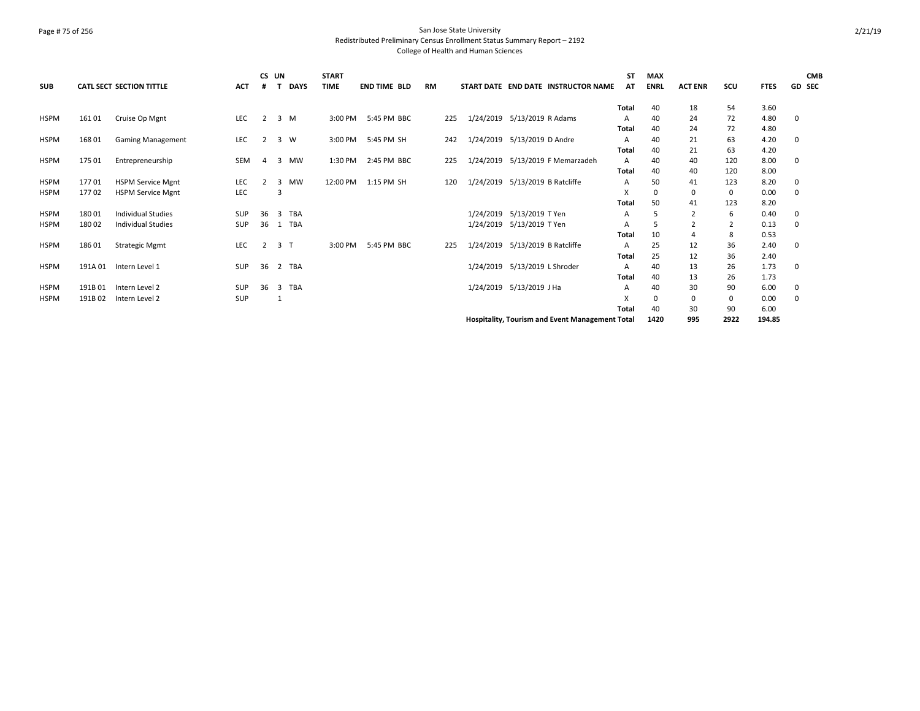San Jose State University
Redistributed Preliminary Census Enrollment Status Summary Report – 2192
College of Health and Human Sciences

| SUB | CATL SECT | SECTION TITTLE | ACT | CS # | UN T | DAYS | START TIME | END TIME | BLD | RM | START DATE | END DATE | INSTRUCTOR NAME | ST AT | MAX ENRL | ACT ENR | SCU | FTES | GD | CMB SEC |
|---|---|---|---|---|---|---|---|---|---|---|---|---|---|---|---|---|---|---|---|---|
| | | | | | | | | | | | | | | Total | 40 | 18 | 54 | 3.60 | | |
| HSPM | 161 01 | Cruise Op Mgnt | LEC | 2 | 3 | M | 3:00 PM | 5:45 PM | BBC | 225 | 1/24/2019 | 5/13/2019 | R Adams | A | 40 | 24 | 72 | 4.80 | 0 | |
| | | | | | | | | | | | | | | Total | 40 | 24 | 72 | 4.80 | | |
| HSPM | 168 01 | Gaming Management | LEC | 2 | 3 | W | 3:00 PM | 5:45 PM | SH | 242 | 1/24/2019 | 5/13/2019 | D Andre | A | 40 | 21 | 63 | 4.20 | 0 | |
| | | | | | | | | | | | | | | Total | 40 | 21 | 63 | 4.20 | | |
| HSPM | 175 01 | Entrepreneurship | SEM | 4 | 3 | MW | 1:30 PM | 2:45 PM | BBC | 225 | 1/24/2019 | 5/13/2019 | F Memarzadeh | A | 40 | 40 | 120 | 8.00 | 0 | |
| | | | | | | | | | | | | | | Total | 40 | 40 | 120 | 8.00 | | |
| HSPM | 177 01 | HSPM Service Mgnt | LEC | 2 | 3 | MW | 12:00 PM | 1:15 PM | SH | 120 | 1/24/2019 | 5/13/2019 | B Ratcliffe | A | 50 | 41 | 123 | 8.20 | 0 | |
| HSPM | 177 02 | HSPM Service Mgnt | LEC | | 3 | | | | | | | | | X | 0 | 0 | 0 | 0.00 | 0 | |
| | | | | | | | | | | | | | | Total | 50 | 41 | 123 | 8.20 | | |
| HSPM | 180 01 | Individual Studies | SUP | 36 | 3 | TBA | | | | | 1/24/2019 | 5/13/2019 | T Yen | A | 5 | 2 | 6 | 0.40 | 0 | |
| HSPM | 180 02 | Individual Studies | SUP | 36 | 1 | TBA | | | | | 1/24/2019 | 5/13/2019 | T Yen | A | 5 | 2 | 2 | 0.13 | 0 | |
| | | | | | | | | | | | | | | Total | 10 | 4 | 8 | 0.53 | | |
| HSPM | 186 01 | Strategic Mgmt | LEC | 2 | 3 | T | 3:00 PM | 5:45 PM | BBC | 225 | 1/24/2019 | 5/13/2019 | B Ratcliffe | A | 25 | 12 | 36 | 2.40 | 0 | |
| | | | | | | | | | | | | | | Total | 25 | 12 | 36 | 2.40 | | |
| HSPM | 191A 01 | Intern Level 1 | SUP | 36 | 2 | TBA | | | | | 1/24/2019 | 5/13/2019 | L Shroder | A | 40 | 13 | 26 | 1.73 | 0 | |
| | | | | | | | | | | | | | | Total | 40 | 13 | 26 | 1.73 | | |
| HSPM | 191B 01 | Intern Level 2 | SUP | 36 | 3 | TBA | | | | | 1/24/2019 | 5/13/2019 | J Ha | A | 40 | 30 | 90 | 6.00 | 0 | |
| HSPM | 191B 02 | Intern Level 2 | SUP | | 1 | | | | | | | | | X | 0 | 0 | 0 | 0.00 | 0 | |
| | | | | | | | | | | | | | | Total | 40 | 30 | 90 | 6.00 | | |
| | | | | | | | | | | | | | **Hospitality, Tourism and Event Management Total** | | **1420** | **995** | **2922** | **194.85** | | |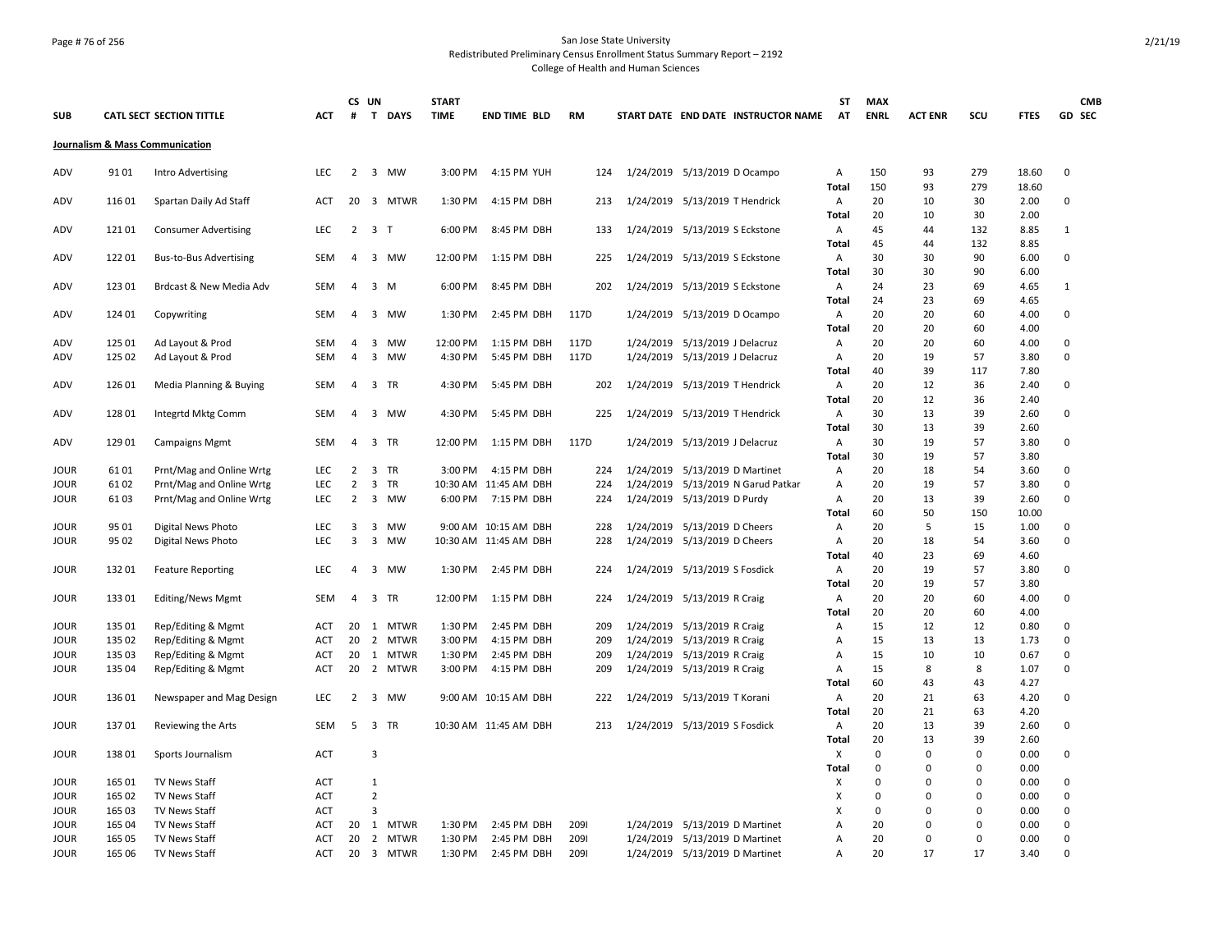San Jose State University
Redistributed Preliminary Census Enrollment Status Summary Report – 2192
College of Health and Human Sciences

| SUB | CATL | SECT | SECTION TITTLE | ACT | CS # | UN T | DAYS | START TIME | END TIME | BLD | RM | START DATE | END DATE | INSTRUCTOR NAME | ST AT | MAX ENRL | ACT ENR | SCU | FTES | GD | CMB SEC |
|---|---|---|---|---|---|---|---|---|---|---|---|---|---|---|---|---|---|---|---|---|---|
| **Journalism & Mass Communication** | | | | | | | | | | | | | | | | | | | | | |
| ADV | 91 | 01 | Intro Advertising | LEC | 2 | 3 | MW | 3:00 PM | 4:15 PM | YUH | 124 | 1/24/2019 | 5/13/2019 | D Ocampo | A | 150 | 93 | 279 | 18.60 | 0 | |
| | | | | | | | | | | | | | | | Total | 150 | 93 | 279 | 18.60 | | |
| ADV | 116 | 01 | Spartan Daily Ad Staff | ACT | 20 | 3 | MTWR | 1:30 PM | 4:15 PM | DBH | 213 | 1/24/2019 | 5/13/2019 | T Hendrick | A | 20 | 10 | 30 | 2.00 | 0 | |
| | | | | | | | | | | | | | | | Total | 20 | 10 | 30 | 2.00 | | |
| ADV | 121 | 01 | Consumer Advertising | LEC | 2 | 3 | T | 6:00 PM | 8:45 PM | DBH | 133 | 1/24/2019 | 5/13/2019 | S Eckstone | A | 45 | 44 | 132 | 8.85 | 1 | |
| | | | | | | | | | | | | | | | Total | 45 | 44 | 132 | 8.85 | | |
| ADV | 122 | 01 | Bus-to-Bus Advertising | SEM | 4 | 3 | MW | 12:00 PM | 1:15 PM | DBH | 225 | 1/24/2019 | 5/13/2019 | S Eckstone | A | 30 | 30 | 90 | 6.00 | 0 | |
| | | | | | | | | | | | | | | | Total | 30 | 30 | 90 | 6.00 | | |
| ADV | 123 | 01 | Brdcast & New Media Adv | SEM | 4 | 3 | M | 6:00 PM | 8:45 PM | DBH | 202 | 1/24/2019 | 5/13/2019 | S Eckstone | A | 24 | 23 | 69 | 4.65 | 1 | |
| | | | | | | | | | | | | | | | Total | 24 | 23 | 69 | 4.65 | | |
| ADV | 124 | 01 | Copywriting | SEM | 4 | 3 | MW | 1:30 PM | 2:45 PM | DBH | 117D | 1/24/2019 | 5/13/2019 | D Ocampo | A | 20 | 20 | 60 | 4.00 | 0 | |
| | | | | | | | | | | | | | | | Total | 20 | 20 | 60 | 4.00 | | |
| ADV | 125 | 01 | Ad Layout & Prod | SEM | 4 | 3 | MW | 12:00 PM | 1:15 PM | DBH | 117D | 1/24/2019 | 5/13/2019 | J Delacruz | A | 20 | 20 | 60 | 4.00 | 0 | |
| ADV | 125 | 02 | Ad Layout & Prod | SEM | 4 | 3 | MW | 4:30 PM | 5:45 PM | DBH | 117D | 1/24/2019 | 5/13/2019 | J Delacruz | A | 20 | 19 | 57 | 3.80 | 0 | |
| | | | | | | | | | | | | | | | Total | 40 | 39 | 117 | 7.80 | | |
| ADV | 126 | 01 | Media Planning & Buying | SEM | 4 | 3 | TR | 4:30 PM | 5:45 PM | DBH | 202 | 1/24/2019 | 5/13/2019 | T Hendrick | A | 20 | 12 | 36 | 2.40 | 0 | |
| | | | | | | | | | | | | | | | Total | 20 | 12 | 36 | 2.40 | | |
| ADV | 128 | 01 | Integrtd Mktg Comm | SEM | 4 | 3 | MW | 4:30 PM | 5:45 PM | DBH | 225 | 1/24/2019 | 5/13/2019 | T Hendrick | A | 30 | 13 | 39 | 2.60 | 0 | |
| | | | | | | | | | | | | | | | Total | 30 | 13 | 39 | 2.60 | | |
| ADV | 129 | 01 | Campaigns Mgmt | SEM | 4 | 3 | TR | 12:00 PM | 1:15 PM | DBH | 117D | 1/24/2019 | 5/13/2019 | J Delacruz | A | 30 | 19 | 57 | 3.80 | 0 | |
| | | | | | | | | | | | | | | | Total | 30 | 19 | 57 | 3.80 | | |
| JOUR | 61 | 01 | Prnt/Mag and Online Wrtg | LEC | 2 | 3 | TR | 3:00 PM | 4:15 PM | DBH | 224 | 1/24/2019 | 5/13/2019 | D Martinet | A | 20 | 18 | 54 | 3.60 | 0 | |
| JOUR | 61 | 02 | Prnt/Mag and Online Wrtg | LEC | 2 | 3 | TR | 10:30 AM | 11:45 AM | DBH | 224 | 1/24/2019 | 5/13/2019 | N Garud Patkar | A | 20 | 19 | 57 | 3.80 | 0 | |
| JOUR | 61 | 03 | Prnt/Mag and Online Wrtg | LEC | 2 | 3 | MW | 6:00 PM | 7:15 PM | DBH | 224 | 1/24/2019 | 5/13/2019 | D Purdy | A | 20 | 13 | 39 | 2.60 | 0 | |
| | | | | | | | | | | | | | | | Total | 60 | 50 | 150 | 10.00 | | |
| JOUR | 95 | 01 | Digital News Photo | LEC | 3 | 3 | MW | 9:00 AM | 10:15 AM | DBH | 228 | 1/24/2019 | 5/13/2019 | D Cheers | A | 20 | 5 | 15 | 1.00 | 0 | |
| JOUR | 95 | 02 | Digital News Photo | LEC | 3 | 3 | MW | 10:30 AM | 11:45 AM | DBH | 228 | 1/24/2019 | 5/13/2019 | D Cheers | A | 20 | 18 | 54 | 3.60 | 0 | |
| | | | | | | | | | | | | | | | Total | 40 | 23 | 69 | 4.60 | | |
| JOUR | 132 | 01 | Feature Reporting | LEC | 4 | 3 | MW | 1:30 PM | 2:45 PM | DBH | 224 | 1/24/2019 | 5/13/2019 | S Fosdick | A | 20 | 19 | 57 | 3.80 | 0 | |
| | | | | | | | | | | | | | | | Total | 20 | 19 | 57 | 3.80 | | |
| JOUR | 133 | 01 | Editing/News Mgmt | SEM | 4 | 3 | TR | 12:00 PM | 1:15 PM | DBH | 224 | 1/24/2019 | 5/13/2019 | R Craig | A | 20 | 20 | 60 | 4.00 | 0 | |
| | | | | | | | | | | | | | | | Total | 20 | 20 | 60 | 4.00 | | |
| JOUR | 135 | 01 | Rep/Editing & Mgmt | ACT | 20 | 1 | MTWR | 1:30 PM | 2:45 PM | DBH | 209 | 1/24/2019 | 5/13/2019 | R Craig | A | 15 | 12 | 12 | 0.80 | 0 | |
| JOUR | 135 | 02 | Rep/Editing & Mgmt | ACT | 20 | 2 | MTWR | 3:00 PM | 4:15 PM | DBH | 209 | 1/24/2019 | 5/13/2019 | R Craig | A | 15 | 13 | 13 | 1.73 | 0 | |
| JOUR | 135 | 03 | Rep/Editing & Mgmt | ACT | 20 | 1 | MTWR | 1:30 PM | 2:45 PM | DBH | 209 | 1/24/2019 | 5/13/2019 | R Craig | A | 15 | 10 | 10 | 0.67 | 0 | |
| JOUR | 135 | 04 | Rep/Editing & Mgmt | ACT | 20 | 2 | MTWR | 3:00 PM | 4:15 PM | DBH | 209 | 1/24/2019 | 5/13/2019 | R Craig | A | 15 | 8 | 8 | 1.07 | 0 | |
| | | | | | | | | | | | | | | | Total | 60 | 43 | 43 | 4.27 | | |
| JOUR | 136 | 01 | Newspaper and Mag Design | LEC | 2 | 3 | MW | 9:00 AM | 10:15 AM | DBH | 222 | 1/24/2019 | 5/13/2019 | T Korani | A | 20 | 21 | 63 | 4.20 | 0 | |
| | | | | | | | | | | | | | | | Total | 20 | 21 | 63 | 4.20 | | |
| JOUR | 137 | 01 | Reviewing the Arts | SEM | 5 | 3 | TR | 10:30 AM | 11:45 AM | DBH | 213 | 1/24/2019 | 5/13/2019 | S Fosdick | A | 20 | 13 | 39 | 2.60 | 0 | |
| | | | | | | | | | | | | | | | Total | 20 | 13 | 39 | 2.60 | | |
| JOUR | 138 | 01 | Sports Journalism | ACT | | 3 | | | | | | | | | X | 0 | 0 | 0 | 0.00 | 0 | |
| | | | | | | | | | | | | | | | Total | 0 | 0 | 0 | 0.00 | | |
| JOUR | 165 | 01 | TV News Staff | ACT | | 1 | | | | | | | | | X | 0 | 0 | 0 | 0.00 | 0 | |
| JOUR | 165 | 02 | TV News Staff | ACT | | 2 | | | | | | | | | X | 0 | 0 | 0 | 0.00 | 0 | |
| JOUR | 165 | 03 | TV News Staff | ACT | | 3 | | | | | | | | | X | 0 | 0 | 0 | 0.00 | 0 | |
| JOUR | 165 | 04 | TV News Staff | ACT | 20 | 1 | MTWR | 1:30 PM | 2:45 PM | DBH | 209I | 1/24/2019 | 5/13/2019 | D Martinet | A | 20 | 0 | 0 | 0.00 | 0 | |
| JOUR | 165 | 05 | TV News Staff | ACT | 20 | 2 | MTWR | 1:30 PM | 2:45 PM | DBH | 209I | 1/24/2019 | 5/13/2019 | D Martinet | A | 20 | 0 | 0 | 0.00 | 0 | |
| JOUR | 165 | 06 | TV News Staff | ACT | 20 | 3 | MTWR | 1:30 PM | 2:45 PM | DBH | 209I | 1/24/2019 | 5/13/2019 | D Martinet | A | 20 | 17 | 17 | 3.40 | 0 | |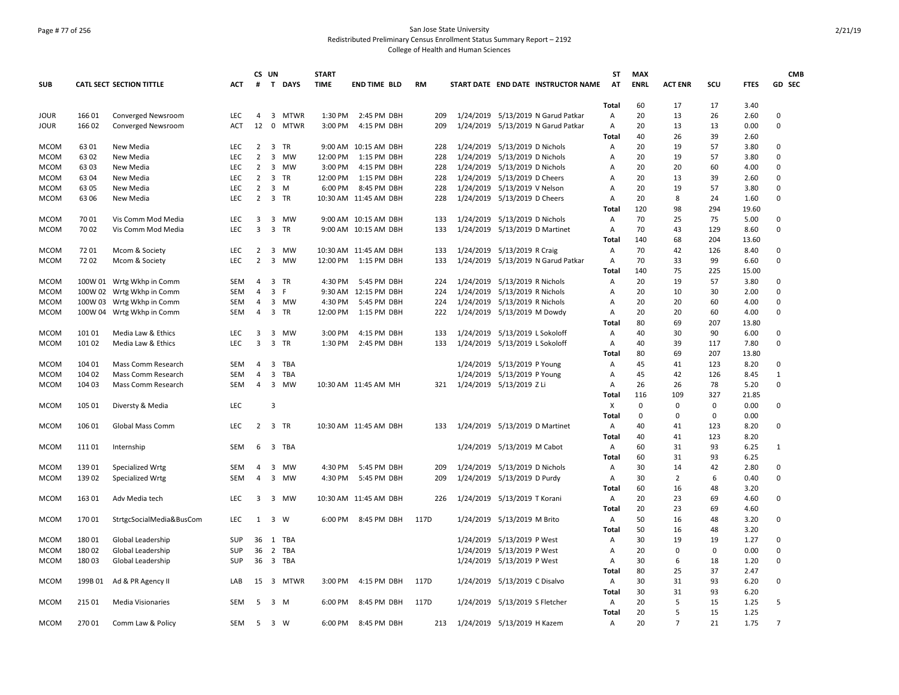San Jose State University
Redistributed Preliminary Census Enrollment Status Summary Report – 2192
College of Health and Human Sciences

| SUB | CATL SECT | SECTION TITTLE | ACT | CS # | UN T | DAYS | START TIME | END TIME | BLD | RM | START DATE | END DATE | INSTRUCTOR NAME | ST AT | MAX ENRL | ACT ENR | SCU | FTES | GD | CMB SEC |
|---|---|---|---|---|---|---|---|---|---|---|---|---|---|---|---|---|---|---|---|---|
| | | | | | | | | | | | | | | Total | 60 | 17 | 17 | 3.40 | | |
| JOUR | 166 01 | Converged Newsroom | LEC | 4 | 3 | MTWR | 1:30 PM | 2:45 PM | DBH | 209 | 1/24/2019 | 5/13/2019 | N Garud Patkar | A | 20 | 13 | 26 | 2.60 | 0 | |
| JOUR | 166 02 | Converged Newsroom | ACT | 12 | 0 | MTWR | 3:00 PM | 4:15 PM | DBH | 209 | 1/24/2019 | 5/13/2019 | N Garud Patkar | A | 20 | 13 | 13 | 0.00 | 0 | |
| | | | | | | | | | | | | | | Total | 40 | 26 | 39 | 2.60 | | |
| MCOM | 63 01 | New Media | LEC | 2 | 3 | TR | 9:00 AM | 10:15 AM | DBH | 228 | 1/24/2019 | 5/13/2019 | D Nichols | A | 20 | 19 | 57 | 3.80 | 0 | |
| MCOM | 63 02 | New Media | LEC | 2 | 3 | MW | 12:00 PM | 1:15 PM | DBH | 228 | 1/24/2019 | 5/13/2019 | D Nichols | A | 20 | 19 | 57 | 3.80 | 0 | |
| MCOM | 63 03 | New Media | LEC | 2 | 3 | MW | 3:00 PM | 4:15 PM | DBH | 228 | 1/24/2019 | 5/13/2019 | D Nichols | A | 20 | 20 | 60 | 4.00 | 0 | |
| MCOM | 63 04 | New Media | LEC | 2 | 3 | TR | 12:00 PM | 1:15 PM | DBH | 228 | 1/24/2019 | 5/13/2019 | D Cheers | A | 20 | 13 | 39 | 2.60 | 0 | |
| MCOM | 63 05 | New Media | LEC | 2 | 3 | M | 6:00 PM | 8:45 PM | DBH | 228 | 1/24/2019 | 5/13/2019 | V Nelson | A | 20 | 19 | 57 | 3.80 | 0 | |
| MCOM | 63 06 | New Media | LEC | 2 | 3 | TR | 10:30 AM | 11:45 AM | DBH | 228 | 1/24/2019 | 5/13/2019 | D Cheers | A | 20 | 8 | 24 | 1.60 | 0 | |
| | | | | | | | | | | | | | | Total | 120 | 98 | 294 | 19.60 | | |
| MCOM | 70 01 | Vis Comm Mod Media | LEC | 3 | 3 | MW | 9:00 AM | 10:15 AM | DBH | 133 | 1/24/2019 | 5/13/2019 | D Nichols | A | 70 | 25 | 75 | 5.00 | 0 | |
| MCOM | 70 02 | Vis Comm Mod Media | LEC | 3 | 3 | TR | 9:00 AM | 10:15 AM | DBH | 133 | 1/24/2019 | 5/13/2019 | D Martinet | A | 70 | 43 | 129 | 8.60 | 0 | |
| | | | | | | | | | | | | | | Total | 140 | 68 | 204 | 13.60 | | |
| MCOM | 72 01 | Mcom & Society | LEC | 2 | 3 | MW | 10:30 AM | 11:45 AM | DBH | 133 | 1/24/2019 | 5/13/2019 | R Craig | A | 70 | 42 | 126 | 8.40 | 0 | |
| MCOM | 72 02 | Mcom & Society | LEC | 2 | 3 | MW | 12:00 PM | 1:15 PM | DBH | 133 | 1/24/2019 | 5/13/2019 | N Garud Patkar | A | 70 | 33 | 99 | 6.60 | 0 | |
| | | | | | | | | | | | | | | Total | 140 | 75 | 225 | 15.00 | | |
| MCOM | 100W 01 | Wrtg Wkhp in Comm | SEM | 4 | 3 | TR | 4:30 PM | 5:45 PM | DBH | 224 | 1/24/2019 | 5/13/2019 | R Nichols | A | 20 | 19 | 57 | 3.80 | 0 | |
| MCOM | 100W 02 | Wrtg Wkhp in Comm | SEM | 4 | 3 | F | 9:30 AM | 12:15 PM | DBH | 224 | 1/24/2019 | 5/13/2019 | R Nichols | A | 20 | 10 | 30 | 2.00 | 0 | |
| MCOM | 100W 03 | Wrtg Wkhp in Comm | SEM | 4 | 3 | MW | 4:30 PM | 5:45 PM | DBH | 224 | 1/24/2019 | 5/13/2019 | R Nichols | A | 20 | 20 | 60 | 4.00 | 0 | |
| MCOM | 100W 04 | Wrtg Wkhp in Comm | SEM | 4 | 3 | TR | 12:00 PM | 1:15 PM | DBH | 222 | 1/24/2019 | 5/13/2019 | M Dowdy | A | 20 | 20 | 60 | 4.00 | 0 | |
| | | | | | | | | | | | | | | Total | 80 | 69 | 207 | 13.80 | | |
| MCOM | 101 01 | Media Law & Ethics | LEC | 3 | 3 | MW | 3:00 PM | 4:15 PM | DBH | 133 | 1/24/2019 | 5/13/2019 | L Sokoloff | A | 40 | 30 | 90 | 6.00 | 0 | |
| MCOM | 101 02 | Media Law & Ethics | LEC | 3 | 3 | TR | 1:30 PM | 2:45 PM | DBH | 133 | 1/24/2019 | 5/13/2019 | L Sokoloff | A | 40 | 39 | 117 | 7.80 | 0 | |
| | | | | | | | | | | | | | | Total | 80 | 69 | 207 | 13.80 | | |
| MCOM | 104 01 | Mass Comm Research | SEM | 4 | 3 | TBA | | | | | 1/24/2019 | 5/13/2019 | P Young | A | 45 | 41 | 123 | 8.20 | 0 | |
| MCOM | 104 02 | Mass Comm Research | SEM | 4 | 3 | TBA | | | | | 1/24/2019 | 5/13/2019 | P Young | A | 45 | 42 | 126 | 8.45 | 1 | |
| MCOM | 104 03 | Mass Comm Research | SEM | 4 | 3 | MW | 10:30 AM | 11:45 AM | MH | 321 | 1/24/2019 | 5/13/2019 | Z Li | A | 26 | 26 | 78 | 5.20 | 0 | |
| | | | | | | | | | | | | | | Total | 116 | 109 | 327 | 21.85 | | |
| MCOM | 105 01 | Diversty & Media | LEC | | 3 | | | | | | | | | X | 0 | 0 | 0 | 0.00 | 0 | |
| | | | | | | | | | | | | | | Total | 0 | 0 | 0 | 0.00 | | |
| MCOM | 106 01 | Global Mass Comm | LEC | 2 | 3 | TR | 10:30 AM | 11:45 AM | DBH | 133 | 1/24/2019 | 5/13/2019 | D Martinet | A | 40 | 41 | 123 | 8.20 | 0 | |
| | | | | | | | | | | | | | | Total | 40 | 41 | 123 | 8.20 | | |
| MCOM | 111 01 | Internship | SEM | 6 | 3 | TBA | | | | | 1/24/2019 | 5/13/2019 | M Cabot | A | 60 | 31 | 93 | 6.25 | 1 | |
| | | | | | | | | | | | | | | Total | 60 | 31 | 93 | 6.25 | | |
| MCOM | 139 01 | Specialized Wrtg | SEM | 4 | 3 | MW | 4:30 PM | 5:45 PM | DBH | 209 | 1/24/2019 | 5/13/2019 | D Nichols | A | 30 | 14 | 42 | 2.80 | 0 | |
| MCOM | 139 02 | Specialized Wrtg | SEM | 4 | 3 | MW | 4:30 PM | 5:45 PM | DBH | 209 | 1/24/2019 | 5/13/2019 | D Purdy | A | 30 | 2 | 6 | 0.40 | 0 | |
| | | | | | | | | | | | | | | Total | 60 | 16 | 48 | 3.20 | | |
| MCOM | 163 01 | Adv Media tech | LEC | 3 | 3 | MW | 10:30 AM | 11:45 AM | DBH | 226 | 1/24/2019 | 5/13/2019 | T Korani | A | 20 | 23 | 69 | 4.60 | 0 | |
| | | | | | | | | | | | | | | Total | 20 | 23 | 69 | 4.60 | | |
| MCOM | 170 01 | StrtgcSocialMedia&BusCom | LEC | 1 | 3 | W | 6:00 PM | 8:45 PM | DBH | 117D | 1/24/2019 | 5/13/2019 | M Brito | A | 50 | 16 | 48 | 3.20 | 0 | |
| | | | | | | | | | | | | | | Total | 50 | 16 | 48 | 3.20 | | |
| MCOM | 180 01 | Global Leadership | SUP | 36 | 1 | TBA | | | | | 1/24/2019 | 5/13/2019 | P West | A | 30 | 19 | 19 | 1.27 | 0 | |
| MCOM | 180 02 | Global Leadership | SUP | 36 | 2 | TBA | | | | | 1/24/2019 | 5/13/2019 | P West | A | 20 | 0 | 0 | 0.00 | 0 | |
| MCOM | 180 03 | Global Leadership | SUP | 36 | 3 | TBA | | | | | 1/24/2019 | 5/13/2019 | P West | A | 30 | 6 | 18 | 1.20 | 0 | |
| | | | | | | | | | | | | | | Total | 80 | 25 | 37 | 2.47 | | |
| MCOM | 199B 01 | Ad & PR Agency II | LAB | 15 | 3 | MTWR | 3:00 PM | 4:15 PM | DBH | 117D | 1/24/2019 | 5/13/2019 | C Disalvo | A | 30 | 31 | 93 | 6.20 | 0 | |
| | | | | | | | | | | | | | | Total | 30 | 31 | 93 | 6.20 | | |
| MCOM | 215 01 | Media Visionaries | SEM | 5 | 3 | M | 6:00 PM | 8:45 PM | DBH | 117D | 1/24/2019 | 5/13/2019 | S Fletcher | A | 20 | 5 | 15 | 1.25 | 5 | |
| | | | | | | | | | | | | | | Total | 20 | 5 | 15 | 1.25 | | |
| MCOM | 270 01 | Comm Law & Policy | SEM | 5 | 3 | W | 6:00 PM | 8:45 PM | DBH | 213 | 1/24/2019 | 5/13/2019 | H Kazem | A | 20 | 7 | 21 | 1.75 | 7 | |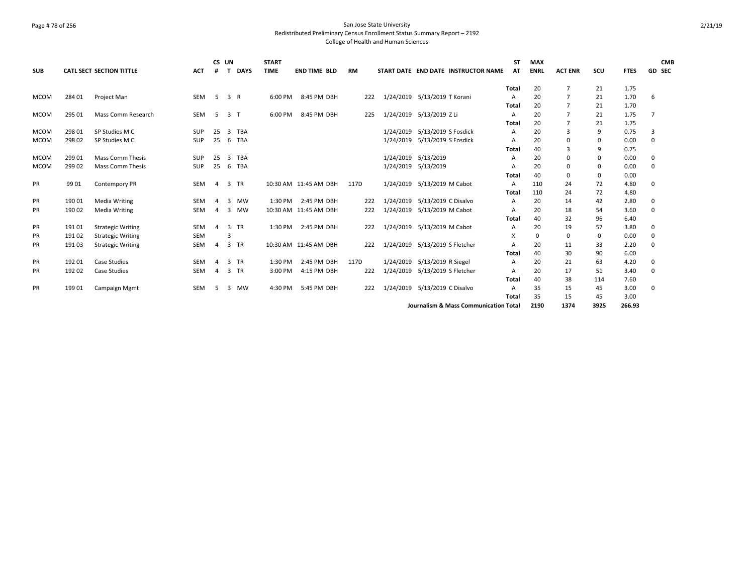San Jose State University
Redistributed Preliminary Census Enrollment Status Summary Report – 2192
College of Health and Human Sciences

| SUB | CATL SECT | SECTION TITTLE | ACT | CS # | UN T | DAYS | START TIME | END TIME | BLD | RM | START DATE | END DATE | INSTRUCTOR NAME | ST AT | MAX ENRL | ACT ENR | SCU | FTES | GD | CMB SEC |
|---|---|---|---|---|---|---|---|---|---|---|---|---|---|---|---|---|---|---|---|---|
| | | | | | | | | | | | | | | Total | 20 | 7 | 21 | 1.75 | | |
| MCOM | 284 01 | Project Man | SEM | 5 | 3 | R | 6:00 PM | 8:45 PM | DBH | 222 | 1/24/2019 | 5/13/2019 | T Korani | A | 20 | 7 | 21 | 1.70 | 6 | |
| | | | | | | | | | | | | | | Total | 20 | 7 | 21 | 1.70 | | |
| MCOM | 295 01 | Mass Comm Research | SEM | 5 | 3 | T | 6:00 PM | 8:45 PM | DBH | 225 | 1/24/2019 | 5/13/2019 | Z Li | A | 20 | 7 | 21 | 1.75 | 7 | |
| | | | | | | | | | | | | | | Total | 20 | 7 | 21 | 1.75 | | |
| MCOM | 298 01 | SP Studies M C | SUP | 25 | 3 | TBA | | | | | 1/24/2019 | 5/13/2019 | S Fosdick | A | 20 | 3 | 9 | 0.75 | 3 | |
| MCOM | 298 02 | SP Studies M C | SUP | 25 | 6 | TBA | | | | | 1/24/2019 | 5/13/2019 | S Fosdick | A | 20 | 0 | 0 | 0.00 | 0 | |
| | | | | | | | | | | | | | | Total | 40 | 3 | 9 | 0.75 | | |
| MCOM | 299 01 | Mass Comm Thesis | SUP | 25 | 3 | TBA | | | | | 1/24/2019 | 5/13/2019 | | A | 20 | 0 | 0 | 0.00 | 0 | |
| MCOM | 299 02 | Mass Comm Thesis | SUP | 25 | 6 | TBA | | | | | 1/24/2019 | 5/13/2019 | | A | 20 | 0 | 0 | 0.00 | 0 | |
| | | | | | | | | | | | | | | Total | 40 | 0 | 0 | 0.00 | | |
| PR | 99 01 | Contempory PR | SEM | 4 | 3 | TR | 10:30 AM | 11:45 AM | DBH | 117D | 1/24/2019 | 5/13/2019 | M Cabot | A | 110 | 24 | 72 | 4.80 | 0 | |
| | | | | | | | | | | | | | | Total | 110 | 24 | 72 | 4.80 | | |
| PR | 190 01 | Media Writing | SEM | 4 | 3 | MW | 1:30 PM | 2:45 PM | DBH | 222 | 1/24/2019 | 5/13/2019 | C Disalvo | A | 20 | 14 | 42 | 2.80 | 0 | |
| PR | 190 02 | Media Writing | SEM | 4 | 3 | MW | 10:30 AM | 11:45 AM | DBH | 222 | 1/24/2019 | 5/13/2019 | M Cabot | A | 20 | 18 | 54 | 3.60 | 0 | |
| | | | | | | | | | | | | | | Total | 40 | 32 | 96 | 6.40 | | |
| PR | 191 01 | Strategic Writing | SEM | 4 | 3 | TR | 1:30 PM | 2:45 PM | DBH | 222 | 1/24/2019 | 5/13/2019 | M Cabot | A | 20 | 19 | 57 | 3.80 | 0 | |
| PR | 191 02 | Strategic Writing | SEM | | 3 | | | | | | | | | X | 0 | 0 | 0 | 0.00 | 0 | |
| PR | 191 03 | Strategic Writing | SEM | 4 | 3 | TR | 10:30 AM | 11:45 AM | DBH | 222 | 1/24/2019 | 5/13/2019 | S Fletcher | A | 20 | 11 | 33 | 2.20 | 0 | |
| | | | | | | | | | | | | | | Total | 40 | 30 | 90 | 6.00 | | |
| PR | 192 01 | Case Studies | SEM | 4 | 3 | TR | 1:30 PM | 2:45 PM | DBH | 117D | 1/24/2019 | 5/13/2019 | R Siegel | A | 20 | 21 | 63 | 4.20 | 0 | |
| PR | 192 02 | Case Studies | SEM | 4 | 3 | TR | 3:00 PM | 4:15 PM | DBH | 222 | 1/24/2019 | 5/13/2019 | S Fletcher | A | 20 | 17 | 51 | 3.40 | 0 | |
| | | | | | | | | | | | | | | Total | 40 | 38 | 114 | 7.60 | | |
| PR | 199 01 | Campaign Mgmt | SEM | 5 | 3 | MW | 4:30 PM | 5:45 PM | DBH | 222 | 1/24/2019 | 5/13/2019 | C Disalvo | A | 35 | 15 | 45 | 3.00 | 0 | |
| | | | | | | | | | | | | | | Total | 35 | 15 | 45 | 3.00 | | |
| | | | | | | | | | | | | | Journalism & Mass Communication Total | | 2190 | 1374 | 3925 | 266.93 | | |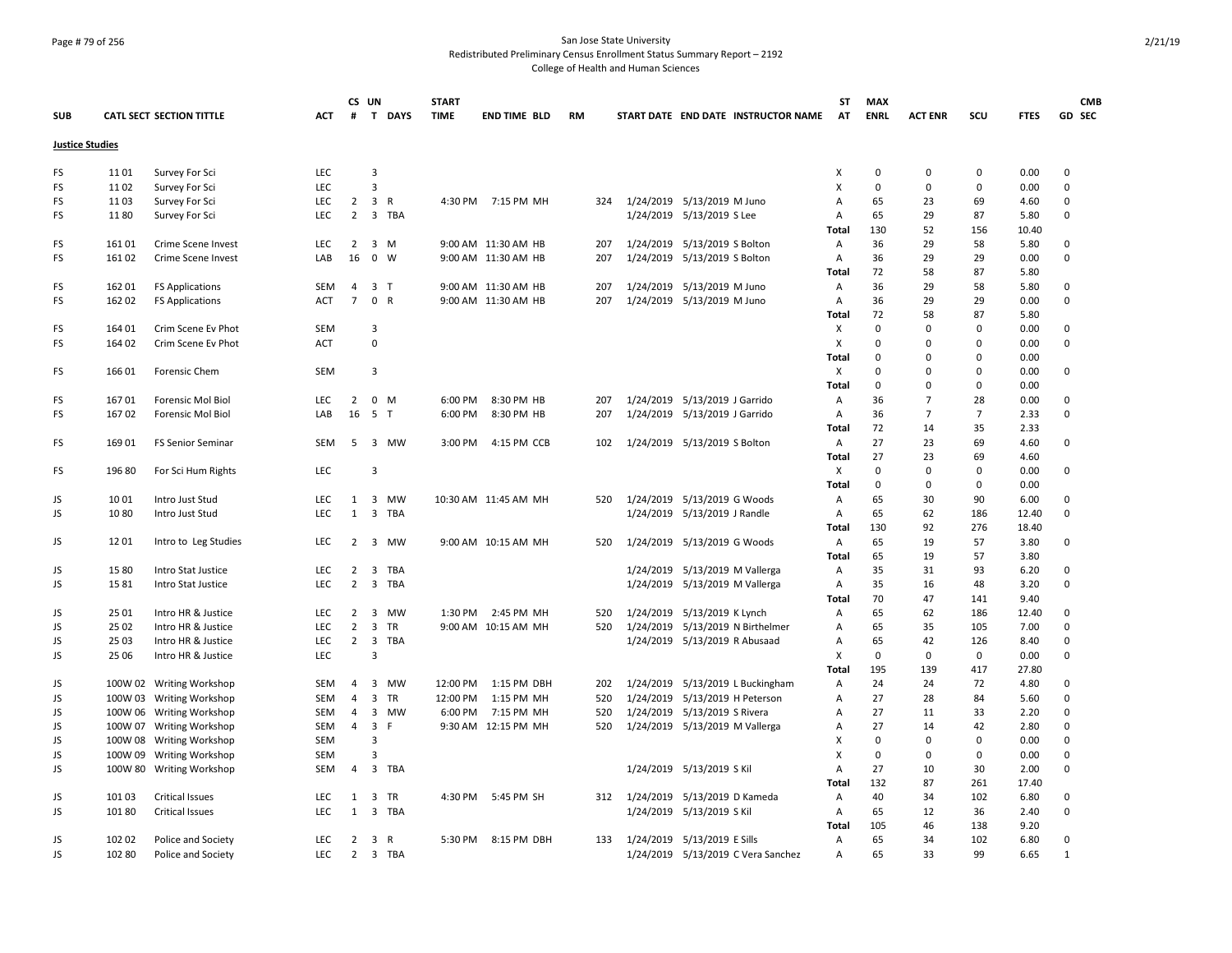San Jose State University
Redistributed Preliminary Census Enrollment Status Summary Report – 2192
College of Health and Human Sciences

| SUB | CATL SECT | SECTION TITTLE | ACT | CS # | UN T | DAYS | START TIME | END TIME | BLD | RM | START DATE | END DATE | INSTRUCTOR NAME | ST AT | MAX ENRL | ACT ENR | SCU | FTES | GD | CMB SEC |
|---|---|---|---|---|---|---|---|---|---|---|---|---|---|---|---|---|---|---|---|---|
| **Justice Studies** | | | | | | | | | | | | | | | | | | | | |
| FS | 11 01 | Survey For Sci | LEC | | 3 | | | | | | | | | X | 0 | 0 | 0 | 0.00 | 0 | |
| FS | 11 02 | Survey For Sci | LEC | | 3 | | | | | | | | | X | 0 | 0 | 0 | 0.00 | 0 | |
| FS | 11 03 | Survey For Sci | LEC | 2 | 3 | R | 4:30 PM | 7:15 PM | MH | 324 | 1/24/2019 | 5/13/2019 | M Juno | A | 65 | 23 | 69 | 4.60 | 0 | |
| FS | 11 80 | Survey For Sci | LEC | 2 | 3 | TBA | | | | | 1/24/2019 | 5/13/2019 | S Lee | A | 65 | 29 | 87 | 5.80 | 0 | |
| | | | | | | | | | | | | | | Total | 130 | 52 | 156 | 10.40 | | |
| FS | 161 01 | Crime Scene Invest | LEC | 2 | 3 | M | 9:00 AM | 11:30 AM | HB | 207 | 1/24/2019 | 5/13/2019 | S Bolton | A | 36 | 29 | 58 | 5.80 | 0 | |
| FS | 161 02 | Crime Scene Invest | LAB | 16 | 0 | W | 9:00 AM | 11:30 AM | HB | 207 | 1/24/2019 | 5/13/2019 | S Bolton | A | 36 | 29 | 29 | 0.00 | 0 | |
| | | | | | | | | | | | | | | Total | 72 | 58 | 87 | 5.80 | | |
| FS | 162 01 | FS Applications | SEM | 4 | 3 | T | 9:00 AM | 11:30 AM | HB | 207 | 1/24/2019 | 5/13/2019 | M Juno | A | 36 | 29 | 58 | 5.80 | 0 | |
| FS | 162 02 | FS Applications | ACT | 7 | 0 | R | 9:00 AM | 11:30 AM | HB | 207 | 1/24/2019 | 5/13/2019 | M Juno | A | 36 | 29 | 29 | 0.00 | 0 | |
| | | | | | | | | | | | | | | Total | 72 | 58 | 87 | 5.80 | | |
| FS | 164 01 | Crim Scene Ev Phot | SEM | | 3 | | | | | | | | | X | 0 | 0 | 0 | 0.00 | 0 | |
| FS | 164 02 | Crim Scene Ev Phot | ACT | | 0 | | | | | | | | | X | 0 | 0 | 0 | 0.00 | 0 | |
| | | | | | | | | | | | | | | Total | 0 | 0 | 0 | 0.00 | | |
| FS | 166 01 | Forensic Chem | SEM | | 3 | | | | | | | | | X | 0 | 0 | 0 | 0.00 | 0 | |
| | | | | | | | | | | | | | | Total | 0 | 0 | 0 | 0.00 | | |
| FS | 167 01 | Forensic Mol Biol | LEC | 2 | 0 | M | 6:00 PM | 8:30 PM | HB | 207 | 1/24/2019 | 5/13/2019 | J Garrido | A | 36 | 7 | 28 | 0.00 | 0 | |
| FS | 167 02 | Forensic Mol Biol | LAB | 16 | 5 | T | 6:00 PM | 8:30 PM | HB | 207 | 1/24/2019 | 5/13/2019 | J Garrido | A | 36 | 7 | 7 | 2.33 | 0 | |
| | | | | | | | | | | | | | | Total | 72 | 14 | 35 | 2.33 | | |
| FS | 169 01 | FS Senior Seminar | SEM | 5 | 3 | MW | 3:00 PM | 4:15 PM | CCB | 102 | 1/24/2019 | 5/13/2019 | S Bolton | A | 27 | 23 | 69 | 4.60 | 0 | |
| | | | | | | | | | | | | | | Total | 27 | 23 | 69 | 4.60 | | |
| FS | 196 80 | For Sci Hum Rights | LEC | | 3 | | | | | | | | | X | 0 | 0 | 0 | 0.00 | 0 | |
| | | | | | | | | | | | | | | Total | 0 | 0 | 0 | 0.00 | | |
| JS | 10 01 | Intro Just Stud | LEC | 1 | 3 | MW | 10:30 AM | 11:45 AM | MH | 520 | 1/24/2019 | 5/13/2019 | G Woods | A | 65 | 30 | 90 | 6.00 | 0 | |
| JS | 10 80 | Intro Just Stud | LEC | 1 | 3 | TBA | | | | | 1/24/2019 | 5/13/2019 | J Randle | A | 65 | 62 | 186 | 12.40 | 0 | |
| | | | | | | | | | | | | | | Total | 130 | 92 | 276 | 18.40 | | |
| JS | 12 01 | Intro to Leg Studies | LEC | 2 | 3 | MW | 9:00 AM | 10:15 AM | MH | 520 | 1/24/2019 | 5/13/2019 | G Woods | A | 65 | 19 | 57 | 3.80 | 0 | |
| | | | | | | | | | | | | | | Total | 65 | 19 | 57 | 3.80 | | |
| JS | 15 80 | Intro Stat Justice | LEC | 2 | 3 | TBA | | | | | 1/24/2019 | 5/13/2019 | M Vallerga | A | 35 | 31 | 93 | 6.20 | 0 | |
| JS | 15 81 | Intro Stat Justice | LEC | 2 | 3 | TBA | | | | | 1/24/2019 | 5/13/2019 | M Vallerga | A | 35 | 16 | 48 | 3.20 | 0 | |
| | | | | | | | | | | | | | | Total | 70 | 47 | 141 | 9.40 | | |
| JS | 25 01 | Intro HR & Justice | LEC | 2 | 3 | MW | 1:30 PM | 2:45 PM | MH | 520 | 1/24/2019 | 5/13/2019 | K Lynch | A | 65 | 62 | 186 | 12.40 | 0 | |
| JS | 25 02 | Intro HR & Justice | LEC | 2 | 3 | TR | 9:00 AM | 10:15 AM | MH | 520 | 1/24/2019 | 5/13/2019 | N Birthelmer | A | 65 | 35 | 105 | 7.00 | 0 | |
| JS | 25 03 | Intro HR & Justice | LEC | 2 | 3 | TBA | | | | | 1/24/2019 | 5/13/2019 | R Abusaad | A | 65 | 42 | 126 | 8.40 | 0 | |
| JS | 25 06 | Intro HR & Justice | LEC | | 3 | | | | | | | | | X | 0 | 0 | 0 | 0.00 | 0 | |
| | | | | | | | | | | | | | | Total | 195 | 139 | 417 | 27.80 | | |
| JS | 100W 02 | Writing Workshop | SEM | 4 | 3 | MW | 12:00 PM | 1:15 PM | DBH | 202 | 1/24/2019 | 5/13/2019 | L Buckingham | A | 24 | 24 | 72 | 4.80 | 0 | |
| JS | 100W 03 | Writing Workshop | SEM | 4 | 3 | TR | 12:00 PM | 1:15 PM | MH | 520 | 1/24/2019 | 5/13/2019 | H Peterson | A | 27 | 28 | 84 | 5.60 | 0 | |
| JS | 100W 06 | Writing Workshop | SEM | 4 | 3 | MW | 6:00 PM | 7:15 PM | MH | 520 | 1/24/2019 | 5/13/2019 | S Rivera | A | 27 | 11 | 33 | 2.20 | 0 | |
| JS | 100W 07 | Writing Workshop | SEM | 4 | 3 | F | 9:30 AM | 12:15 PM | MH | 520 | 1/24/2019 | 5/13/2019 | M Vallerga | A | 27 | 14 | 42 | 2.80 | 0 | |
| JS | 100W 08 | Writing Workshop | SEM | | 3 | | | | | | | | | X | 0 | 0 | 0 | 0.00 | 0 | |
| JS | 100W 09 | Writing Workshop | SEM | | 3 | | | | | | | | | X | 0 | 0 | 0 | 0.00 | 0 | |
| JS | 100W 80 | Writing Workshop | SEM | 4 | 3 | TBA | | | | | 1/24/2019 | 5/13/2019 | S Kil | A | 27 | 10 | 30 | 2.00 | 0 | |
| | | | | | | | | | | | | | | Total | 132 | 87 | 261 | 17.40 | | |
| JS | 101 03 | Critical Issues | LEC | 1 | 3 | TR | 4:30 PM | 5:45 PM | SH | 312 | 1/24/2019 | 5/13/2019 | D Kameda | A | 40 | 34 | 102 | 6.80 | 0 | |
| JS | 101 80 | Critical Issues | LEC | 1 | 3 | TBA | | | | | 1/24/2019 | 5/13/2019 | S Kil | A | 65 | 12 | 36 | 2.40 | 0 | |
| | | | | | | | | | | | | | | Total | 105 | 46 | 138 | 9.20 | | |
| JS | 102 02 | Police and Society | LEC | 2 | 3 | R | 5:30 PM | 8:15 PM | DBH | 133 | 1/24/2019 | 5/13/2019 | E Sills | A | 65 | 34 | 102 | 6.80 | 0 | |
| JS | 102 80 | Police and Society | LEC | 2 | 3 | TBA | | | | | 1/24/2019 | 5/13/2019 | C Vera Sanchez | A | 65 | 33 | 99 | 6.65 | 1 | |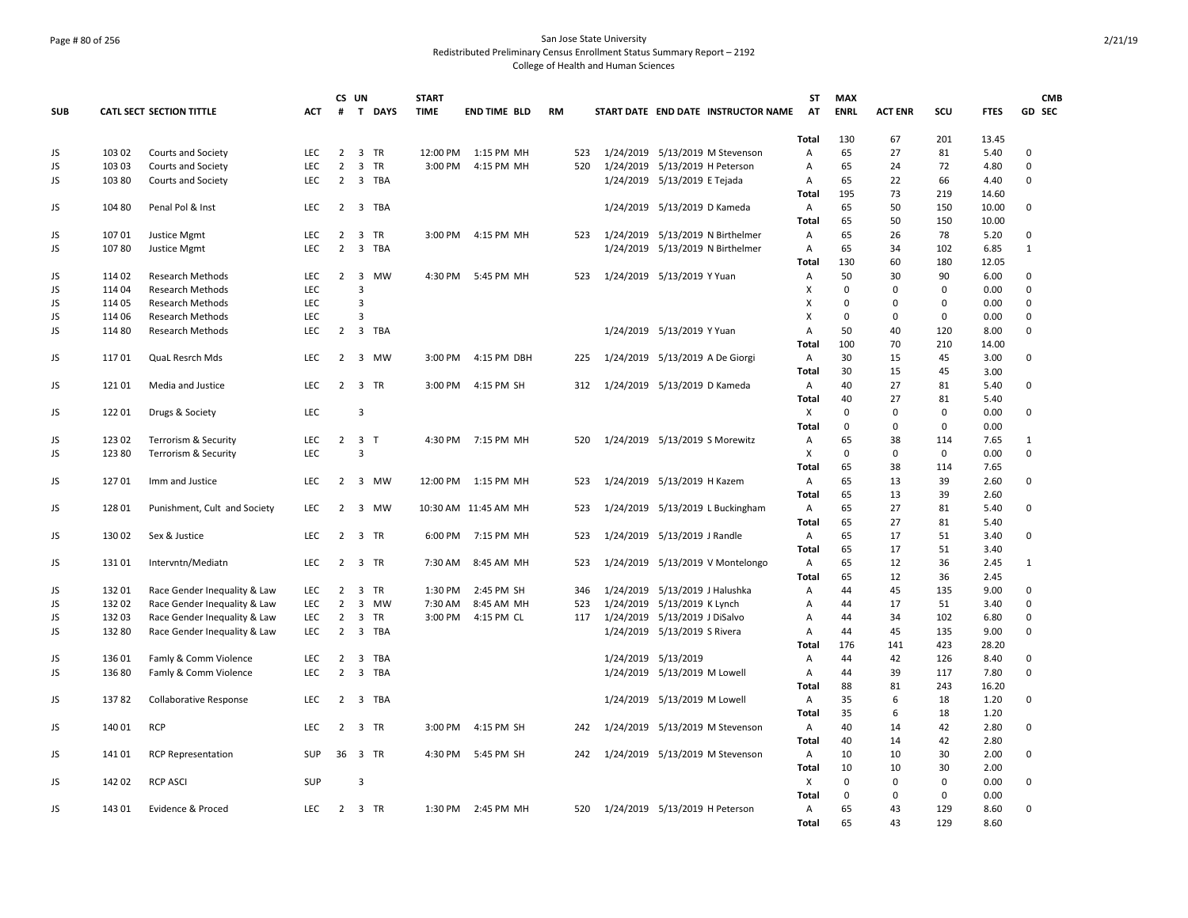San Jose State University
Redistributed Preliminary Census Enrollment Status Summary Report – 2192
College of Health and Human Sciences

| SUB | CATL SECT | SECTION TITTLE | ACT | CS # | UN T | DAYS | START TIME | END TIME | BLD | RM | START DATE | END DATE | INSTRUCTOR NAME | ST AT | MAX ENRL | ACT ENR | SCU | FTES | GD | CMB SEC |
|---|---|---|---|---|---|---|---|---|---|---|---|---|---|---|---|---|---|---|---|---|
| | | | | | | | | | | | | | | Total | 130 | 67 | 201 | 13.45 | | |
| JS | 103 02 | Courts and Society | LEC | 2 | 3 | TR | 12:00 PM | 1:15 PM | MH | 523 | 1/24/2019 | 5/13/2019 | M Stevenson | A | 65 | 27 | 81 | 5.40 | 0 | |
| JS | 103 03 | Courts and Society | LEC | 2 | 3 | TR | 3:00 PM | 4:15 PM | MH | 520 | 1/24/2019 | 5/13/2019 | H Peterson | A | 65 | 24 | 72 | 4.80 | 0 | |
| JS | 103 80 | Courts and Society | LEC | 2 | 3 | TBA | | | | | 1/24/2019 | 5/13/2019 | E Tejada | A | 65 | 22 | 66 | 4.40 | 0 | |
| | | | | | | | | | | | | | | Total | 195 | 73 | 219 | 14.60 | | |
| JS | 104 80 | Penal Pol & Inst | LEC | 2 | 3 | TBA | | | | | 1/24/2019 | 5/13/2019 | D Kameda | A | 65 | 50 | 150 | 10.00 | 0 | |
| | | | | | | | | | | | | | | Total | 65 | 50 | 150 | 10.00 | | |
| JS | 107 01 | Justice Mgmt | LEC | 2 | 3 | TR | 3:00 PM | 4:15 PM | MH | 523 | 1/24/2019 | 5/13/2019 | N Birthelmer | A | 65 | 26 | 78 | 5.20 | 0 | |
| JS | 107 80 | Justice Mgmt | LEC | 2 | 3 | TBA | | | | | 1/24/2019 | 5/13/2019 | N Birthelmer | A | 65 | 34 | 102 | 6.85 | 1 | |
| | | | | | | | | | | | | | | Total | 130 | 60 | 180 | 12.05 | | |
| JS | 114 02 | Research Methods | LEC | 2 | 3 | MW | 4:30 PM | 5:45 PM | MH | 523 | 1/24/2019 | 5/13/2019 | Y Yuan | A | 50 | 30 | 90 | 6.00 | 0 | |
| JS | 114 04 | Research Methods | LEC | | 3 | | | | | | | | | X | 0 | 0 | 0 | 0.00 | 0 | |
| JS | 114 05 | Research Methods | LEC | | 3 | | | | | | | | | X | 0 | 0 | 0 | 0.00 | 0 | |
| JS | 114 06 | Research Methods | LEC | | 3 | | | | | | | | | X | 0 | 0 | 0 | 0.00 | 0 | |
| JS | 114 80 | Research Methods | LEC | 2 | 3 | TBA | | | | | 1/24/2019 | 5/13/2019 | Y Yuan | A | 50 | 40 | 120 | 8.00 | 0 | |
| | | | | | | | | | | | | | | Total | 100 | 70 | 210 | 14.00 | | |
| JS | 117 01 | QuaL Resrch Mds | LEC | 2 | 3 | MW | 3:00 PM | 4:15 PM | DBH | 225 | 1/24/2019 | 5/13/2019 | A De Giorgi | A | 30 | 15 | 45 | 3.00 | 0 | |
| | | | | | | | | | | | | | | Total | 30 | 15 | 45 | 3.00 | | |
| JS | 121 01 | Media and Justice | LEC | 2 | 3 | TR | 3:00 PM | 4:15 PM | SH | 312 | 1/24/2019 | 5/13/2019 | D Kameda | A | 40 | 27 | 81 | 5.40 | 0 | |
| | | | | | | | | | | | | | | Total | 40 | 27 | 81 | 5.40 | | |
| JS | 122 01 | Drugs & Society | LEC | | 3 | | | | | | | | | X | 0 | 0 | 0 | 0.00 | 0 | |
| | | | | | | | | | | | | | | Total | 0 | 0 | 0 | 0.00 | | |
| JS | 123 02 | Terrorism & Security | LEC | 2 | 3 | T | 4:30 PM | 7:15 PM | MH | 520 | 1/24/2019 | 5/13/2019 | S Morewitz | A | 65 | 38 | 114 | 7.65 | 1 | |
| JS | 123 80 | Terrorism & Security | LEC | | 3 | | | | | | | | | X | 0 | 0 | 0 | 0.00 | 0 | |
| | | | | | | | | | | | | | | Total | 65 | 38 | 114 | 7.65 | | |
| JS | 127 01 | Imm and Justice | LEC | 2 | 3 | MW | 12:00 PM | 1:15 PM | MH | 523 | 1/24/2019 | 5/13/2019 | H Kazem | A | 65 | 13 | 39 | 2.60 | 0 | |
| | | | | | | | | | | | | | | Total | 65 | 13 | 39 | 2.60 | | |
| JS | 128 01 | Punishment, Cult and Society | LEC | 2 | 3 | MW | 10:30 AM | 11:45 AM | MH | 523 | 1/24/2019 | 5/13/2019 | L Buckingham | A | 65 | 27 | 81 | 5.40 | 0 | |
| | | | | | | | | | | | | | | Total | 65 | 27 | 81 | 5.40 | | |
| JS | 130 02 | Sex & Justice | LEC | 2 | 3 | TR | 6:00 PM | 7:15 PM | MH | 523 | 1/24/2019 | 5/13/2019 | J Randle | A | 65 | 17 | 51 | 3.40 | 0 | |
| | | | | | | | | | | | | | | Total | 65 | 17 | 51 | 3.40 | | |
| JS | 131 01 | Intervntn/Mediatn | LEC | 2 | 3 | TR | 7:30 AM | 8:45 AM | MH | 523 | 1/24/2019 | 5/13/2019 | V Montelongo | A | 65 | 12 | 36 | 2.45 | 1 | |
| | | | | | | | | | | | | | | Total | 65 | 12 | 36 | 2.45 | | |
| JS | 132 01 | Race Gender Inequality & Law | LEC | 2 | 3 | TR | 1:30 PM | 2:45 PM | SH | 346 | 1/24/2019 | 5/13/2019 | J Halushka | A | 44 | 45 | 135 | 9.00 | 0 | |
| JS | 132 02 | Race Gender Inequality & Law | LEC | 2 | 3 | MW | 7:30 AM | 8:45 AM | MH | 523 | 1/24/2019 | 5/13/2019 | K Lynch | A | 44 | 17 | 51 | 3.40 | 0 | |
| JS | 132 03 | Race Gender Inequality & Law | LEC | 2 | 3 | TR | 3:00 PM | 4:15 PM | CL | 117 | 1/24/2019 | 5/13/2019 | J DiSalvo | A | 44 | 34 | 102 | 6.80 | 0 | |
| JS | 132 80 | Race Gender Inequality & Law | LEC | 2 | 3 | TBA | | | | | 1/24/2019 | 5/13/2019 | S Rivera | A | 44 | 45 | 135 | 9.00 | 0 | |
| | | | | | | | | | | | | | | Total | 176 | 141 | 423 | 28.20 | | |
| JS | 136 01 | Famly & Comm Violence | LEC | 2 | 3 | TBA | | | | | 1/24/2019 | 5/13/2019 | | A | 44 | 42 | 126 | 8.40 | 0 | |
| JS | 136 80 | Famly & Comm Violence | LEC | 2 | 3 | TBA | | | | | 1/24/2019 | 5/13/2019 | M Lowell | A | 44 | 39 | 117 | 7.80 | 0 | |
| | | | | | | | | | | | | | | Total | 88 | 81 | 243 | 16.20 | | |
| JS | 137 82 | Collaborative Response | LEC | 2 | 3 | TBA | | | | | 1/24/2019 | 5/13/2019 | M Lowell | A | 35 | 6 | 18 | 1.20 | 0 | |
| | | | | | | | | | | | | | | Total | 35 | 6 | 18 | 1.20 | | |
| JS | 140 01 | RCP | LEC | 2 | 3 | TR | 3:00 PM | 4:15 PM | SH | 242 | 1/24/2019 | 5/13/2019 | M Stevenson | A | 40 | 14 | 42 | 2.80 | 0 | |
| | | | | | | | | | | | | | | Total | 40 | 14 | 42 | 2.80 | | |
| JS | 141 01 | RCP Representation | SUP | 36 | 3 | TR | 4:30 PM | 5:45 PM | SH | 242 | 1/24/2019 | 5/13/2019 | M Stevenson | A | 10 | 10 | 30 | 2.00 | 0 | |
| | | | | | | | | | | | | | | Total | 10 | 10 | 30 | 2.00 | | |
| JS | 142 02 | RCP ASCI | SUP | | 3 | | | | | | | | | X | 0 | 0 | 0 | 0.00 | 0 | |
| | | | | | | | | | | | | | | Total | 0 | 0 | 0 | 0.00 | | |
| JS | 143 01 | Evidence & Proced | LEC | 2 | 3 | TR | 1:30 PM | 2:45 PM | MH | 520 | 1/24/2019 | 5/13/2019 | H Peterson | A | 65 | 43 | 129 | 8.60 | 0 | |
| | | | | | | | | | | | | | | Total | 65 | 43 | 129 | 8.60 | | |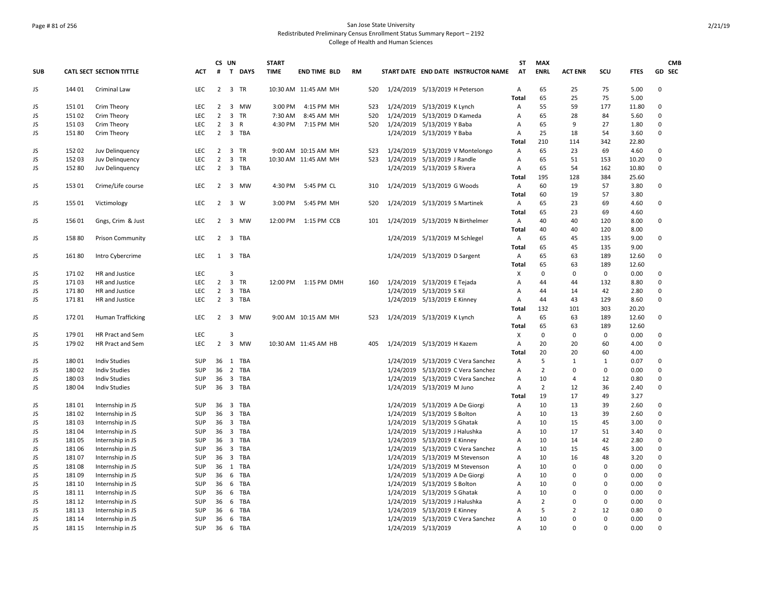San Jose State University
Redistributed Preliminary Census Enrollment Status Summary Report – 2192
College of Health and Human Sciences

| SUB | CATL | SECT | SECTION TITTLE | ACT | CS # | UN T | DAYS | START TIME | END TIME | BLD | RM | START DATE | END DATE | INSTRUCTOR NAME | ST AT | MAX ENRL | ACT ENR | SCU | FTES | GD | CMB SEC |
|---|---|---|---|---|---|---|---|---|---|---|---|---|---|---|---|---|---|---|---|---|---|
| JS | 144 | 01 | Criminal Law | LEC | 2 | 3 | TR | 10:30 AM | 11:45 AM | MH | 520 | 1/24/2019 | 5/13/2019 | H Peterson | A | 65 | 25 | 75 | 5.00 | 0 | |
| | | | | | | | | | | | | | | | Total | 65 | 25 | 75 | 5.00 | | |
| JS | 151 | 01 | Crim Theory | LEC | 2 | 3 | MW | 3:00 PM | 4:15 PM | MH | 523 | 1/24/2019 | 5/13/2019 | K Lynch | A | 55 | 59 | 177 | 11.80 | 0 | |
| JS | 151 | 02 | Crim Theory | LEC | 2 | 3 | TR | 7:30 AM | 8:45 AM | MH | 520 | 1/24/2019 | 5/13/2019 | D Kameda | A | 65 | 28 | 84 | 5.60 | 0 | |
| JS | 151 | 03 | Crim Theory | LEC | 2 | 3 | R | 4:30 PM | 7:15 PM | MH | 520 | 1/24/2019 | 5/13/2019 | Y Baba | A | 65 | 9 | 27 | 1.80 | 0 | |
| JS | 151 | 80 | Crim Theory | LEC | 2 | 3 | TBA | | | | | 1/24/2019 | 5/13/2019 | Y Baba | A | 25 | 18 | 54 | 3.60 | 0 | |
| | | | | | | | | | | | | | | | Total | 210 | 114 | 342 | 22.80 | | |
| JS | 152 | 02 | Juv Delinquency | LEC | 2 | 3 | TR | 9:00 AM | 10:15 AM | MH | 523 | 1/24/2019 | 5/13/2019 | V Montelongo | A | 65 | 23 | 69 | 4.60 | 0 | |
| JS | 152 | 03 | Juv Delinquency | LEC | 2 | 3 | TR | 10:30 AM | 11:45 AM | MH | 523 | 1/24/2019 | 5/13/2019 | J Randle | A | 65 | 51 | 153 | 10.20 | 0 | |
| JS | 152 | 80 | Juv Delinquency | LEC | 2 | 3 | TBA | | | | | 1/24/2019 | 5/13/2019 | S Rivera | A | 65 | 54 | 162 | 10.80 | 0 | |
| | | | | | | | | | | | | | | | Total | 195 | 128 | 384 | 25.60 | | |
| JS | 153 | 01 | Crime/Life course | LEC | 2 | 3 | MW | 4:30 PM | 5:45 PM | CL | 310 | 1/24/2019 | 5/13/2019 | G Woods | A | 60 | 19 | 57 | 3.80 | 0 | |
| | | | | | | | | | | | | | | | Total | 60 | 19 | 57 | 3.80 | | |
| JS | 155 | 01 | Victimology | LEC | 2 | 3 | W | 3:00 PM | 5:45 PM | MH | 520 | 1/24/2019 | 5/13/2019 | S Martinek | A | 65 | 23 | 69 | 4.60 | 0 | |
| | | | | | | | | | | | | | | | Total | 65 | 23 | 69 | 4.60 | | |
| JS | 156 | 01 | Gngs, Crim & Just | LEC | 2 | 3 | MW | 12:00 PM | 1:15 PM | CCB | 101 | 1/24/2019 | 5/13/2019 | N Birthelmer | A | 40 | 40 | 120 | 8.00 | 0 | |
| | | | | | | | | | | | | | | | Total | 40 | 40 | 120 | 8.00 | | |
| JS | 158 | 80 | Prison Community | LEC | 2 | 3 | TBA | | | | | 1/24/2019 | 5/13/2019 | M Schlegel | A | 65 | 45 | 135 | 9.00 | 0 | |
| | | | | | | | | | | | | | | | Total | 65 | 45 | 135 | 9.00 | | |
| JS | 161 | 80 | Intro Cybercrime | LEC | 1 | 3 | TBA | | | | | 1/24/2019 | 5/13/2019 | D Sargent | A | 65 | 63 | 189 | 12.60 | 0 | |
| | | | | | | | | | | | | | | | Total | 65 | 63 | 189 | 12.60 | | |
| JS | 171 | 02 | HR and Justice | LEC | | 3 | | | | | | | | | X | 0 | 0 | 0 | 0.00 | 0 | |
| JS | 171 | 03 | HR and Justice | LEC | 2 | 3 | TR | 12:00 PM | 1:15 PM | DMH | 160 | 1/24/2019 | 5/13/2019 | E Tejada | A | 44 | 44 | 132 | 8.80 | 0 | |
| JS | 171 | 80 | HR and Justice | LEC | 2 | 3 | TBA | | | | | 1/24/2019 | 5/13/2019 | S Kil | A | 44 | 14 | 42 | 2.80 | 0 | |
| JS | 171 | 81 | HR and Justice | LEC | 2 | 3 | TBA | | | | | 1/24/2019 | 5/13/2019 | E Kinney | A | 44 | 43 | 129 | 8.60 | 0 | |
| | | | | | | | | | | | | | | | Total | 132 | 101 | 303 | 20.20 | | |
| JS | 172 | 01 | Human Trafficking | LEC | 2 | 3 | MW | 9:00 AM | 10:15 AM | MH | 523 | 1/24/2019 | 5/13/2019 | K Lynch | A | 65 | 63 | 189 | 12.60 | 0 | |
| | | | | | | | | | | | | | | | Total | 65 | 63 | 189 | 12.60 | | |
| JS | 179 | 01 | HR Pract and Sem | LEC | | 3 | | | | | | | | | X | 0 | 0 | 0 | 0.00 | 0 | |
| JS | 179 | 02 | HR Pract and Sem | LEC | 2 | 3 | MW | 10:30 AM | 11:45 AM | HB | 405 | 1/24/2019 | 5/13/2019 | H Kazem | A | 20 | 20 | 60 | 4.00 | 0 | |
| | | | | | | | | | | | | | | | Total | 20 | 20 | 60 | 4.00 | | |
| JS | 180 | 01 | Indiv Studies | SUP | 36 | 1 | TBA | | | | | 1/24/2019 | 5/13/2019 | C Vera Sanchez | A | 5 | 1 | 1 | 0.07 | 0 | |
| JS | 180 | 02 | Indiv Studies | SUP | 36 | 2 | TBA | | | | | 1/24/2019 | 5/13/2019 | C Vera Sanchez | A | 2 | 0 | 0 | 0.00 | 0 | |
| JS | 180 | 03 | Indiv Studies | SUP | 36 | 3 | TBA | | | | | 1/24/2019 | 5/13/2019 | C Vera Sanchez | A | 10 | 4 | 12 | 0.80 | 0 | |
| JS | 180 | 04 | Indiv Studies | SUP | 36 | 3 | TBA | | | | | 1/24/2019 | 5/13/2019 | M Juno | A | 2 | 12 | 36 | 2.40 | 0 | |
| | | | | | | | | | | | | | | | Total | 19 | 17 | 49 | 3.27 | | |
| JS | 181 | 01 | Internship in JS | SUP | 36 | 3 | TBA | | | | | 1/24/2019 | 5/13/2019 | A De Giorgi | A | 10 | 13 | 39 | 2.60 | 0 | |
| JS | 181 | 02 | Internship in JS | SUP | 36 | 3 | TBA | | | | | 1/24/2019 | 5/13/2019 | S Bolton | A | 10 | 13 | 39 | 2.60 | 0 | |
| JS | 181 | 03 | Internship in JS | SUP | 36 | 3 | TBA | | | | | 1/24/2019 | 5/13/2019 | S Ghatak | A | 10 | 15 | 45 | 3.00 | 0 | |
| JS | 181 | 04 | Internship in JS | SUP | 36 | 3 | TBA | | | | | 1/24/2019 | 5/13/2019 | J Halushka | A | 10 | 17 | 51 | 3.40 | 0 | |
| JS | 181 | 05 | Internship in JS | SUP | 36 | 3 | TBA | | | | | 1/24/2019 | 5/13/2019 | E Kinney | A | 10 | 14 | 42 | 2.80 | 0 | |
| JS | 181 | 06 | Internship in JS | SUP | 36 | 3 | TBA | | | | | 1/24/2019 | 5/13/2019 | C Vera Sanchez | A | 10 | 15 | 45 | 3.00 | 0 | |
| JS | 181 | 07 | Internship in JS | SUP | 36 | 3 | TBA | | | | | 1/24/2019 | 5/13/2019 | M Stevenson | A | 10 | 16 | 48 | 3.20 | 0 | |
| JS | 181 | 08 | Internship in JS | SUP | 36 | 1 | TBA | | | | | 1/24/2019 | 5/13/2019 | M Stevenson | A | 10 | 0 | 0 | 0.00 | 0 | |
| JS | 181 | 09 | Internship in JS | SUP | 36 | 6 | TBA | | | | | 1/24/2019 | 5/13/2019 | A De Giorgi | A | 10 | 0 | 0 | 0.00 | 0 | |
| JS | 181 | 10 | Internship in JS | SUP | 36 | 6 | TBA | | | | | 1/24/2019 | 5/13/2019 | S Bolton | A | 10 | 0 | 0 | 0.00 | 0 | |
| JS | 181 | 11 | Internship in JS | SUP | 36 | 6 | TBA | | | | | 1/24/2019 | 5/13/2019 | S Ghatak | A | 10 | 0 | 0 | 0.00 | 0 | |
| JS | 181 | 12 | Internship in JS | SUP | 36 | 6 | TBA | | | | | 1/24/2019 | 5/13/2019 | J Halushka | A | 2 | 0 | 0 | 0.00 | 0 | |
| JS | 181 | 13 | Internship in JS | SUP | 36 | 6 | TBA | | | | | 1/24/2019 | 5/13/2019 | E Kinney | A | 5 | 2 | 12 | 0.80 | 0 | |
| JS | 181 | 14 | Internship in JS | SUP | 36 | 6 | TBA | | | | | 1/24/2019 | 5/13/2019 | C Vera Sanchez | A | 10 | 0 | 0 | 0.00 | 0 | |
| JS | 181 | 15 | Internship in JS | SUP | 36 | 6 | TBA | | | | | 1/24/2019 | 5/13/2019 | | A | 10 | 0 | 0 | 0.00 | 0 | |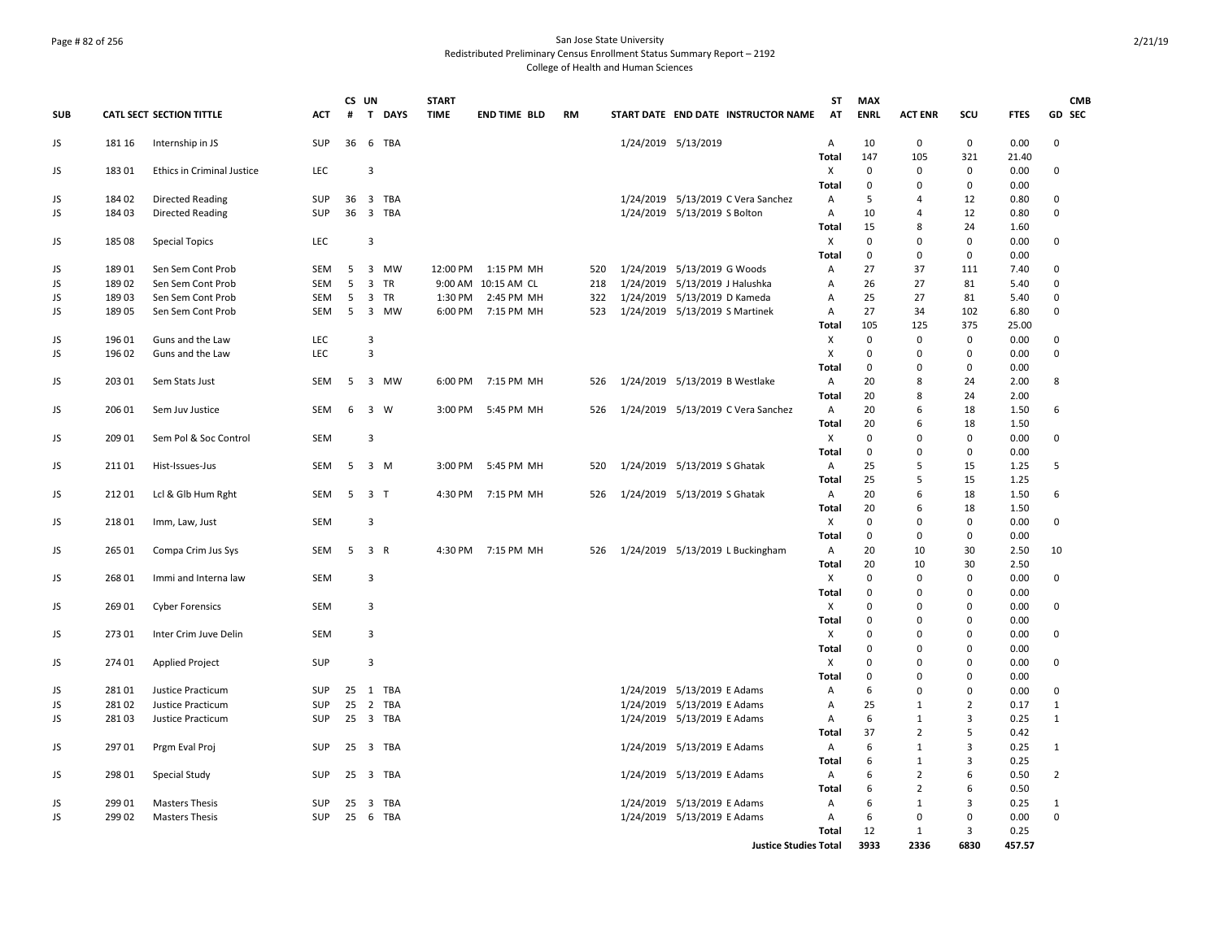San Jose State University
Redistributed Preliminary Census Enrollment Status Summary Report – 2192
College of Health and Human Sciences

| SUB | CATL SECT | SECTION TITTLE | ACT | CS # | UN T | DAYS | START TIME | END TIME | BLD | RM | START DATE | END DATE | INSTRUCTOR NAME | ST AT | MAX ENRL | ACT ENR | SCU | FTES | GD | CMB SEC |
|---|---|---|---|---|---|---|---|---|---|---|---|---|---|---|---|---|---|---|---|---|
| JS | 181 16 | Internship in JS | SUP | 36 | 6 | TBA | | | | | 1/24/2019 | 5/13/2019 | | A | 10 | 0 | 0 | 0.00 | 0 | |
| | | | | | | | | | | | | | | Total | 147 | 105 | 321 | 21.40 | | |
| JS | 183 01 | Ethics in Criminal Justice | LEC | | 3 | | | | | | | | | X | 0 | 0 | 0 | 0.00 | 0 | |
| | | | | | | | | | | | | | | Total | 0 | 0 | 0 | 0.00 | | |
| JS | 184 02 | Directed Reading | SUP | 36 | 3 | TBA | | | | | 1/24/2019 | 5/13/2019 | C Vera Sanchez | A | 5 | 4 | 12 | 0.80 | 0 | |
| JS | 184 03 | Directed Reading | SUP | 36 | 3 | TBA | | | | | 1/24/2019 | 5/13/2019 | S Bolton | A | 10 | 4 | 12 | 0.80 | 0 | |
| | | | | | | | | | | | | | | Total | 15 | 8 | 24 | 1.60 | | |
| JS | 185 08 | Special Topics | LEC | | 3 | | | | | | | | | X | 0 | 0 | 0 | 0.00 | 0 | |
| | | | | | | | | | | | | | | Total | 0 | 0 | 0 | 0.00 | | |
| JS | 189 01 | Sen Sem Cont Prob | SEM | 5 | 3 | MW | 12:00 PM | 1:15 PM | MH | 520 | 1/24/2019 | 5/13/2019 | G Woods | A | 27 | 37 | 111 | 7.40 | 0 | |
| JS | 189 02 | Sen Sem Cont Prob | SEM | 5 | 3 | TR | 9:00 AM | 10:15 AM | CL | 218 | 1/24/2019 | 5/13/2019 | J Halushka | A | 26 | 27 | 81 | 5.40 | 0 | |
| JS | 189 03 | Sen Sem Cont Prob | SEM | 5 | 3 | TR | 1:30 PM | 2:45 PM | MH | 322 | 1/24/2019 | 5/13/2019 | D Kameda | A | 25 | 27 | 81 | 5.40 | 0 | |
| JS | 189 05 | Sen Sem Cont Prob | SEM | 5 | 3 | MW | 6:00 PM | 7:15 PM | MH | 523 | 1/24/2019 | 5/13/2019 | S Martinek | A | 27 | 34 | 102 | 6.80 | 0 | |
| | | | | | | | | | | | | | | Total | 105 | 125 | 375 | 25.00 | | |
| JS | 196 01 | Guns and the Law | LEC | | 3 | | | | | | | | | X | 0 | 0 | 0 | 0.00 | 0 | |
| JS | 196 02 | Guns and the Law | LEC | | 3 | | | | | | | | | X | 0 | 0 | 0 | 0.00 | 0 | |
| | | | | | | | | | | | | | | Total | 0 | 0 | 0 | 0.00 | | |
| JS | 203 01 | Sem Stats Just | SEM | 5 | 3 | MW | 6:00 PM | 7:15 PM | MH | 526 | 1/24/2019 | 5/13/2019 | B Westlake | A | 20 | 8 | 24 | 2.00 | 8 | |
| | | | | | | | | | | | | | | Total | 20 | 8 | 24 | 2.00 | | |
| JS | 206 01 | Sem Juv Justice | SEM | 6 | 3 | W | 3:00 PM | 5:45 PM | MH | 526 | 1/24/2019 | 5/13/2019 | C Vera Sanchez | A | 20 | 6 | 18 | 1.50 | 6 | |
| | | | | | | | | | | | | | | Total | 20 | 6 | 18 | 1.50 | | |
| JS | 209 01 | Sem Pol & Soc Control | SEM | | 3 | | | | | | | | | X | 0 | 0 | 0 | 0.00 | 0 | |
| | | | | | | | | | | | | | | Total | 0 | 0 | 0 | 0.00 | | |
| JS | 211 01 | Hist-Issues-Jus | SEM | 5 | 3 | M | 3:00 PM | 5:45 PM | MH | 520 | 1/24/2019 | 5/13/2019 | S Ghatak | A | 25 | 5 | 15 | 1.25 | 5 | |
| | | | | | | | | | | | | | | Total | 25 | 5 | 15 | 1.25 | | |
| JS | 212 01 | Lcl & Glb Hum Rght | SEM | 5 | 3 | T | 4:30 PM | 7:15 PM | MH | 526 | 1/24/2019 | 5/13/2019 | S Ghatak | A | 20 | 6 | 18 | 1.50 | 6 | |
| | | | | | | | | | | | | | | Total | 20 | 6 | 18 | 1.50 | | |
| JS | 218 01 | Imm, Law, Just | SEM | | 3 | | | | | | | | | X | 0 | 0 | 0 | 0.00 | 0 | |
| | | | | | | | | | | | | | | Total | 0 | 0 | 0 | 0.00 | | |
| JS | 265 01 | Compa Crim Jus Sys | SEM | 5 | 3 | R | 4:30 PM | 7:15 PM | MH | 526 | 1/24/2019 | 5/13/2019 | L Buckingham | A | 20 | 10 | 30 | 2.50 | 10 | |
| | | | | | | | | | | | | | | Total | 20 | 10 | 30 | 2.50 | | |
| JS | 268 01 | Immi and Interna law | SEM | | 3 | | | | | | | | | X | 0 | 0 | 0 | 0.00 | 0 | |
| | | | | | | | | | | | | | | Total | 0 | 0 | 0 | 0.00 | | |
| JS | 269 01 | Cyber Forensics | SEM | | 3 | | | | | | | | | X | 0 | 0 | 0 | 0.00 | 0 | |
| | | | | | | | | | | | | | | Total | 0 | 0 | 0 | 0.00 | | |
| JS | 273 01 | Inter Crim Juve Delin | SEM | | 3 | | | | | | | | | X | 0 | 0 | 0 | 0.00 | 0 | |
| | | | | | | | | | | | | | | Total | 0 | 0 | 0 | 0.00 | | |
| JS | 274 01 | Applied Project | SUP | | 3 | | | | | | | | | X | 0 | 0 | 0 | 0.00 | 0 | |
| | | | | | | | | | | | | | | Total | 0 | 0 | 0 | 0.00 | | |
| JS | 281 01 | Justice Practicum | SUP | 25 | 1 | TBA | | | | | 1/24/2019 | 5/13/2019 | E Adams | A | 6 | 0 | 0 | 0.00 | 0 | |
| JS | 281 02 | Justice Practicum | SUP | 25 | 2 | TBA | | | | | 1/24/2019 | 5/13/2019 | E Adams | A | 25 | 1 | 2 | 0.17 | 1 | |
| JS | 281 03 | Justice Practicum | SUP | 25 | 3 | TBA | | | | | 1/24/2019 | 5/13/2019 | E Adams | A | 6 | 1 | 3 | 0.25 | 1 | |
| | | | | | | | | | | | | | | Total | 37 | 2 | 5 | 0.42 | | |
| JS | 297 01 | Prgm Eval Proj | SUP | 25 | 3 | TBA | | | | | 1/24/2019 | 5/13/2019 | E Adams | A | 6 | 1 | 3 | 0.25 | 1 | |
| | | | | | | | | | | | | | | Total | 6 | 1 | 3 | 0.25 | | |
| JS | 298 01 | Special Study | SUP | 25 | 3 | TBA | | | | | 1/24/2019 | 5/13/2019 | E Adams | A | 6 | 2 | 6 | 0.50 | 2 | |
| | | | | | | | | | | | | | | Total | 6 | 2 | 6 | 0.50 | | |
| JS | 299 01 | Masters Thesis | SUP | 25 | 3 | TBA | | | | | 1/24/2019 | 5/13/2019 | E Adams | A | 6 | 1 | 3 | 0.25 | 1 | |
| JS | 299 02 | Masters Thesis | SUP | 25 | 6 | TBA | | | | | 1/24/2019 | 5/13/2019 | E Adams | A | 6 | 0 | 0 | 0.00 | 0 | |
| | | | | | | | | | | | | | | Total | 12 | 1 | 3 | 0.25 | | |
| | | | | | | | | | | | | | Justice Studies Total | | 3933 | 2336 | 6830 | 457.57 | | |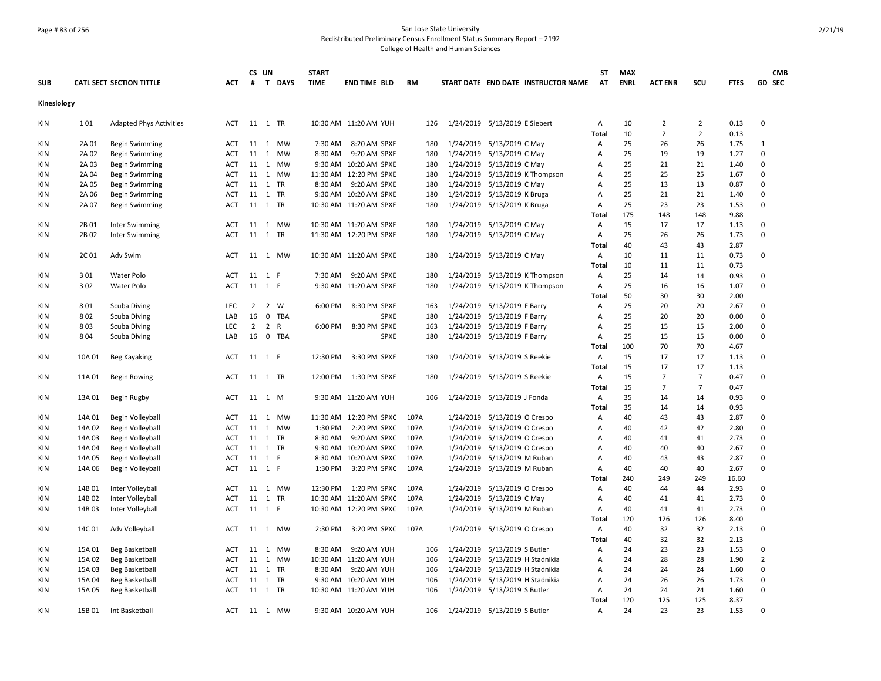San Jose State University
Redistributed Preliminary Census Enrollment Status Summary Report – 2192
College of Health and Human Sciences

| SUB | CATL SECT | SECTION TITTLE | ACT | CS # | UN T | DAYS | START TIME | END TIME | BLD | RM | START DATE | END DATE | INSTRUCTOR NAME | ST AT | MAX ENRL | ACT ENR | SCU | FTES | GD | CMB SEC |
|---|---|---|---|---|---|---|---|---|---|---|---|---|---|---|---|---|---|---|---|---|
| **Kinesiology** | | | | | | | | | | | | | | | | | | | | |
| KIN | 1 01 | Adapted Phys Activities | ACT | 11 | 1 | TR | 10:30 AM | 11:20 AM | YUH | 126 | 1/24/2019 | 5/13/2019 | E Siebert | A | 10 | 2 | 2 | 0.13 | 0 | |
| | | | | | | | | | | | | | | Total | 10 | 2 | 2 | 0.13 | | |
| KIN | 2A 01 | Begin Swimming | ACT | 11 | 1 | MW | 7:30 AM | 8:20 AM | SPXE | 180 | 1/24/2019 | 5/13/2019 | C May | A | 25 | 26 | 26 | 1.75 | 1 | |
| KIN | 2A 02 | Begin Swimming | ACT | 11 | 1 | MW | 8:30 AM | 9:20 AM | SPXE | 180 | 1/24/2019 | 5/13/2019 | C May | A | 25 | 19 | 19 | 1.27 | 0 | |
| KIN | 2A 03 | Begin Swimming | ACT | 11 | 1 | MW | 9:30 AM | 10:20 AM | SPXE | 180 | 1/24/2019 | 5/13/2019 | C May | A | 25 | 21 | 21 | 1.40 | 0 | |
| KIN | 2A 04 | Begin Swimming | ACT | 11 | 1 | MW | 11:30 AM | 12:20 PM | SPXE | 180 | 1/24/2019 | 5/13/2019 | K Thompson | A | 25 | 25 | 25 | 1.67 | 0 | |
| KIN | 2A 05 | Begin Swimming | ACT | 11 | 1 | TR | 8:30 AM | 9:20 AM | SPXE | 180 | 1/24/2019 | 5/13/2019 | C May | A | 25 | 13 | 13 | 0.87 | 0 | |
| KIN | 2A 06 | Begin Swimming | ACT | 11 | 1 | TR | 9:30 AM | 10:20 AM | SPXE | 180 | 1/24/2019 | 5/13/2019 | K Bruga | A | 25 | 21 | 21 | 1.40 | 0 | |
| KIN | 2A 07 | Begin Swimming | ACT | 11 | 1 | TR | 10:30 AM | 11:20 AM | SPXE | 180 | 1/24/2019 | 5/13/2019 | K Bruga | A | 25 | 23 | 23 | 1.53 | 0 | |
| | | | | | | | | | | | | | | Total | 175 | 148 | 148 | 9.88 | | |
| KIN | 2B 01 | Inter Swimming | ACT | 11 | 1 | MW | 10:30 AM | 11:20 AM | SPXE | 180 | 1/24/2019 | 5/13/2019 | C May | A | 15 | 17 | 17 | 1.13 | 0 | |
| KIN | 2B 02 | Inter Swimming | ACT | 11 | 1 | TR | 11:30 AM | 12:20 PM | SPXE | 180 | 1/24/2019 | 5/13/2019 | C May | A | 25 | 26 | 26 | 1.73 | 0 | |
| | | | | | | | | | | | | | | Total | 40 | 43 | 43 | 2.87 | | |
| KIN | 2C 01 | Adv Swim | ACT | 11 | 1 | MW | 10:30 AM | 11:20 AM | SPXE | 180 | 1/24/2019 | 5/13/2019 | C May | A | 10 | 11 | 11 | 0.73 | 0 | |
| | | | | | | | | | | | | | | Total | 10 | 11 | 11 | 0.73 | | |
| KIN | 3 01 | Water Polo | ACT | 11 | 1 | F | 7:30 AM | 9:20 AM | SPXE | 180 | 1/24/2019 | 5/13/2019 | K Thompson | A | 25 | 14 | 14 | 0.93 | 0 | |
| KIN | 3 02 | Water Polo | ACT | 11 | 1 | F | 9:30 AM | 11:20 AM | SPXE | 180 | 1/24/2019 | 5/13/2019 | K Thompson | A | 25 | 16 | 16 | 1.07 | 0 | |
| | | | | | | | | | | | | | | Total | 50 | 30 | 30 | 2.00 | | |
| KIN | 8 01 | Scuba Diving | LEC | 2 | 2 | W | 6:00 PM | 8:30 PM | SPXE | 163 | 1/24/2019 | 5/13/2019 | F Barry | A | 25 | 20 | 20 | 2.67 | 0 | |
| KIN | 8 02 | Scuba Diving | LAB | 16 | 0 | TBA | | | SPXE | 180 | 1/24/2019 | 5/13/2019 | F Barry | A | 25 | 20 | 20 | 0.00 | 0 | |
| KIN | 8 03 | Scuba Diving | LEC | 2 | 2 | R | 6:00 PM | 8:30 PM | SPXE | 163 | 1/24/2019 | 5/13/2019 | F Barry | A | 25 | 15 | 15 | 2.00 | 0 | |
| KIN | 8 04 | Scuba Diving | LAB | 16 | 0 | TBA | | | SPXE | 180 | 1/24/2019 | 5/13/2019 | F Barry | A | 25 | 15 | 15 | 0.00 | 0 | |
| | | | | | | | | | | | | | | Total | 100 | 70 | 70 | 4.67 | | |
| KIN | 10A 01 | Beg Kayaking | ACT | 11 | 1 | F | 12:30 PM | 3:30 PM | SPXE | 180 | 1/24/2019 | 5/13/2019 | S Reekie | A | 15 | 17 | 17 | 1.13 | 0 | |
| | | | | | | | | | | | | | | Total | 15 | 17 | 17 | 1.13 | | |
| KIN | 11A 01 | Begin Rowing | ACT | 11 | 1 | TR | 12:00 PM | 1:30 PM | SPXE | 180 | 1/24/2019 | 5/13/2019 | S Reekie | A | 15 | 7 | 7 | 0.47 | 0 | |
| | | | | | | | | | | | | | | Total | 15 | 7 | 7 | 0.47 | | |
| KIN | 13A 01 | Begin Rugby | ACT | 11 | 1 | M | 9:30 AM | 11:20 AM | YUH | 106 | 1/24/2019 | 5/13/2019 | J Fonda | A | 35 | 14 | 14 | 0.93 | 0 | |
| | | | | | | | | | | | | | | Total | 35 | 14 | 14 | 0.93 | | |
| KIN | 14A 01 | Begin Volleyball | ACT | 11 | 1 | MW | 11:30 AM | 12:20 PM | SPXC | 107A | 1/24/2019 | 5/13/2019 | O Crespo | A | 40 | 43 | 43 | 2.87 | 0 | |
| KIN | 14A 02 | Begin Volleyball | ACT | 11 | 1 | MW | 1:30 PM | 2:20 PM | SPXC | 107A | 1/24/2019 | 5/13/2019 | O Crespo | A | 40 | 42 | 42 | 2.80 | 0 | |
| KIN | 14A 03 | Begin Volleyball | ACT | 11 | 1 | TR | 8:30 AM | 9:20 AM | SPXC | 107A | 1/24/2019 | 5/13/2019 | O Crespo | A | 40 | 41 | 41 | 2.73 | 0 | |
| KIN | 14A 04 | Begin Volleyball | ACT | 11 | 1 | TR | 9:30 AM | 10:20 AM | SPXC | 107A | 1/24/2019 | 5/13/2019 | O Crespo | A | 40 | 40 | 40 | 2.67 | 0 | |
| KIN | 14A 05 | Begin Volleyball | ACT | 11 | 1 | F | 8:30 AM | 10:20 AM | SPXC | 107A | 1/24/2019 | 5/13/2019 | M Ruban | A | 40 | 43 | 43 | 2.87 | 0 | |
| KIN | 14A 06 | Begin Volleyball | ACT | 11 | 1 | F | 1:30 PM | 3:20 PM | SPXC | 107A | 1/24/2019 | 5/13/2019 | M Ruban | A | 40 | 40 | 40 | 2.67 | 0 | |
| | | | | | | | | | | | | | | Total | 240 | 249 | 249 | 16.60 | | |
| KIN | 14B 01 | Inter Volleyball | ACT | 11 | 1 | MW | 12:30 PM | 1:20 PM | SPXC | 107A | 1/24/2019 | 5/13/2019 | O Crespo | A | 40 | 44 | 44 | 2.93 | 0 | |
| KIN | 14B 02 | Inter Volleyball | ACT | 11 | 1 | TR | 10:30 AM | 11:20 AM | SPXC | 107A | 1/24/2019 | 5/13/2019 | C May | A | 40 | 41 | 41 | 2.73 | 0 | |
| KIN | 14B 03 | Inter Volleyball | ACT | 11 | 1 | F | 10:30 AM | 12:20 PM | SPXC | 107A | 1/24/2019 | 5/13/2019 | M Ruban | A | 40 | 41 | 41 | 2.73 | 0 | |
| | | | | | | | | | | | | | | Total | 120 | 126 | 126 | 8.40 | | |
| KIN | 14C 01 | Adv Volleyball | ACT | 11 | 1 | MW | 2:30 PM | 3:20 PM | SPXC | 107A | 1/24/2019 | 5/13/2019 | O Crespo | A | 40 | 32 | 32 | 2.13 | 0 | |
| | | | | | | | | | | | | | | Total | 40 | 32 | 32 | 2.13 | | |
| KIN | 15A 01 | Beg Basketball | ACT | 11 | 1 | MW | 8:30 AM | 9:20 AM | YUH | 106 | 1/24/2019 | 5/13/2019 | S Butler | A | 24 | 23 | 23 | 1.53 | 0 | |
| KIN | 15A 02 | Beg Basketball | ACT | 11 | 1 | MW | 10:30 AM | 11:20 AM | YUH | 106 | 1/24/2019 | 5/13/2019 | H Stadnikia | A | 24 | 28 | 28 | 1.90 | 2 | |
| KIN | 15A 03 | Beg Basketball | ACT | 11 | 1 | TR | 8:30 AM | 9:20 AM | YUH | 106 | 1/24/2019 | 5/13/2019 | H Stadnikia | A | 24 | 24 | 24 | 1.60 | 0 | |
| KIN | 15A 04 | Beg Basketball | ACT | 11 | 1 | TR | 9:30 AM | 10:20 AM | YUH | 106 | 1/24/2019 | 5/13/2019 | H Stadnikia | A | 24 | 26 | 26 | 1.73 | 0 | |
| KIN | 15A 05 | Beg Basketball | ACT | 11 | 1 | TR | 10:30 AM | 11:20 AM | YUH | 106 | 1/24/2019 | 5/13/2019 | S Butler | A | 24 | 24 | 24 | 1.60 | 0 | |
| | | | | | | | | | | | | | | Total | 120 | 125 | 125 | 8.37 | | |
| KIN | 15B 01 | Int Basketball | ACT | 11 | 1 | MW | 9:30 AM | 10:20 AM | YUH | 106 | 1/24/2019 | 5/13/2019 | S Butler | A | 24 | 23 | 23 | 1.53 | 0 | |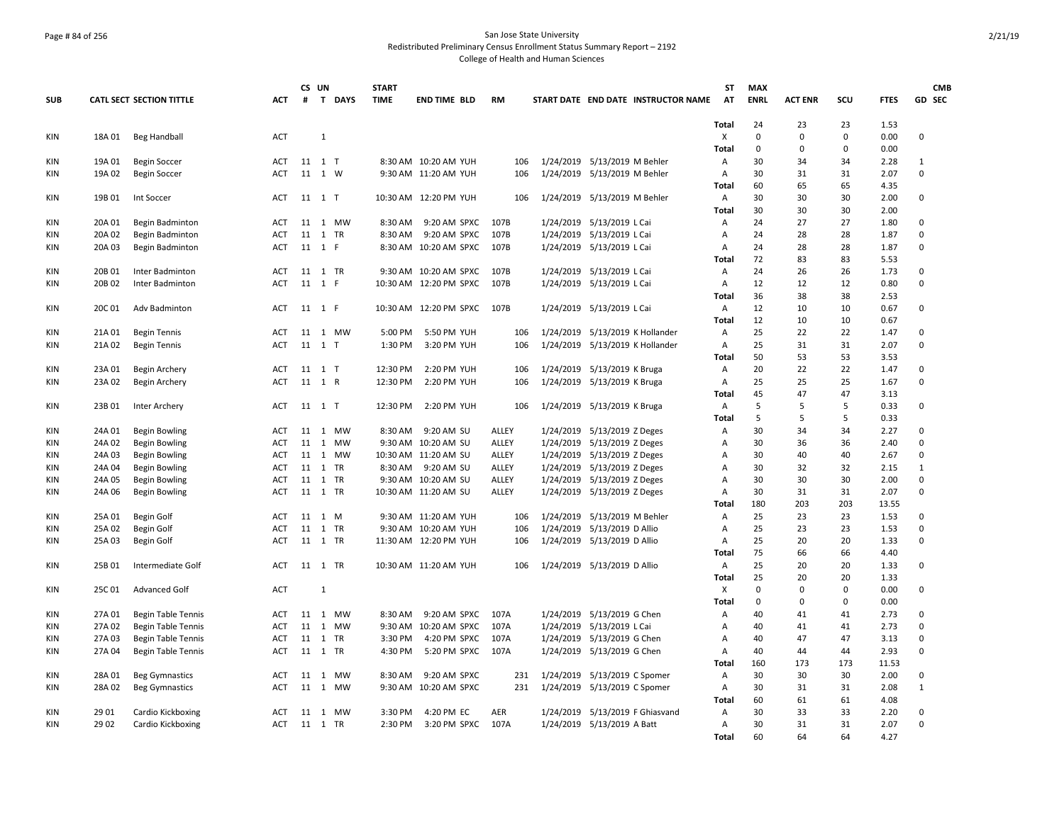San Jose State University
Redistributed Preliminary Census Enrollment Status Summary Report – 2192
College of Health and Human Sciences

| SUB | CATL | SECT | SECTION TITTLE | ACT | CS # | UN T | DAYS | START TIME | END TIME | BLD | RM | START DATE | END DATE | INSTRUCTOR NAME | ST AT | MAX ENRL | ACT ENR | SCU | FTES | GD | CMB SEC |
|---|---|---|---|---|---|---|---|---|---|---|---|---|---|---|---|---|---|---|---|---|---|
| | | | | | | | | | | | | | | | Total | 24 | 23 | 23 | 1.53 | | |
| KIN | 18A | 01 | Beg Handball | ACT | | 1 | | | | | | | | | X | 0 | 0 | 0 | 0.00 | 0 | |
| | | | | | | | | | | | | | | | Total | 0 | 0 | 0 | 0.00 | | |
| KIN | 19A | 01 | Begin Soccer | ACT | 11 | 1 | T | 8:30 AM | 10:20 AM | YUH | 106 | 1/24/2019 | 5/13/2019 | M Behler | A | 30 | 34 | 34 | 2.28 | 1 | |
| KIN | 19A | 02 | Begin Soccer | ACT | 11 | 1 | W | 9:30 AM | 11:20 AM | YUH | 106 | 1/24/2019 | 5/13/2019 | M Behler | A | 30 | 31 | 31 | 2.07 | 0 | |
| | | | | | | | | | | | | | | | Total | 60 | 65 | 65 | 4.35 | | |
| KIN | 19B | 01 | Int Soccer | ACT | 11 | 1 | T | 10:30 AM | 12:20 PM | YUH | 106 | 1/24/2019 | 5/13/2019 | M Behler | A | 30 | 30 | 30 | 2.00 | 0 | |
| | | | | | | | | | | | | | | | Total | 30 | 30 | 30 | 2.00 | | |
| KIN | 20A | 01 | Begin Badminton | ACT | 11 | 1 | MW | 8:30 AM | 9:20 AM | SPXC | 107B | 1/24/2019 | 5/13/2019 | L Cai | A | 24 | 27 | 27 | 1.80 | 0 | |
| KIN | 20A | 02 | Begin Badminton | ACT | 11 | 1 | TR | 8:30 AM | 9:20 AM | SPXC | 107B | 1/24/2019 | 5/13/2019 | L Cai | A | 24 | 28 | 28 | 1.87 | 0 | |
| KIN | 20A | 03 | Begin Badminton | ACT | 11 | 1 | F | 8:30 AM | 10:20 AM | SPXC | 107B | 1/24/2019 | 5/13/2019 | L Cai | A | 24 | 28 | 28 | 1.87 | 0 | |
| | | | | | | | | | | | | | | | Total | 72 | 83 | 83 | 5.53 | | |
| KIN | 20B | 01 | Inter Badminton | ACT | 11 | 1 | TR | 9:30 AM | 10:20 AM | SPXC | 107B | 1/24/2019 | 5/13/2019 | L Cai | A | 24 | 26 | 26 | 1.73 | 0 | |
| KIN | 20B | 02 | Inter Badminton | ACT | 11 | 1 | F | 10:30 AM | 12:20 PM | SPXC | 107B | 1/24/2019 | 5/13/2019 | L Cai | A | 12 | 12 | 12 | 0.80 | 0 | |
| | | | | | | | | | | | | | | | Total | 36 | 38 | 38 | 2.53 | | |
| KIN | 20C | 01 | Adv Badminton | ACT | 11 | 1 | F | 10:30 AM | 12:20 PM | SPXC | 107B | 1/24/2019 | 5/13/2019 | L Cai | A | 12 | 10 | 10 | 0.67 | 0 | |
| | | | | | | | | | | | | | | | Total | 12 | 10 | 10 | 0.67 | | |
| KIN | 21A | 01 | Begin Tennis | ACT | 11 | 1 | MW | 5:00 PM | 5:50 PM | YUH | 106 | 1/24/2019 | 5/13/2019 | K Hollander | A | 25 | 22 | 22 | 1.47 | 0 | |
| KIN | 21A | 02 | Begin Tennis | ACT | 11 | 1 | T | 1:30 PM | 3:20 PM | YUH | 106 | 1/24/2019 | 5/13/2019 | K Hollander | A | 25 | 31 | 31 | 2.07 | 0 | |
| | | | | | | | | | | | | | | | Total | 50 | 53 | 53 | 3.53 | | |
| KIN | 23A | 01 | Begin Archery | ACT | 11 | 1 | T | 12:30 PM | 2:20 PM | YUH | 106 | 1/24/2019 | 5/13/2019 | K Bruga | A | 20 | 22 | 22 | 1.47 | 0 | |
| KIN | 23A | 02 | Begin Archery | ACT | 11 | 1 | R | 12:30 PM | 2:20 PM | YUH | 106 | 1/24/2019 | 5/13/2019 | K Bruga | A | 25 | 25 | 25 | 1.67 | 0 | |
| | | | | | | | | | | | | | | | Total | 45 | 47 | 47 | 3.13 | | |
| KIN | 23B | 01 | Inter Archery | ACT | 11 | 1 | T | 12:30 PM | 2:20 PM | YUH | 106 | 1/24/2019 | 5/13/2019 | K Bruga | A | 5 | 5 | 5 | 0.33 | 0 | |
| | | | | | | | | | | | | | | | Total | 5 | 5 | 5 | 0.33 | | |
| KIN | 24A | 01 | Begin Bowling | ACT | 11 | 1 | MW | 8:30 AM | 9:20 AM | SU | ALLEY | 1/24/2019 | 5/13/2019 | Z Deges | A | 30 | 34 | 34 | 2.27 | 0 | |
| KIN | 24A | 02 | Begin Bowling | ACT | 11 | 1 | MW | 9:30 AM | 10:20 AM | SU | ALLEY | 1/24/2019 | 5/13/2019 | Z Deges | A | 30 | 36 | 36 | 2.40 | 0 | |
| KIN | 24A | 03 | Begin Bowling | ACT | 11 | 1 | MW | 10:30 AM | 11:20 AM | SU | ALLEY | 1/24/2019 | 5/13/2019 | Z Deges | A | 30 | 40 | 40 | 2.67 | 0 | |
| KIN | 24A | 04 | Begin Bowling | ACT | 11 | 1 | TR | 8:30 AM | 9:20 AM | SU | ALLEY | 1/24/2019 | 5/13/2019 | Z Deges | A | 30 | 32 | 32 | 2.15 | 1 | |
| KIN | 24A | 05 | Begin Bowling | ACT | 11 | 1 | TR | 9:30 AM | 10:20 AM | SU | ALLEY | 1/24/2019 | 5/13/2019 | Z Deges | A | 30 | 30 | 30 | 2.00 | 0 | |
| KIN | 24A | 06 | Begin Bowling | ACT | 11 | 1 | TR | 10:30 AM | 11:20 AM | SU | ALLEY | 1/24/2019 | 5/13/2019 | Z Deges | A | 30 | 31 | 31 | 2.07 | 0 | |
| | | | | | | | | | | | | | | | Total | 180 | 203 | 203 | 13.55 | | |
| KIN | 25A | 01 | Begin Golf | ACT | 11 | 1 | M | 9:30 AM | 11:20 AM | YUH | 106 | 1/24/2019 | 5/13/2019 | M Behler | A | 25 | 23 | 23 | 1.53 | 0 | |
| KIN | 25A | 02 | Begin Golf | ACT | 11 | 1 | TR | 9:30 AM | 10:20 AM | YUH | 106 | 1/24/2019 | 5/13/2019 | D Allio | A | 25 | 23 | 23 | 1.53 | 0 | |
| KIN | 25A | 03 | Begin Golf | ACT | 11 | 1 | TR | 11:30 AM | 12:20 PM | YUH | 106 | 1/24/2019 | 5/13/2019 | D Allio | A | 25 | 20 | 20 | 1.33 | 0 | |
| | | | | | | | | | | | | | | | Total | 75 | 66 | 66 | 4.40 | | |
| KIN | 25B | 01 | Intermediate Golf | ACT | 11 | 1 | TR | 10:30 AM | 11:20 AM | YUH | 106 | 1/24/2019 | 5/13/2019 | D Allio | A | 25 | 20 | 20 | 1.33 | 0 | |
| | | | | | | | | | | | | | | | Total | 25 | 20 | 20 | 1.33 | | |
| KIN | 25C | 01 | Advanced Golf | ACT | | 1 | | | | | | | | | X | 0 | 0 | 0 | 0.00 | 0 | |
| | | | | | | | | | | | | | | | Total | 0 | 0 | 0 | 0.00 | | |
| KIN | 27A | 01 | Begin Table Tennis | ACT | 11 | 1 | MW | 8:30 AM | 9:20 AM | SPXC | 107A | 1/24/2019 | 5/13/2019 | G Chen | A | 40 | 41 | 41 | 2.73 | 0 | |
| KIN | 27A | 02 | Begin Table Tennis | ACT | 11 | 1 | MW | 9:30 AM | 10:20 AM | SPXC | 107A | 1/24/2019 | 5/13/2019 | L Cai | A | 40 | 41 | 41 | 2.73 | 0 | |
| KIN | 27A | 03 | Begin Table Tennis | ACT | 11 | 1 | TR | 3:30 PM | 4:20 PM | SPXC | 107A | 1/24/2019 | 5/13/2019 | G Chen | A | 40 | 47 | 47 | 3.13 | 0 | |
| KIN | 27A | 04 | Begin Table Tennis | ACT | 11 | 1 | TR | 4:30 PM | 5:20 PM | SPXC | 107A | 1/24/2019 | 5/13/2019 | G Chen | A | 40 | 44 | 44 | 2.93 | 0 | |
| | | | | | | | | | | | | | | | Total | 160 | 173 | 173 | 11.53 | | |
| KIN | 28A | 01 | Beg Gymnastics | ACT | 11 | 1 | MW | 8:30 AM | 9:20 AM | SPXC | 231 | 1/24/2019 | 5/13/2019 | C Spomer | A | 30 | 30 | 30 | 2.00 | 0 | |
| KIN | 28A | 02 | Beg Gymnastics | ACT | 11 | 1 | MW | 9:30 AM | 10:20 AM | SPXC | 231 | 1/24/2019 | 5/13/2019 | C Spomer | A | 30 | 31 | 31 | 2.08 | 1 | |
| | | | | | | | | | | | | | | | Total | 60 | 61 | 61 | 4.08 | | |
| KIN | 29 | 01 | Cardio Kickboxing | ACT | 11 | 1 | MW | 3:30 PM | 4:20 PM | EC | AER | 1/24/2019 | 5/13/2019 | F Ghiasvand | A | 30 | 33 | 33 | 2.20 | 0 | |
| KIN | 29 | 02 | Cardio Kickboxing | ACT | 11 | 1 | TR | 2:30 PM | 3:20 PM | SPXC | 107A | 1/24/2019 | 5/13/2019 | A Batt | A | 30 | 31 | 31 | 2.07 | 0 | |
| | | | | | | | | | | | | | | | Total | 60 | 64 | 64 | 4.27 | | |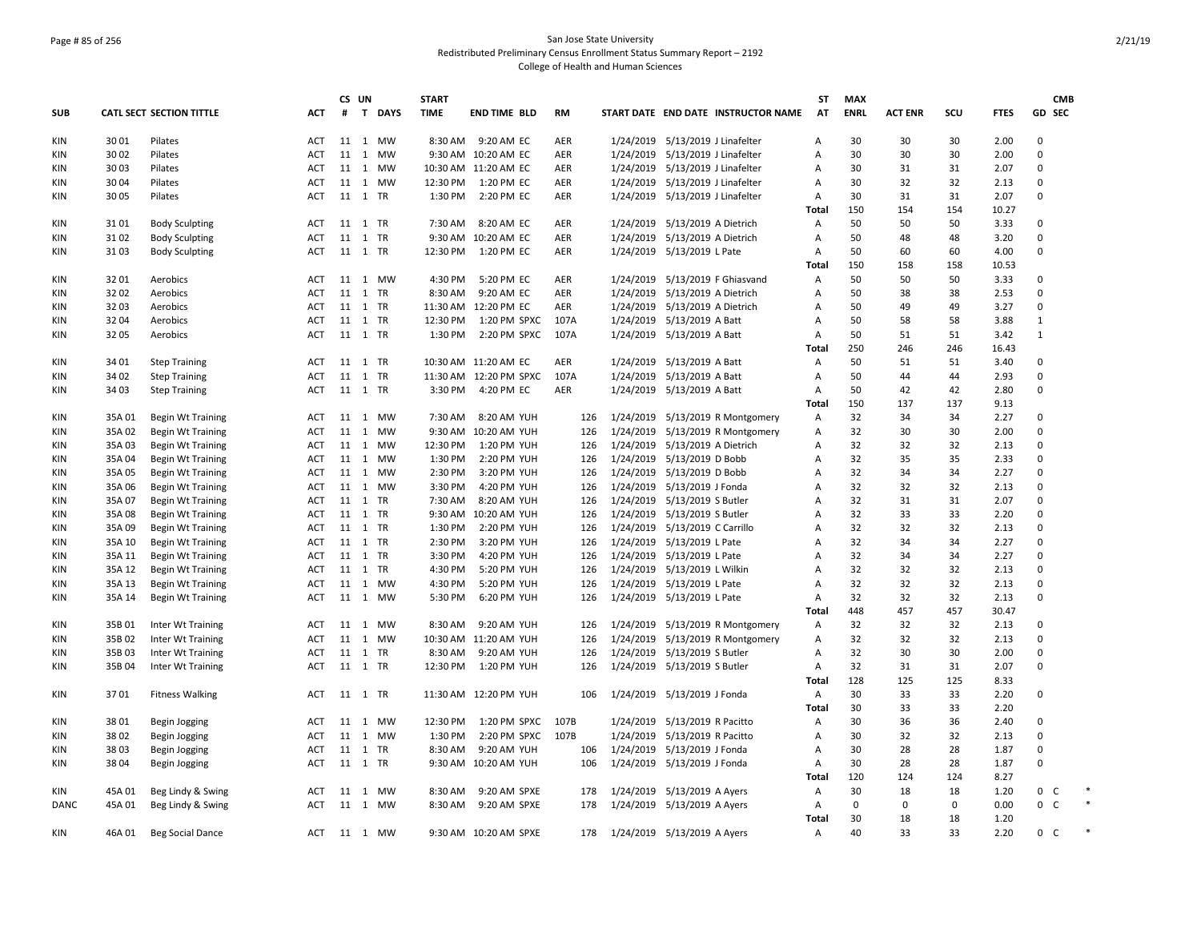San Jose State University
Redistributed Preliminary Census Enrollment Status Summary Report – 2192
College of Health and Human Sciences

| SUB | CATL SECT | SECTION TITTLE | ACT | CS # | UN T | DAYS | START TIME | END TIME | BLD | RM | START DATE | END DATE | INSTRUCTOR NAME | ST AT | MAX ENRL | ACT ENR | SCU | FTES | GD | CMB SEC | |
|---|---|---|---|---|---|---|---|---|---|---|---|---|---|---|---|---|---|---|---|---|---|
| KIN | 30 01 | Pilates | ACT | 11 | 1 | MW | 8:30 AM | 9:20 AM | EC | AER | 1/24/2019 | 5/13/2019 | J Linafelter | A | 30 | 30 | 30 | 2.00 | 0 | | |
| KIN | 30 02 | Pilates | ACT | 11 | 1 | MW | 9:30 AM | 10:20 AM | EC | AER | 1/24/2019 | 5/13/2019 | J Linafelter | A | 30 | 30 | 30 | 2.00 | 0 | | |
| KIN | 30 03 | Pilates | ACT | 11 | 1 | MW | 10:30 AM | 11:20 AM | EC | AER | 1/24/2019 | 5/13/2019 | J Linafelter | A | 30 | 31 | 31 | 2.07 | 0 | | |
| KIN | 30 04 | Pilates | ACT | 11 | 1 | MW | 12:30 PM | 1:20 PM | EC | AER | 1/24/2019 | 5/13/2019 | J Linafelter | A | 30 | 32 | 32 | 2.13 | 0 | | |
| KIN | 30 05 | Pilates | ACT | 11 | 1 | TR | 1:30 PM | 2:20 PM | EC | AER | 1/24/2019 | 5/13/2019 | J Linafelter | A | 30 | 31 | 31 | 2.07 | 0 | | |
| | | | | | | | | | | | | | | Total | 150 | 154 | 154 | 10.27 | | | |
| KIN | 31 01 | Body Sculpting | ACT | 11 | 1 | TR | 7:30 AM | 8:20 AM | EC | AER | 1/24/2019 | 5/13/2019 | A Dietrich | A | 50 | 50 | 50 | 3.33 | 0 | | |
| KIN | 31 02 | Body Sculpting | ACT | 11 | 1 | TR | 9:30 AM | 10:20 AM | EC | AER | 1/24/2019 | 5/13/2019 | A Dietrich | A | 50 | 48 | 48 | 3.20 | 0 | | |
| KIN | 31 03 | Body Sculpting | ACT | 11 | 1 | TR | 12:30 PM | 1:20 PM | EC | AER | 1/24/2019 | 5/13/2019 | L Pate | A | 50 | 60 | 60 | 4.00 | 0 | | |
| | | | | | | | | | | | | | | Total | 150 | 158 | 158 | 10.53 | | | |
| KIN | 32 01 | Aerobics | ACT | 11 | 1 | MW | 4:30 PM | 5:20 PM | EC | AER | 1/24/2019 | 5/13/2019 | F Ghiasvand | A | 50 | 50 | 50 | 3.33 | 0 | | |
| KIN | 32 02 | Aerobics | ACT | 11 | 1 | TR | 8:30 AM | 9:20 AM | EC | AER | 1/24/2019 | 5/13/2019 | A Dietrich | A | 50 | 38 | 38 | 2.53 | 0 | | |
| KIN | 32 03 | Aerobics | ACT | 11 | 1 | TR | 11:30 AM | 12:20 PM | EC | AER | 1/24/2019 | 5/13/2019 | A Dietrich | A | 50 | 49 | 49 | 3.27 | 0 | | |
| KIN | 32 04 | Aerobics | ACT | 11 | 1 | TR | 12:30 PM | 1:20 PM | SPXC | 107A | 1/24/2019 | 5/13/2019 | A Batt | A | 50 | 58 | 58 | 3.88 | 1 | | |
| KIN | 32 05 | Aerobics | ACT | 11 | 1 | TR | 1:30 PM | 2:20 PM | SPXC | 107A | 1/24/2019 | 5/13/2019 | A Batt | A | 50 | 51 | 51 | 3.42 | 1 | | |
| | | | | | | | | | | | | | | Total | 250 | 246 | 246 | 16.43 | | | |
| KIN | 34 01 | Step Training | ACT | 11 | 1 | TR | 10:30 AM | 11:20 AM | EC | AER | 1/24/2019 | 5/13/2019 | A Batt | A | 50 | 51 | 51 | 3.40 | 0 | | |
| KIN | 34 02 | Step Training | ACT | 11 | 1 | TR | 11:30 AM | 12:20 PM | SPXC | 107A | 1/24/2019 | 5/13/2019 | A Batt | A | 50 | 44 | 44 | 2.93 | 0 | | |
| KIN | 34 03 | Step Training | ACT | 11 | 1 | TR | 3:30 PM | 4:20 PM | EC | AER | 1/24/2019 | 5/13/2019 | A Batt | A | 50 | 42 | 42 | 2.80 | 0 | | |
| | | | | | | | | | | | | | | Total | 150 | 137 | 137 | 9.13 | | | |
| KIN | 35A 01 | Begin Wt Training | ACT | 11 | 1 | MW | 7:30 AM | 8:20 AM | YUH | 126 | 1/24/2019 | 5/13/2019 | R Montgomery | A | 32 | 34 | 34 | 2.27 | 0 | | |
| KIN | 35A 02 | Begin Wt Training | ACT | 11 | 1 | MW | 9:30 AM | 10:20 AM | YUH | 126 | 1/24/2019 | 5/13/2019 | R Montgomery | A | 32 | 30 | 30 | 2.00 | 0 | | |
| KIN | 35A 03 | Begin Wt Training | ACT | 11 | 1 | MW | 12:30 PM | 1:20 PM | YUH | 126 | 1/24/2019 | 5/13/2019 | A Dietrich | A | 32 | 32 | 32 | 2.13 | 0 | | |
| KIN | 35A 04 | Begin Wt Training | ACT | 11 | 1 | MW | 1:30 PM | 2:20 PM | YUH | 126 | 1/24/2019 | 5/13/2019 | D Bobb | A | 32 | 35 | 35 | 2.33 | 0 | | |
| KIN | 35A 05 | Begin Wt Training | ACT | 11 | 1 | MW | 2:30 PM | 3:20 PM | YUH | 126 | 1/24/2019 | 5/13/2019 | D Bobb | A | 32 | 34 | 34 | 2.27 | 0 | | |
| KIN | 35A 06 | Begin Wt Training | ACT | 11 | 1 | MW | 3:30 PM | 4:20 PM | YUH | 126 | 1/24/2019 | 5/13/2019 | J Fonda | A | 32 | 32 | 32 | 2.13 | 0 | | |
| KIN | 35A 07 | Begin Wt Training | ACT | 11 | 1 | TR | 7:30 AM | 8:20 AM | YUH | 126 | 1/24/2019 | 5/13/2019 | S Butler | A | 32 | 31 | 31 | 2.07 | 0 | | |
| KIN | 35A 08 | Begin Wt Training | ACT | 11 | 1 | TR | 9:30 AM | 10:20 AM | YUH | 126 | 1/24/2019 | 5/13/2019 | S Butler | A | 32 | 33 | 33 | 2.20 | 0 | | |
| KIN | 35A 09 | Begin Wt Training | ACT | 11 | 1 | TR | 1:30 PM | 2:20 PM | YUH | 126 | 1/24/2019 | 5/13/2019 | C Carrillo | A | 32 | 32 | 32 | 2.13 | 0 | | |
| KIN | 35A 10 | Begin Wt Training | ACT | 11 | 1 | TR | 2:30 PM | 3:20 PM | YUH | 126 | 1/24/2019 | 5/13/2019 | L Pate | A | 32 | 34 | 34 | 2.27 | 0 | | |
| KIN | 35A 11 | Begin Wt Training | ACT | 11 | 1 | TR | 3:30 PM | 4:20 PM | YUH | 126 | 1/24/2019 | 5/13/2019 | L Pate | A | 32 | 34 | 34 | 2.27 | 0 | | |
| KIN | 35A 12 | Begin Wt Training | ACT | 11 | 1 | TR | 4:30 PM | 5:20 PM | YUH | 126 | 1/24/2019 | 5/13/2019 | L Wilkin | A | 32 | 32 | 32 | 2.13 | 0 | | |
| KIN | 35A 13 | Begin Wt Training | ACT | 11 | 1 | MW | 4:30 PM | 5:20 PM | YUH | 126 | 1/24/2019 | 5/13/2019 | L Pate | A | 32 | 32 | 32 | 2.13 | 0 | | |
| KIN | 35A 14 | Begin Wt Training | ACT | 11 | 1 | MW | 5:30 PM | 6:20 PM | YUH | 126 | 1/24/2019 | 5/13/2019 | L Pate | A | 32 | 32 | 32 | 2.13 | 0 | | |
| | | | | | | | | | | | | | | Total | 448 | 457 | 457 | 30.47 | | | |
| KIN | 35B 01 | Inter Wt Training | ACT | 11 | 1 | MW | 8:30 AM | 9:20 AM | YUH | 126 | 1/24/2019 | 5/13/2019 | R Montgomery | A | 32 | 32 | 32 | 2.13 | 0 | | |
| KIN | 35B 02 | Inter Wt Training | ACT | 11 | 1 | MW | 10:30 AM | 11:20 AM | YUH | 126 | 1/24/2019 | 5/13/2019 | R Montgomery | A | 32 | 32 | 32 | 2.13 | 0 | | |
| KIN | 35B 03 | Inter Wt Training | ACT | 11 | 1 | TR | 8:30 AM | 9:20 AM | YUH | 126 | 1/24/2019 | 5/13/2019 | S Butler | A | 32 | 30 | 30 | 2.00 | 0 | | |
| KIN | 35B 04 | Inter Wt Training | ACT | 11 | 1 | TR | 12:30 PM | 1:20 PM | YUH | 126 | 1/24/2019 | 5/13/2019 | S Butler | A | 32 | 31 | 31 | 2.07 | 0 | | |
| | | | | | | | | | | | | | | Total | 128 | 125 | 125 | 8.33 | | | |
| KIN | 37 01 | Fitness Walking | ACT | 11 | 1 | TR | 11:30 AM | 12:20 PM | YUH | 106 | 1/24/2019 | 5/13/2019 | J Fonda | A | 30 | 33 | 33 | 2.20 | 0 | | |
| | | | | | | | | | | | | | | Total | 30 | 33 | 33 | 2.20 | | | |
| KIN | 38 01 | Begin Jogging | ACT | 11 | 1 | MW | 12:30 PM | 1:20 PM | SPXC | 107B | 1/24/2019 | 5/13/2019 | R Pacitto | A | 30 | 36 | 36 | 2.40 | 0 | | |
| KIN | 38 02 | Begin Jogging | ACT | 11 | 1 | MW | 1:30 PM | 2:20 PM | SPXC | 107B | 1/24/2019 | 5/13/2019 | R Pacitto | A | 30 | 32 | 32 | 2.13 | 0 | | |
| KIN | 38 03 | Begin Jogging | ACT | 11 | 1 | TR | 8:30 AM | 9:20 AM | YUH | 106 | 1/24/2019 | 5/13/2019 | J Fonda | A | 30 | 28 | 28 | 1.87 | 0 | | |
| KIN | 38 04 | Begin Jogging | ACT | 11 | 1 | TR | 9:30 AM | 10:20 AM | YUH | 106 | 1/24/2019 | 5/13/2019 | J Fonda | A | 30 | 28 | 28 | 1.87 | 0 | | |
| | | | | | | | | | | | | | | Total | 120 | 124 | 124 | 8.27 | | | |
| KIN | 45A 01 | Beg Lindy & Swing | ACT | 11 | 1 | MW | 8:30 AM | 9:20 AM | SPXE | 178 | 1/24/2019 | 5/13/2019 | A Ayers | A | 30 | 18 | 18 | 1.20 | 0 | C | * |
| DANC | 45A 01 | Beg Lindy & Swing | ACT | 11 | 1 | MW | 8:30 AM | 9:20 AM | SPXE | 178 | 1/24/2019 | 5/13/2019 | A Ayers | A | 0 | 0 | 0 | 0.00 | 0 | C | * |
| | | | | | | | | | | | | | | Total | 30 | 18 | 18 | 1.20 | | | |
| KIN | 46A 01 | Beg Social Dance | ACT | 11 | 1 | MW | 9:30 AM | 10:20 AM | SPXE | 178 | 1/24/2019 | 5/13/2019 | A Ayers | A | 40 | 33 | 33 | 2.20 | 0 | C | * |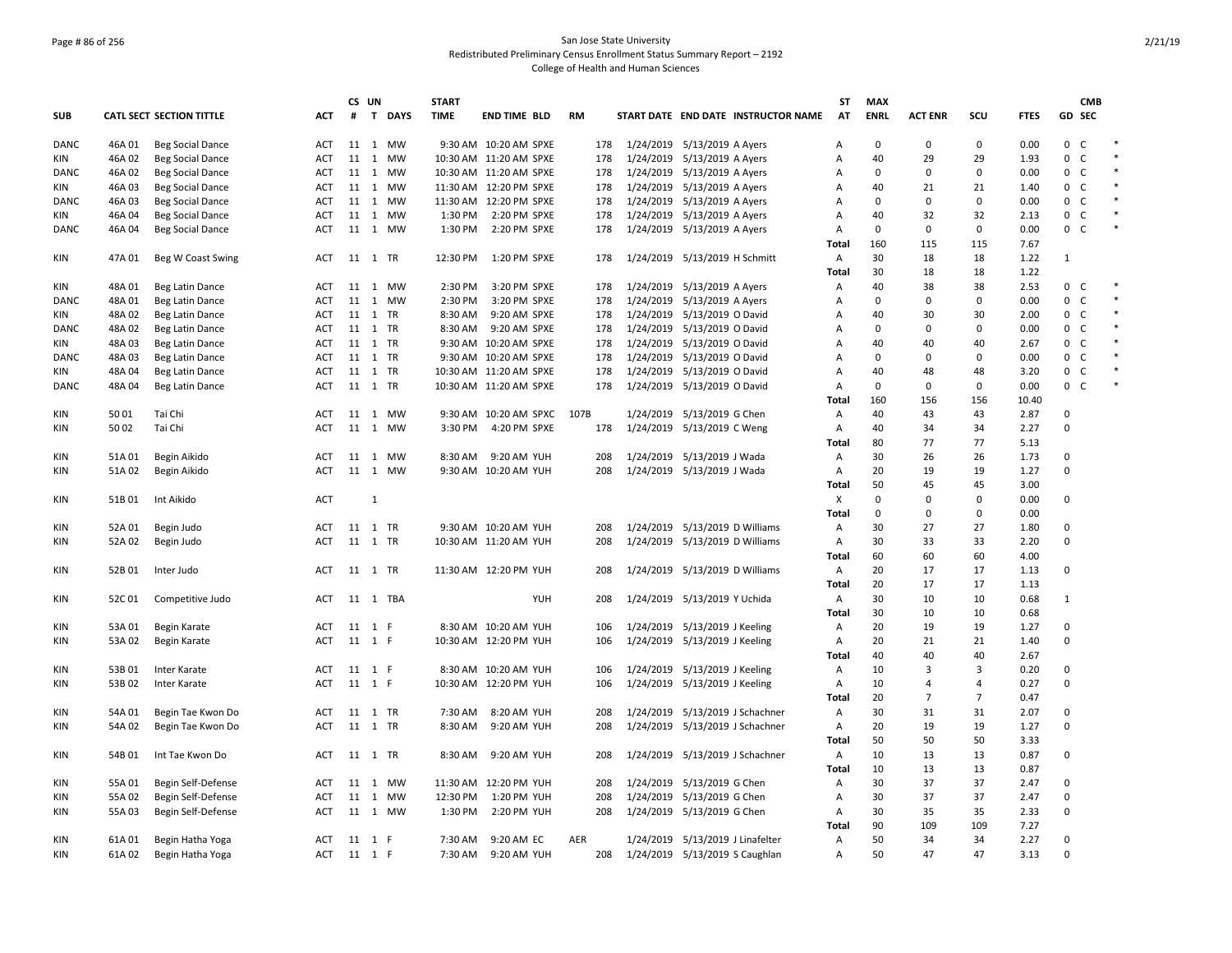San Jose State University
Redistributed Preliminary Census Enrollment Status Summary Report – 2192
College of Health and Human Sciences

| SUB | CATL SECT | SECTION TITTLE | ACT | CS # | UN T | DAYS | START TIME | END TIME | BLD | RM | START DATE | END DATE | INSTRUCTOR NAME | ST AT | MAX ENRL | ACT ENR | SCU | FTES | GD | CMB SEC | |
|---|---|---|---|---|---|---|---|---|---|---|---|---|---|---|---|---|---|---|---|---|---|
| DANC | 46A 01 | Beg Social Dance | ACT | 11 | 1 | MW | 9:30 AM | 10:20 AM | SPXE | 178 | 1/24/2019 | 5/13/2019 | A Ayers | A | 0 | 0 | 0 | 0.00 | 0 | C | * |
| KIN | 46A 02 | Beg Social Dance | ACT | 11 | 1 | MW | 10:30 AM | 11:20 AM | SPXE | 178 | 1/24/2019 | 5/13/2019 | A Ayers | A | 40 | 29 | 29 | 1.93 | 0 | C | * |
| DANC | 46A 02 | Beg Social Dance | ACT | 11 | 1 | MW | 10:30 AM | 11:20 AM | SPXE | 178 | 1/24/2019 | 5/13/2019 | A Ayers | A | 0 | 0 | 0 | 0.00 | 0 | C | * |
| KIN | 46A 03 | Beg Social Dance | ACT | 11 | 1 | MW | 11:30 AM | 12:20 PM | SPXE | 178 | 1/24/2019 | 5/13/2019 | A Ayers | A | 40 | 21 | 21 | 1.40 | 0 | C | * |
| DANC | 46A 03 | Beg Social Dance | ACT | 11 | 1 | MW | 11:30 AM | 12:20 PM | SPXE | 178 | 1/24/2019 | 5/13/2019 | A Ayers | A | 0 | 0 | 0 | 0.00 | 0 | C | * |
| KIN | 46A 04 | Beg Social Dance | ACT | 11 | 1 | MW | 1:30 PM | 2:20 PM | SPXE | 178 | 1/24/2019 | 5/13/2019 | A Ayers | A | 40 | 32 | 32 | 2.13 | 0 | C | * |
| DANC | 46A 04 | Beg Social Dance | ACT | 11 | 1 | MW | 1:30 PM | 2:20 PM | SPXE | 178 | 1/24/2019 | 5/13/2019 | A Ayers | A | 0 | 0 | 0 | 0.00 | 0 | C | * |
| | | | | | | | | | | | | | | Total | 160 | 115 | 115 | 7.67 | | | |
| KIN | 47A 01 | Beg W Coast Swing | ACT | 11 | 1 | TR | 12:30 PM | 1:20 PM | SPXE | 178 | 1/24/2019 | 5/13/2019 | H Schmitt | A | 30 | 18 | 18 | 1.22 | 1 | | |
| | | | | | | | | | | | | | | Total | 30 | 18 | 18 | 1.22 | | | |
| KIN | 48A 01 | Beg Latin Dance | ACT | 11 | 1 | MW | 2:30 PM | 3:20 PM | SPXE | 178 | 1/24/2019 | 5/13/2019 | A Ayers | A | 40 | 38 | 38 | 2.53 | 0 | C | * |
| DANC | 48A 01 | Beg Latin Dance | ACT | 11 | 1 | MW | 2:30 PM | 3:20 PM | SPXE | 178 | 1/24/2019 | 5/13/2019 | A Ayers | A | 0 | 0 | 0 | 0.00 | 0 | C | * |
| KIN | 48A 02 | Beg Latin Dance | ACT | 11 | 1 | TR | 8:30 AM | 9:20 AM | SPXE | 178 | 1/24/2019 | 5/13/2019 | O David | A | 40 | 30 | 30 | 2.00 | 0 | C | * |
| DANC | 48A 02 | Beg Latin Dance | ACT | 11 | 1 | TR | 8:30 AM | 9:20 AM | SPXE | 178 | 1/24/2019 | 5/13/2019 | O David | A | 0 | 0 | 0 | 0.00 | 0 | C | * |
| KIN | 48A 03 | Beg Latin Dance | ACT | 11 | 1 | TR | 9:30 AM | 10:20 AM | SPXE | 178 | 1/24/2019 | 5/13/2019 | O David | A | 40 | 40 | 40 | 2.67 | 0 | C | * |
| DANC | 48A 03 | Beg Latin Dance | ACT | 11 | 1 | TR | 9:30 AM | 10:20 AM | SPXE | 178 | 1/24/2019 | 5/13/2019 | O David | A | 0 | 0 | 0 | 0.00 | 0 | C | * |
| KIN | 48A 04 | Beg Latin Dance | ACT | 11 | 1 | TR | 10:30 AM | 11:20 AM | SPXE | 178 | 1/24/2019 | 5/13/2019 | O David | A | 40 | 48 | 48 | 3.20 | 0 | C | * |
| DANC | 48A 04 | Beg Latin Dance | ACT | 11 | 1 | TR | 10:30 AM | 11:20 AM | SPXE | 178 | 1/24/2019 | 5/13/2019 | O David | A | 0 | 0 | 0 | 0.00 | 0 | C | * |
| | | | | | | | | | | | | | | Total | 160 | 156 | 156 | 10.40 | | | |
| KIN | 50 01 | Tai Chi | ACT | 11 | 1 | MW | 9:30 AM | 10:20 AM | SPXC | 107B | 1/24/2019 | 5/13/2019 | G Chen | A | 40 | 43 | 43 | 2.87 | 0 | | |
| KIN | 50 02 | Tai Chi | ACT | 11 | 1 | MW | 3:30 PM | 4:20 PM | SPXE | 178 | 1/24/2019 | 5/13/2019 | C Weng | A | 40 | 34 | 34 | 2.27 | 0 | | |
| | | | | | | | | | | | | | | Total | 80 | 77 | 77 | 5.13 | | | |
| KIN | 51A 01 | Begin Aikido | ACT | 11 | 1 | MW | 8:30 AM | 9:20 AM | YUH | 208 | 1/24/2019 | 5/13/2019 | J Wada | A | 30 | 26 | 26 | 1.73 | 0 | | |
| KIN | 51A 02 | Begin Aikido | ACT | 11 | 1 | MW | 9:30 AM | 10:20 AM | YUH | 208 | 1/24/2019 | 5/13/2019 | J Wada | A | 20 | 19 | 19 | 1.27 | 0 | | |
| | | | | | | | | | | | | | | Total | 50 | 45 | 45 | 3.00 | | | |
| KIN | 51B 01 | Int Aikido | ACT | | 1 | | | | | | | | | X | 0 | 0 | 0 | 0.00 | 0 | | |
| | | | | | | | | | | | | | | Total | 0 | 0 | 0 | 0.00 | | | |
| KIN | 52A 01 | Begin Judo | ACT | 11 | 1 | TR | 9:30 AM | 10:20 AM | YUH | 208 | 1/24/2019 | 5/13/2019 | D Williams | A | 30 | 27 | 27 | 1.80 | 0 | | |
| KIN | 52A 02 | Begin Judo | ACT | 11 | 1 | TR | 10:30 AM | 11:20 AM | YUH | 208 | 1/24/2019 | 5/13/2019 | D Williams | A | 30 | 33 | 33 | 2.20 | 0 | | |
| | | | | | | | | | | | | | | Total | 60 | 60 | 60 | 4.00 | | | |
| KIN | 52B 01 | Inter Judo | ACT | 11 | 1 | TR | 11:30 AM | 12:20 PM | YUH | 208 | 1/24/2019 | 5/13/2019 | D Williams | A | 20 | 17 | 17 | 1.13 | 0 | | |
| | | | | | | | | | | | | | | Total | 20 | 17 | 17 | 1.13 | | | |
| KIN | 52C 01 | Competitive Judo | ACT | 11 | 1 | TBA | | | YUH | 208 | 1/24/2019 | 5/13/2019 | Y Uchida | A | 30 | 10 | 10 | 0.68 | 1 | | |
| | | | | | | | | | | | | | | Total | 30 | 10 | 10 | 0.68 | | | |
| KIN | 53A 01 | Begin Karate | ACT | 11 | 1 | F | 8:30 AM | 10:20 AM | YUH | 106 | 1/24/2019 | 5/13/2019 | J Keeling | A | 20 | 19 | 19 | 1.27 | 0 | | |
| KIN | 53A 02 | Begin Karate | ACT | 11 | 1 | F | 10:30 AM | 12:20 PM | YUH | 106 | 1/24/2019 | 5/13/2019 | J Keeling | A | 20 | 21 | 21 | 1.40 | 0 | | |
| | | | | | | | | | | | | | | Total | 40 | 40 | 40 | 2.67 | | | |
| KIN | 53B 01 | Inter Karate | ACT | 11 | 1 | F | 8:30 AM | 10:20 AM | YUH | 106 | 1/24/2019 | 5/13/2019 | J Keeling | A | 10 | 3 | 3 | 0.20 | 0 | | |
| KIN | 53B 02 | Inter Karate | ACT | 11 | 1 | F | 10:30 AM | 12:20 PM | YUH | 106 | 1/24/2019 | 5/13/2019 | J Keeling | A | 10 | 4 | 4 | 0.27 | 0 | | |
| | | | | | | | | | | | | | | Total | 20 | 7 | 7 | 0.47 | | | |
| KIN | 54A 01 | Begin Tae Kwon Do | ACT | 11 | 1 | TR | 7:30 AM | 8:20 AM | YUH | 208 | 1/24/2019 | 5/13/2019 | J Schachner | A | 30 | 31 | 31 | 2.07 | 0 | | |
| KIN | 54A 02 | Begin Tae Kwon Do | ACT | 11 | 1 | TR | 8:30 AM | 9:20 AM | YUH | 208 | 1/24/2019 | 5/13/2019 | J Schachner | A | 20 | 19 | 19 | 1.27 | 0 | | |
| | | | | | | | | | | | | | | Total | 50 | 50 | 50 | 3.33 | | | |
| KIN | 54B 01 | Int Tae Kwon Do | ACT | 11 | 1 | TR | 8:30 AM | 9:20 AM | YUH | 208 | 1/24/2019 | 5/13/2019 | J Schachner | A | 10 | 13 | 13 | 0.87 | 0 | | |
| | | | | | | | | | | | | | | Total | 10 | 13 | 13 | 0.87 | | | |
| KIN | 55A 01 | Begin Self-Defense | ACT | 11 | 1 | MW | 11:30 AM | 12:20 PM | YUH | 208 | 1/24/2019 | 5/13/2019 | G Chen | A | 30 | 37 | 37 | 2.47 | 0 | | |
| KIN | 55A 02 | Begin Self-Defense | ACT | 11 | 1 | MW | 12:30 PM | 1:20 PM | YUH | 208 | 1/24/2019 | 5/13/2019 | G Chen | A | 30 | 37 | 37 | 2.47 | 0 | | |
| KIN | 55A 03 | Begin Self-Defense | ACT | 11 | 1 | MW | 1:30 PM | 2:20 PM | YUH | 208 | 1/24/2019 | 5/13/2019 | G Chen | A | 30 | 35 | 35 | 2.33 | 0 | | |
| | | | | | | | | | | | | | | Total | 90 | 109 | 109 | 7.27 | | | |
| KIN | 61A 01 | Begin Hatha Yoga | ACT | 11 | 1 | F | 7:30 AM | 9:20 AM | EC | AER | 1/24/2019 | 5/13/2019 | J Linafelter | A | 50 | 34 | 34 | 2.27 | 0 | | |
| KIN | 61A 02 | Begin Hatha Yoga | ACT | 11 | 1 | F | 7:30 AM | 9:20 AM | YUH | 208 | 1/24/2019 | 5/13/2019 | S Caughlan | A | 50 | 47 | 47 | 3.13 | 0 | | |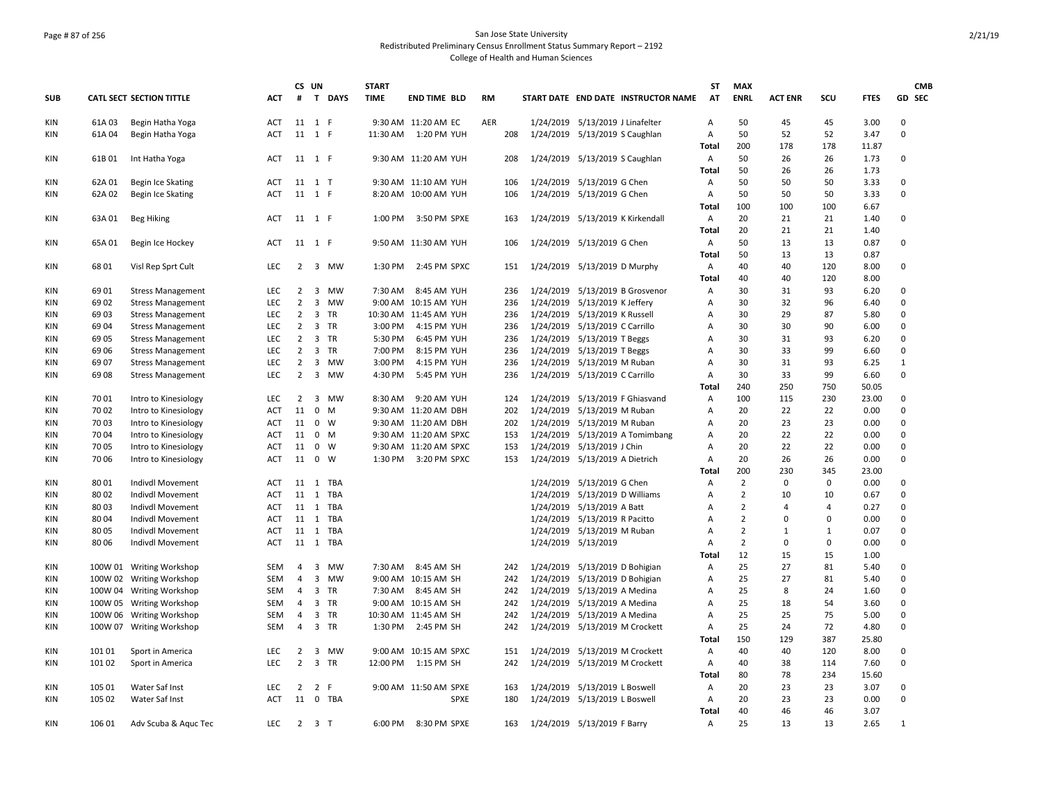San Jose State University
Redistributed Preliminary Census Enrollment Status Summary Report – 2192
College of Health and Human Sciences

| SUB | CATL SECT | SECTION TITTLE | ACT | CS # | UN T | DAYS | START TIME | END TIME | BLD | RM | START DATE | END DATE | INSTRUCTOR NAME | ST AT | MAX ENRL | ACT ENR | SCU | FTES | GD | CMB SEC |
|---|---|---|---|---|---|---|---|---|---|---|---|---|---|---|---|---|---|---|---|---|
| KIN | 61A 03 | Begin Hatha Yoga | ACT | 11 | 1 | F | 9:30 AM | 11:20 AM | EC | AER | 1/24/2019 | 5/13/2019 | J Linafelter | A | 50 | 45 | 45 | 3.00 | 0 | |
| KIN | 61A 04 | Begin Hatha Yoga | ACT | 11 | 1 | F | 11:30 AM | 1:20 PM | YUH | 208 | 1/24/2019 | 5/13/2019 | S Caughlan | A | 50 | 52 | 52 | 3.47 | 0 | |
| | | | | | | | | | | | | | | Total | 200 | 178 | 178 | 11.87 | | |
| KIN | 61B 01 | Int Hatha Yoga | ACT | 11 | 1 | F | 9:30 AM | 11:20 AM | YUH | 208 | 1/24/2019 | 5/13/2019 | S Caughlan | A | 50 | 26 | 26 | 1.73 | 0 | |
| | | | | | | | | | | | | | | Total | 50 | 26 | 26 | 1.73 | | |
| KIN | 62A 01 | Begin Ice Skating | ACT | 11 | 1 | T | 9:30 AM | 11:10 AM | YUH | 106 | 1/24/2019 | 5/13/2019 | G Chen | A | 50 | 50 | 50 | 3.33 | 0 | |
| KIN | 62A 02 | Begin Ice Skating | ACT | 11 | 1 | F | 8:20 AM | 10:00 AM | YUH | 106 | 1/24/2019 | 5/13/2019 | G Chen | A | 50 | 50 | 50 | 3.33 | 0 | |
| | | | | | | | | | | | | | | Total | 100 | 100 | 100 | 6.67 | | |
| KIN | 63A 01 | Beg Hiking | ACT | 11 | 1 | F | 1:00 PM | 3:50 PM | SPXE | 163 | 1/24/2019 | 5/13/2019 | K Kirkendall | A | 20 | 21 | 21 | 1.40 | 0 | |
| | | | | | | | | | | | | | | Total | 20 | 21 | 21 | 1.40 | | |
| KIN | 65A 01 | Begin Ice Hockey | ACT | 11 | 1 | F | 9:50 AM | 11:30 AM | YUH | 106 | 1/24/2019 | 5/13/2019 | G Chen | A | 50 | 13 | 13 | 0.87 | 0 | |
| | | | | | | | | | | | | | | Total | 50 | 13 | 13 | 0.87 | | |
| KIN | 68 01 | Visl Rep Sprt Cult | LEC | 2 | 3 | MW | 1:30 PM | 2:45 PM | SPXC | 151 | 1/24/2019 | 5/13/2019 | D Murphy | A | 40 | 40 | 120 | 8.00 | 0 | |
| | | | | | | | | | | | | | | Total | 40 | 40 | 120 | 8.00 | | |
| KIN | 69 01 | Stress Management | LEC | 2 | 3 | MW | 7:30 AM | 8:45 AM | YUH | 236 | 1/24/2019 | 5/13/2019 | B Grosvenor | A | 30 | 31 | 93 | 6.20 | 0 | |
| KIN | 69 02 | Stress Management | LEC | 2 | 3 | MW | 9:00 AM | 10:15 AM | YUH | 236 | 1/24/2019 | 5/13/2019 | K Jeffery | A | 30 | 32 | 96 | 6.40 | 0 | |
| KIN | 69 03 | Stress Management | LEC | 2 | 3 | TR | 10:30 AM | 11:45 AM | YUH | 236 | 1/24/2019 | 5/13/2019 | K Russell | A | 30 | 29 | 87 | 5.80 | 0 | |
| KIN | 69 04 | Stress Management | LEC | 2 | 3 | TR | 3:00 PM | 4:15 PM | YUH | 236 | 1/24/2019 | 5/13/2019 | C Carrillo | A | 30 | 30 | 90 | 6.00 | 0 | |
| KIN | 69 05 | Stress Management | LEC | 2 | 3 | TR | 5:30 PM | 6:45 PM | YUH | 236 | 1/24/2019 | 5/13/2019 | T Beggs | A | 30 | 31 | 93 | 6.20 | 0 | |
| KIN | 69 06 | Stress Management | LEC | 2 | 3 | TR | 7:00 PM | 8:15 PM | YUH | 236 | 1/24/2019 | 5/13/2019 | T Beggs | A | 30 | 33 | 99 | 6.60 | 0 | |
| KIN | 69 07 | Stress Management | LEC | 2 | 3 | MW | 3:00 PM | 4:15 PM | YUH | 236 | 1/24/2019 | 5/13/2019 | M Ruban | A | 30 | 31 | 93 | 6.25 | 1 | |
| KIN | 69 08 | Stress Management | LEC | 2 | 3 | MW | 4:30 PM | 5:45 PM | YUH | 236 | 1/24/2019 | 5/13/2019 | C Carrillo | A | 30 | 33 | 99 | 6.60 | 0 | |
| | | | | | | | | | | | | | | Total | 240 | 250 | 750 | 50.05 | | |
| KIN | 70 01 | Intro to Kinesiology | LEC | 2 | 3 | MW | 8:30 AM | 9:20 AM | YUH | 124 | 1/24/2019 | 5/13/2019 | F Ghiasvand | A | 100 | 115 | 230 | 23.00 | 0 | |
| KIN | 70 02 | Intro to Kinesiology | ACT | 11 | 0 | M | 9:30 AM | 11:20 AM | DBH | 202 | 1/24/2019 | 5/13/2019 | M Ruban | A | 20 | 22 | 22 | 0.00 | 0 | |
| KIN | 70 03 | Intro to Kinesiology | ACT | 11 | 0 | W | 9:30 AM | 11:20 AM | DBH | 202 | 1/24/2019 | 5/13/2019 | M Ruban | A | 20 | 23 | 23 | 0.00 | 0 | |
| KIN | 70 04 | Intro to Kinesiology | ACT | 11 | 0 | M | 9:30 AM | 11:20 AM | SPXC | 153 | 1/24/2019 | 5/13/2019 | A Tomimbang | A | 20 | 22 | 22 | 0.00 | 0 | |
| KIN | 70 05 | Intro to Kinesiology | ACT | 11 | 0 | W | 9:30 AM | 11:20 AM | SPXC | 153 | 1/24/2019 | 5/13/2019 | J Chin | A | 20 | 22 | 22 | 0.00 | 0 | |
| KIN | 70 06 | Intro to Kinesiology | ACT | 11 | 0 | W | 1:30 PM | 3:20 PM | SPXC | 153 | 1/24/2019 | 5/13/2019 | A Dietrich | A | 20 | 26 | 26 | 0.00 | 0 | |
| | | | | | | | | | | | | | | Total | 200 | 230 | 345 | 23.00 | | |
| KIN | 80 01 | Indivdl Movement | ACT | 11 | 1 | TBA | | | | | 1/24/2019 | 5/13/2019 | G Chen | A | 2 | 0 | 0 | 0.00 | 0 | |
| KIN | 80 02 | Indivdl Movement | ACT | 11 | 1 | TBA | | | | | 1/24/2019 | 5/13/2019 | D Williams | A | 2 | 10 | 10 | 0.67 | 0 | |
| KIN | 80 03 | Indivdl Movement | ACT | 11 | 1 | TBA | | | | | 1/24/2019 | 5/13/2019 | A Batt | A | 2 | 4 | 4 | 0.27 | 0 | |
| KIN | 80 04 | Indivdl Movement | ACT | 11 | 1 | TBA | | | | | 1/24/2019 | 5/13/2019 | R Pacitto | A | 2 | 0 | 0 | 0.00 | 0 | |
| KIN | 80 05 | Indivdl Movement | ACT | 11 | 1 | TBA | | | | | 1/24/2019 | 5/13/2019 | M Ruban | A | 2 | 1 | 1 | 0.07 | 0 | |
| KIN | 80 06 | Indivdl Movement | ACT | 11 | 1 | TBA | | | | | 1/24/2019 | 5/13/2019 | | A | 2 | 0 | 0 | 0.00 | 0 | |
| | | | | | | | | | | | | | | Total | 12 | 15 | 15 | 1.00 | | |
| KIN | 100W 01 | Writing Workshop | SEM | 4 | 3 | MW | 7:30 AM | 8:45 AM | SH | 242 | 1/24/2019 | 5/13/2019 | D Bohigian | A | 25 | 27 | 81 | 5.40 | 0 | |
| KIN | 100W 02 | Writing Workshop | SEM | 4 | 3 | MW | 9:00 AM | 10:15 AM | SH | 242 | 1/24/2019 | 5/13/2019 | D Bohigian | A | 25 | 27 | 81 | 5.40 | 0 | |
| KIN | 100W 04 | Writing Workshop | SEM | 4 | 3 | TR | 7:30 AM | 8:45 AM | SH | 242 | 1/24/2019 | 5/13/2019 | A Medina | A | 25 | 8 | 24 | 1.60 | 0 | |
| KIN | 100W 05 | Writing Workshop | SEM | 4 | 3 | TR | 9:00 AM | 10:15 AM | SH | 242 | 1/24/2019 | 5/13/2019 | A Medina | A | 25 | 18 | 54 | 3.60 | 0 | |
| KIN | 100W 06 | Writing Workshop | SEM | 4 | 3 | TR | 10:30 AM | 11:45 AM | SH | 242 | 1/24/2019 | 5/13/2019 | A Medina | A | 25 | 25 | 75 | 5.00 | 0 | |
| KIN | 100W 07 | Writing Workshop | SEM | 4 | 3 | TR | 1:30 PM | 2:45 PM | SH | 242 | 1/24/2019 | 5/13/2019 | M Crockett | A | 25 | 24 | 72 | 4.80 | 0 | |
| | | | | | | | | | | | | | | Total | 150 | 129 | 387 | 25.80 | | |
| KIN | 101 01 | Sport in America | LEC | 2 | 3 | MW | 9:00 AM | 10:15 AM | SPXC | 151 | 1/24/2019 | 5/13/2019 | M Crockett | A | 40 | 40 | 120 | 8.00 | 0 | |
| KIN | 101 02 | Sport in America | LEC | 2 | 3 | TR | 12:00 PM | 1:15 PM | SH | 242 | 1/24/2019 | 5/13/2019 | M Crockett | A | 40 | 38 | 114 | 7.60 | 0 | |
| | | | | | | | | | | | | | | Total | 80 | 78 | 234 | 15.60 | | |
| KIN | 105 01 | Water Saf Inst | LEC | 2 | 2 | F | 9:00 AM | 11:50 AM | SPXE | 163 | 1/24/2019 | 5/13/2019 | L Boswell | A | 20 | 23 | 23 | 3.07 | 0 | |
| KIN | 105 02 | Water Saf Inst | ACT | 11 | 0 | TBA | | | SPXE | 180 | 1/24/2019 | 5/13/2019 | L Boswell | A | 20 | 23 | 23 | 0.00 | 0 | |
| | | | | | | | | | | | | | | Total | 40 | 46 | 46 | 3.07 | | |
| KIN | 106 01 | Adv Scuba & Aquc Tec | LEC | 2 | 3 | T | 6:00 PM | 8:30 PM | SPXE | 163 | 1/24/2019 | 5/13/2019 | F Barry | A | 25 | 13 | 13 | 2.65 | 1 | |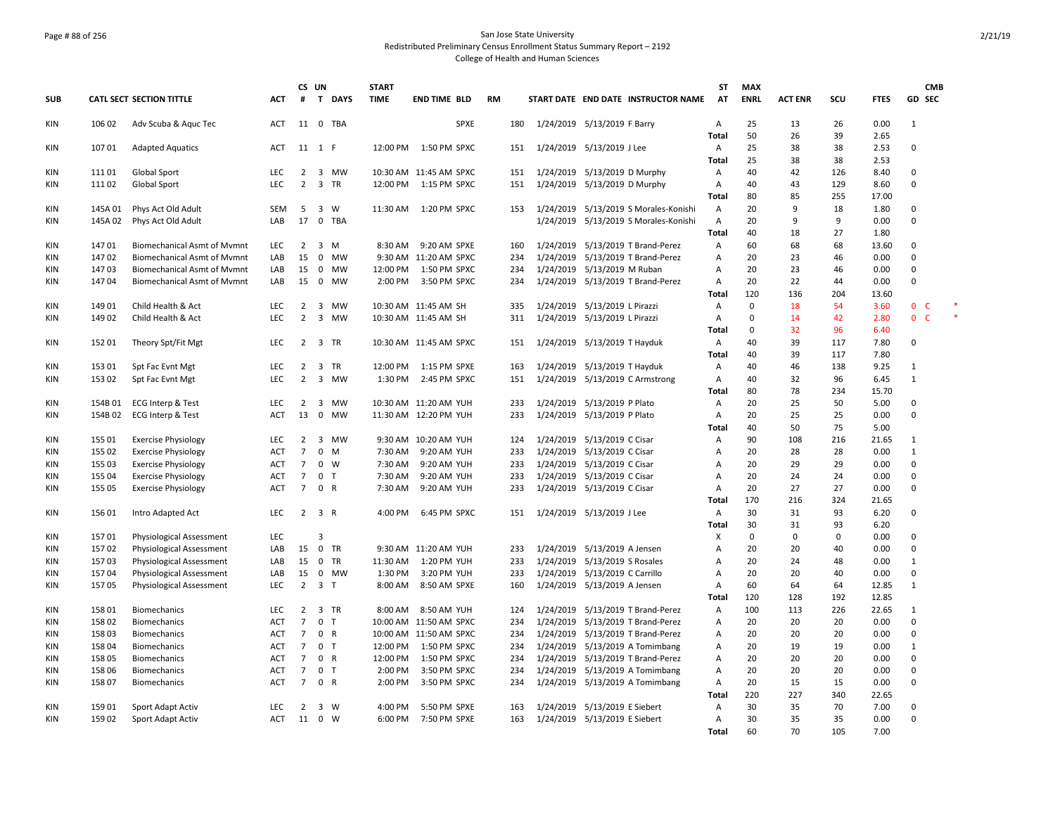San Jose State University
Redistributed Preliminary Census Enrollment Status Summary Report – 2192
College of Health and Human Sciences

| SUB | CATL SECT | SECTION TITTLE | ACT | CS # | UN T | DAYS | START TIME | END TIME | BLD | RM | START DATE | END DATE | INSTRUCTOR NAME | ST AT | MAX ENRL | ACT ENR | SCU | FTES | GD | CMB SEC |
|---|---|---|---|---|---|---|---|---|---|---|---|---|---|---|---|---|---|---|---|---|
| KIN | 106 02 | Adv Scuba & Aquc Tec | ACT | 11 | 0 | TBA | | | SPXE | 180 | 1/24/2019 | 5/13/2019 | F Barry | A | 25 | 13 | 26 | 0.00 | 1 | |
| | | | | | | | | | | | | | | Total | 50 | 26 | 39 | 2.65 | | |
| KIN | 107 01 | Adapted Aquatics | ACT | 11 | 1 | F | 12:00 PM | 1:50 PM | SPXC | 151 | 1/24/2019 | 5/13/2019 | J Lee | A | 25 | 38 | 38 | 2.53 | 0 | |
| | | | | | | | | | | | | | | Total | 25 | 38 | 38 | 2.53 | | |
| KIN | 111 01 | Global Sport | LEC | 2 | 3 | MW | 10:30 AM | 11:45 AM | SPXC | 151 | 1/24/2019 | 5/13/2019 | D Murphy | A | 40 | 42 | 126 | 8.40 | 0 | |
| KIN | 111 02 | Global Sport | LEC | 2 | 3 | TR | 12:00 PM | 1:15 PM | SPXC | 151 | 1/24/2019 | 5/13/2019 | D Murphy | A | 40 | 43 | 129 | 8.60 | 0 | |
| | | | | | | | | | | | | | | Total | 80 | 85 | 255 | 17.00 | | |
| KIN | 145A 01 | Phys Act Old Adult | SEM | 5 | 3 | W | 11:30 AM | 1:20 PM | SPXC | 153 | 1/24/2019 | 5/13/2019 | S Morales-Konishi | A | 20 | 9 | 18 | 1.80 | 0 | |
| KIN | 145A 02 | Phys Act Old Adult | LAB | 17 | 0 | TBA | | | | | 1/24/2019 | 5/13/2019 | S Morales-Konishi | A | 20 | 9 | 9 | 0.00 | 0 | |
| | | | | | | | | | | | | | | Total | 40 | 18 | 27 | 1.80 | | |
| KIN | 147 01 | Biomechanical Asmt of Mvmnt | LEC | 2 | 3 | M | 8:30 AM | 9:20 AM | SPXE | 160 | 1/24/2019 | 5/13/2019 | T Brand-Perez | A | 60 | 68 | 68 | 13.60 | 0 | |
| KIN | 147 02 | Biomechanical Asmt of Mvmnt | LAB | 15 | 0 | MW | 9:30 AM | 11:20 AM | SPXC | 234 | 1/24/2019 | 5/13/2019 | T Brand-Perez | A | 20 | 23 | 46 | 0.00 | 0 | |
| KIN | 147 03 | Biomechanical Asmt of Mvmnt | LAB | 15 | 0 | MW | 12:00 PM | 1:50 PM | SPXC | 234 | 1/24/2019 | 5/13/2019 | M Ruban | A | 20 | 23 | 46 | 0.00 | 0 | |
| KIN | 147 04 | Biomechanical Asmt of Mvmnt | LAB | 15 | 0 | MW | 2:00 PM | 3:50 PM | SPXC | 234 | 1/24/2019 | 5/13/2019 | T Brand-Perez | A | 20 | 22 | 44 | 0.00 | 0 | |
| | | | | | | | | | | | | | | Total | 120 | 136 | 204 | 13.60 | | |
| KIN | 149 01 | Child Health & Act | LEC | 2 | 3 | MW | 10:30 AM | 11:45 AM | SH | 335 | 1/24/2019 | 5/13/2019 | L Pirazzi | A | 0 | 18 | 54 | 3.60 | 0 | C * |
| KIN | 149 02 | Child Health & Act | LEC | 2 | 3 | MW | 10:30 AM | 11:45 AM | SH | 311 | 1/24/2019 | 5/13/2019 | L Pirazzi | A | 0 | 14 | 42 | 2.80 | 0 | C * |
| | | | | | | | | | | | | | | Total | 0 | 32 | 96 | 6.40 | | |
| KIN | 152 01 | Theory Spt/Fit Mgt | LEC | 2 | 3 | TR | 10:30 AM | 11:45 AM | SPXC | 151 | 1/24/2019 | 5/13/2019 | T Hayduk | A | 40 | 39 | 117 | 7.80 | 0 | |
| | | | | | | | | | | | | | | Total | 40 | 39 | 117 | 7.80 | | |
| KIN | 153 01 | Spt Fac Evnt Mgt | LEC | 2 | 3 | TR | 12:00 PM | 1:15 PM | SPXE | 163 | 1/24/2019 | 5/13/2019 | T Hayduk | A | 40 | 46 | 138 | 9.25 | 1 | |
| KIN | 153 02 | Spt Fac Evnt Mgt | LEC | 2 | 3 | MW | 1:30 PM | 2:45 PM | SPXC | 151 | 1/24/2019 | 5/13/2019 | C Armstrong | A | 40 | 32 | 96 | 6.45 | 1 | |
| | | | | | | | | | | | | | | Total | 80 | 78 | 234 | 15.70 | | |
| KIN | 154B 01 | ECG Interp & Test | LEC | 2 | 3 | MW | 10:30 AM | 11:20 AM | YUH | 233 | 1/24/2019 | 5/13/2019 | P Plato | A | 20 | 25 | 50 | 5.00 | 0 | |
| KIN | 154B 02 | ECG Interp & Test | ACT | 13 | 0 | MW | 11:30 AM | 12:20 PM | YUH | 233 | 1/24/2019 | 5/13/2019 | P Plato | A | 20 | 25 | 25 | 0.00 | 0 | |
| | | | | | | | | | | | | | | Total | 40 | 50 | 75 | 5.00 | | |
| KIN | 155 01 | Exercise Physiology | LEC | 2 | 3 | MW | 9:30 AM | 10:20 AM | YUH | 124 | 1/24/2019 | 5/13/2019 | C Cisar | A | 90 | 108 | 216 | 21.65 | 1 | |
| KIN | 155 02 | Exercise Physiology | ACT | 7 | 0 | M | 7:30 AM | 9:20 AM | YUH | 233 | 1/24/2019 | 5/13/2019 | C Cisar | A | 20 | 28 | 28 | 0.00 | 1 | |
| KIN | 155 03 | Exercise Physiology | ACT | 7 | 0 | W | 7:30 AM | 9:20 AM | YUH | 233 | 1/24/2019 | 5/13/2019 | C Cisar | A | 20 | 29 | 29 | 0.00 | 0 | |
| KIN | 155 04 | Exercise Physiology | ACT | 7 | 0 | T | 7:30 AM | 9:20 AM | YUH | 233 | 1/24/2019 | 5/13/2019 | C Cisar | A | 20 | 24 | 24 | 0.00 | 0 | |
| KIN | 155 05 | Exercise Physiology | ACT | 7 | 0 | R | 7:30 AM | 9:20 AM | YUH | 233 | 1/24/2019 | 5/13/2019 | C Cisar | A | 20 | 27 | 27 | 0.00 | 0 | |
| | | | | | | | | | | | | | | Total | 170 | 216 | 324 | 21.65 | | |
| KIN | 156 01 | Intro Adapted Act | LEC | 2 | 3 | R | 4:00 PM | 6:45 PM | SPXC | 151 | 1/24/2019 | 5/13/2019 | J Lee | A | 30 | 31 | 93 | 6.20 | 0 | |
| | | | | | | | | | | | | | | Total | 30 | 31 | 93 | 6.20 | | |
| KIN | 157 01 | Physiological Assessment | LEC | | 3 | | | | | | | | | X | 0 | 0 | 0 | 0.00 | 0 | |
| KIN | 157 02 | Physiological Assessment | LAB | 15 | 0 | TR | 9:30 AM | 11:20 AM | YUH | 233 | 1/24/2019 | 5/13/2019 | A Jensen | A | 20 | 20 | 40 | 0.00 | 0 | |
| KIN | 157 03 | Physiological Assessment | LAB | 15 | 0 | TR | 11:30 AM | 1:20 PM | YUH | 233 | 1/24/2019 | 5/13/2019 | S Rosales | A | 20 | 24 | 48 | 0.00 | 1 | |
| KIN | 157 04 | Physiological Assessment | LAB | 15 | 0 | MW | 1:30 PM | 3:20 PM | YUH | 233 | 1/24/2019 | 5/13/2019 | C Carrillo | A | 20 | 20 | 40 | 0.00 | 0 | |
| KIN | 157 05 | Physiological Assessment | LEC | 2 | 3 | T | 8:00 AM | 8:50 AM | SPXE | 160 | 1/24/2019 | 5/13/2019 | A Jensen | A | 60 | 64 | 64 | 12.85 | 1 | |
| | | | | | | | | | | | | | | Total | 120 | 128 | 192 | 12.85 | | |
| KIN | 158 01 | Biomechanics | LEC | 2 | 3 | TR | 8:00 AM | 8:50 AM | YUH | 124 | 1/24/2019 | 5/13/2019 | T Brand-Perez | A | 100 | 113 | 226 | 22.65 | 1 | |
| KIN | 158 02 | Biomechanics | ACT | 7 | 0 | T | 10:00 AM | 11:50 AM | SPXC | 234 | 1/24/2019 | 5/13/2019 | T Brand-Perez | A | 20 | 20 | 20 | 0.00 | 0 | |
| KIN | 158 03 | Biomechanics | ACT | 7 | 0 | R | 10:00 AM | 11:50 AM | SPXC | 234 | 1/24/2019 | 5/13/2019 | T Brand-Perez | A | 20 | 20 | 20 | 0.00 | 0 | |
| KIN | 158 04 | Biomechanics | ACT | 7 | 0 | T | 12:00 PM | 1:50 PM | SPXC | 234 | 1/24/2019 | 5/13/2019 | A Tomimbang | A | 20 | 19 | 19 | 0.00 | 1 | |
| KIN | 158 05 | Biomechanics | ACT | 7 | 0 | R | 12:00 PM | 1:50 PM | SPXC | 234 | 1/24/2019 | 5/13/2019 | T Brand-Perez | A | 20 | 20 | 20 | 0.00 | 0 | |
| KIN | 158 06 | Biomechanics | ACT | 7 | 0 | T | 2:00 PM | 3:50 PM | SPXC | 234 | 1/24/2019 | 5/13/2019 | A Tomimbang | A | 20 | 20 | 20 | 0.00 | 0 | |
| KIN | 158 07 | Biomechanics | ACT | 7 | 0 | R | 2:00 PM | 3:50 PM | SPXC | 234 | 1/24/2019 | 5/13/2019 | A Tomimbang | A | 20 | 15 | 15 | 0.00 | 0 | |
| | | | | | | | | | | | | | | Total | 220 | 227 | 340 | 22.65 | | |
| KIN | 159 01 | Sport Adapt Activ | LEC | 2 | 3 | W | 4:00 PM | 5:50 PM | SPXE | 163 | 1/24/2019 | 5/13/2019 | E Siebert | A | 30 | 35 | 70 | 7.00 | 0 | |
| KIN | 159 02 | Sport Adapt Activ | ACT | 11 | 0 | W | 6:00 PM | 7:50 PM | SPXE | 163 | 1/24/2019 | 5/13/2019 | E Siebert | A | 30 | 35 | 35 | 0.00 | 0 | |
| | | | | | | | | | | | | | | Total | 60 | 70 | 105 | 7.00 | | |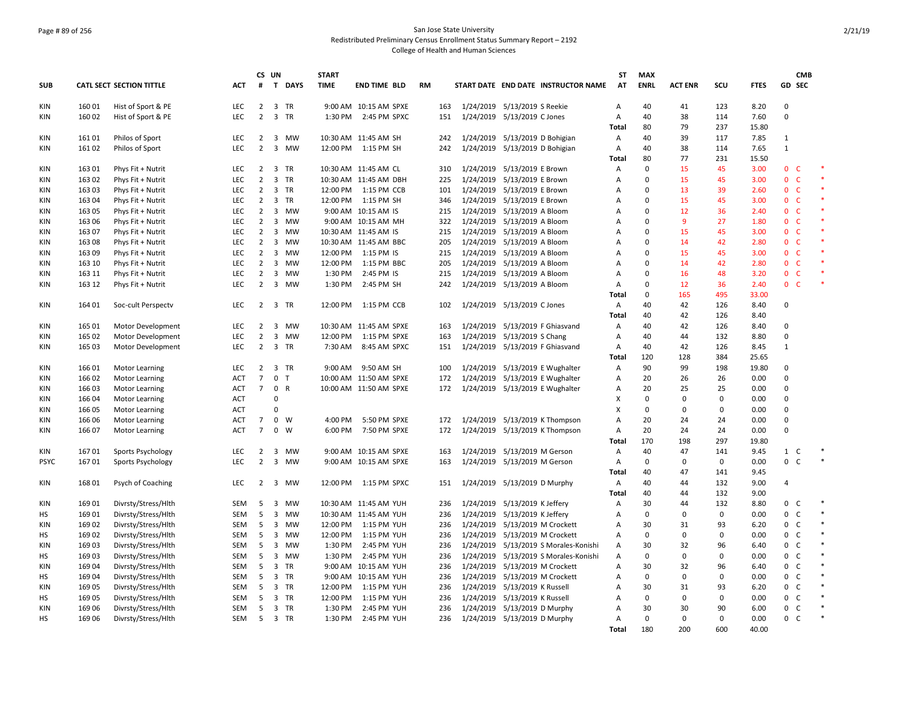San Jose State University
Redistributed Preliminary Census Enrollment Status Summary Report – 2192
College of Health and Human Sciences

| SUB | CATL SECT | SECTION TITTLE | ACT | CS # | UN T | DAYS | START TIME | END TIME | BLD | RM | START DATE | END DATE | INSTRUCTOR NAME | ST AT | MAX ENRL | ACT ENR | SCU | FTES | GD | CMB SEC | |
|---|---|---|---|---|---|---|---|---|---|---|---|---|---|---|---|---|---|---|---|---|---|
| KIN | 160 01 | Hist of Sport & PE | LEC | 2 | 3 | TR | 9:00 AM | 10:15 AM | SPXE | 163 | 1/24/2019 | 5/13/2019 | S Reekie | A | 40 | 41 | 123 | 8.20 | 0 | | |
| KIN | 160 02 | Hist of Sport & PE | LEC | 2 | 3 | TR | 1:30 PM | 2:45 PM | SPXC | 151 | 1/24/2019 | 5/13/2019 | C Jones | A | 40 | 38 | 114 | 7.60 | 0 | | |
| | | | | | | | | | | | | | | Total | 80 | 79 | 237 | 15.80 | | | |
| KIN | 161 01 | Philos of Sport | LEC | 2 | 3 | MW | 10:30 AM | 11:45 AM | SH | 242 | 1/24/2019 | 5/13/2019 | D Bohigian | A | 40 | 39 | 117 | 7.85 | 1 | | |
| KIN | 161 02 | Philos of Sport | LEC | 2 | 3 | MW | 12:00 PM | 1:15 PM | SH | 242 | 1/24/2019 | 5/13/2019 | D Bohigian | A | 40 | 38 | 114 | 7.65 | 1 | | |
| | | | | | | | | | | | | | | Total | 80 | 77 | 231 | 15.50 | | | |
| KIN | 163 01 | Phys Fit + Nutrit | LEC | 2 | 3 | TR | 10:30 AM | 11:45 AM | CL | 310 | 1/24/2019 | 5/13/2019 | E Brown | A | 0 | 15 | 45 | 3.00 | 0 | C | * |
| KIN | 163 02 | Phys Fit + Nutrit | LEC | 2 | 3 | TR | 10:30 AM | 11:45 AM | DBH | 225 | 1/24/2019 | 5/13/2019 | E Brown | A | 0 | 15 | 45 | 3.00 | 0 | C | * |
| KIN | 163 03 | Phys Fit + Nutrit | LEC | 2 | 3 | TR | 12:00 PM | 1:15 PM | CCB | 101 | 1/24/2019 | 5/13/2019 | E Brown | A | 0 | 13 | 39 | 2.60 | 0 | C | * |
| KIN | 163 04 | Phys Fit + Nutrit | LEC | 2 | 3 | TR | 12:00 PM | 1:15 PM | SH | 346 | 1/24/2019 | 5/13/2019 | E Brown | A | 0 | 15 | 45 | 3.00 | 0 | C | * |
| KIN | 163 05 | Phys Fit + Nutrit | LEC | 2 | 3 | MW | 9:00 AM | 10:15 AM | IS | 215 | 1/24/2019 | 5/13/2019 | A Bloom | A | 0 | 12 | 36 | 2.40 | 0 | C | * |
| KIN | 163 06 | Phys Fit + Nutrit | LEC | 2 | 3 | MW | 9:00 AM | 10:15 AM | MH | 322 | 1/24/2019 | 5/13/2019 | A Bloom | A | 0 | 9 | 27 | 1.80 | 0 | C | * |
| KIN | 163 07 | Phys Fit + Nutrit | LEC | 2 | 3 | MW | 10:30 AM | 11:45 AM | IS | 215 | 1/24/2019 | 5/13/2019 | A Bloom | A | 0 | 15 | 45 | 3.00 | 0 | C | * |
| KIN | 163 08 | Phys Fit + Nutrit | LEC | 2 | 3 | MW | 10:30 AM | 11:45 AM | BBC | 205 | 1/24/2019 | 5/13/2019 | A Bloom | A | 0 | 14 | 42 | 2.80 | 0 | C | * |
| KIN | 163 09 | Phys Fit + Nutrit | LEC | 2 | 3 | MW | 12:00 PM | 1:15 PM | IS | 215 | 1/24/2019 | 5/13/2019 | A Bloom | A | 0 | 15 | 45 | 3.00 | 0 | C | * |
| KIN | 163 10 | Phys Fit + Nutrit | LEC | 2 | 3 | MW | 12:00 PM | 1:15 PM | BBC | 205 | 1/24/2019 | 5/13/2019 | A Bloom | A | 0 | 14 | 42 | 2.80 | 0 | C | * |
| KIN | 163 11 | Phys Fit + Nutrit | LEC | 2 | 3 | MW | 1:30 PM | 2:45 PM | IS | 215 | 1/24/2019 | 5/13/2019 | A Bloom | A | 0 | 16 | 48 | 3.20 | 0 | C | * |
| KIN | 163 12 | Phys Fit + Nutrit | LEC | 2 | 3 | MW | 1:30 PM | 2:45 PM | SH | 242 | 1/24/2019 | 5/13/2019 | A Bloom | A | 0 | 12 | 36 | 2.40 | 0 | C | * |
| | | | | | | | | | | | | | | Total | 0 | 165 | 495 | 33.00 | | | |
| KIN | 164 01 | Soc-cult Perspectv | LEC | 2 | 3 | TR | 12:00 PM | 1:15 PM | CCB | 102 | 1/24/2019 | 5/13/2019 | C Jones | A | 40 | 42 | 126 | 8.40 | 0 | | |
| | | | | | | | | | | | | | | Total | 40 | 42 | 126 | 8.40 | | | |
| KIN | 165 01 | Motor Development | LEC | 2 | 3 | MW | 10:30 AM | 11:45 AM | SPXE | 163 | 1/24/2019 | 5/13/2019 | F Ghiasvand | A | 40 | 42 | 126 | 8.40 | 0 | | |
| KIN | 165 02 | Motor Development | LEC | 2 | 3 | MW | 12:00 PM | 1:15 PM | SPXE | 163 | 1/24/2019 | 5/13/2019 | S Chang | A | 40 | 44 | 132 | 8.80 | 0 | | |
| KIN | 165 03 | Motor Development | LEC | 2 | 3 | TR | 7:30 AM | 8:45 AM | SPXC | 151 | 1/24/2019 | 5/13/2019 | F Ghiasvand | A | 40 | 42 | 126 | 8.45 | 1 | | |
| | | | | | | | | | | | | | | Total | 120 | 128 | 384 | 25.65 | | | |
| KIN | 166 01 | Motor Learning | LEC | 2 | 3 | TR | 9:00 AM | 9:50 AM | SH | 100 | 1/24/2019 | 5/13/2019 | E Wughalter | A | 90 | 99 | 198 | 19.80 | 0 | | |
| KIN | 166 02 | Motor Learning | ACT | 7 | 0 | T | 10:00 AM | 11:50 AM | SPXE | 172 | 1/24/2019 | 5/13/2019 | E Wughalter | A | 20 | 26 | 26 | 0.00 | 0 | | |
| KIN | 166 03 | Motor Learning | ACT | 7 | 0 | R | 10:00 AM | 11:50 AM | SPXE | 172 | 1/24/2019 | 5/13/2019 | E Wughalter | A | 20 | 25 | 25 | 0.00 | 0 | | |
| KIN | 166 04 | Motor Learning | ACT | | 0 | | | | | | | | | X | 0 | 0 | 0 | 0.00 | 0 | | |
| KIN | 166 05 | Motor Learning | ACT | | 0 | | | | | | | | | X | 0 | 0 | 0 | 0.00 | 0 | | |
| KIN | 166 06 | Motor Learning | ACT | 7 | 0 | W | 4:00 PM | 5:50 PM | SPXE | 172 | 1/24/2019 | 5/13/2019 | K Thompson | A | 20 | 24 | 24 | 0.00 | 0 | | |
| KIN | 166 07 | Motor Learning | ACT | 7 | 0 | W | 6:00 PM | 7:50 PM | SPXE | 172 | 1/24/2019 | 5/13/2019 | K Thompson | A | 20 | 24 | 24 | 0.00 | 0 | | |
| | | | | | | | | | | | | | | Total | 170 | 198 | 297 | 19.80 | | | |
| KIN | 167 01 | Sports Psychology | LEC | 2 | 3 | MW | 9:00 AM | 10:15 AM | SPXE | 163 | 1/24/2019 | 5/13/2019 | M Gerson | A | 40 | 47 | 141 | 9.45 | 1 | C | * |
| PSYC | 167 01 | Sports Psychology | LEC | 2 | 3 | MW | 9:00 AM | 10:15 AM | SPXE | 163 | 1/24/2019 | 5/13/2019 | M Gerson | A | 0 | 0 | 0 | 0.00 | 0 | C | * |
| | | | | | | | | | | | | | | Total | 40 | 47 | 141 | 9.45 | | | |
| KIN | 168 01 | Psych of Coaching | LEC | 2 | 3 | MW | 12:00 PM | 1:15 PM | SPXC | 151 | 1/24/2019 | 5/13/2019 | D Murphy | A | 40 | 44 | 132 | 9.00 | 4 | | |
| | | | | | | | | | | | | | | Total | 40 | 44 | 132 | 9.00 | | | |
| KIN | 169 01 | Divrsty/Stress/Hlth | SEM | 5 | 3 | MW | 10:30 AM | 11:45 AM | YUH | 236 | 1/24/2019 | 5/13/2019 | K Jeffery | A | 30 | 44 | 132 | 8.80 | 0 | C | * |
| HS | 169 01 | Divrsty/Stress/Hlth | SEM | 5 | 3 | MW | 10:30 AM | 11:45 AM | YUH | 236 | 1/24/2019 | 5/13/2019 | K Jeffery | A | 0 | 0 | 0 | 0.00 | 0 | C | * |
| KIN | 169 02 | Divrsty/Stress/Hlth | SEM | 5 | 3 | MW | 12:00 PM | 1:15 PM | YUH | 236 | 1/24/2019 | 5/13/2019 | M Crockett | A | 30 | 31 | 93 | 6.20 | 0 | C | * |
| HS | 169 02 | Divrsty/Stress/Hlth | SEM | 5 | 3 | MW | 12:00 PM | 1:15 PM | YUH | 236 | 1/24/2019 | 5/13/2019 | M Crockett | A | 0 | 0 | 0 | 0.00 | 0 | C | * |
| KIN | 169 03 | Divrsty/Stress/Hlth | SEM | 5 | 3 | MW | 1:30 PM | 2:45 PM | YUH | 236 | 1/24/2019 | 5/13/2019 | S Morales-Konishi | A | 30 | 32 | 96 | 6.40 | 0 | C | * |
| HS | 169 03 | Divrsty/Stress/Hlth | SEM | 5 | 3 | MW | 1:30 PM | 2:45 PM | YUH | 236 | 1/24/2019 | 5/13/2019 | S Morales-Konishi | A | 0 | 0 | 0 | 0.00 | 0 | C | * |
| KIN | 169 04 | Divrsty/Stress/Hlth | SEM | 5 | 3 | TR | 9:00 AM | 10:15 AM | YUH | 236 | 1/24/2019 | 5/13/2019 | M Crockett | A | 30 | 32 | 96 | 6.40 | 0 | C | * |
| HS | 169 04 | Divrsty/Stress/Hlth | SEM | 5 | 3 | TR | 9:00 AM | 10:15 AM | YUH | 236 | 1/24/2019 | 5/13/2019 | M Crockett | A | 0 | 0 | 0 | 0.00 | 0 | C | * |
| KIN | 169 05 | Divrsty/Stress/Hlth | SEM | 5 | 3 | TR | 12:00 PM | 1:15 PM | YUH | 236 | 1/24/2019 | 5/13/2019 | K Russell | A | 30 | 31 | 93 | 6.20 | 0 | C | * |
| HS | 169 05 | Divrsty/Stress/Hlth | SEM | 5 | 3 | TR | 12:00 PM | 1:15 PM | YUH | 236 | 1/24/2019 | 5/13/2019 | K Russell | A | 0 | 0 | 0 | 0.00 | 0 | C | * |
| KIN | 169 06 | Divrsty/Stress/Hlth | SEM | 5 | 3 | TR | 1:30 PM | 2:45 PM | YUH | 236 | 1/24/2019 | 5/13/2019 | D Murphy | A | 30 | 30 | 90 | 6.00 | 0 | C | * |
| HS | 169 06 | Divrsty/Stress/Hlth | SEM | 5 | 3 | TR | 1:30 PM | 2:45 PM | YUH | 236 | 1/24/2019 | 5/13/2019 | D Murphy | A | 0 | 0 | 0 | 0.00 | 0 | C | * |
| | | | | | | | | | | | | | | Total | 180 | 200 | 600 | 40.00 | | | |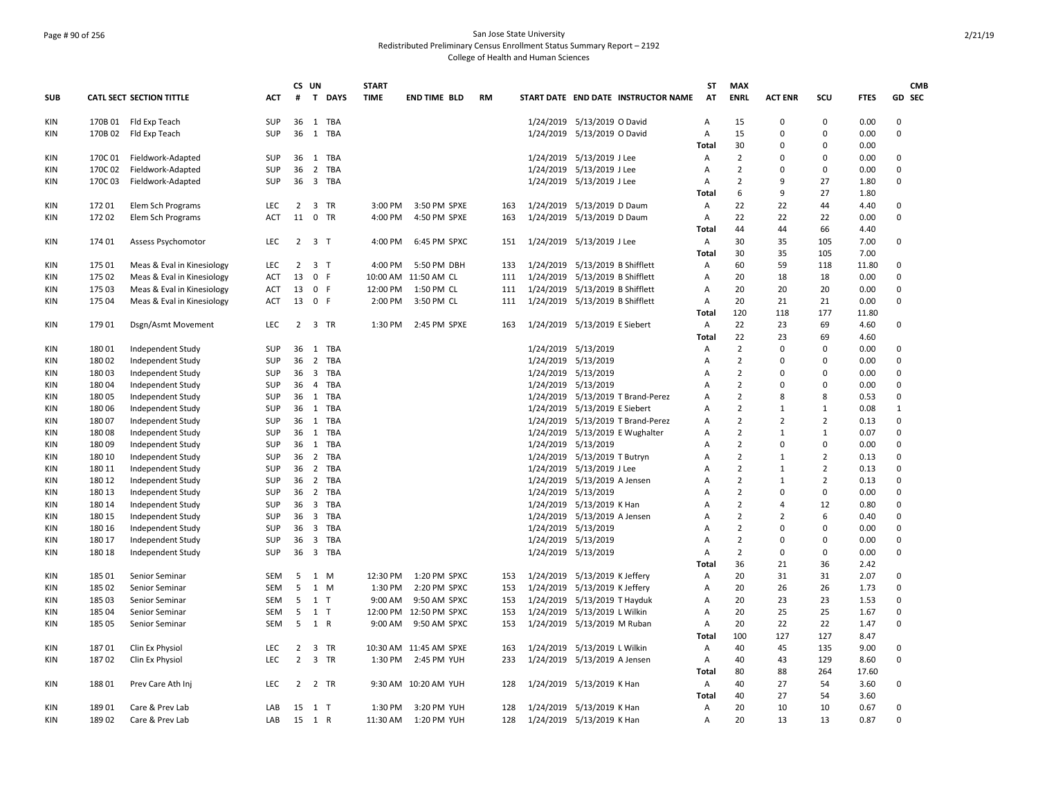San Jose State University
Redistributed Preliminary Census Enrollment Status Summary Report – 2192
College of Health and Human Sciences

| SUB | CATL SECT | SECTION TITTLE | ACT | CS # | UN T | DAYS | START TIME | END TIME | BLD | RM | START DATE | END DATE | INSTRUCTOR NAME | ST AT | MAX ENRL | ACT ENR | SCU | FTES | GD | CMB SEC |
|---|---|---|---|---|---|---|---|---|---|---|---|---|---|---|---|---|---|---|---|---|
| KIN | 170B 01 | Fld Exp Teach | SUP | 36 | 1 | TBA | | | | | 1/24/2019 | 5/13/2019 | O David | A | 15 | 0 | 0 | 0.00 | 0 | |
| KIN | 170B 02 | Fld Exp Teach | SUP | 36 | 1 | TBA | | | | | 1/24/2019 | 5/13/2019 | O David | A | 15 | 0 | 0 | 0.00 | 0 | |
| | | | | | | | | | | | | | | Total | 30 | 0 | 0 | 0.00 | | |
| KIN | 170C 01 | Fieldwork-Adapted | SUP | 36 | 1 | TBA | | | | | 1/24/2019 | 5/13/2019 | J Lee | A | 2 | 0 | 0 | 0.00 | 0 | |
| KIN | 170C 02 | Fieldwork-Adapted | SUP | 36 | 2 | TBA | | | | | 1/24/2019 | 5/13/2019 | J Lee | A | 2 | 0 | 0 | 0.00 | 0 | |
| KIN | 170C 03 | Fieldwork-Adapted | SUP | 36 | 3 | TBA | | | | | 1/24/2019 | 5/13/2019 | J Lee | A | 2 | 9 | 27 | 1.80 | 0 | |
| | | | | | | | | | | | | | | Total | 6 | 9 | 27 | 1.80 | | |
| KIN | 172 01 | Elem Sch Programs | LEC | 2 | 3 | TR | 3:00 PM | 3:50 PM | SPXE | 163 | 1/24/2019 | 5/13/2019 | D Daum | A | 22 | 22 | 44 | 4.40 | 0 | |
| KIN | 172 02 | Elem Sch Programs | ACT | 11 | 0 | TR | 4:00 PM | 4:50 PM | SPXE | 163 | 1/24/2019 | 5/13/2019 | D Daum | A | 22 | 22 | 22 | 0.00 | 0 | |
| | | | | | | | | | | | | | | Total | 44 | 44 | 66 | 4.40 | | |
| KIN | 174 01 | Assess Psychomotor | LEC | 2 | 3 | T | 4:00 PM | 6:45 PM | SPXC | 151 | 1/24/2019 | 5/13/2019 | J Lee | A | 30 | 35 | 105 | 7.00 | 0 | |
| | | | | | | | | | | | | | | Total | 30 | 35 | 105 | 7.00 | | |
| KIN | 175 01 | Meas & Eval in Kinesiology | LEC | 2 | 3 | T | 4:00 PM | 5:50 PM | DBH | 133 | 1/24/2019 | 5/13/2019 | B Shifflett | A | 60 | 59 | 118 | 11.80 | 0 | |
| KIN | 175 02 | Meas & Eval in Kinesiology | ACT | 13 | 0 | F | 10:00 AM | 11:50 AM | CL | 111 | 1/24/2019 | 5/13/2019 | B Shifflett | A | 20 | 18 | 18 | 0.00 | 0 | |
| KIN | 175 03 | Meas & Eval in Kinesiology | ACT | 13 | 0 | F | 12:00 PM | 1:50 PM | CL | 111 | 1/24/2019 | 5/13/2019 | B Shifflett | A | 20 | 20 | 20 | 0.00 | 0 | |
| KIN | 175 04 | Meas & Eval in Kinesiology | ACT | 13 | 0 | F | 2:00 PM | 3:50 PM | CL | 111 | 1/24/2019 | 5/13/2019 | B Shifflett | A | 20 | 21 | 21 | 0.00 | 0 | |
| | | | | | | | | | | | | | | Total | 120 | 118 | 177 | 11.80 | | |
| KIN | 179 01 | Dsgn/Asmt Movement | LEC | 2 | 3 | TR | 1:30 PM | 2:45 PM | SPXE | 163 | 1/24/2019 | 5/13/2019 | E Siebert | A | 22 | 23 | 69 | 4.60 | 0 | |
| | | | | | | | | | | | | | | Total | 22 | 23 | 69 | 4.60 | | |
| KIN | 180 01 | Independent Study | SUP | 36 | 1 | TBA | | | | | 1/24/2019 | 5/13/2019 | | A | 2 | 0 | 0 | 0.00 | 0 | |
| KIN | 180 02 | Independent Study | SUP | 36 | 2 | TBA | | | | | 1/24/2019 | 5/13/2019 | | A | 2 | 0 | 0 | 0.00 | 0 | |
| KIN | 180 03 | Independent Study | SUP | 36 | 3 | TBA | | | | | 1/24/2019 | 5/13/2019 | | A | 2 | 0 | 0 | 0.00 | 0 | |
| KIN | 180 04 | Independent Study | SUP | 36 | 4 | TBA | | | | | 1/24/2019 | 5/13/2019 | | A | 2 | 0 | 0 | 0.00 | 0 | |
| KIN | 180 05 | Independent Study | SUP | 36 | 1 | TBA | | | | | 1/24/2019 | 5/13/2019 | T Brand-Perez | A | 2 | 8 | 8 | 0.53 | 0 | |
| KIN | 180 06 | Independent Study | SUP | 36 | 1 | TBA | | | | | 1/24/2019 | 5/13/2019 | E Siebert | A | 2 | 1 | 1 | 0.08 | 1 | |
| KIN | 180 07 | Independent Study | SUP | 36 | 1 | TBA | | | | | 1/24/2019 | 5/13/2019 | T Brand-Perez | A | 2 | 2 | 2 | 0.13 | 0 | |
| KIN | 180 08 | Independent Study | SUP | 36 | 1 | TBA | | | | | 1/24/2019 | 5/13/2019 | E Wughalter | A | 2 | 1 | 1 | 0.07 | 0 | |
| KIN | 180 09 | Independent Study | SUP | 36 | 1 | TBA | | | | | 1/24/2019 | 5/13/2019 | | A | 2 | 0 | 0 | 0.00 | 0 | |
| KIN | 180 10 | Independent Study | SUP | 36 | 2 | TBA | | | | | 1/24/2019 | 5/13/2019 | T Butryn | A | 2 | 1 | 2 | 0.13 | 0 | |
| KIN | 180 11 | Independent Study | SUP | 36 | 2 | TBA | | | | | 1/24/2019 | 5/13/2019 | J Lee | A | 2 | 1 | 2 | 0.13 | 0 | |
| KIN | 180 12 | Independent Study | SUP | 36 | 2 | TBA | | | | | 1/24/2019 | 5/13/2019 | A Jensen | A | 2 | 1 | 2 | 0.13 | 0 | |
| KIN | 180 13 | Independent Study | SUP | 36 | 2 | TBA | | | | | 1/24/2019 | 5/13/2019 | | A | 2 | 0 | 0 | 0.00 | 0 | |
| KIN | 180 14 | Independent Study | SUP | 36 | 3 | TBA | | | | | 1/24/2019 | 5/13/2019 | K Han | A | 2 | 4 | 12 | 0.80 | 0 | |
| KIN | 180 15 | Independent Study | SUP | 36 | 3 | TBA | | | | | 1/24/2019 | 5/13/2019 | A Jensen | A | 2 | 2 | 6 | 0.40 | 0 | |
| KIN | 180 16 | Independent Study | SUP | 36 | 3 | TBA | | | | | 1/24/2019 | 5/13/2019 | | A | 2 | 0 | 0 | 0.00 | 0 | |
| KIN | 180 17 | Independent Study | SUP | 36 | 3 | TBA | | | | | 1/24/2019 | 5/13/2019 | | A | 2 | 0 | 0 | 0.00 | 0 | |
| KIN | 180 18 | Independent Study | SUP | 36 | 3 | TBA | | | | | 1/24/2019 | 5/13/2019 | | A | 2 | 0 | 0 | 0.00 | 0 | |
| | | | | | | | | | | | | | | Total | 36 | 21 | 36 | 2.42 | | |
| KIN | 185 01 | Senior Seminar | SEM | 5 | 1 | M | 12:30 PM | 1:20 PM | SPXC | 153 | 1/24/2019 | 5/13/2019 | K Jeffery | A | 20 | 31 | 31 | 2.07 | 0 | |
| KIN | 185 02 | Senior Seminar | SEM | 5 | 1 | M | 1:30 PM | 2:20 PM | SPXC | 153 | 1/24/2019 | 5/13/2019 | K Jeffery | A | 20 | 26 | 26 | 1.73 | 0 | |
| KIN | 185 03 | Senior Seminar | SEM | 5 | 1 | T | 9:00 AM | 9:50 AM | SPXC | 153 | 1/24/2019 | 5/13/2019 | T Hayduk | A | 20 | 23 | 23 | 1.53 | 0 | |
| KIN | 185 04 | Senior Seminar | SEM | 5 | 1 | T | 12:00 PM | 12:50 PM | SPXC | 153 | 1/24/2019 | 5/13/2019 | L Wilkin | A | 20 | 25 | 25 | 1.67 | 0 | |
| KIN | 185 05 | Senior Seminar | SEM | 5 | 1 | R | 9:00 AM | 9:50 AM | SPXC | 153 | 1/24/2019 | 5/13/2019 | M Ruban | A | 20 | 22 | 22 | 1.47 | 0 | |
| | | | | | | | | | | | | | | Total | 100 | 127 | 127 | 8.47 | | |
| KIN | 187 01 | Clin Ex Physiol | LEC | 2 | 3 | TR | 10:30 AM | 11:45 AM | SPXE | 163 | 1/24/2019 | 5/13/2019 | L Wilkin | A | 40 | 45 | 135 | 9.00 | 0 | |
| KIN | 187 02 | Clin Ex Physiol | LEC | 2 | 3 | TR | 1:30 PM | 2:45 PM | YUH | 233 | 1/24/2019 | 5/13/2019 | A Jensen | A | 40 | 43 | 129 | 8.60 | 0 | |
| | | | | | | | | | | | | | | Total | 80 | 88 | 264 | 17.60 | | |
| KIN | 188 01 | Prev Care Ath Inj | LEC | 2 | 2 | TR | 9:30 AM | 10:20 AM | YUH | 128 | 1/24/2019 | 5/13/2019 | K Han | A | 40 | 27 | 54 | 3.60 | 0 | |
| | | | | | | | | | | | | | | Total | 40 | 27 | 54 | 3.60 | | |
| KIN | 189 01 | Care & Prev Lab | LAB | 15 | 1 | T | 1:30 PM | 3:20 PM | YUH | 128 | 1/24/2019 | 5/13/2019 | K Han | A | 20 | 10 | 10 | 0.67 | 0 | |
| KIN | 189 02 | Care & Prev Lab | LAB | 15 | 1 | R | 11:30 AM | 1:20 PM | YUH | 128 | 1/24/2019 | 5/13/2019 | K Han | A | 20 | 13 | 13 | 0.87 | 0 | |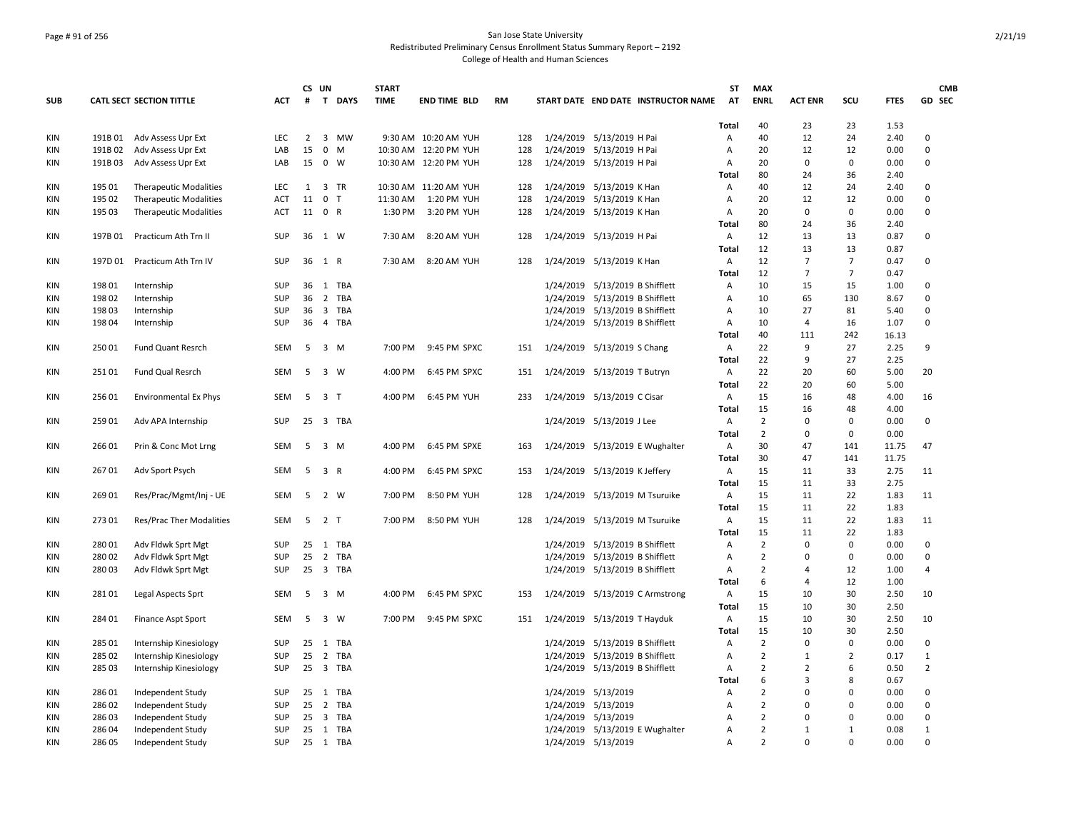San Jose State University
Redistributed Preliminary Census Enrollment Status Summary Report – 2192
College of Health and Human Sciences

| SUB | CATL SECT | SECTION TITTLE | ACT | CS # | UN T | DAYS | START TIME | END TIME | BLD | RM | START DATE | END DATE | INSTRUCTOR NAME | ST AT | MAX ENRL | ACT ENR | SCU | FTES | GD | CMB SEC |
|---|---|---|---|---|---|---|---|---|---|---|---|---|---|---|---|---|---|---|---|---|
| | | | | | | | | | | | | | | Total | 40 | 23 | 23 | 1.53 | | |
| KIN | 191B 01 | Adv Assess Upr Ext | LEC | 2 | 3 | MW | 9:30 AM | 10:20 AM | YUH | 128 | 1/24/2019 | 5/13/2019 | H Pai | A | 40 | 12 | 24 | 2.40 | 0 | |
| KIN | 191B 02 | Adv Assess Upr Ext | LAB | 15 | 0 | M | 10:30 AM | 12:20 PM | YUH | 128 | 1/24/2019 | 5/13/2019 | H Pai | A | 20 | 12 | 12 | 0.00 | 0 | |
| KIN | 191B 03 | Adv Assess Upr Ext | LAB | 15 | 0 | W | 10:30 AM | 12:20 PM | YUH | 128 | 1/24/2019 | 5/13/2019 | H Pai | A | 20 | 0 | 0 | 0.00 | 0 | |
| | | | | | | | | | | | | | | Total | 80 | 24 | 36 | 2.40 | | |
| KIN | 195 01 | Therapeutic Modalities | LEC | 1 | 3 | TR | 10:30 AM | 11:20 AM | YUH | 128 | 1/24/2019 | 5/13/2019 | K Han | A | 40 | 12 | 24 | 2.40 | 0 | |
| KIN | 195 02 | Therapeutic Modalities | ACT | 11 | 0 | T | 11:30 AM | 1:20 PM | YUH | 128 | 1/24/2019 | 5/13/2019 | K Han | A | 20 | 12 | 12 | 0.00 | 0 | |
| KIN | 195 03 | Therapeutic Modalities | ACT | 11 | 0 | R | 1:30 PM | 3:20 PM | YUH | 128 | 1/24/2019 | 5/13/2019 | K Han | A | 20 | 0 | 0 | 0.00 | 0 | |
| | | | | | | | | | | | | | | Total | 80 | 24 | 36 | 2.40 | | |
| KIN | 197B 01 | Practicum Ath Trn II | SUP | 36 | 1 | W | 7:30 AM | 8:20 AM | YUH | 128 | 1/24/2019 | 5/13/2019 | H Pai | A | 12 | 13 | 13 | 0.87 | 0 | |
| | | | | | | | | | | | | | | Total | 12 | 13 | 13 | 0.87 | | |
| KIN | 197D 01 | Practicum Ath Trn IV | SUP | 36 | 1 | R | 7:30 AM | 8:20 AM | YUH | 128 | 1/24/2019 | 5/13/2019 | K Han | A | 12 | 7 | 7 | 0.47 | 0 | |
| | | | | | | | | | | | | | | Total | 12 | 7 | 7 | 0.47 | | |
| KIN | 198 01 | Internship | SUP | 36 | 1 | TBA | | | | | 1/24/2019 | 5/13/2019 | B Shifflett | A | 10 | 15 | 15 | 1.00 | 0 | |
| KIN | 198 02 | Internship | SUP | 36 | 2 | TBA | | | | | 1/24/2019 | 5/13/2019 | B Shifflett | A | 10 | 65 | 130 | 8.67 | 0 | |
| KIN | 198 03 | Internship | SUP | 36 | 3 | TBA | | | | | 1/24/2019 | 5/13/2019 | B Shifflett | A | 10 | 27 | 81 | 5.40 | 0 | |
| KIN | 198 04 | Internship | SUP | 36 | 4 | TBA | | | | | 1/24/2019 | 5/13/2019 | B Shifflett | A | 10 | 4 | 16 | 1.07 | 0 | |
| | | | | | | | | | | | | | | Total | 40 | 111 | 242 | 16.13 | | |
| KIN | 250 01 | Fund Quant Resrch | SEM | 5 | 3 | M | 7:00 PM | 9:45 PM | SPXC | 151 | 1/24/2019 | 5/13/2019 | S Chang | A | 22 | 9 | 27 | 2.25 | 9 | |
| | | | | | | | | | | | | | | Total | 22 | 9 | 27 | 2.25 | | |
| KIN | 251 01 | Fund Qual Resrch | SEM | 5 | 3 | W | 4:00 PM | 6:45 PM | SPXC | 151 | 1/24/2019 | 5/13/2019 | T Butryn | A | 22 | 20 | 60 | 5.00 | 20 | |
| | | | | | | | | | | | | | | Total | 22 | 20 | 60 | 5.00 | | |
| KIN | 256 01 | Environmental Ex Phys | SEM | 5 | 3 | T | 4:00 PM | 6:45 PM | YUH | 233 | 1/24/2019 | 5/13/2019 | C Cisar | A | 15 | 16 | 48 | 4.00 | 16 | |
| | | | | | | | | | | | | | | Total | 15 | 16 | 48 | 4.00 | | |
| KIN | 259 01 | Adv APA Internship | SUP | 25 | 3 | TBA | | | | | 1/24/2019 | 5/13/2019 | J Lee | A | 2 | 0 | 0 | 0.00 | 0 | |
| | | | | | | | | | | | | | | Total | 2 | 0 | 0 | 0.00 | | |
| KIN | 266 01 | Prin & Conc Mot Lrng | SEM | 5 | 3 | M | 4:00 PM | 6:45 PM | SPXE | 163 | 1/24/2019 | 5/13/2019 | E Wughalter | A | 30 | 47 | 141 | 11.75 | 47 | |
| | | | | | | | | | | | | | | Total | 30 | 47 | 141 | 11.75 | | |
| KIN | 267 01 | Adv Sport Psych | SEM | 5 | 3 | R | 4:00 PM | 6:45 PM | SPXC | 153 | 1/24/2019 | 5/13/2019 | K Jeffery | A | 15 | 11 | 33 | 2.75 | 11 | |
| | | | | | | | | | | | | | | Total | 15 | 11 | 33 | 2.75 | | |
| KIN | 269 01 | Res/Prac/Mgmt/Inj - UE | SEM | 5 | 2 | W | 7:00 PM | 8:50 PM | YUH | 128 | 1/24/2019 | 5/13/2019 | M Tsuruike | A | 15 | 11 | 22 | 1.83 | 11 | |
| | | | | | | | | | | | | | | Total | 15 | 11 | 22 | 1.83 | | |
| KIN | 273 01 | Res/Prac Ther Modalities | SEM | 5 | 2 | T | 7:00 PM | 8:50 PM | YUH | 128 | 1/24/2019 | 5/13/2019 | M Tsuruike | A | 15 | 11 | 22 | 1.83 | 11 | |
| | | | | | | | | | | | | | | Total | 15 | 11 | 22 | 1.83 | | |
| KIN | 280 01 | Adv Fldwk Sprt Mgt | SUP | 25 | 1 | TBA | | | | | 1/24/2019 | 5/13/2019 | B Shifflett | A | 2 | 0 | 0 | 0.00 | 0 | |
| KIN | 280 02 | Adv Fldwk Sprt Mgt | SUP | 25 | 2 | TBA | | | | | 1/24/2019 | 5/13/2019 | B Shifflett | A | 2 | 0 | 0 | 0.00 | 0 | |
| KIN | 280 03 | Adv Fldwk Sprt Mgt | SUP | 25 | 3 | TBA | | | | | 1/24/2019 | 5/13/2019 | B Shifflett | A | 2 | 4 | 12 | 1.00 | 4 | |
| | | | | | | | | | | | | | | Total | 6 | 4 | 12 | 1.00 | | |
| KIN | 281 01 | Legal Aspects Sprt | SEM | 5 | 3 | M | 4:00 PM | 6:45 PM | SPXC | 153 | 1/24/2019 | 5/13/2019 | C Armstrong | A | 15 | 10 | 30 | 2.50 | 10 | |
| | | | | | | | | | | | | | | Total | 15 | 10 | 30 | 2.50 | | |
| KIN | 284 01 | Finance Aspt Sport | SEM | 5 | 3 | W | 7:00 PM | 9:45 PM | SPXC | 151 | 1/24/2019 | 5/13/2019 | T Hayduk | A | 15 | 10 | 30 | 2.50 | 10 | |
| | | | | | | | | | | | | | | Total | 15 | 10 | 30 | 2.50 | | |
| KIN | 285 01 | Internship Kinesiology | SUP | 25 | 1 | TBA | | | | | 1/24/2019 | 5/13/2019 | B Shifflett | A | 2 | 0 | 0 | 0.00 | 0 | |
| KIN | 285 02 | Internship Kinesiology | SUP | 25 | 2 | TBA | | | | | 1/24/2019 | 5/13/2019 | B Shifflett | A | 2 | 1 | 2 | 0.17 | 1 | |
| KIN | 285 03 | Internship Kinesiology | SUP | 25 | 3 | TBA | | | | | 1/24/2019 | 5/13/2019 | B Shifflett | A | 2 | 2 | 6 | 0.50 | 2 | |
| | | | | | | | | | | | | | | Total | 6 | 3 | 8 | 0.67 | | |
| KIN | 286 01 | Independent Study | SUP | 25 | 1 | TBA | | | | | 1/24/2019 | 5/13/2019 | | A | 2 | 0 | 0 | 0.00 | 0 | |
| KIN | 286 02 | Independent Study | SUP | 25 | 2 | TBA | | | | | 1/24/2019 | 5/13/2019 | | A | 2 | 0 | 0 | 0.00 | 0 | |
| KIN | 286 03 | Independent Study | SUP | 25 | 3 | TBA | | | | | 1/24/2019 | 5/13/2019 | | A | 2 | 0 | 0 | 0.00 | 0 | |
| KIN | 286 04 | Independent Study | SUP | 25 | 1 | TBA | | | | | 1/24/2019 | 5/13/2019 | E Wughalter | A | 2 | 1 | 1 | 0.08 | 1 | |
| KIN | 286 05 | Independent Study | SUP | 25 | 1 | TBA | | | | | 1/24/2019 | 5/13/2019 | | A | 2 | 0 | 0 | 0.00 | 0 | |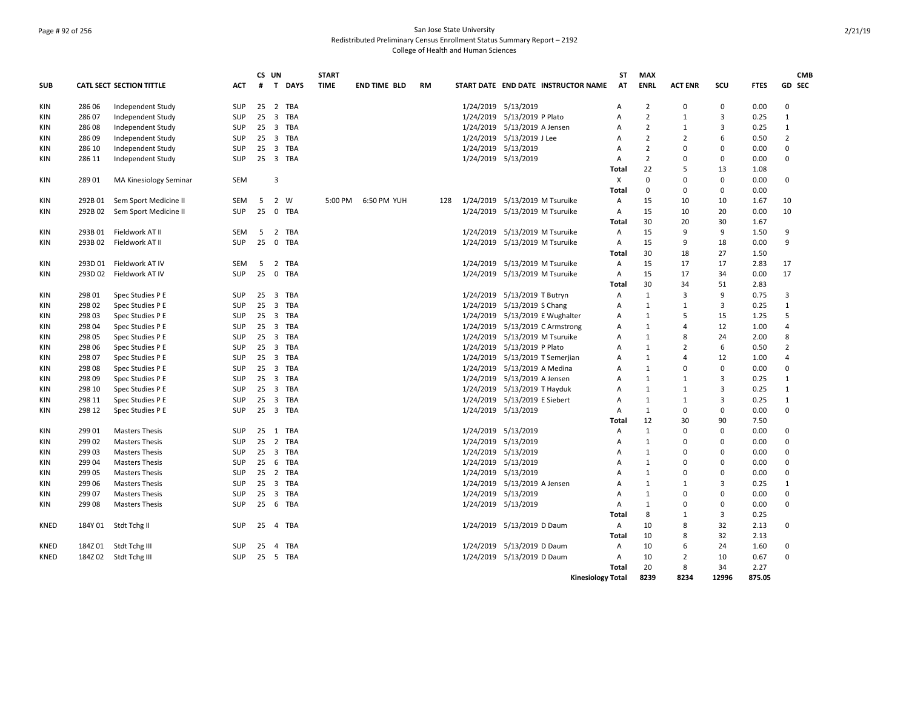San Jose State University
Redistributed Preliminary Census Enrollment Status Summary Report – 2192
College of Health and Human Sciences

| SUB | CATL SECT | SECTION TITTLE | ACT | CS # | UN T | DAYS | START TIME | END TIME | BLD | RM | START DATE | END DATE | INSTRUCTOR NAME | ST AT | MAX ENRL | ACT ENR | SCU | FTES | GD | CMB SEC |
|---|---|---|---|---|---|---|---|---|---|---|---|---|---|---|---|---|---|---|---|---|
| KIN | 286 06 | Independent Study | SUP | 25 | 2 | TBA | | | | | 1/24/2019 | 5/13/2019 | | A | 2 | 0 | 0 | 0.00 | 0 | |
| KIN | 286 07 | Independent Study | SUP | 25 | 3 | TBA | | | | | 1/24/2019 | 5/13/2019 | P Plato | A | 2 | 1 | 3 | 0.25 | 1 | |
| KIN | 286 08 | Independent Study | SUP | 25 | 3 | TBA | | | | | 1/24/2019 | 5/13/2019 | A Jensen | A | 2 | 1 | 3 | 0.25 | 1 | |
| KIN | 286 09 | Independent Study | SUP | 25 | 3 | TBA | | | | | 1/24/2019 | 5/13/2019 | J Lee | A | 2 | 2 | 6 | 0.50 | 2 | |
| KIN | 286 10 | Independent Study | SUP | 25 | 3 | TBA | | | | | 1/24/2019 | 5/13/2019 | | A | 2 | 0 | 0 | 0.00 | 0 | |
| KIN | 286 11 | Independent Study | SUP | 25 | 3 | TBA | | | | | 1/24/2019 | 5/13/2019 | | A | 2 | 0 | 0 | 0.00 | 0 | |
| | | | | | | | | | | | | | | Total | 22 | 5 | 13 | 1.08 | | |
| KIN | 289 01 | MA Kinesiology Seminar | SEM | | 3 | | | | | | | | | X | 0 | 0 | 0 | 0.00 | 0 | |
| | | | | | | | | | | | | | | Total | 0 | 0 | 0 | 0.00 | | |
| KIN | 292B 01 | Sem Sport Medicine II | SEM | 5 | 2 | W | 5:00 PM | 6:50 PM | YUH | 128 | 1/24/2019 | 5/13/2019 | M Tsuruike | A | 15 | 10 | 10 | 1.67 | 10 | |
| KIN | 292B 02 | Sem Sport Medicine II | SUP | 25 | 0 | TBA | | | | | 1/24/2019 | 5/13/2019 | M Tsuruike | A | 15 | 10 | 20 | 0.00 | 10 | |
| | | | | | | | | | | | | | | Total | 30 | 20 | 30 | 1.67 | | |
| KIN | 293B 01 | Fieldwork AT II | SEM | 5 | 2 | TBA | | | | | 1/24/2019 | 5/13/2019 | M Tsuruike | A | 15 | 9 | 9 | 1.50 | 9 | |
| KIN | 293B 02 | Fieldwork AT II | SUP | 25 | 0 | TBA | | | | | 1/24/2019 | 5/13/2019 | M Tsuruike | A | 15 | 9 | 18 | 0.00 | 9 | |
| | | | | | | | | | | | | | | Total | 30 | 18 | 27 | 1.50 | | |
| KIN | 293D 01 | Fieldwork AT IV | SEM | 5 | 2 | TBA | | | | | 1/24/2019 | 5/13/2019 | M Tsuruike | A | 15 | 17 | 17 | 2.83 | 17 | |
| KIN | 293D 02 | Fieldwork AT IV | SUP | 25 | 0 | TBA | | | | | 1/24/2019 | 5/13/2019 | M Tsuruike | A | 15 | 17 | 34 | 0.00 | 17 | |
| | | | | | | | | | | | | | | Total | 30 | 34 | 51 | 2.83 | | |
| KIN | 298 01 | Spec Studies P E | SUP | 25 | 3 | TBA | | | | | 1/24/2019 | 5/13/2019 | T Butryn | A | 1 | 3 | 9 | 0.75 | 3 | |
| KIN | 298 02 | Spec Studies P E | SUP | 25 | 3 | TBA | | | | | 1/24/2019 | 5/13/2019 | S Chang | A | 1 | 1 | 3 | 0.25 | 1 | |
| KIN | 298 03 | Spec Studies P E | SUP | 25 | 3 | TBA | | | | | 1/24/2019 | 5/13/2019 | E Wughalter | A | 1 | 5 | 15 | 1.25 | 5 | |
| KIN | 298 04 | Spec Studies P E | SUP | 25 | 3 | TBA | | | | | 1/24/2019 | 5/13/2019 | C Armstrong | A | 1 | 4 | 12 | 1.00 | 4 | |
| KIN | 298 05 | Spec Studies P E | SUP | 25 | 3 | TBA | | | | | 1/24/2019 | 5/13/2019 | M Tsuruike | A | 1 | 8 | 24 | 2.00 | 8 | |
| KIN | 298 06 | Spec Studies P E | SUP | 25 | 3 | TBA | | | | | 1/24/2019 | 5/13/2019 | P Plato | A | 1 | 2 | 6 | 0.50 | 2 | |
| KIN | 298 07 | Spec Studies P E | SUP | 25 | 3 | TBA | | | | | 1/24/2019 | 5/13/2019 | T Semerjian | A | 1 | 4 | 12 | 1.00 | 4 | |
| KIN | 298 08 | Spec Studies P E | SUP | 25 | 3 | TBA | | | | | 1/24/2019 | 5/13/2019 | A Medina | A | 1 | 0 | 0 | 0.00 | 0 | |
| KIN | 298 09 | Spec Studies P E | SUP | 25 | 3 | TBA | | | | | 1/24/2019 | 5/13/2019 | A Jensen | A | 1 | 1 | 3 | 0.25 | 1 | |
| KIN | 298 10 | Spec Studies P E | SUP | 25 | 3 | TBA | | | | | 1/24/2019 | 5/13/2019 | T Hayduk | A | 1 | 1 | 3 | 0.25 | 1 | |
| KIN | 298 11 | Spec Studies P E | SUP | 25 | 3 | TBA | | | | | 1/24/2019 | 5/13/2019 | E Siebert | A | 1 | 1 | 3 | 0.25 | 1 | |
| KIN | 298 12 | Spec Studies P E | SUP | 25 | 3 | TBA | | | | | 1/24/2019 | 5/13/2019 | | A | 1 | 0 | 0 | 0.00 | 0 | |
| | | | | | | | | | | | | | | Total | 12 | 30 | 90 | 7.50 | | |
| KIN | 299 01 | Masters Thesis | SUP | 25 | 1 | TBA | | | | | 1/24/2019 | 5/13/2019 | | A | 1 | 0 | 0 | 0.00 | 0 | |
| KIN | 299 02 | Masters Thesis | SUP | 25 | 2 | TBA | | | | | 1/24/2019 | 5/13/2019 | | A | 1 | 0 | 0 | 0.00 | 0 | |
| KIN | 299 03 | Masters Thesis | SUP | 25 | 3 | TBA | | | | | 1/24/2019 | 5/13/2019 | | A | 1 | 0 | 0 | 0.00 | 0 | |
| KIN | 299 04 | Masters Thesis | SUP | 25 | 6 | TBA | | | | | 1/24/2019 | 5/13/2019 | | A | 1 | 0 | 0 | 0.00 | 0 | |
| KIN | 299 05 | Masters Thesis | SUP | 25 | 2 | TBA | | | | | 1/24/2019 | 5/13/2019 | | A | 1 | 0 | 0 | 0.00 | 0 | |
| KIN | 299 06 | Masters Thesis | SUP | 25 | 3 | TBA | | | | | 1/24/2019 | 5/13/2019 | A Jensen | A | 1 | 1 | 3 | 0.25 | 1 | |
| KIN | 299 07 | Masters Thesis | SUP | 25 | 3 | TBA | | | | | 1/24/2019 | 5/13/2019 | | A | 1 | 0 | 0 | 0.00 | 0 | |
| KIN | 299 08 | Masters Thesis | SUP | 25 | 6 | TBA | | | | | 1/24/2019 | 5/13/2019 | | A | 1 | 0 | 0 | 0.00 | 0 | |
| | | | | | | | | | | | | | | Total | 8 | 1 | 3 | 0.25 | | |
| KNED | 184Y 01 | Stdt Tchg II | SUP | 25 | 4 | TBA | | | | | 1/24/2019 | 5/13/2019 | D Daum | A | 10 | 8 | 32 | 2.13 | 0 | |
| | | | | | | | | | | | | | | Total | 10 | 8 | 32 | 2.13 | | |
| KNED | 184Z 01 | Stdt Tchg III | SUP | 25 | 4 | TBA | | | | | 1/24/2019 | 5/13/2019 | D Daum | A | 10 | 6 | 24 | 1.60 | 0 | |
| KNED | 184Z 02 | Stdt Tchg III | SUP | 25 | 5 | TBA | | | | | 1/24/2019 | 5/13/2019 | D Daum | A | 10 | 2 | 10 | 0.67 | 0 | |
| | | | | | | | | | | | | | | Total | 20 | 8 | 34 | 2.27 | | |
| | | | | | | | | | | | | | Kinesiology Total | | 8239 | 8234 | 12996 | 875.05 | | |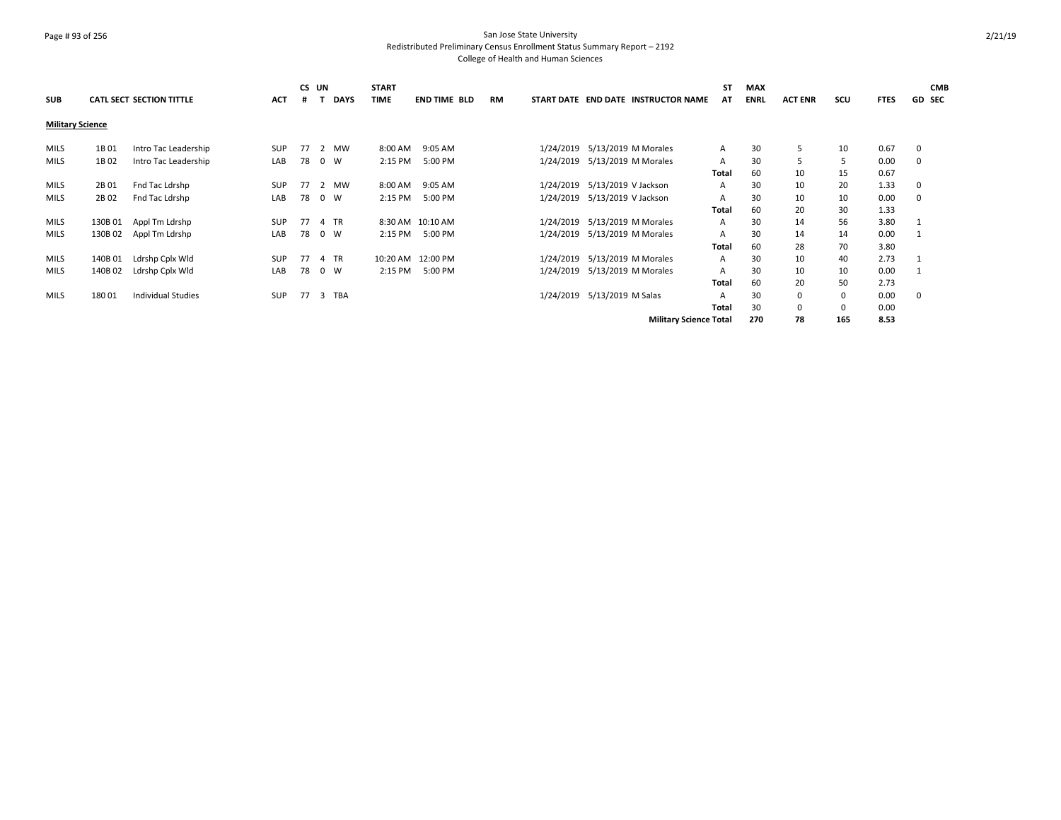San Jose State University
Redistributed Preliminary Census Enrollment Status Summary Report – 2192
College of Health and Human Sciences

| SUB | CATL SECT | SECTION TITTLE | ACT | CS # | UN T | DAYS | START TIME | END TIME | BLD | RM | START DATE | END DATE | INSTRUCTOR NAME | ST AT | MAX ENRL | ACT ENR | SCU | FTES | GD | CMB SEC |
|---|---|---|---|---|---|---|---|---|---|---|---|---|---|---|---|---|---|---|---|---|
| **Military Science** | | | | | | | | | | | | | | | | | | | | |
| MILS | 1B 01 | Intro Tac Leadership | SUP | 77 | 2 | MW | 8:00 AM | 9:05 AM | | | 1/24/2019 | 5/13/2019 | M Morales | A | 30 | 5 | 10 | 0.67 | 0 | |
| MILS | 1B 02 | Intro Tac Leadership | LAB | 78 | 0 | W | 2:15 PM | 5:00 PM | | | 1/24/2019 | 5/13/2019 | M Morales | A | 30 | 5 | 5 | 0.00 | 0 | |
| | | | | | | | | | | | | | | Total | 60 | 10 | 15 | 0.67 | | |
| MILS | 2B 01 | Fnd Tac Ldrshp | SUP | 77 | 2 | MW | 8:00 AM | 9:05 AM | | | 1/24/2019 | 5/13/2019 | V Jackson | A | 30 | 10 | 20 | 1.33 | 0 | |
| MILS | 2B 02 | Fnd Tac Ldrshp | LAB | 78 | 0 | W | 2:15 PM | 5:00 PM | | | 1/24/2019 | 5/13/2019 | V Jackson | A | 30 | 10 | 10 | 0.00 | 0 | |
| | | | | | | | | | | | | | | Total | 60 | 20 | 30 | 1.33 | | |
| MILS | 130B 01 | Appl Tm Ldrshp | SUP | 77 | 4 | TR | 8:30 AM | 10:10 AM | | | 1/24/2019 | 5/13/2019 | M Morales | A | 30 | 14 | 56 | 3.80 | 1 | |
| MILS | 130B 02 | Appl Tm Ldrshp | LAB | 78 | 0 | W | 2:15 PM | 5:00 PM | | | 1/24/2019 | 5/13/2019 | M Morales | A | 30 | 14 | 14 | 0.00 | 1 | |
| | | | | | | | | | | | | | | Total | 60 | 28 | 70 | 3.80 | | |
| MILS | 140B 01 | Ldrshp Cplx Wld | SUP | 77 | 4 | TR | 10:20 AM | 12:00 PM | | | 1/24/2019 | 5/13/2019 | M Morales | A | 30 | 10 | 40 | 2.73 | 1 | |
| MILS | 140B 02 | Ldrshp Cplx Wld | LAB | 78 | 0 | W | 2:15 PM | 5:00 PM | | | 1/24/2019 | 5/13/2019 | M Morales | A | 30 | 10 | 10 | 0.00 | 1 | |
| | | | | | | | | | | | | | | Total | 60 | 20 | 50 | 2.73 | | |
| MILS | 180 01 | Individual Studies | SUP | 77 | 3 | TBA | | | | | 1/24/2019 | 5/13/2019 | M Salas | A | 30 | 0 | 0 | 0.00 | 0 | |
| | | | | | | | | | | | | | | Total | 30 | 0 | 0 | 0.00 | | |
| | | | | | | | | | | | | | **Military Science Total** | | **270** | **78** | **165** | **8.53** | | |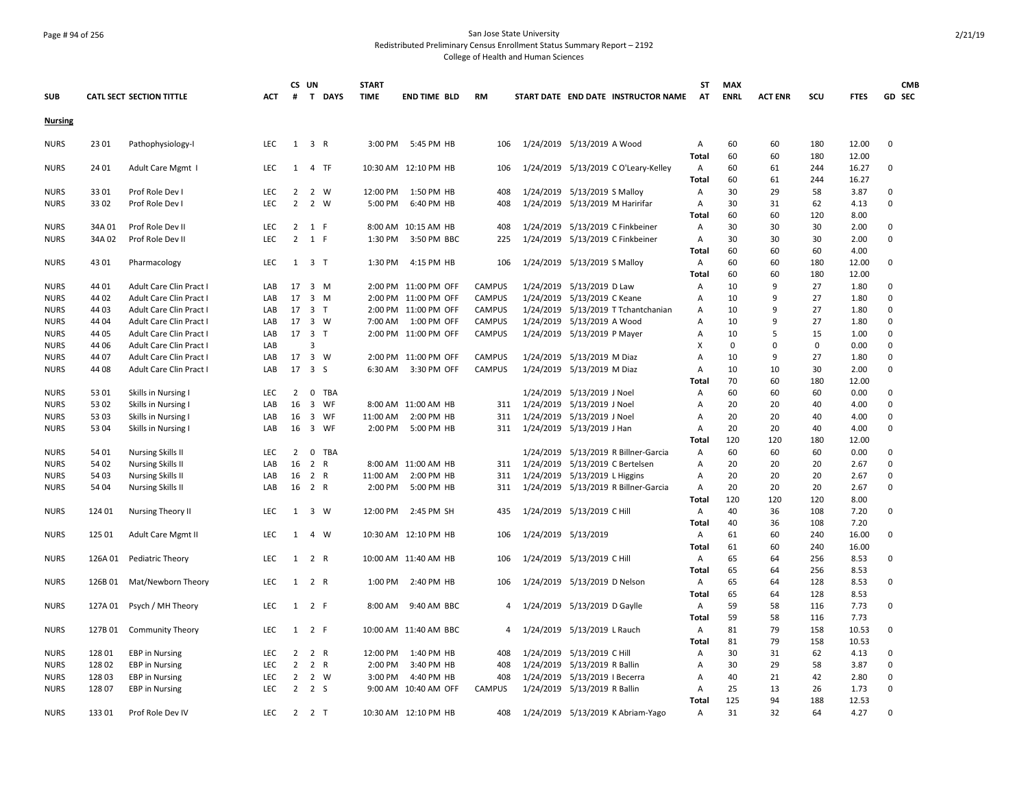San Jose State University
Redistributed Preliminary Census Enrollment Status Summary Report – 2192
College of Health and Human Sciences

| SUB | CATL | SECT | SECTION TITTLE | ACT | CS # | UN T | DAYS | START TIME | END TIME | BLD | RM | START DATE | END DATE | INSTRUCTOR NAME | ST AT | MAX ENRL | ACT ENR | SCU | FTES | GD | CMB SEC |
|---|---|---|---|---|---|---|---|---|---|---|---|---|---|---|---|---|---|---|---|---|---|
| **Nursing** | | | | | | | | | | | | | | | | | | | | | |
| NURS | 23 | 01 | Pathophysiology-I | LEC | 1 | 3 | R | 3:00 PM | 5:45 PM | HB | 106 | 1/24/2019 | 5/13/2019 | A Wood | A | 60 | 60 | 180 | 12.00 | 0 | |
| | | | | | | | | | | | | | | | Total | 60 | 60 | 180 | 12.00 | | |
| NURS | 24 | 01 | Adult Care Mgmt I | LEC | 1 | 4 | TF | 10:30 AM | 12:10 PM | HB | 106 | 1/24/2019 | 5/13/2019 | C O'Leary-Kelley | A | 60 | 61 | 244 | 16.27 | 0 | |
| | | | | | | | | | | | | | | | Total | 60 | 61 | 244 | 16.27 | | |
| NURS | 33 | 01 | Prof Role Dev I | LEC | 2 | 2 | W | 12:00 PM | 1:50 PM | HB | 408 | 1/24/2019 | 5/13/2019 | S Malloy | A | 30 | 29 | 58 | 3.87 | 0 | |
| NURS | 33 | 02 | Prof Role Dev I | LEC | 2 | 2 | W | 5:00 PM | 6:40 PM | HB | 408 | 1/24/2019 | 5/13/2019 | M Haririfar | A | 30 | 31 | 62 | 4.13 | 0 | |
| | | | | | | | | | | | | | | | Total | 60 | 60 | 120 | 8.00 | | |
| NURS | 34A | 01 | Prof Role Dev II | LEC | 2 | 1 | F | 8:00 AM | 10:15 AM | HB | 408 | 1/24/2019 | 5/13/2019 | C Finkbeiner | A | 30 | 30 | 30 | 2.00 | 0 | |
| NURS | 34A | 02 | Prof Role Dev II | LEC | 2 | 1 | F | 1:30 PM | 3:50 PM | BBC | 225 | 1/24/2019 | 5/13/2019 | C Finkbeiner | A | 30 | 30 | 30 | 2.00 | 0 | |
| | | | | | | | | | | | | | | | Total | 60 | 60 | 60 | 4.00 | | |
| NURS | 43 | 01 | Pharmacology | LEC | 1 | 3 | T | 1:30 PM | 4:15 PM | HB | 106 | 1/24/2019 | 5/13/2019 | S Malloy | A | 60 | 60 | 180 | 12.00 | 0 | |
| | | | | | | | | | | | | | | | Total | 60 | 60 | 180 | 12.00 | | |
| NURS | 44 | 01 | Adult Care Clin Pract I | LAB | 17 | 3 | M | 2:00 PM | 11:00 PM | OFF | CAMPUS | 1/24/2019 | 5/13/2019 | D Law | A | 10 | 9 | 27 | 1.80 | 0 | |
| NURS | 44 | 02 | Adult Care Clin Pract I | LAB | 17 | 3 | M | 2:00 PM | 11:00 PM | OFF | CAMPUS | 1/24/2019 | 5/13/2019 | C Keane | A | 10 | 9 | 27 | 1.80 | 0 | |
| NURS | 44 | 03 | Adult Care Clin Pract I | LAB | 17 | 3 | T | 2:00 PM | 11:00 PM | OFF | CAMPUS | 1/24/2019 | 5/13/2019 | T Tchantchanian | A | 10 | 9 | 27 | 1.80 | 0 | |
| NURS | 44 | 04 | Adult Care Clin Pract I | LAB | 17 | 3 | W | 7:00 AM | 1:00 PM | OFF | CAMPUS | 1/24/2019 | 5/13/2019 | A Wood | A | 10 | 9 | 27 | 1.80 | 0 | |
| NURS | 44 | 05 | Adult Care Clin Pract I | LAB | 17 | 3 | T | 2:00 PM | 11:00 PM | OFF | CAMPUS | 1/24/2019 | 5/13/2019 | P Mayer | A | 10 | 5 | 15 | 1.00 | 0 | |
| NURS | 44 | 06 | Adult Care Clin Pract I | LAB | | 3 | | | | | | | | | X | 0 | 0 | 0 | 0.00 | 0 | |
| NURS | 44 | 07 | Adult Care Clin Pract I | LAB | 17 | 3 | W | 2:00 PM | 11:00 PM | OFF | CAMPUS | 1/24/2019 | 5/13/2019 | M Diaz | A | 10 | 9 | 27 | 1.80 | 0 | |
| NURS | 44 | 08 | Adult Care Clin Pract I | LAB | 17 | 3 | S | 6:30 AM | 3:30 PM | OFF | CAMPUS | 1/24/2019 | 5/13/2019 | M Diaz | A | 10 | 10 | 30 | 2.00 | 0 | |
| | | | | | | | | | | | | | | | Total | 70 | 60 | 180 | 12.00 | | |
| NURS | 53 | 01 | Skills in Nursing I | LEC | 2 | 0 | TBA | | | | | 1/24/2019 | 5/13/2019 | J Noel | A | 60 | 60 | 60 | 0.00 | 0 | |
| NURS | 53 | 02 | Skills in Nursing I | LAB | 16 | 3 | WF | 8:00 AM | 11:00 AM | HB | 311 | 1/24/2019 | 5/13/2019 | J Noel | A | 20 | 20 | 40 | 4.00 | 0 | |
| NURS | 53 | 03 | Skills in Nursing I | LAB | 16 | 3 | WF | 11:00 AM | 2:00 PM | HB | 311 | 1/24/2019 | 5/13/2019 | J Noel | A | 20 | 20 | 40 | 4.00 | 0 | |
| NURS | 53 | 04 | Skills in Nursing I | LAB | 16 | 3 | WF | 2:00 PM | 5:00 PM | HB | 311 | 1/24/2019 | 5/13/2019 | J Han | A | 20 | 20 | 40 | 4.00 | 0 | |
| | | | | | | | | | | | | | | | Total | 120 | 120 | 180 | 12.00 | | |
| NURS | 54 | 01 | Nursing Skills II | LEC | 2 | 0 | TBA | | | | | 1/24/2019 | 5/13/2019 | R Billner-Garcia | A | 60 | 60 | 60 | 0.00 | 0 | |
| NURS | 54 | 02 | Nursing Skills II | LAB | 16 | 2 | R | 8:00 AM | 11:00 AM | HB | 311 | 1/24/2019 | 5/13/2019 | C Bertelsen | A | 20 | 20 | 20 | 2.67 | 0 | |
| NURS | 54 | 03 | Nursing Skills II | LAB | 16 | 2 | R | 11:00 AM | 2:00 PM | HB | 311 | 1/24/2019 | 5/13/2019 | L Higgins | A | 20 | 20 | 20 | 2.67 | 0 | |
| NURS | 54 | 04 | Nursing Skills II | LAB | 16 | 2 | R | 2:00 PM | 5:00 PM | HB | 311 | 1/24/2019 | 5/13/2019 | R Billner-Garcia | A | 20 | 20 | 20 | 2.67 | 0 | |
| | | | | | | | | | | | | | | | Total | 120 | 120 | 120 | 8.00 | | |
| NURS | 124 | 01 | Nursing Theory II | LEC | 1 | 3 | W | 12:00 PM | 2:45 PM | SH | 435 | 1/24/2019 | 5/13/2019 | C Hill | A | 40 | 36 | 108 | 7.20 | 0 | |
| | | | | | | | | | | | | | | | Total | 40 | 36 | 108 | 7.20 | | |
| NURS | 125 | 01 | Adult Care Mgmt II | LEC | 1 | 4 | W | 10:30 AM | 12:10 PM | HB | 106 | 1/24/2019 | 5/13/2019 | | A | 61 | 60 | 240 | 16.00 | 0 | |
| | | | | | | | | | | | | | | | Total | 61 | 60 | 240 | 16.00 | | |
| NURS | 126A | 01 | Pediatric Theory | LEC | 1 | 2 | R | 10:00 AM | 11:40 AM | HB | 106 | 1/24/2019 | 5/13/2019 | C Hill | A | 65 | 64 | 256 | 8.53 | 0 | |
| | | | | | | | | | | | | | | | Total | 65 | 64 | 256 | 8.53 | | |
| NURS | 126B | 01 | Mat/Newborn Theory | LEC | 1 | 2 | R | 1:00 PM | 2:40 PM | HB | 106 | 1/24/2019 | 5/13/2019 | D Nelson | A | 65 | 64 | 128 | 8.53 | 0 | |
| | | | | | | | | | | | | | | | Total | 65 | 64 | 128 | 8.53 | | |
| NURS | 127A | 01 | Psych / MH Theory | LEC | 1 | 2 | F | 8:00 AM | 9:40 AM | BBC | 4 | 1/24/2019 | 5/13/2019 | D Gaylle | A | 59 | 58 | 116 | 7.73 | 0 | |
| | | | | | | | | | | | | | | | Total | 59 | 58 | 116 | 7.73 | | |
| NURS | 127B | 01 | Community Theory | LEC | 1 | 2 | F | 10:00 AM | 11:40 AM | BBC | 4 | 1/24/2019 | 5/13/2019 | L Rauch | A | 81 | 79 | 158 | 10.53 | 0 | |
| | | | | | | | | | | | | | | | Total | 81 | 79 | 158 | 10.53 | | |
| NURS | 128 | 01 | EBP in Nursing | LEC | 2 | 2 | R | 12:00 PM | 1:40 PM | HB | 408 | 1/24/2019 | 5/13/2019 | C Hill | A | 30 | 31 | 62 | 4.13 | 0 | |
| NURS | 128 | 02 | EBP in Nursing | LEC | 2 | 2 | R | 2:00 PM | 3:40 PM | HB | 408 | 1/24/2019 | 5/13/2019 | R Ballin | A | 30 | 29 | 58 | 3.87 | 0 | |
| NURS | 128 | 03 | EBP in Nursing | LEC | 2 | 2 | W | 3:00 PM | 4:40 PM | HB | 408 | 1/24/2019 | 5/13/2019 | I Becerra | A | 40 | 21 | 42 | 2.80 | 0 | |
| NURS | 128 | 07 | EBP in Nursing | LEC | 2 | 2 | S | 9:00 AM | 10:40 AM | OFF | CAMPUS | 1/24/2019 | 5/13/2019 | R Ballin | A | 25 | 13 | 26 | 1.73 | 0 | |
| | | | | | | | | | | | | | | | Total | 125 | 94 | 188 | 12.53 | | |
| NURS | 133 | 01 | Prof Role Dev IV | LEC | 2 | 2 | T | 10:30 AM | 12:10 PM | HB | 408 | 1/24/2019 | 5/13/2019 | K Abriam-Yago | A | 31 | 32 | 64 | 4.27 | 0 | |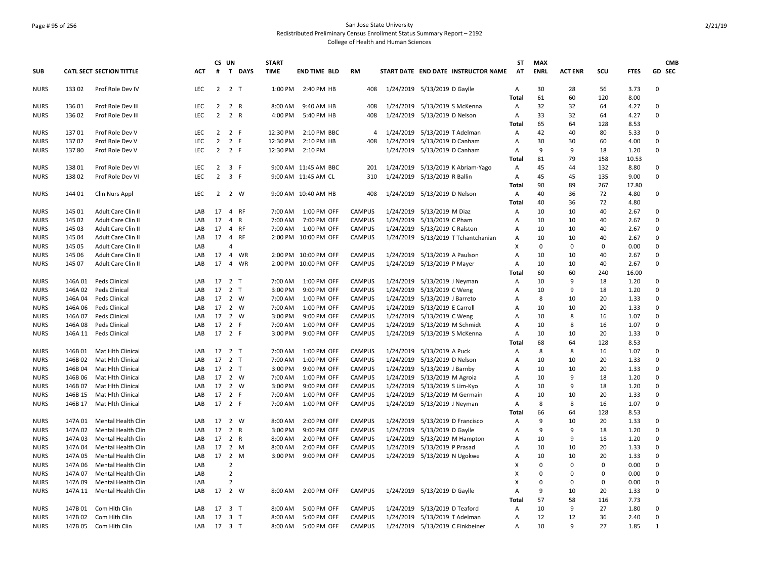San Jose State University
Redistributed Preliminary Census Enrollment Status Summary Report – 2192
College of Health and Human Sciences

| SUB | CATL SECT | SECTION TITTLE | ACT | CS # | UN T | DAYS | START TIME | END TIME | BLD | RM | START DATE | END DATE | INSTRUCTOR NAME | ST AT | MAX ENRL | ACT ENR | SCU | FTES | GD | CMB SEC |
|---|---|---|---|---|---|---|---|---|---|---|---|---|---|---|---|---|---|---|---|---|
| NURS | 133 02 | Prof Role Dev IV | LEC | 2 | 2 | T | 1:00 PM | 2:40 PM | HB | 408 | 1/24/2019 | 5/13/2019 | D Gaylle | A | 30 | 28 | 56 | 3.73 | 0 | |
| | | | | | | | | | | | | | | Total | 61 | 60 | 120 | 8.00 | | |
| NURS | 136 01 | Prof Role Dev III | LEC | 2 | 2 | R | 8:00 AM | 9:40 AM | HB | 408 | 1/24/2019 | 5/13/2019 | S McKenna | A | 32 | 32 | 64 | 4.27 | 0 | |
| NURS | 136 02 | Prof Role Dev III | LEC | 2 | 2 | R | 4:00 PM | 5:40 PM | HB | 408 | 1/24/2019 | 5/13/2019 | D Nelson | A | 33 | 32 | 64 | 4.27 | 0 | |
| | | | | | | | | | | | | | | Total | 65 | 64 | 128 | 8.53 | | |
| NURS | 137 01 | Prof Role Dev V | LEC | 2 | 2 | F | 12:30 PM | 2:10 PM | BBC | 4 | 1/24/2019 | 5/13/2019 | T Adelman | A | 42 | 40 | 80 | 5.33 | 0 | |
| NURS | 137 02 | Prof Role Dev V | LEC | 2 | 2 | F | 12:30 PM | 2:10 PM | HB | 408 | 1/24/2019 | 5/13/2019 | D Canham | A | 30 | 30 | 60 | 4.00 | 0 | |
| NURS | 137 80 | Prof Role Dev V | LEC | 2 | 2 | F | 12:30 PM | 2:10 PM | | | 1/24/2019 | 5/13/2019 | D Canham | A | 9 | 9 | 18 | 1.20 | 0 | |
| | | | | | | | | | | | | | | Total | 81 | 79 | 158 | 10.53 | | |
| NURS | 138 01 | Prof Role Dev VI | LEC | 2 | 3 | F | 9:00 AM | 11:45 AM | BBC | 201 | 1/24/2019 | 5/13/2019 | K Abriam-Yago | A | 45 | 44 | 132 | 8.80 | 0 | |
| NURS | 138 02 | Prof Role Dev VI | LEC | 2 | 3 | F | 9:00 AM | 11:45 AM | CL | 310 | 1/24/2019 | 5/13/2019 | R Ballin | A | 45 | 45 | 135 | 9.00 | 0 | |
| | | | | | | | | | | | | | | Total | 90 | 89 | 267 | 17.80 | | |
| NURS | 144 01 | Clin Nurs Appl | LEC | 2 | 2 | W | 9:00 AM | 10:40 AM | HB | 408 | 1/24/2019 | 5/13/2019 | D Nelson | A | 40 | 36 | 72 | 4.80 | 0 | |
| | | | | | | | | | | | | | | Total | 40 | 36 | 72 | 4.80 | | |
| NURS | 145 01 | Adult Care Clin II | LAB | 17 | 4 | RF | 7:00 AM | 1:00 PM | OFF | CAMPUS | 1/24/2019 | 5/13/2019 | M Diaz | A | 10 | 10 | 40 | 2.67 | 0 | |
| NURS | 145 02 | Adult Care Clin II | LAB | 17 | 4 | R | 7:00 AM | 7:00 PM | OFF | CAMPUS | 1/24/2019 | 5/13/2019 | C Pham | A | 10 | 10 | 40 | 2.67 | 0 | |
| NURS | 145 03 | Adult Care Clin II | LAB | 17 | 4 | RF | 7:00 AM | 1:00 PM | OFF | CAMPUS | 1/24/2019 | 5/13/2019 | C Ralston | A | 10 | 10 | 40 | 2.67 | 0 | |
| NURS | 145 04 | Adult Care Clin II | LAB | 17 | 4 | RF | 2:00 PM | 10:00 PM | OFF | CAMPUS | 1/24/2019 | 5/13/2019 | T Tchantchanian | A | 10 | 10 | 40 | 2.67 | 0 | |
| NURS | 145 05 | Adult Care Clin II | LAB | | 4 | | | | | | | | | X | 0 | 0 | 0 | 0.00 | 0 | |
| NURS | 145 06 | Adult Care Clin II | LAB | 17 | 4 | WR | 2:00 PM | 10:00 PM | OFF | CAMPUS | 1/24/2019 | 5/13/2019 | A Paulson | A | 10 | 10 | 40 | 2.67 | 0 | |
| NURS | 145 07 | Adult Care Clin II | LAB | 17 | 4 | WR | 2:00 PM | 10:00 PM | OFF | CAMPUS | 1/24/2019 | 5/13/2019 | P Mayer | A | 10 | 10 | 40 | 2.67 | 0 | |
| | | | | | | | | | | | | | | Total | 60 | 60 | 240 | 16.00 | | |
| NURS | 146A 01 | Peds Clinical | LAB | 17 | 2 | T | 7:00 AM | 1:00 PM | OFF | CAMPUS | 1/24/2019 | 5/13/2019 | J Neyman | A | 10 | 9 | 18 | 1.20 | 0 | |
| NURS | 146A 02 | Peds Clinical | LAB | 17 | 2 | T | 3:00 PM | 9:00 PM | OFF | CAMPUS | 1/24/2019 | 5/13/2019 | C Weng | A | 10 | 9 | 18 | 1.20 | 0 | |
| NURS | 146A 04 | Peds Clinical | LAB | 17 | 2 | W | 7:00 AM | 1:00 PM | OFF | CAMPUS | 1/24/2019 | 5/13/2019 | J Barreto | A | 8 | 10 | 20 | 1.33 | 0 | |
| NURS | 146A 06 | Peds Clinical | LAB | 17 | 2 | W | 7:00 AM | 1:00 PM | OFF | CAMPUS | 1/24/2019 | 5/13/2019 | E Carroll | A | 10 | 10 | 20 | 1.33 | 0 | |
| NURS | 146A 07 | Peds Clinical | LAB | 17 | 2 | W | 3:00 PM | 9:00 PM | OFF | CAMPUS | 1/24/2019 | 5/13/2019 | C Weng | A | 10 | 8 | 16 | 1.07 | 0 | |
| NURS | 146A 08 | Peds Clinical | LAB | 17 | 2 | F | 7:00 AM | 1:00 PM | OFF | CAMPUS | 1/24/2019 | 5/13/2019 | M Schmidt | A | 10 | 8 | 16 | 1.07 | 0 | |
| NURS | 146A 11 | Peds Clinical | LAB | 17 | 2 | F | 3:00 PM | 9:00 PM | OFF | CAMPUS | 1/24/2019 | 5/13/2019 | S McKenna | A | 10 | 10 | 20 | 1.33 | 0 | |
| | | | | | | | | | | | | | | Total | 68 | 64 | 128 | 8.53 | | |
| NURS | 146B 01 | Mat Hlth Clinical | LAB | 17 | 2 | T | 7:00 AM | 1:00 PM | OFF | CAMPUS | 1/24/2019 | 5/13/2019 | A Puck | A | 8 | 8 | 16 | 1.07 | 0 | |
| NURS | 146B 02 | Mat Hlth Clinical | LAB | 17 | 2 | T | 7:00 AM | 1:00 PM | OFF | CAMPUS | 1/24/2019 | 5/13/2019 | D Nelson | A | 10 | 10 | 20 | 1.33 | 0 | |
| NURS | 146B 04 | Mat Hlth Clinical | LAB | 17 | 2 | T | 3:00 PM | 9:00 PM | OFF | CAMPUS | 1/24/2019 | 5/13/2019 | J Barnby | A | 10 | 10 | 20 | 1.33 | 0 | |
| NURS | 146B 06 | Mat Hlth Clinical | LAB | 17 | 2 | W | 7:00 AM | 1:00 PM | OFF | CAMPUS | 1/24/2019 | 5/13/2019 | M Agroia | A | 10 | 9 | 18 | 1.20 | 0 | |
| NURS | 146B 07 | Mat Hlth Clinical | LAB | 17 | 2 | W | 3:00 PM | 9:00 PM | OFF | CAMPUS | 1/24/2019 | 5/13/2019 | S Lim-Kyo | A | 10 | 9 | 18 | 1.20 | 0 | |
| NURS | 146B 15 | Mat Hlth Clinical | LAB | 17 | 2 | F | 7:00 AM | 1:00 PM | OFF | CAMPUS | 1/24/2019 | 5/13/2019 | M Germain | A | 10 | 10 | 20 | 1.33 | 0 | |
| NURS | 146B 17 | Mat Hlth Clinical | LAB | 17 | 2 | F | 7:00 AM | 1:00 PM | OFF | CAMPUS | 1/24/2019 | 5/13/2019 | J Neyman | A | 8 | 8 | 16 | 1.07 | 0 | |
| | | | | | | | | | | | | | | Total | 66 | 64 | 128 | 8.53 | | |
| NURS | 147A 01 | Mental Health Clin | LAB | 17 | 2 | W | 8:00 AM | 2:00 PM | OFF | CAMPUS | 1/24/2019 | 5/13/2019 | D Francisco | A | 9 | 10 | 20 | 1.33 | 0 | |
| NURS | 147A 02 | Mental Health Clin | LAB | 17 | 2 | R | 3:00 PM | 9:00 PM | OFF | CAMPUS | 1/24/2019 | 5/13/2019 | D Gaylle | A | 9 | 9 | 18 | 1.20 | 0 | |
| NURS | 147A 03 | Mental Health Clin | LAB | 17 | 2 | R | 8:00 AM | 2:00 PM | OFF | CAMPUS | 1/24/2019 | 5/13/2019 | M Hampton | A | 10 | 9 | 18 | 1.20 | 0 | |
| NURS | 147A 04 | Mental Health Clin | LAB | 17 | 2 | M | 8:00 AM | 2:00 PM | OFF | CAMPUS | 1/24/2019 | 5/13/2019 | P Prasad | A | 10 | 10 | 20 | 1.33 | 0 | |
| NURS | 147A 05 | Mental Health Clin | LAB | 17 | 2 | M | 3:00 PM | 9:00 PM | OFF | CAMPUS | 1/24/2019 | 5/13/2019 | N Ugokwe | A | 10 | 10 | 20 | 1.33 | 0 | |
| NURS | 147A 06 | Mental Health Clin | LAB | | 2 | | | | | | | | | X | 0 | 0 | 0 | 0.00 | 0 | |
| NURS | 147A 07 | Mental Health Clin | LAB | | 2 | | | | | | | | | X | 0 | 0 | 0 | 0.00 | 0 | |
| NURS | 147A 09 | Mental Health Clin | LAB | | 2 | | | | | | | | | X | 0 | 0 | 0 | 0.00 | 0 | |
| NURS | 147A 11 | Mental Health Clin | LAB | 17 | 2 | W | 8:00 AM | 2:00 PM | OFF | CAMPUS | 1/24/2019 | 5/13/2019 | D Gaylle | A | 9 | 10 | 20 | 1.33 | 0 | |
| | | | | | | | | | | | | | | Total | 57 | 58 | 116 | 7.73 | | |
| NURS | 147B 01 | Com Hlth Clin | LAB | 17 | 3 | T | 8:00 AM | 5:00 PM | OFF | CAMPUS | 1/24/2019 | 5/13/2019 | D Teaford | A | 10 | 9 | 27 | 1.80 | 0 | |
| NURS | 147B 02 | Com Hlth Clin | LAB | 17 | 3 | T | 8:00 AM | 5:00 PM | OFF | CAMPUS | 1/24/2019 | 5/13/2019 | T Adelman | A | 12 | 12 | 36 | 2.40 | 0 | |
| NURS | 147B 05 | Com Hlth Clin | LAB | 17 | 3 | T | 8:00 AM | 5:00 PM | OFF | CAMPUS | 1/24/2019 | 5/13/2019 | C Finkbeiner | A | 10 | 9 | 27 | 1.85 | 1 | |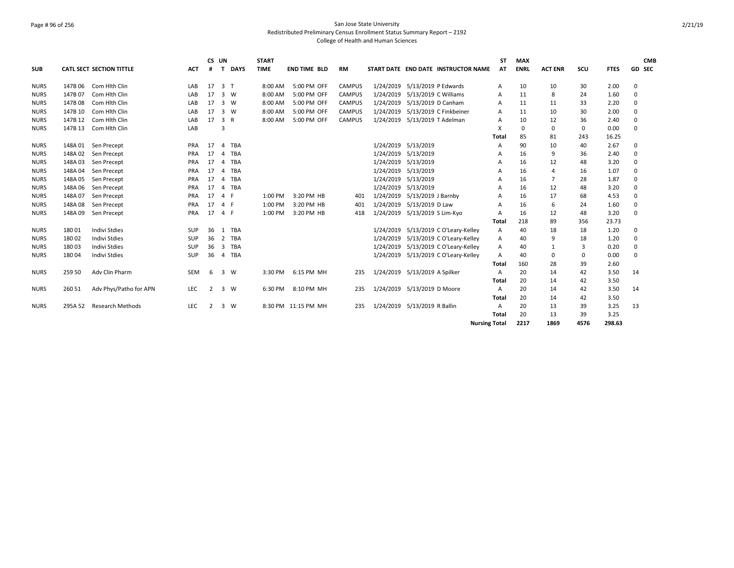San Jose State University
Redistributed Preliminary Census Enrollment Status Summary Report – 2192
College of Health and Human Sciences

| SUB | CATL | SECT | SECTION TITTLE | ACT | CS # | UN T | DAYS | START TIME | END TIME | BLD | RM | START DATE | END DATE | INSTRUCTOR NAME | ST AT | MAX ENRL | ACT ENR | SCU | FTES | GD | CMB SEC |
|---|---|---|---|---|---|---|---|---|---|---|---|---|---|---|---|---|---|---|---|---|---|
| NURS | 147B | 06 | Com Hlth Clin | LAB | 17 | 3 | T | 8:00 AM | 5:00 PM | OFF | CAMPUS | 1/24/2019 | 5/13/2019 | P Edwards | A | 10 | 10 | 30 | 2.00 | 0 | |
| NURS | 147B | 07 | Com Hlth Clin | LAB | 17 | 3 | W | 8:00 AM | 5:00 PM | OFF | CAMPUS | 1/24/2019 | 5/13/2019 | C Williams | A | 11 | 8 | 24 | 1.60 | 0 | |
| NURS | 147B | 08 | Com Hlth Clin | LAB | 17 | 3 | W | 8:00 AM | 5:00 PM | OFF | CAMPUS | 1/24/2019 | 5/13/2019 | D Canham | A | 11 | 11 | 33 | 2.20 | 0 | |
| NURS | 147B | 10 | Com Hlth Clin | LAB | 17 | 3 | W | 8:00 AM | 5:00 PM | OFF | CAMPUS | 1/24/2019 | 5/13/2019 | C Finkbeiner | A | 11 | 10 | 30 | 2.00 | 0 | |
| NURS | 147B | 12 | Com Hlth Clin | LAB | 17 | 3 | R | 8:00 AM | 5:00 PM | OFF | CAMPUS | 1/24/2019 | 5/13/2019 | T Adelman | A | 10 | 12 | 36 | 2.40 | 0 | |
| NURS | 147B | 13 | Com Hlth Clin | LAB | | 3 | | | | | | | | | X | 0 | 0 | 0 | 0.00 | 0 | |
| | | | | | | | | | | | | | | | Total | 85 | 81 | 243 | 16.25 | | |
| NURS | 148A | 01 | Sen Precept | PRA | 17 | 4 | TBA | | | | | 1/24/2019 | 5/13/2019 | | A | 90 | 10 | 40 | 2.67 | 0 | |
| NURS | 148A | 02 | Sen Precept | PRA | 17 | 4 | TBA | | | | | 1/24/2019 | 5/13/2019 | | A | 16 | 9 | 36 | 2.40 | 0 | |
| NURS | 148A | 03 | Sen Precept | PRA | 17 | 4 | TBA | | | | | 1/24/2019 | 5/13/2019 | | A | 16 | 12 | 48 | 3.20 | 0 | |
| NURS | 148A | 04 | Sen Precept | PRA | 17 | 4 | TBA | | | | | 1/24/2019 | 5/13/2019 | | A | 16 | 4 | 16 | 1.07 | 0 | |
| NURS | 148A | 05 | Sen Precept | PRA | 17 | 4 | TBA | | | | | 1/24/2019 | 5/13/2019 | | A | 16 | 7 | 28 | 1.87 | 0 | |
| NURS | 148A | 06 | Sen Precept | PRA | 17 | 4 | TBA | | | | | 1/24/2019 | 5/13/2019 | | A | 16 | 12 | 48 | 3.20 | 0 | |
| NURS | 148A | 07 | Sen Precept | PRA | 17 | 4 | F | 1:00 PM | 3:20 PM | HB | 401 | 1/24/2019 | 5/13/2019 | J Barnby | A | 16 | 17 | 68 | 4.53 | 0 | |
| NURS | 148A | 08 | Sen Precept | PRA | 17 | 4 | F | 1:00 PM | 3:20 PM | HB | 401 | 1/24/2019 | 5/13/2019 | D Law | A | 16 | 6 | 24 | 1.60 | 0 | |
| NURS | 148A | 09 | Sen Precept | PRA | 17 | 4 | F | 1:00 PM | 3:20 PM | HB | 418 | 1/24/2019 | 5/13/2019 | S Lim-Kyo | A | 16 | 12 | 48 | 3.20 | 0 | |
| | | | | | | | | | | | | | | | Total | 218 | 89 | 356 | 23.73 | | |
| NURS | 180 | 01 | Indivi Stdies | SUP | 36 | 1 | TBA | | | | | 1/24/2019 | 5/13/2019 | C O'Leary-Kelley | A | 40 | 18 | 18 | 1.20 | 0 | |
| NURS | 180 | 02 | Indivi Stdies | SUP | 36 | 2 | TBA | | | | | 1/24/2019 | 5/13/2019 | C O'Leary-Kelley | A | 40 | 9 | 18 | 1.20 | 0 | |
| NURS | 180 | 03 | Indivi Stdies | SUP | 36 | 3 | TBA | | | | | 1/24/2019 | 5/13/2019 | C O'Leary-Kelley | A | 40 | 1 | 3 | 0.20 | 0 | |
| NURS | 180 | 04 | Indivi Stdies | SUP | 36 | 4 | TBA | | | | | 1/24/2019 | 5/13/2019 | C O'Leary-Kelley | A | 40 | 0 | 0 | 0.00 | 0 | |
| | | | | | | | | | | | | | | | Total | 160 | 28 | 39 | 2.60 | | |
| NURS | 259 | 50 | Adv Clin Pharm | SEM | 6 | 3 | W | 3:30 PM | 6:15 PM | MH | 235 | 1/24/2019 | 5/13/2019 | A Spilker | A | 20 | 14 | 42 | 3.50 | 14 | |
| | | | | | | | | | | | | | | | Total | 20 | 14 | 42 | 3.50 | | |
| NURS | 260 | 51 | Adv Phys/Patho for APN | LEC | 2 | 3 | W | 6:30 PM | 8:10 PM | MH | 235 | 1/24/2019 | 5/13/2019 | D Moore | A | 20 | 14 | 42 | 3.50 | 14 | |
| | | | | | | | | | | | | | | | Total | 20 | 14 | 42 | 3.50 | | |
| NURS | 295A | 52 | Research Methods | LEC | 2 | 3 | W | 8:30 PM | 11:15 PM | MH | 235 | 1/24/2019 | 5/13/2019 | R Ballin | A | 20 | 13 | 39 | 3.25 | 13 | |
| | | | | | | | | | | | | | | | Total | 20 | 13 | 39 | 3.25 | | |
| | | | | | | | | | | | | | | | Nursing Total | 2217 | 1869 | 4576 | 298.63 | | |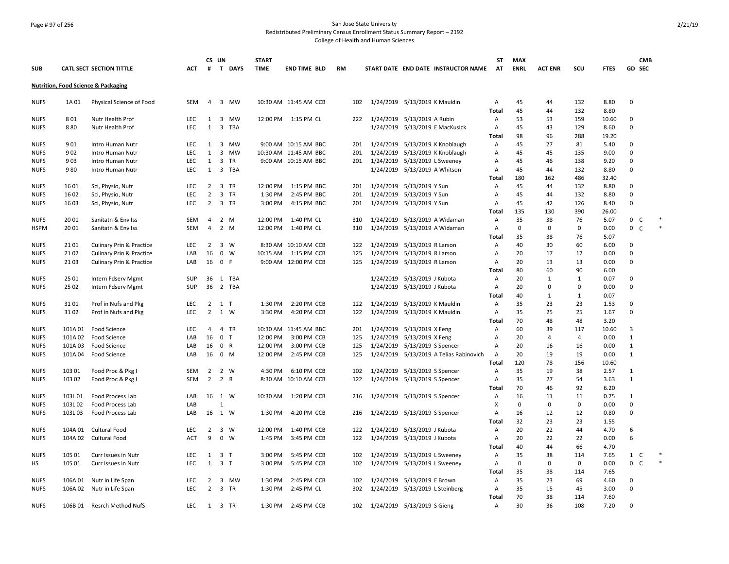San Jose State University
Redistributed Preliminary Census Enrollment Status Summary Report – 2192
College of Health and Human Sciences

| SUB | CATL SECT | SECTION TITTLE | ACT | CS # | UN T | DAYS | START TIME | END TIME | BLD | RM | START DATE | END DATE | INSTRUCTOR NAME | ST AT | MAX ENRL | ACT ENR | SCU | FTES | GD | CMB SEC |
|---|---|---|---|---|---|---|---|---|---|---|---|---|---|---|---|---|---|---|---|---|
| **Nutrition, Food Science & Packaging** | | | | | | | | | | | | | | | | | | | | |
| NUFS | 1A 01 | Physical Science of Food | SEM | 4 | 3 | MW | 10:30 AM | 11:45 AM | CCB | 102 | 1/24/2019 | 5/13/2019 | K Mauldin | A | 45 | 44 | 132 | 8.80 | 0 | |
| | | | | | | | | | | | | | | Total | 45 | 44 | 132 | 8.80 | | |
| NUFS | 8 01 | Nutr Health Prof | LEC | 1 | 3 | MW | 12:00 PM | 1:15 PM | CL | 222 | 1/24/2019 | 5/13/2019 | A Rubin | A | 53 | 53 | 159 | 10.60 | 0 | |
| NUFS | 8 80 | Nutr Health Prof | LEC | 1 | 3 | TBA | | | | | 1/24/2019 | 5/13/2019 | E MacKusick | A | 45 | 43 | 129 | 8.60 | 0 | |
| | | | | | | | | | | | | | | Total | 98 | 96 | 288 | 19.20 | | |
| NUFS | 9 01 | Intro Human Nutr | LEC | 1 | 3 | MW | 9:00 AM | 10:15 AM | BBC | 201 | 1/24/2019 | 5/13/2019 | K Knoblaugh | A | 45 | 27 | 81 | 5.40 | 0 | |
| NUFS | 9 02 | Intro Human Nutr | LEC | 1 | 3 | MW | 10:30 AM | 11:45 AM | BBC | 201 | 1/24/2019 | 5/13/2019 | K Knoblaugh | A | 45 | 45 | 135 | 9.00 | 0 | |
| NUFS | 9 03 | Intro Human Nutr | LEC | 1 | 3 | TR | 9:00 AM | 10:15 AM | BBC | 201 | 1/24/2019 | 5/13/2019 | L Sweeney | A | 45 | 46 | 138 | 9.20 | 0 | |
| NUFS | 9 80 | Intro Human Nutr | LEC | 1 | 3 | TBA | | | | | 1/24/2019 | 5/13/2019 | A Whitson | A | 45 | 44 | 132 | 8.80 | 0 | |
| | | | | | | | | | | | | | | Total | 180 | 162 | 486 | 32.40 | | |
| NUFS | 16 01 | Sci, Physio, Nutr | LEC | 2 | 3 | TR | 12:00 PM | 1:15 PM | BBC | 201 | 1/24/2019 | 5/13/2019 | Y Sun | A | 45 | 44 | 132 | 8.80 | 0 | |
| NUFS | 16 02 | Sci, Physio, Nutr | LEC | 2 | 3 | TR | 1:30 PM | 2:45 PM | BBC | 201 | 1/24/2019 | 5/13/2019 | Y Sun | A | 45 | 44 | 132 | 8.80 | 0 | |
| NUFS | 16 03 | Sci, Physio, Nutr | LEC | 2 | 3 | TR | 3:00 PM | 4:15 PM | BBC | 201 | 1/24/2019 | 5/13/2019 | Y Sun | A | 45 | 42 | 126 | 8.40 | 0 | |
| | | | | | | | | | | | | | | Total | 135 | 130 | 390 | 26.00 | | |
| NUFS | 20 01 | Sanitatn & Env Iss | SEM | 4 | 2 | M | 12:00 PM | 1:40 PM | CL | 310 | 1/24/2019 | 5/13/2019 | A Widaman | A | 35 | 38 | 76 | 5.07 | 0 | C * |
| HSPM | 20 01 | Sanitatn & Env Iss | SEM | 4 | 2 | M | 12:00 PM | 1:40 PM | CL | 310 | 1/24/2019 | 5/13/2019 | A Widaman | A | 0 | 0 | 0 | 0.00 | 0 | C * |
| | | | | | | | | | | | | | | Total | 35 | 38 | 76 | 5.07 | | |
| NUFS | 21 01 | Culinary Prin & Practice | LEC | 2 | 3 | W | 8:30 AM | 10:10 AM | CCB | 122 | 1/24/2019 | 5/13/2019 | R Larson | A | 40 | 30 | 60 | 6.00 | 0 | |
| NUFS | 21 02 | Culinary Prin & Practice | LAB | 16 | 0 | W | 10:15 AM | 1:15 PM | CCB | 125 | 1/24/2019 | 5/13/2019 | R Larson | A | 20 | 17 | 17 | 0.00 | 0 | |
| NUFS | 21 03 | Culinary Prin & Practice | LAB | 16 | 0 | F | 9:00 AM | 12:00 PM | CCB | 125 | 1/24/2019 | 5/13/2019 | R Larson | A | 20 | 13 | 13 | 0.00 | 0 | |
| | | | | | | | | | | | | | | Total | 80 | 60 | 90 | 6.00 | | |
| NUFS | 25 01 | Intern Fdserv Mgmt | SUP | 36 | 1 | TBA | | | | | 1/24/2019 | 5/13/2019 | J Kubota | A | 20 | 1 | 1 | 0.07 | 0 | |
| NUFS | 25 02 | Intern Fdserv Mgmt | SUP | 36 | 2 | TBA | | | | | 1/24/2019 | 5/13/2019 | J Kubota | A | 20 | 0 | 0 | 0.00 | 0 | |
| | | | | | | | | | | | | | | Total | 40 | 1 | 1 | 0.07 | | |
| NUFS | 31 01 | Prof in Nufs and Pkg | LEC | 2 | 1 | T | 1:30 PM | 2:20 PM | CCB | 122 | 1/24/2019 | 5/13/2019 | K Mauldin | A | 35 | 23 | 23 | 1.53 | 0 | |
| NUFS | 31 02 | Prof in Nufs and Pkg | LEC | 2 | 1 | W | 3:30 PM | 4:20 PM | CCB | 122 | 1/24/2019 | 5/13/2019 | K Mauldin | A | 35 | 25 | 25 | 1.67 | 0 | |
| | | | | | | | | | | | | | | Total | 70 | 48 | 48 | 3.20 | | |
| NUFS | 101A 01 | Food Science | LEC | 4 | 4 | TR | 10:30 AM | 11:45 AM | BBC | 201 | 1/24/2019 | 5/13/2019 | X Feng | A | 60 | 39 | 117 | 10.60 | 3 | |
| NUFS | 101A 02 | Food Science | LAB | 16 | 0 | T | 12:00 PM | 3:00 PM | CCB | 125 | 1/24/2019 | 5/13/2019 | X Feng | A | 20 | 4 | 4 | 0.00 | 1 | |
| NUFS | 101A 03 | Food Science | LAB | 16 | 0 | R | 12:00 PM | 3:00 PM | CCB | 125 | 1/24/2019 | 5/13/2019 | S Spencer | A | 20 | 16 | 16 | 0.00 | 1 | |
| NUFS | 101A 04 | Food Science | LAB | 16 | 0 | M | 12:00 PM | 2:45 PM | CCB | 125 | 1/24/2019 | 5/13/2019 | A Telias Rabinovich | A | 20 | 19 | 19 | 0.00 | 1 | |
| | | | | | | | | | | | | | | Total | 120 | 78 | 156 | 10.60 | | |
| NUFS | 103 01 | Food Proc & Pkg I | SEM | 2 | 2 | W | 4:30 PM | 6:10 PM | CCB | 102 | 1/24/2019 | 5/13/2019 | S Spencer | A | 35 | 19 | 38 | 2.57 | 1 | |
| NUFS | 103 02 | Food Proc & Pkg I | SEM | 2 | 2 | R | 8:30 AM | 10:10 AM | CCB | 122 | 1/24/2019 | 5/13/2019 | S Spencer | A | 35 | 27 | 54 | 3.63 | 1 | |
| | | | | | | | | | | | | | | Total | 70 | 46 | 92 | 6.20 | | |
| NUFS | 103L 01 | Food Process Lab | LAB | 16 | 1 | W | 10:30 AM | 1:20 PM | CCB | 216 | 1/24/2019 | 5/13/2019 | S Spencer | A | 16 | 11 | 11 | 0.75 | 1 | |
| NUFS | 103L 02 | Food Process Lab | LAB | | 1 | | | | | | | | | X | 0 | 0 | 0 | 0.00 | 0 | |
| NUFS | 103L 03 | Food Process Lab | LAB | 16 | 1 | W | 1:30 PM | 4:20 PM | CCB | 216 | 1/24/2019 | 5/13/2019 | S Spencer | A | 16 | 12 | 12 | 0.80 | 0 | |
| | | | | | | | | | | | | | | Total | 32 | 23 | 23 | 1.55 | | |
| NUFS | 104A 01 | Cultural Food | LEC | 2 | 3 | W | 12:00 PM | 1:40 PM | CCB | 122 | 1/24/2019 | 5/13/2019 | J Kubota | A | 20 | 22 | 44 | 4.70 | 6 | |
| NUFS | 104A 02 | Cultural Food | ACT | 9 | 0 | W | 1:45 PM | 3:45 PM | CCB | 122 | 1/24/2019 | 5/13/2019 | J Kubota | A | 20 | 22 | 22 | 0.00 | 6 | |
| | | | | | | | | | | | | | | Total | 40 | 44 | 66 | 4.70 | | |
| NUFS | 105 01 | Curr Issues in Nutr | LEC | 1 | 3 | T | 3:00 PM | 5:45 PM | CCB | 102 | 1/24/2019 | 5/13/2019 | L Sweeney | A | 35 | 38 | 114 | 7.65 | 1 | C * |
| HS | 105 01 | Curr Issues in Nutr | LEC | 1 | 3 | T | 3:00 PM | 5:45 PM | CCB | 102 | 1/24/2019 | 5/13/2019 | L Sweeney | A | 0 | 0 | 0 | 0.00 | 0 | C * |
| | | | | | | | | | | | | | | Total | 35 | 38 | 114 | 7.65 | | |
| NUFS | 106A 01 | Nutr in Life Span | LEC | 2 | 3 | MW | 1:30 PM | 2:45 PM | CCB | 102 | 1/24/2019 | 5/13/2019 | E Brown | A | 35 | 23 | 69 | 4.60 | 0 | |
| NUFS | 106A 02 | Nutr in Life Span | LEC | 2 | 3 | TR | 1:30 PM | 2:45 PM | CL | 302 | 1/24/2019 | 5/13/2019 | L Steinberg | A | 35 | 15 | 45 | 3.00 | 0 | |
| | | | | | | | | | | | | | | Total | 70 | 38 | 114 | 7.60 | | |
| NUFS | 106B 01 | Resrch Method NufS | LEC | 1 | 3 | TR | 1:30 PM | 2:45 PM | CCB | 102 | 1/24/2019 | 5/13/2019 | S Gieng | A | 30 | 36 | 108 | 7.20 | 0 | |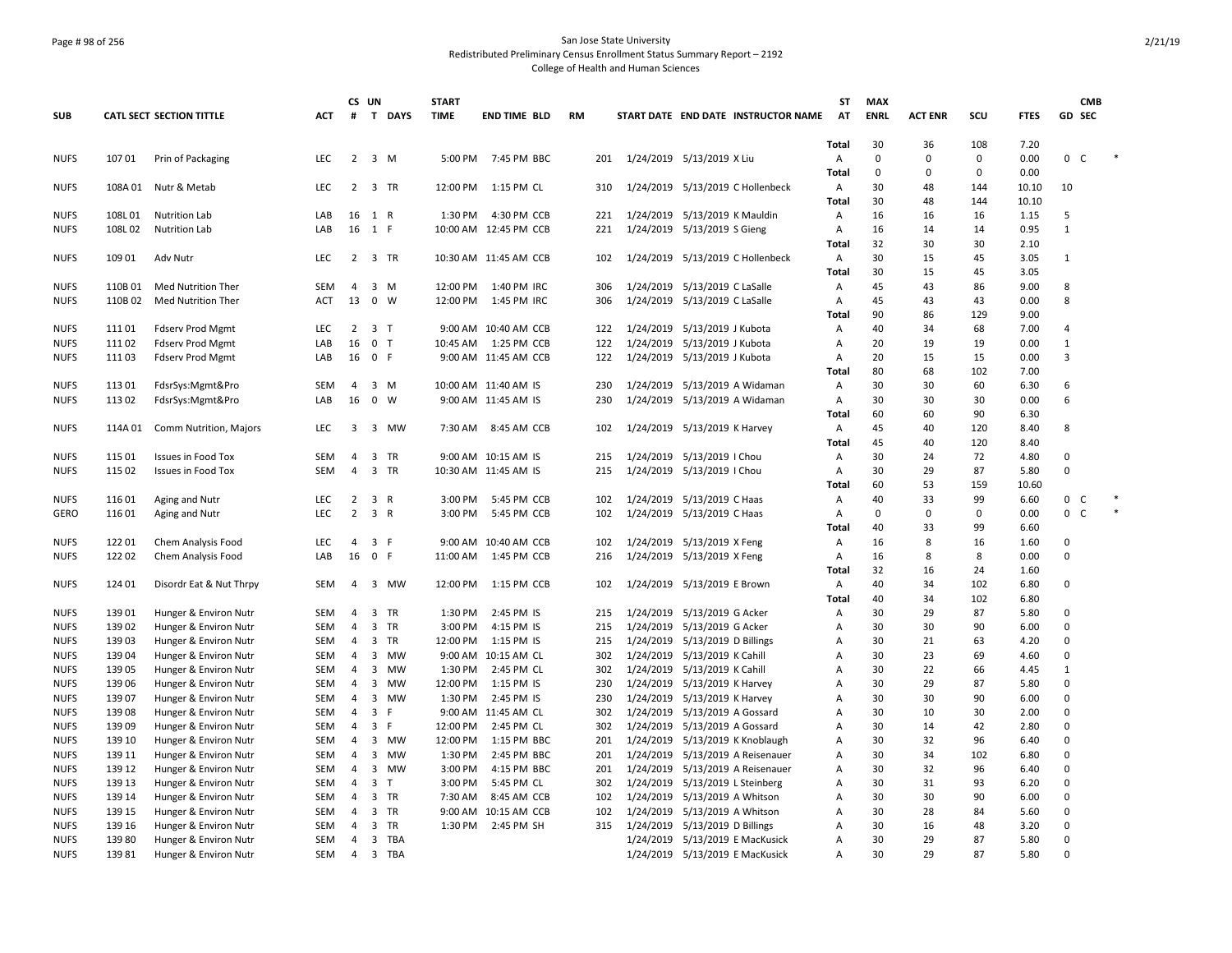San Jose State University

Redistributed Preliminary Census Enrollment Status Summary Report – 2192

College of Health and Human Sciences

| SUB | CATL SECT | SECTION TITTLE | ACT | CS # | UN T | DAYS | START TIME | END TIME | BLD | RM | START DATE | END DATE | INSTRUCTOR NAME | ST AT | MAX ENRL | ACT ENR | SCU | FTES | GD | CMB SEC |
|---|---|---|---|---|---|---|---|---|---|---|---|---|---|---|---|---|---|---|---|---|
| | | | | | | | | | | | | | | Total | 30 | 36 | 108 | 7.20 | | |
| NUFS | 107 01 | Prin of Packaging | LEC | 2 | 3 | M | 5:00 PM | 7:45 PM | BBC | 201 | 1/24/2019 | 5/13/2019 | X Liu | A | 0 | 0 | 0 | 0.00 | 0 | C * |
| | | | | | | | | | | | | | | Total | 0 | 0 | 0 | 0.00 | | |
| NUFS | 108A 01 | Nutr & Metab | LEC | 2 | 3 | TR | 12:00 PM | 1:15 PM | CL | 310 | 1/24/2019 | 5/13/2019 | C Hollenbeck | A | 30 | 48 | 144 | 10.10 | 10 | |
| | | | | | | | | | | | | | | Total | 30 | 48 | 144 | 10.10 | | |
| NUFS | 108L 01 | Nutrition Lab | LAB | 16 | 1 | R | 1:30 PM | 4:30 PM | CCB | 221 | 1/24/2019 | 5/13/2019 | K Mauldin | A | 16 | 16 | 16 | 1.15 | 5 | |
| NUFS | 108L 02 | Nutrition Lab | LAB | 16 | 1 | F | 10:00 AM | 12:45 PM | CCB | 221 | 1/24/2019 | 5/13/2019 | S Gieng | A | 16 | 14 | 14 | 0.95 | 1 | |
| | | | | | | | | | | | | | | Total | 32 | 30 | 30 | 2.10 | | |
| NUFS | 109 01 | Adv Nutr | LEC | 2 | 3 | TR | 10:30 AM | 11:45 AM | CCB | 102 | 1/24/2019 | 5/13/2019 | C Hollenbeck | A | 30 | 15 | 45 | 3.05 | 1 | |
| | | | | | | | | | | | | | | Total | 30 | 15 | 45 | 3.05 | | |
| NUFS | 110B 01 | Med Nutrition Ther | SEM | 4 | 3 | M | 12:00 PM | 1:40 PM | IRC | 306 | 1/24/2019 | 5/13/2019 | C LaSalle | A | 45 | 43 | 86 | 9.00 | 8 | |
| NUFS | 110B 02 | Med Nutrition Ther | ACT | 13 | 0 | W | 12:00 PM | 1:45 PM | IRC | 306 | 1/24/2019 | 5/13/2019 | C LaSalle | A | 45 | 43 | 43 | 0.00 | 8 | |
| | | | | | | | | | | | | | | Total | 90 | 86 | 129 | 9.00 | | |
| NUFS | 111 01 | Fdserv Prod Mgmt | LEC | 2 | 3 | T | 9:00 AM | 10:40 AM | CCB | 122 | 1/24/2019 | 5/13/2019 | J Kubota | A | 40 | 34 | 68 | 7.00 | 4 | |
| NUFS | 111 02 | Fdserv Prod Mgmt | LAB | 16 | 0 | T | 10:45 AM | 1:25 PM | CCB | 122 | 1/24/2019 | 5/13/2019 | J Kubota | A | 20 | 19 | 19 | 0.00 | 1 | |
| NUFS | 111 03 | Fdserv Prod Mgmt | LAB | 16 | 0 | F | 9:00 AM | 11:45 AM | CCB | 122 | 1/24/2019 | 5/13/2019 | J Kubota | A | 20 | 15 | 15 | 0.00 | 3 | |
| | | | | | | | | | | | | | | Total | 80 | 68 | 102 | 7.00 | | |
| NUFS | 113 01 | FdsrSys:Mgmt&Pro | SEM | 4 | 3 | M | 10:00 AM | 11:40 AM | IS | 230 | 1/24/2019 | 5/13/2019 | A Widaman | A | 30 | 30 | 60 | 6.30 | 6 | |
| NUFS | 113 02 | FdsrSys:Mgmt&Pro | LAB | 16 | 0 | W | 9:00 AM | 11:45 AM | IS | 230 | 1/24/2019 | 5/13/2019 | A Widaman | A | 30 | 30 | 30 | 0.00 | 6 | |
| | | | | | | | | | | | | | | Total | 60 | 60 | 90 | 6.30 | | |
| NUFS | 114A 01 | Comm Nutrition, Majors | LEC | 3 | 3 | MW | 7:30 AM | 8:45 AM | CCB | 102 | 1/24/2019 | 5/13/2019 | K Harvey | A | 45 | 40 | 120 | 8.40 | 8 | |
| | | | | | | | | | | | | | | Total | 45 | 40 | 120 | 8.40 | | |
| NUFS | 115 01 | Issues in Food Tox | SEM | 4 | 3 | TR | 9:00 AM | 10:15 AM | IS | 215 | 1/24/2019 | 5/13/2019 | I Chou | A | 30 | 24 | 72 | 4.80 | 0 | |
| NUFS | 115 02 | Issues in Food Tox | SEM | 4 | 3 | TR | 10:30 AM | 11:45 AM | IS | 215 | 1/24/2019 | 5/13/2019 | I Chou | A | 30 | 29 | 87 | 5.80 | 0 | |
| | | | | | | | | | | | | | | Total | 60 | 53 | 159 | 10.60 | | |
| NUFS | 116 01 | Aging and Nutr | LEC | 2 | 3 | R | 3:00 PM | 5:45 PM | CCB | 102 | 1/24/2019 | 5/13/2019 | C Haas | A | 40 | 33 | 99 | 6.60 | 0 | C * |
| GERO | 116 01 | Aging and Nutr | LEC | 2 | 3 | R | 3:00 PM | 5:45 PM | CCB | 102 | 1/24/2019 | 5/13/2019 | C Haas | A | 0 | 0 | 0 | 0.00 | 0 | C * |
| | | | | | | | | | | | | | | Total | 40 | 33 | 99 | 6.60 | | |
| NUFS | 122 01 | Chem Analysis Food | LEC | 4 | 3 | F | 9:00 AM | 10:40 AM | CCB | 102 | 1/24/2019 | 5/13/2019 | X Feng | A | 16 | 8 | 16 | 1.60 | 0 | |
| NUFS | 122 02 | Chem Analysis Food | LAB | 16 | 0 | F | 11:00 AM | 1:45 PM | CCB | 216 | 1/24/2019 | 5/13/2019 | X Feng | A | 16 | 8 | 8 | 0.00 | 0 | |
| | | | | | | | | | | | | | | Total | 32 | 16 | 24 | 1.60 | | |
| NUFS | 124 01 | Disordr Eat & Nut Thrpy | SEM | 4 | 3 | MW | 12:00 PM | 1:15 PM | CCB | 102 | 1/24/2019 | 5/13/2019 | E Brown | A | 40 | 34 | 102 | 6.80 | 0 | |
| | | | | | | | | | | | | | | Total | 40 | 34 | 102 | 6.80 | | |
| NUFS | 139 01 | Hunger & Environ Nutr | SEM | 4 | 3 | TR | 1:30 PM | 2:45 PM | IS | 215 | 1/24/2019 | 5/13/2019 | G Acker | A | 30 | 29 | 87 | 5.80 | 0 | |
| NUFS | 139 02 | Hunger & Environ Nutr | SEM | 4 | 3 | TR | 3:00 PM | 4:15 PM | IS | 215 | 1/24/2019 | 5/13/2019 | G Acker | A | 30 | 30 | 90 | 6.00 | 0 | |
| NUFS | 139 03 | Hunger & Environ Nutr | SEM | 4 | 3 | TR | 12:00 PM | 1:15 PM | IS | 215 | 1/24/2019 | 5/13/2019 | D Billings | A | 30 | 21 | 63 | 4.20 | 0 | |
| NUFS | 139 04 | Hunger & Environ Nutr | SEM | 4 | 3 | MW | 9:00 AM | 10:15 AM | CL | 302 | 1/24/2019 | 5/13/2019 | K Cahill | A | 30 | 23 | 69 | 4.60 | 0 | |
| NUFS | 139 05 | Hunger & Environ Nutr | SEM | 4 | 3 | MW | 1:30 PM | 2:45 PM | CL | 302 | 1/24/2019 | 5/13/2019 | K Cahill | A | 30 | 22 | 66 | 4.45 | 1 | |
| NUFS | 139 06 | Hunger & Environ Nutr | SEM | 4 | 3 | MW | 12:00 PM | 1:15 PM | IS | 230 | 1/24/2019 | 5/13/2019 | K Harvey | A | 30 | 29 | 87 | 5.80 | 0 | |
| NUFS | 139 07 | Hunger & Environ Nutr | SEM | 4 | 3 | MW | 1:30 PM | 2:45 PM | IS | 230 | 1/24/2019 | 5/13/2019 | K Harvey | A | 30 | 30 | 90 | 6.00 | 0 | |
| NUFS | 139 08 | Hunger & Environ Nutr | SEM | 4 | 3 | F | 9:00 AM | 11:45 AM | CL | 302 | 1/24/2019 | 5/13/2019 | A Gossard | A | 30 | 10 | 30 | 2.00 | 0 | |
| NUFS | 139 09 | Hunger & Environ Nutr | SEM | 4 | 3 | F | 12:00 PM | 2:45 PM | CL | 302 | 1/24/2019 | 5/13/2019 | A Gossard | A | 30 | 14 | 42 | 2.80 | 0 | |
| NUFS | 139 10 | Hunger & Environ Nutr | SEM | 4 | 3 | MW | 12:00 PM | 1:15 PM | BBC | 201 | 1/24/2019 | 5/13/2019 | K Knoblaugh | A | 30 | 32 | 96 | 6.40 | 0 | |
| NUFS | 139 11 | Hunger & Environ Nutr | SEM | 4 | 3 | MW | 1:30 PM | 2:45 PM | BBC | 201 | 1/24/2019 | 5/13/2019 | A Reisenauer | A | 30 | 34 | 102 | 6.80 | 0 | |
| NUFS | 139 12 | Hunger & Environ Nutr | SEM | 4 | 3 | MW | 3:00 PM | 4:15 PM | BBC | 201 | 1/24/2019 | 5/13/2019 | A Reisenauer | A | 30 | 32 | 96 | 6.40 | 0 | |
| NUFS | 139 13 | Hunger & Environ Nutr | SEM | 4 | 3 | T | 3:00 PM | 5:45 PM | CL | 302 | 1/24/2019 | 5/13/2019 | L Steinberg | A | 30 | 31 | 93 | 6.20 | 0 | |
| NUFS | 139 14 | Hunger & Environ Nutr | SEM | 4 | 3 | TR | 7:30 AM | 8:45 AM | CCB | 102 | 1/24/2019 | 5/13/2019 | A Whitson | A | 30 | 30 | 90 | 6.00 | 0 | |
| NUFS | 139 15 | Hunger & Environ Nutr | SEM | 4 | 3 | TR | 9:00 AM | 10:15 AM | CCB | 102 | 1/24/2019 | 5/13/2019 | A Whitson | A | 30 | 28 | 84 | 5.60 | 0 | |
| NUFS | 139 16 | Hunger & Environ Nutr | SEM | 4 | 3 | TR | 1:30 PM | 2:45 PM | SH | 315 | 1/24/2019 | 5/13/2019 | D Billings | A | 30 | 16 | 48 | 3.20 | 0 | |
| NUFS | 139 80 | Hunger & Environ Nutr | SEM | 4 | 3 | TBA | | | | | 1/24/2019 | 5/13/2019 | E MacKusick | A | 30 | 29 | 87 | 5.80 | 0 | |
| NUFS | 139 81 | Hunger & Environ Nutr | SEM | 4 | 3 | TBA | | | | | 1/24/2019 | 5/13/2019 | E MacKusick | A | 30 | 29 | 87 | 5.80 | 0 | |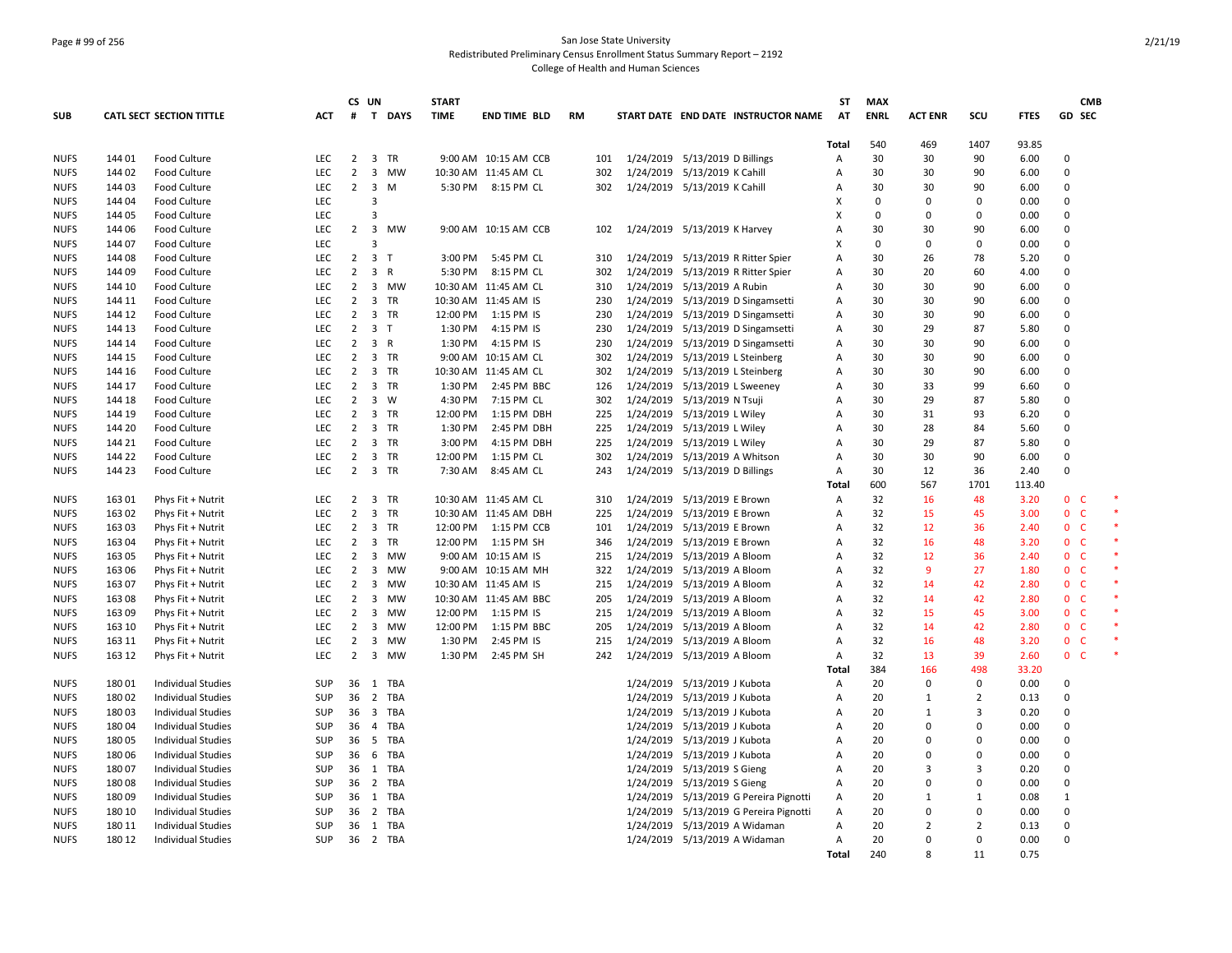San Jose State University
Redistributed Preliminary Census Enrollment Status Summary Report – 2192
College of Health and Human Sciences

| SUB | CATL | SECT | SECTION TITTLE | ACT | CS # | UN T | DAYS | START TIME | END TIME | BLD | RM | START DATE | END DATE | INSTRUCTOR NAME | ST AT | MAX ENRL | ACT ENR | SCU | FTES | GD | CMB SEC | |
|---|---|---|---|---|---|---|---|---|---|---|---|---|---|---|---|---|---|---|---|---|---|---|
| | | | | | | | | | | | | | | | Total | 540 | 469 | 1407 | 93.85 | | | |
| NUFS | 144 | 01 | Food Culture | LEC | 2 | 3 | TR | 9:00 AM | 10:15 AM | CCB | 101 | 1/24/2019 | 5/13/2019 | D Billings | A | 30 | 30 | 90 | 6.00 | 0 | | |
| NUFS | 144 | 02 | Food Culture | LEC | 2 | 3 | MW | 10:30 AM | 11:45 AM | CL | 302 | 1/24/2019 | 5/13/2019 | K Cahill | A | 30 | 30 | 90 | 6.00 | 0 | | |
| NUFS | 144 | 03 | Food Culture | LEC | 2 | 3 | M | 5:30 PM | 8:15 PM | CL | 302 | 1/24/2019 | 5/13/2019 | K Cahill | A | 30 | 30 | 90 | 6.00 | 0 | | |
| NUFS | 144 | 04 | Food Culture | LEC | | 3 | | | | | | | | | X | 0 | 0 | 0 | 0.00 | 0 | | |
| NUFS | 144 | 05 | Food Culture | LEC | | 3 | | | | | | | | | X | 0 | 0 | 0 | 0.00 | 0 | | |
| NUFS | 144 | 06 | Food Culture | LEC | 2 | 3 | MW | 9:00 AM | 10:15 AM | CCB | 102 | 1/24/2019 | 5/13/2019 | K Harvey | A | 30 | 30 | 90 | 6.00 | 0 | | |
| NUFS | 144 | 07 | Food Culture | LEC | | 3 | | | | | | | | | X | 0 | 0 | 0 | 0.00 | 0 | | |
| NUFS | 144 | 08 | Food Culture | LEC | 2 | 3 | T | 3:00 PM | 5:45 PM | CL | 310 | 1/24/2019 | 5/13/2019 | R Ritter Spier | A | 30 | 26 | 78 | 5.20 | 0 | | |
| NUFS | 144 | 09 | Food Culture | LEC | 2 | 3 | R | 5:30 PM | 8:15 PM | CL | 302 | 1/24/2019 | 5/13/2019 | R Ritter Spier | A | 30 | 20 | 60 | 4.00 | 0 | | |
| NUFS | 144 | 10 | Food Culture | LEC | 2 | 3 | MW | 10:30 AM | 11:45 AM | CL | 310 | 1/24/2019 | 5/13/2019 | A Rubin | A | 30 | 30 | 90 | 6.00 | 0 | | |
| NUFS | 144 | 11 | Food Culture | LEC | 2 | 3 | TR | 10:30 AM | 11:45 AM | IS | 230 | 1/24/2019 | 5/13/2019 | D Singamsetti | A | 30 | 30 | 90 | 6.00 | 0 | | |
| NUFS | 144 | 12 | Food Culture | LEC | 2 | 3 | TR | 12:00 PM | 1:15 PM | IS | 230 | 1/24/2019 | 5/13/2019 | D Singamsetti | A | 30 | 30 | 90 | 6.00 | 0 | | |
| NUFS | 144 | 13 | Food Culture | LEC | 2 | 3 | T | 1:30 PM | 4:15 PM | IS | 230 | 1/24/2019 | 5/13/2019 | D Singamsetti | A | 30 | 29 | 87 | 5.80 | 0 | | |
| NUFS | 144 | 14 | Food Culture | LEC | 2 | 3 | R | 1:30 PM | 4:15 PM | IS | 230 | 1/24/2019 | 5/13/2019 | D Singamsetti | A | 30 | 30 | 90 | 6.00 | 0 | | |
| NUFS | 144 | 15 | Food Culture | LEC | 2 | 3 | TR | 9:00 AM | 10:15 AM | CL | 302 | 1/24/2019 | 5/13/2019 | L Steinberg | A | 30 | 30 | 90 | 6.00 | 0 | | |
| NUFS | 144 | 16 | Food Culture | LEC | 2 | 3 | TR | 10:30 AM | 11:45 AM | CL | 302 | 1/24/2019 | 5/13/2019 | L Steinberg | A | 30 | 30 | 90 | 6.00 | 0 | | |
| NUFS | 144 | 17 | Food Culture | LEC | 2 | 3 | TR | 1:30 PM | 2:45 PM | BBC | 126 | 1/24/2019 | 5/13/2019 | L Sweeney | A | 30 | 33 | 99 | 6.60 | 0 | | |
| NUFS | 144 | 18 | Food Culture | LEC | 2 | 3 | W | 4:30 PM | 7:15 PM | CL | 302 | 1/24/2019 | 5/13/2019 | N Tsuji | A | 30 | 29 | 87 | 5.80 | 0 | | |
| NUFS | 144 | 19 | Food Culture | LEC | 2 | 3 | TR | 12:00 PM | 1:15 PM | DBH | 225 | 1/24/2019 | 5/13/2019 | L Wiley | A | 30 | 31 | 93 | 6.20 | 0 | | |
| NUFS | 144 | 20 | Food Culture | LEC | 2 | 3 | TR | 1:30 PM | 2:45 PM | DBH | 225 | 1/24/2019 | 5/13/2019 | L Wiley | A | 30 | 28 | 84 | 5.60 | 0 | | |
| NUFS | 144 | 21 | Food Culture | LEC | 2 | 3 | TR | 3:00 PM | 4:15 PM | DBH | 225 | 1/24/2019 | 5/13/2019 | L Wiley | A | 30 | 29 | 87 | 5.80 | 0 | | |
| NUFS | 144 | 22 | Food Culture | LEC | 2 | 3 | TR | 12:00 PM | 1:15 PM | CL | 302 | 1/24/2019 | 5/13/2019 | A Whitson | A | 30 | 30 | 90 | 6.00 | 0 | | |
| NUFS | 144 | 23 | Food Culture | LEC | 2 | 3 | TR | 7:30 AM | 8:45 AM | CL | 243 | 1/24/2019 | 5/13/2019 | D Billings | A | 30 | 12 | 36 | 2.40 | 0 | | |
| | | | | | | | | | | | | | | | Total | 600 | 567 | 1701 | 113.40 | | | |
| NUFS | 163 | 01 | Phys Fit + Nutrit | LEC | 2 | 3 | TR | 10:30 AM | 11:45 AM | CL | 310 | 1/24/2019 | 5/13/2019 | E Brown | A | 32 | 16 | 48 | 3.20 | 0 | C | * |
| NUFS | 163 | 02 | Phys Fit + Nutrit | LEC | 2 | 3 | TR | 10:30 AM | 11:45 AM | DBH | 225 | 1/24/2019 | 5/13/2019 | E Brown | A | 32 | 15 | 45 | 3.00 | 0 | C | * |
| NUFS | 163 | 03 | Phys Fit + Nutrit | LEC | 2 | 3 | TR | 12:00 PM | 1:15 PM | CCB | 101 | 1/24/2019 | 5/13/2019 | E Brown | A | 32 | 12 | 36 | 2.40 | 0 | C | * |
| NUFS | 163 | 04 | Phys Fit + Nutrit | LEC | 2 | 3 | TR | 12:00 PM | 1:15 PM | SH | 346 | 1/24/2019 | 5/13/2019 | E Brown | A | 32 | 16 | 48 | 3.20 | 0 | C | * |
| NUFS | 163 | 05 | Phys Fit + Nutrit | LEC | 2 | 3 | MW | 9:00 AM | 10:15 AM | IS | 215 | 1/24/2019 | 5/13/2019 | A Bloom | A | 32 | 12 | 36 | 2.40 | 0 | C | * |
| NUFS | 163 | 06 | Phys Fit + Nutrit | LEC | 2 | 3 | MW | 9:00 AM | 10:15 AM | MH | 322 | 1/24/2019 | 5/13/2019 | A Bloom | A | 32 | 9 | 27 | 1.80 | 0 | C | * |
| NUFS | 163 | 07 | Phys Fit + Nutrit | LEC | 2 | 3 | MW | 10:30 AM | 11:45 AM | IS | 215 | 1/24/2019 | 5/13/2019 | A Bloom | A | 32 | 14 | 42 | 2.80 | 0 | C | * |
| NUFS | 163 | 08 | Phys Fit + Nutrit | LEC | 2 | 3 | MW | 10:30 AM | 11:45 AM | BBC | 205 | 1/24/2019 | 5/13/2019 | A Bloom | A | 32 | 14 | 42 | 2.80 | 0 | C | * |
| NUFS | 163 | 09 | Phys Fit + Nutrit | LEC | 2 | 3 | MW | 12:00 PM | 1:15 PM | IS | 215 | 1/24/2019 | 5/13/2019 | A Bloom | A | 32 | 15 | 45 | 3.00 | 0 | C | * |
| NUFS | 163 | 10 | Phys Fit + Nutrit | LEC | 2 | 3 | MW | 12:00 PM | 1:15 PM | BBC | 205 | 1/24/2019 | 5/13/2019 | A Bloom | A | 32 | 14 | 42 | 2.80 | 0 | C | * |
| NUFS | 163 | 11 | Phys Fit + Nutrit | LEC | 2 | 3 | MW | 1:30 PM | 2:45 PM | IS | 215 | 1/24/2019 | 5/13/2019 | A Bloom | A | 32 | 16 | 48 | 3.20 | 0 | C | * |
| NUFS | 163 | 12 | Phys Fit + Nutrit | LEC | 2 | 3 | MW | 1:30 PM | 2:45 PM | SH | 242 | 1/24/2019 | 5/13/2019 | A Bloom | A | 32 | 13 | 39 | 2.60 | 0 | C | * |
| | | | | | | | | | | | | | | | Total | 384 | 166 | 498 | 33.20 | | | |
| NUFS | 180 | 01 | Individual Studies | SUP | 36 | 1 | TBA | | | | | 1/24/2019 | 5/13/2019 | J Kubota | A | 20 | 0 | 0 | 0.00 | 0 | | |
| NUFS | 180 | 02 | Individual Studies | SUP | 36 | 2 | TBA | | | | | 1/24/2019 | 5/13/2019 | J Kubota | A | 20 | 1 | 2 | 0.13 | 0 | | |
| NUFS | 180 | 03 | Individual Studies | SUP | 36 | 3 | TBA | | | | | 1/24/2019 | 5/13/2019 | J Kubota | A | 20 | 1 | 3 | 0.20 | 0 | | |
| NUFS | 180 | 04 | Individual Studies | SUP | 36 | 4 | TBA | | | | | 1/24/2019 | 5/13/2019 | J Kubota | A | 20 | 0 | 0 | 0.00 | 0 | | |
| NUFS | 180 | 05 | Individual Studies | SUP | 36 | 5 | TBA | | | | | 1/24/2019 | 5/13/2019 | J Kubota | A | 20 | 0 | 0 | 0.00 | 0 | | |
| NUFS | 180 | 06 | Individual Studies | SUP | 36 | 6 | TBA | | | | | 1/24/2019 | 5/13/2019 | J Kubota | A | 20 | 0 | 0 | 0.00 | 0 | | |
| NUFS | 180 | 07 | Individual Studies | SUP | 36 | 1 | TBA | | | | | 1/24/2019 | 5/13/2019 | S Gieng | A | 20 | 3 | 3 | 0.20 | 0 | | |
| NUFS | 180 | 08 | Individual Studies | SUP | 36 | 2 | TBA | | | | | 1/24/2019 | 5/13/2019 | S Gieng | A | 20 | 0 | 0 | 0.00 | 0 | | |
| NUFS | 180 | 09 | Individual Studies | SUP | 36 | 1 | TBA | | | | | 1/24/2019 | 5/13/2019 | G Pereira Pignotti | A | 20 | 1 | 1 | 0.08 | 1 | | |
| NUFS | 180 | 10 | Individual Studies | SUP | 36 | 2 | TBA | | | | | 1/24/2019 | 5/13/2019 | G Pereira Pignotti | A | 20 | 0 | 0 | 0.00 | 0 | | |
| NUFS | 180 | 11 | Individual Studies | SUP | 36 | 1 | TBA | | | | | 1/24/2019 | 5/13/2019 | A Widaman | A | 20 | 2 | 2 | 0.13 | 0 | | |
| NUFS | 180 | 12 | Individual Studies | SUP | 36 | 2 | TBA | | | | | 1/24/2019 | 5/13/2019 | A Widaman | A | 20 | 0 | 0 | 0.00 | 0 | | |
| | | | | | | | | | | | | | | | Total | 240 | 8 | 11 | 0.75 | | | |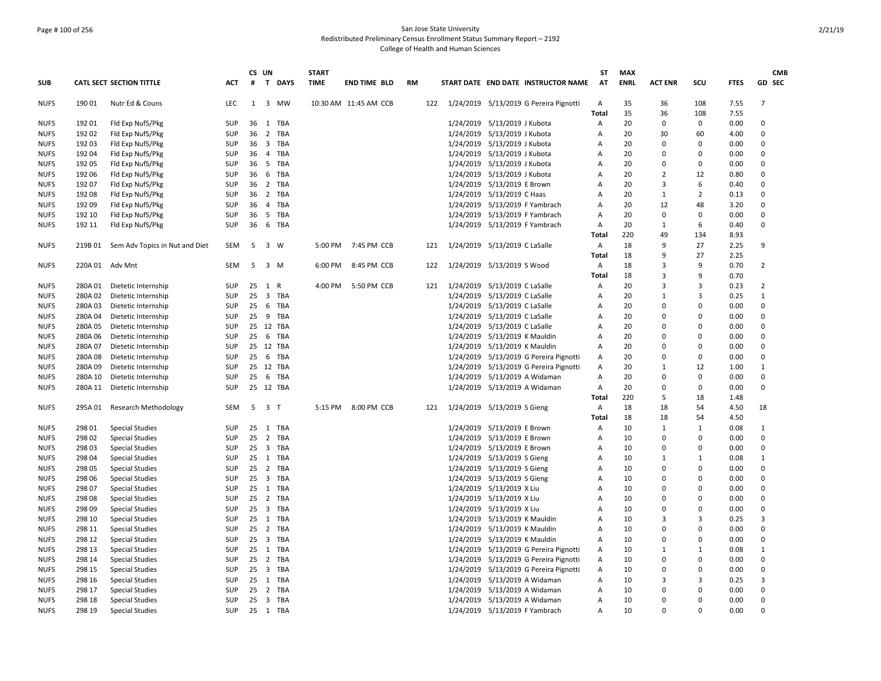# San Jose State University
## Redistributed Preliminary Census Enrollment Status Summary Report – 2192
### College of Health and Human Sciences

| SUB | CATL SECT | SECTION TITTLE | ACT | CS # | UN T | DAYS | START TIME | END TIME | BLD | RM | START DATE | END DATE | INSTRUCTOR NAME | ST AT | MAX ENRL | ACT ENR | SCU | FTES | GD | CMB SEC |
|---|---|---|---|---|---|---|---|---|---|---|---|---|---|---|---|---|---|---|---|---|
| NUFS | 190 01 | Nutr Ed & Couns | LEC | 1 | 3 | MW | 10:30 AM | 11:45 AM | CCB | 122 | 1/24/2019 | 5/13/2019 | G Pereira Pignotti | A | 35 | 36 | 108 | 7.55 | 7 | |
| | | | | | | | | | | | | | | Total | 35 | 36 | 108 | 7.55 | | |
| NUFS | 192 01 | Fld Exp NufS/Pkg | SUP | 36 | 1 | TBA | | | | | 1/24/2019 | 5/13/2019 | J Kubota | A | 20 | 0 | 0 | 0.00 | 0 | |
| NUFS | 192 02 | Fld Exp NufS/Pkg | SUP | 36 | 2 | TBA | | | | | 1/24/2019 | 5/13/2019 | J Kubota | A | 20 | 30 | 60 | 4.00 | 0 | |
| NUFS | 192 03 | Fld Exp NufS/Pkg | SUP | 36 | 3 | TBA | | | | | 1/24/2019 | 5/13/2019 | J Kubota | A | 20 | 0 | 0 | 0.00 | 0 | |
| NUFS | 192 04 | Fld Exp NufS/Pkg | SUP | 36 | 4 | TBA | | | | | 1/24/2019 | 5/13/2019 | J Kubota | A | 20 | 0 | 0 | 0.00 | 0 | |
| NUFS | 192 05 | Fld Exp NufS/Pkg | SUP | 36 | 5 | TBA | | | | | 1/24/2019 | 5/13/2019 | J Kubota | A | 20 | 0 | 0 | 0.00 | 0 | |
| NUFS | 192 06 | Fld Exp NufS/Pkg | SUP | 36 | 6 | TBA | | | | | 1/24/2019 | 5/13/2019 | J Kubota | A | 20 | 2 | 12 | 0.80 | 0 | |
| NUFS | 192 07 | Fld Exp NufS/Pkg | SUP | 36 | 2 | TBA | | | | | 1/24/2019 | 5/13/2019 | E Brown | A | 20 | 3 | 6 | 0.40 | 0 | |
| NUFS | 192 08 | Fld Exp NufS/Pkg | SUP | 36 | 2 | TBA | | | | | 1/24/2019 | 5/13/2019 | C Haas | A | 20 | 1 | 2 | 0.13 | 0 | |
| NUFS | 192 09 | Fld Exp NufS/Pkg | SUP | 36 | 4 | TBA | | | | | 1/24/2019 | 5/13/2019 | F Yambrach | A | 20 | 12 | 48 | 3.20 | 0 | |
| NUFS | 192 10 | Fld Exp NufS/Pkg | SUP | 36 | 5 | TBA | | | | | 1/24/2019 | 5/13/2019 | F Yambrach | A | 20 | 0 | 0 | 0.00 | 0 | |
| NUFS | 192 11 | Fld Exp NufS/Pkg | SUP | 36 | 6 | TBA | | | | | 1/24/2019 | 5/13/2019 | F Yambrach | A | 20 | 1 | 6 | 0.40 | 0 | |
| | | | | | | | | | | | | | | Total | 220 | 49 | 134 | 8.93 | | |
| NUFS | 219B 01 | Sem Adv Topics in Nut and Diet | SEM | 5 | 3 | W | 5:00 PM | 7:45 PM | CCB | 121 | 1/24/2019 | 5/13/2019 | C LaSalle | A | 18 | 9 | 27 | 2.25 | 9 | |
| | | | | | | | | | | | | | | Total | 18 | 9 | 27 | 2.25 | | |
| NUFS | 220A 01 | Adv Mnt | SEM | 5 | 3 | M | 6:00 PM | 8:45 PM | CCB | 122 | 1/24/2019 | 5/13/2019 | S Wood | A | 18 | 3 | 9 | 0.70 | 2 | |
| | | | | | | | | | | | | | | Total | 18 | 3 | 9 | 0.70 | | |
| NUFS | 280A 01 | Dietetic Internship | SUP | 25 | 1 | R | 4:00 PM | 5:50 PM | CCB | 121 | 1/24/2019 | 5/13/2019 | C LaSalle | A | 20 | 3 | 3 | 0.23 | 2 | |
| NUFS | 280A 02 | Dietetic Internship | SUP | 25 | 3 | TBA | | | | | 1/24/2019 | 5/13/2019 | C LaSalle | A | 20 | 1 | 3 | 0.25 | 1 | |
| NUFS | 280A 03 | Dietetic Internship | SUP | 25 | 6 | TBA | | | | | 1/24/2019 | 5/13/2019 | C LaSalle | A | 20 | 0 | 0 | 0.00 | 0 | |
| NUFS | 280A 04 | Dietetic Internship | SUP | 25 | 9 | TBA | | | | | 1/24/2019 | 5/13/2019 | C LaSalle | A | 20 | 0 | 0 | 0.00 | 0 | |
| NUFS | 280A 05 | Dietetic Internship | SUP | 25 | 12 | TBA | | | | | 1/24/2019 | 5/13/2019 | C LaSalle | A | 20 | 0 | 0 | 0.00 | 0 | |
| NUFS | 280A 06 | Dietetic Internship | SUP | 25 | 6 | TBA | | | | | 1/24/2019 | 5/13/2019 | K Mauldin | A | 20 | 0 | 0 | 0.00 | 0 | |
| NUFS | 280A 07 | Dietetic Internship | SUP | 25 | 12 | TBA | | | | | 1/24/2019 | 5/13/2019 | K Mauldin | A | 20 | 0 | 0 | 0.00 | 0 | |
| NUFS | 280A 08 | Dietetic Internship | SUP | 25 | 6 | TBA | | | | | 1/24/2019 | 5/13/2019 | G Pereira Pignotti | A | 20 | 0 | 0 | 0.00 | 0 | |
| NUFS | 280A 09 | Dietetic Internship | SUP | 25 | 12 | TBA | | | | | 1/24/2019 | 5/13/2019 | G Pereira Pignotti | A | 20 | 1 | 12 | 1.00 | 1 | |
| NUFS | 280A 10 | Dietetic Internship | SUP | 25 | 6 | TBA | | | | | 1/24/2019 | 5/13/2019 | A Widaman | A | 20 | 0 | 0 | 0.00 | 0 | |
| NUFS | 280A 11 | Dietetic Internship | SUP | 25 | 12 | TBA | | | | | 1/24/2019 | 5/13/2019 | A Widaman | A | 20 | 0 | 0 | 0.00 | 0 | |
| | | | | | | | | | | | | | | Total | 220 | 5 | 18 | 1.48 | | |
| NUFS | 295A 01 | Research Methodology | SEM | 5 | 3 | T | 5:15 PM | 8:00 PM | CCB | 121 | 1/24/2019 | 5/13/2019 | S Gieng | A | 18 | 18 | 54 | 4.50 | 18 | |
| | | | | | | | | | | | | | | Total | 18 | 18 | 54 | 4.50 | | |
| NUFS | 298 01 | Special Studies | SUP | 25 | 1 | TBA | | | | | 1/24/2019 | 5/13/2019 | E Brown | A | 10 | 1 | 1 | 0.08 | 1 | |
| NUFS | 298 02 | Special Studies | SUP | 25 | 2 | TBA | | | | | 1/24/2019 | 5/13/2019 | E Brown | A | 10 | 0 | 0 | 0.00 | 0 | |
| NUFS | 298 03 | Special Studies | SUP | 25 | 3 | TBA | | | | | 1/24/2019 | 5/13/2019 | E Brown | A | 10 | 0 | 0 | 0.00 | 0 | |
| NUFS | 298 04 | Special Studies | SUP | 25 | 1 | TBA | | | | | 1/24/2019 | 5/13/2019 | S Gieng | A | 10 | 1 | 1 | 0.08 | 1 | |
| NUFS | 298 05 | Special Studies | SUP | 25 | 2 | TBA | | | | | 1/24/2019 | 5/13/2019 | S Gieng | A | 10 | 0 | 0 | 0.00 | 0 | |
| NUFS | 298 06 | Special Studies | SUP | 25 | 3 | TBA | | | | | 1/24/2019 | 5/13/2019 | S Gieng | A | 10 | 0 | 0 | 0.00 | 0 | |
| NUFS | 298 07 | Special Studies | SUP | 25 | 1 | TBA | | | | | 1/24/2019 | 5/13/2019 | X Liu | A | 10 | 0 | 0 | 0.00 | 0 | |
| NUFS | 298 08 | Special Studies | SUP | 25 | 2 | TBA | | | | | 1/24/2019 | 5/13/2019 | X Liu | A | 10 | 0 | 0 | 0.00 | 0 | |
| NUFS | 298 09 | Special Studies | SUP | 25 | 3 | TBA | | | | | 1/24/2019 | 5/13/2019 | X Liu | A | 10 | 0 | 0 | 0.00 | 0 | |
| NUFS | 298 10 | Special Studies | SUP | 25 | 1 | TBA | | | | | 1/24/2019 | 5/13/2019 | K Mauldin | A | 10 | 3 | 3 | 0.25 | 3 | |
| NUFS | 298 11 | Special Studies | SUP | 25 | 2 | TBA | | | | | 1/24/2019 | 5/13/2019 | K Mauldin | A | 10 | 0 | 0 | 0.00 | 0 | |
| NUFS | 298 12 | Special Studies | SUP | 25 | 3 | TBA | | | | | 1/24/2019 | 5/13/2019 | K Mauldin | A | 10 | 0 | 0 | 0.00 | 0 | |
| NUFS | 298 13 | Special Studies | SUP | 25 | 1 | TBA | | | | | 1/24/2019 | 5/13/2019 | G Pereira Pignotti | A | 10 | 1 | 1 | 0.08 | 1 | |
| NUFS | 298 14 | Special Studies | SUP | 25 | 2 | TBA | | | | | 1/24/2019 | 5/13/2019 | G Pereira Pignotti | A | 10 | 0 | 0 | 0.00 | 0 | |
| NUFS | 298 15 | Special Studies | SUP | 25 | 3 | TBA | | | | | 1/24/2019 | 5/13/2019 | G Pereira Pignotti | A | 10 | 0 | 0 | 0.00 | 0 | |
| NUFS | 298 16 | Special Studies | SUP | 25 | 1 | TBA | | | | | 1/24/2019 | 5/13/2019 | A Widaman | A | 10 | 3 | 3 | 0.25 | 3 | |
| NUFS | 298 17 | Special Studies | SUP | 25 | 2 | TBA | | | | | 1/24/2019 | 5/13/2019 | A Widaman | A | 10 | 0 | 0 | 0.00 | 0 | |
| NUFS | 298 18 | Special Studies | SUP | 25 | 3 | TBA | | | | | 1/24/2019 | 5/13/2019 | A Widaman | A | 10 | 0 | 0 | 0.00 | 0 | |
| NUFS | 298 19 | Special Studies | SUP | 25 | 1 | TBA | | | | | 1/24/2019 | 5/13/2019 | F Yambrach | A | 10 | 0 | 0 | 0.00 | 0 | |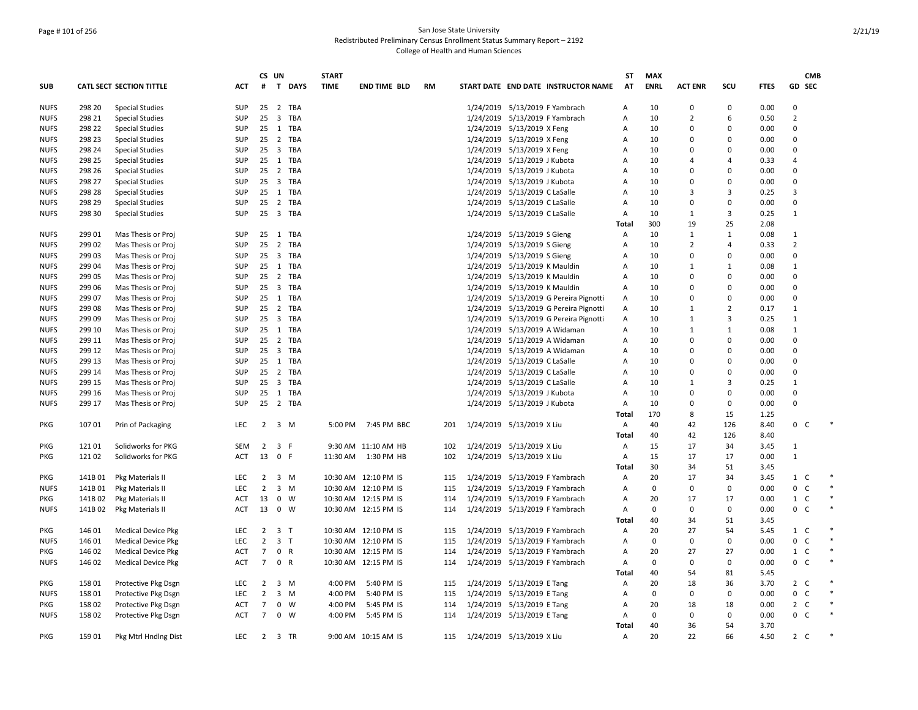San Jose State University
Redistributed Preliminary Census Enrollment Status Summary Report – 2192
College of Health and Human Sciences

| SUB | CATL | SECT | SECTION TITTLE | ACT | CS # | UN T | DAYS | START TIME | END TIME | BLD | RM | START DATE | END DATE | INSTRUCTOR NAME | ST AT | MAX ENRL | ACT ENR | SCU | FTES | GD | CMB SEC | |
|---|---|---|---|---|---|---|---|---|---|---|---|---|---|---|---|---|---|---|---|---|---|---|
| NUFS | 298 | 20 | Special Studies | SUP | 25 | 2 | TBA | | | | | 1/24/2019 | 5/13/2019 | F Yambrach | A | 10 | 0 | 0 | 0.00 | 0 | | |
| NUFS | 298 | 21 | Special Studies | SUP | 25 | 3 | TBA | | | | | 1/24/2019 | 5/13/2019 | F Yambrach | A | 10 | 2 | 6 | 0.50 | 2 | | |
| NUFS | 298 | 22 | Special Studies | SUP | 25 | 1 | TBA | | | | | 1/24/2019 | 5/13/2019 | X Feng | A | 10 | 0 | 0 | 0.00 | 0 | | |
| NUFS | 298 | 23 | Special Studies | SUP | 25 | 2 | TBA | | | | | 1/24/2019 | 5/13/2019 | X Feng | A | 10 | 0 | 0 | 0.00 | 0 | | |
| NUFS | 298 | 24 | Special Studies | SUP | 25 | 3 | TBA | | | | | 1/24/2019 | 5/13/2019 | X Feng | A | 10 | 0 | 0 | 0.00 | 0 | | |
| NUFS | 298 | 25 | Special Studies | SUP | 25 | 1 | TBA | | | | | 1/24/2019 | 5/13/2019 | J Kubota | A | 10 | 4 | 4 | 0.33 | 4 | | |
| NUFS | 298 | 26 | Special Studies | SUP | 25 | 2 | TBA | | | | | 1/24/2019 | 5/13/2019 | J Kubota | A | 10 | 0 | 0 | 0.00 | 0 | | |
| NUFS | 298 | 27 | Special Studies | SUP | 25 | 3 | TBA | | | | | 1/24/2019 | 5/13/2019 | J Kubota | A | 10 | 0 | 0 | 0.00 | 0 | | |
| NUFS | 298 | 28 | Special Studies | SUP | 25 | 1 | TBA | | | | | 1/24/2019 | 5/13/2019 | C LaSalle | A | 10 | 3 | 3 | 0.25 | 3 | | |
| NUFS | 298 | 29 | Special Studies | SUP | 25 | 2 | TBA | | | | | 1/24/2019 | 5/13/2019 | C LaSalle | A | 10 | 0 | 0 | 0.00 | 0 | | |
| NUFS | 298 | 30 | Special Studies | SUP | 25 | 3 | TBA | | | | | 1/24/2019 | 5/13/2019 | C LaSalle | A | 10 | 1 | 3 | 0.25 | 1 | | |
| | | | | | | | | | | | | | | | Total | 300 | 19 | 25 | 2.08 | | | |
| NUFS | 299 | 01 | Mas Thesis or Proj | SUP | 25 | 1 | TBA | | | | | 1/24/2019 | 5/13/2019 | S Gieng | A | 10 | 1 | 1 | 0.08 | 1 | | |
| NUFS | 299 | 02 | Mas Thesis or Proj | SUP | 25 | 2 | TBA | | | | | 1/24/2019 | 5/13/2019 | S Gieng | A | 10 | 2 | 4 | 0.33 | 2 | | |
| NUFS | 299 | 03 | Mas Thesis or Proj | SUP | 25 | 3 | TBA | | | | | 1/24/2019 | 5/13/2019 | S Gieng | A | 10 | 0 | 0 | 0.00 | 0 | | |
| NUFS | 299 | 04 | Mas Thesis or Proj | SUP | 25 | 1 | TBA | | | | | 1/24/2019 | 5/13/2019 | K Mauldin | A | 10 | 1 | 1 | 0.08 | 1 | | |
| NUFS | 299 | 05 | Mas Thesis or Proj | SUP | 25 | 2 | TBA | | | | | 1/24/2019 | 5/13/2019 | K Mauldin | A | 10 | 0 | 0 | 0.00 | 0 | | |
| NUFS | 299 | 06 | Mas Thesis or Proj | SUP | 25 | 3 | TBA | | | | | 1/24/2019 | 5/13/2019 | K Mauldin | A | 10 | 0 | 0 | 0.00 | 0 | | |
| NUFS | 299 | 07 | Mas Thesis or Proj | SUP | 25 | 1 | TBA | | | | | 1/24/2019 | 5/13/2019 | G Pereira Pignotti | A | 10 | 0 | 0 | 0.00 | 0 | | |
| NUFS | 299 | 08 | Mas Thesis or Proj | SUP | 25 | 2 | TBA | | | | | 1/24/2019 | 5/13/2019 | G Pereira Pignotti | A | 10 | 1 | 2 | 0.17 | 1 | | |
| NUFS | 299 | 09 | Mas Thesis or Proj | SUP | 25 | 3 | TBA | | | | | 1/24/2019 | 5/13/2019 | G Pereira Pignotti | A | 10 | 1 | 3 | 0.25 | 1 | | |
| NUFS | 299 | 10 | Mas Thesis or Proj | SUP | 25 | 1 | TBA | | | | | 1/24/2019 | 5/13/2019 | A Widaman | A | 10 | 1 | 1 | 0.08 | 1 | | |
| NUFS | 299 | 11 | Mas Thesis or Proj | SUP | 25 | 2 | TBA | | | | | 1/24/2019 | 5/13/2019 | A Widaman | A | 10 | 0 | 0 | 0.00 | 0 | | |
| NUFS | 299 | 12 | Mas Thesis or Proj | SUP | 25 | 3 | TBA | | | | | 1/24/2019 | 5/13/2019 | A Widaman | A | 10 | 0 | 0 | 0.00 | 0 | | |
| NUFS | 299 | 13 | Mas Thesis or Proj | SUP | 25 | 1 | TBA | | | | | 1/24/2019 | 5/13/2019 | C LaSalle | A | 10 | 0 | 0 | 0.00 | 0 | | |
| NUFS | 299 | 14 | Mas Thesis or Proj | SUP | 25 | 2 | TBA | | | | | 1/24/2019 | 5/13/2019 | C LaSalle | A | 10 | 0 | 0 | 0.00 | 0 | | |
| NUFS | 299 | 15 | Mas Thesis or Proj | SUP | 25 | 3 | TBA | | | | | 1/24/2019 | 5/13/2019 | C LaSalle | A | 10 | 1 | 3 | 0.25 | 1 | | |
| NUFS | 299 | 16 | Mas Thesis or Proj | SUP | 25 | 1 | TBA | | | | | 1/24/2019 | 5/13/2019 | J Kubota | A | 10 | 0 | 0 | 0.00 | 0 | | |
| NUFS | 299 | 17 | Mas Thesis or Proj | SUP | 25 | 2 | TBA | | | | | 1/24/2019 | 5/13/2019 | J Kubota | A | 10 | 0 | 0 | 0.00 | 0 | | |
| | | | | | | | | | | | | | | | Total | 170 | 8 | 15 | 1.25 | | | |
| PKG | 107 | 01 | Prin of Packaging | LEC | 2 | 3 | M | 5:00 PM | 7:45 PM | BBC | 201 | 1/24/2019 | 5/13/2019 | X Liu | A | 40 | 42 | 126 | 8.40 | 0 | C | * |
| | | | | | | | | | | | | | | | Total | 40 | 42 | 126 | 8.40 | | | |
| PKG | 121 | 01 | Solidworks for PKG | SEM | 2 | 3 | F | 9:30 AM | 11:10 AM | HB | 102 | 1/24/2019 | 5/13/2019 | X Liu | A | 15 | 17 | 34 | 3.45 | 1 | | |
| PKG | 121 | 02 | Solidworks for PKG | ACT | 13 | 0 | F | 11:30 AM | 1:30 PM | HB | 102 | 1/24/2019 | 5/13/2019 | X Liu | A | 15 | 17 | 17 | 0.00 | 1 | | |
| | | | | | | | | | | | | | | | Total | 30 | 34 | 51 | 3.45 | | | |
| PKG | 141B | 01 | Pkg Materials II | LEC | 2 | 3 | M | 10:30 AM | 12:10 PM | IS | 115 | 1/24/2019 | 5/13/2019 | F Yambrach | A | 20 | 17 | 34 | 3.45 | 1 | C | * |
| NUFS | 141B | 01 | Pkg Materials II | LEC | 2 | 3 | M | 10:30 AM | 12:10 PM | IS | 115 | 1/24/2019 | 5/13/2019 | F Yambrach | A | 0 | 0 | 0 | 0.00 | 0 | C | * |
| PKG | 141B | 02 | Pkg Materials II | ACT | 13 | 0 | W | 10:30 AM | 12:15 PM | IS | 114 | 1/24/2019 | 5/13/2019 | F Yambrach | A | 20 | 17 | 17 | 0.00 | 1 | C | * |
| NUFS | 141B | 02 | Pkg Materials II | ACT | 13 | 0 | W | 10:30 AM | 12:15 PM | IS | 114 | 1/24/2019 | 5/13/2019 | F Yambrach | A | 0 | 0 | 0 | 0.00 | 0 | C | * |
| | | | | | | | | | | | | | | | Total | 40 | 34 | 51 | 3.45 | | | |
| PKG | 146 | 01 | Medical Device Pkg | LEC | 2 | 3 | T | 10:30 AM | 12:10 PM | IS | 115 | 1/24/2019 | 5/13/2019 | F Yambrach | A | 20 | 27 | 54 | 5.45 | 1 | C | * |
| NUFS | 146 | 01 | Medical Device Pkg | LEC | 2 | 3 | T | 10:30 AM | 12:10 PM | IS | 115 | 1/24/2019 | 5/13/2019 | F Yambrach | A | 0 | 0 | 0 | 0.00 | 0 | C | * |
| PKG | 146 | 02 | Medical Device Pkg | ACT | 7 | 0 | R | 10:30 AM | 12:15 PM | IS | 114 | 1/24/2019 | 5/13/2019 | F Yambrach | A | 20 | 27 | 27 | 0.00 | 1 | C | * |
| NUFS | 146 | 02 | Medical Device Pkg | ACT | 7 | 0 | R | 10:30 AM | 12:15 PM | IS | 114 | 1/24/2019 | 5/13/2019 | F Yambrach | A | 0 | 0 | 0 | 0.00 | 0 | C | * |
| | | | | | | | | | | | | | | | Total | 40 | 54 | 81 | 5.45 | | | |
| PKG | 158 | 01 | Protective Pkg Dsgn | LEC | 2 | 3 | M | 4:00 PM | 5:40 PM | IS | 115 | 1/24/2019 | 5/13/2019 | E Tang | A | 20 | 18 | 36 | 3.70 | 2 | C | * |
| NUFS | 158 | 01 | Protective Pkg Dsgn | LEC | 2 | 3 | M | 4:00 PM | 5:40 PM | IS | 115 | 1/24/2019 | 5/13/2019 | E Tang | A | 0 | 0 | 0 | 0.00 | 0 | C | * |
| PKG | 158 | 02 | Protective Pkg Dsgn | ACT | 7 | 0 | W | 4:00 PM | 5:45 PM | IS | 114 | 1/24/2019 | 5/13/2019 | E Tang | A | 20 | 18 | 18 | 0.00 | 2 | C | * |
| NUFS | 158 | 02 | Protective Pkg Dsgn | ACT | 7 | 0 | W | 4:00 PM | 5:45 PM | IS | 114 | 1/24/2019 | 5/13/2019 | E Tang | A | 0 | 0 | 0 | 0.00 | 0 | C | * |
| | | | | | | | | | | | | | | | Total | 40 | 36 | 54 | 3.70 | | | |
| PKG | 159 | 01 | Pkg Mtrl Hndlng Dist | LEC | 2 | 3 | TR | 9:00 AM | 10:15 AM | IS | 115 | 1/24/2019 | 5/13/2019 | X Liu | A | 20 | 22 | 66 | 4.50 | 2 | C | * |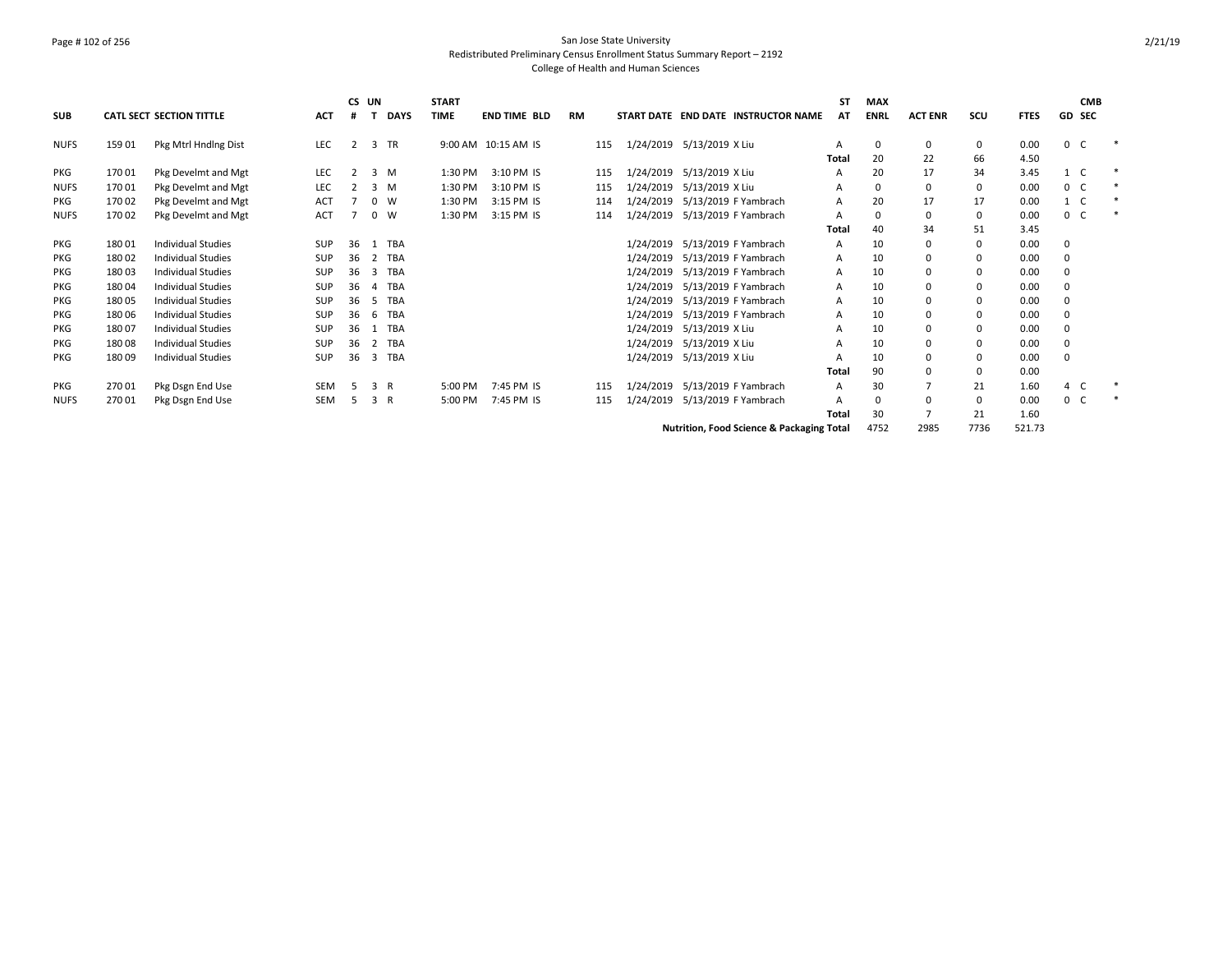San Jose State University
Redistributed Preliminary Census Enrollment Status Summary Report – 2192
College of Health and Human Sciences

| SUB | CATL | SECT | SECTION TITTLE | ACT | CS # | UN T | DAYS | START TIME | END TIME | BLD | RM | START DATE | END DATE | INSTRUCTOR NAME | ST AT | MAX ENRL | ACT ENR | SCU | FTES | GD | CMB SEC | |
|---|---|---|---|---|---|---|---|---|---|---|---|---|---|---|---|---|---|---|---|---|---|---|
| NUFS | 159 | 01 | Pkg Mtrl Hndlng Dist | LEC | 2 | 3 | TR | 9:00 AM | 10:15 AM | IS | 115 | 1/24/2019 | 5/13/2019 | X Liu | A | 0 | 0 | 0 | 0.00 | 0 | C | * |
| | | | | | | | | | | | | | | | Total | 20 | 22 | 66 | 4.50 | | | |
| PKG | 170 | 01 | Pkg Develmt and Mgt | LEC | 2 | 3 | M | 1:30 PM | 3:10 PM | IS | 115 | 1/24/2019 | 5/13/2019 | X Liu | A | 20 | 17 | 34 | 3.45 | 1 | C | * |
| NUFS | 170 | 01 | Pkg Develmt and Mgt | LEC | 2 | 3 | M | 1:30 PM | 3:10 PM | IS | 115 | 1/24/2019 | 5/13/2019 | X Liu | A | 0 | 0 | 0 | 0.00 | 0 | C | * |
| PKG | 170 | 02 | Pkg Develmt and Mgt | ACT | 7 | 0 | W | 1:30 PM | 3:15 PM | IS | 114 | 1/24/2019 | 5/13/2019 | F Yambrach | A | 20 | 17 | 17 | 0.00 | 1 | C | * |
| NUFS | 170 | 02 | Pkg Develmt and Mgt | ACT | 7 | 0 | W | 1:30 PM | 3:15 PM | IS | 114 | 1/24/2019 | 5/13/2019 | F Yambrach | A | 0 | 0 | 0 | 0.00 | 0 | C | * |
| | | | | | | | | | | | | | | | Total | 40 | 34 | 51 | 3.45 | | | |
| PKG | 180 | 01 | Individual Studies | SUP | 36 | 1 | TBA | | | | | 1/24/2019 | 5/13/2019 | F Yambrach | A | 10 | 0 | 0 | 0.00 | 0 | | |
| PKG | 180 | 02 | Individual Studies | SUP | 36 | 2 | TBA | | | | | 1/24/2019 | 5/13/2019 | F Yambrach | A | 10 | 0 | 0 | 0.00 | 0 | | |
| PKG | 180 | 03 | Individual Studies | SUP | 36 | 3 | TBA | | | | | 1/24/2019 | 5/13/2019 | F Yambrach | A | 10 | 0 | 0 | 0.00 | 0 | | |
| PKG | 180 | 04 | Individual Studies | SUP | 36 | 4 | TBA | | | | | 1/24/2019 | 5/13/2019 | F Yambrach | A | 10 | 0 | 0 | 0.00 | 0 | | |
| PKG | 180 | 05 | Individual Studies | SUP | 36 | 5 | TBA | | | | | 1/24/2019 | 5/13/2019 | F Yambrach | A | 10 | 0 | 0 | 0.00 | 0 | | |
| PKG | 180 | 06 | Individual Studies | SUP | 36 | 6 | TBA | | | | | 1/24/2019 | 5/13/2019 | F Yambrach | A | 10 | 0 | 0 | 0.00 | 0 | | |
| PKG | 180 | 07 | Individual Studies | SUP | 36 | 1 | TBA | | | | | 1/24/2019 | 5/13/2019 | X Liu | A | 10 | 0 | 0 | 0.00 | 0 | | |
| PKG | 180 | 08 | Individual Studies | SUP | 36 | 2 | TBA | | | | | 1/24/2019 | 5/13/2019 | X Liu | A | 10 | 0 | 0 | 0.00 | 0 | | |
| PKG | 180 | 09 | Individual Studies | SUP | 36 | 3 | TBA | | | | | 1/24/2019 | 5/13/2019 | X Liu | A | 10 | 0 | 0 | 0.00 | 0 | | |
| | | | | | | | | | | | | | | | Total | 90 | 0 | 0 | 0.00 | | | |
| PKG | 270 | 01 | Pkg Dsgn End Use | SEM | 5 | 3 | R | 5:00 PM | 7:45 PM | IS | 115 | 1/24/2019 | 5/13/2019 | F Yambrach | A | 30 | 7 | 21 | 1.60 | 4 | C | * |
| NUFS | 270 | 01 | Pkg Dsgn End Use | SEM | 5 | 3 | R | 5:00 PM | 7:45 PM | IS | 115 | 1/24/2019 | 5/13/2019 | F Yambrach | A | 0 | 0 | 0 | 0.00 | 0 | C | * |
| | | | | | | | | | | | | | | | Total | 30 | 7 | 21 | 1.60 | | | |
| | | | | | | | | | | | | | | Nutrition, Food Science & Packaging Total | | 4752 | 2985 | 7736 | 521.73 | | | |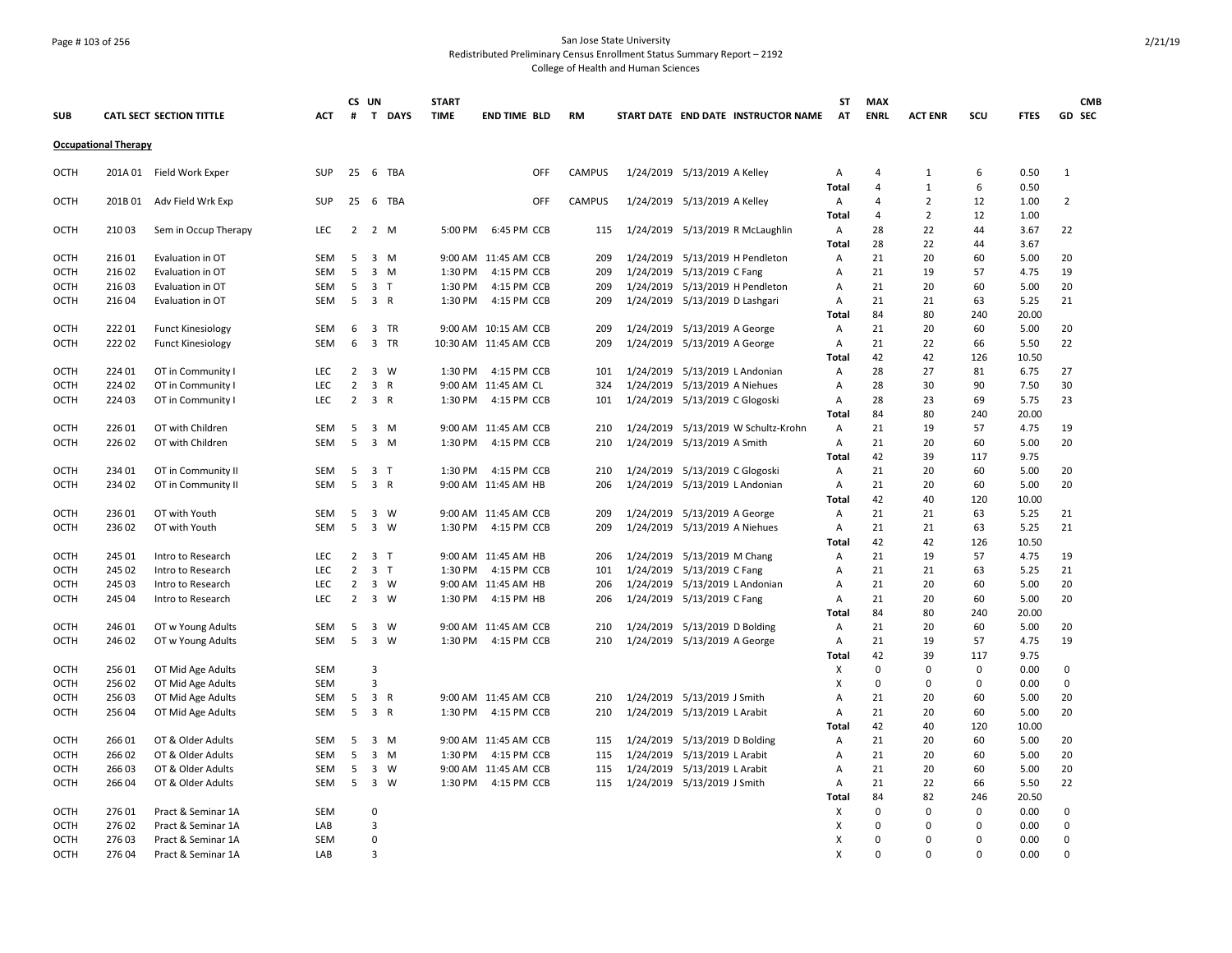San Jose State University
Redistributed Preliminary Census Enrollment Status Summary Report – 2192
College of Health and Human Sciences

| SUB | CATL SECT | SECTION TITTLE | ACT | CS # | UN T | DAYS | START TIME | END TIME | BLD | RM | START DATE | END DATE | INSTRUCTOR NAME | ST AT | MAX ENRL | ACT ENR | SCU | FTES | GD | CMB SEC |
|---|---|---|---|---|---|---|---|---|---|---|---|---|---|---|---|---|---|---|---|---|
| **Occupational Therapy** | | | | | | | | | | | | | | | | | | | | |
| OCTH | 201A 01 | Field Work Exper | SUP | 25 | 6 | TBA | | | OFF | CAMPUS | 1/24/2019 | 5/13/2019 | A Kelley | A | 4 | 1 | 6 | 0.50 | 1 | |
| | | | | | | | | | | | | | | Total | 4 | 1 | 6 | 0.50 | | |
| OCTH | 201B 01 | Adv Field Wrk Exp | SUP | 25 | 6 | TBA | | | OFF | CAMPUS | 1/24/2019 | 5/13/2019 | A Kelley | A | 4 | 2 | 12 | 1.00 | 2 | |
| | | | | | | | | | | | | | | Total | 4 | 2 | 12 | 1.00 | | |
| OCTH | 210 03 | Sem in Occup Therapy | LEC | 2 | 2 | M | 5:00 PM | 6:45 PM | CCB | 115 | 1/24/2019 | 5/13/2019 | R McLaughlin | A | 28 | 22 | 44 | 3.67 | 22 | |
| | | | | | | | | | | | | | | Total | 28 | 22 | 44 | 3.67 | | |
| OCTH | 216 01 | Evaluation in OT | SEM | 5 | 3 | M | 9:00 AM | 11:45 AM | CCB | 209 | 1/24/2019 | 5/13/2019 | H Pendleton | A | 21 | 20 | 60 | 5.00 | 20 | |
| OCTH | 216 02 | Evaluation in OT | SEM | 5 | 3 | M | 1:30 PM | 4:15 PM | CCB | 209 | 1/24/2019 | 5/13/2019 | C Fang | A | 21 | 19 | 57 | 4.75 | 19 | |
| OCTH | 216 03 | Evaluation in OT | SEM | 5 | 3 | T | 1:30 PM | 4:15 PM | CCB | 209 | 1/24/2019 | 5/13/2019 | H Pendleton | A | 21 | 20 | 60 | 5.00 | 20 | |
| OCTH | 216 04 | Evaluation in OT | SEM | 5 | 3 | R | 1:30 PM | 4:15 PM | CCB | 209 | 1/24/2019 | 5/13/2019 | D Lashgari | A | 21 | 21 | 63 | 5.25 | 21 | |
| | | | | | | | | | | | | | | Total | 84 | 80 | 240 | 20.00 | | |
| OCTH | 222 01 | Funct Kinesiology | SEM | 6 | 3 | TR | 9:00 AM | 10:15 AM | CCB | 209 | 1/24/2019 | 5/13/2019 | A George | A | 21 | 20 | 60 | 5.00 | 20 | |
| OCTH | 222 02 | Funct Kinesiology | SEM | 6 | 3 | TR | 10:30 AM | 11:45 AM | CCB | 209 | 1/24/2019 | 5/13/2019 | A George | A | 21 | 22 | 66 | 5.50 | 22 | |
| | | | | | | | | | | | | | | Total | 42 | 42 | 126 | 10.50 | | |
| OCTH | 224 01 | OT in Community I | LEC | 2 | 3 | W | 1:30 PM | 4:15 PM | CCB | 101 | 1/24/2019 | 5/13/2019 | L Andonian | A | 28 | 27 | 81 | 6.75 | 27 | |
| OCTH | 224 02 | OT in Community I | LEC | 2 | 3 | R | 9:00 AM | 11:45 AM | CL | 324 | 1/24/2019 | 5/13/2019 | A Niehues | A | 28 | 30 | 90 | 7.50 | 30 | |
| OCTH | 224 03 | OT in Community I | LEC | 2 | 3 | R | 1:30 PM | 4:15 PM | CCB | 101 | 1/24/2019 | 5/13/2019 | C Glogoski | A | 28 | 23 | 69 | 5.75 | 23 | |
| | | | | | | | | | | | | | | Total | 84 | 80 | 240 | 20.00 | | |
| OCTH | 226 01 | OT with Children | SEM | 5 | 3 | M | 9:00 AM | 11:45 AM | CCB | 210 | 1/24/2019 | 5/13/2019 | W Schultz-Krohn | A | 21 | 19 | 57 | 4.75 | 19 | |
| OCTH | 226 02 | OT with Children | SEM | 5 | 3 | M | 1:30 PM | 4:15 PM | CCB | 210 | 1/24/2019 | 5/13/2019 | A Smith | A | 21 | 20 | 60 | 5.00 | 20 | |
| | | | | | | | | | | | | | | Total | 42 | 39 | 117 | 9.75 | | |
| OCTH | 234 01 | OT in Community II | SEM | 5 | 3 | T | 1:30 PM | 4:15 PM | CCB | 210 | 1/24/2019 | 5/13/2019 | C Glogoski | A | 21 | 20 | 60 | 5.00 | 20 | |
| OCTH | 234 02 | OT in Community II | SEM | 5 | 3 | R | 9:00 AM | 11:45 AM | HB | 206 | 1/24/2019 | 5/13/2019 | L Andonian | A | 21 | 20 | 60 | 5.00 | 20 | |
| | | | | | | | | | | | | | | Total | 42 | 40 | 120 | 10.00 | | |
| OCTH | 236 01 | OT with Youth | SEM | 5 | 3 | W | 9:00 AM | 11:45 AM | CCB | 209 | 1/24/2019 | 5/13/2019 | A George | A | 21 | 21 | 63 | 5.25 | 21 | |
| OCTH | 236 02 | OT with Youth | SEM | 5 | 3 | W | 1:30 PM | 4:15 PM | CCB | 209 | 1/24/2019 | 5/13/2019 | A Niehues | A | 21 | 21 | 63 | 5.25 | 21 | |
| | | | | | | | | | | | | | | Total | 42 | 42 | 126 | 10.50 | | |
| OCTH | 245 01 | Intro to Research | LEC | 2 | 3 | T | 9:00 AM | 11:45 AM | HB | 206 | 1/24/2019 | 5/13/2019 | M Chang | A | 21 | 19 | 57 | 4.75 | 19 | |
| OCTH | 245 02 | Intro to Research | LEC | 2 | 3 | T | 1:30 PM | 4:15 PM | CCB | 101 | 1/24/2019 | 5/13/2019 | C Fang | A | 21 | 21 | 63 | 5.25 | 21 | |
| OCTH | 245 03 | Intro to Research | LEC | 2 | 3 | W | 9:00 AM | 11:45 AM | HB | 206 | 1/24/2019 | 5/13/2019 | L Andonian | A | 21 | 20 | 60 | 5.00 | 20 | |
| OCTH | 245 04 | Intro to Research | LEC | 2 | 3 | W | 1:30 PM | 4:15 PM | HB | 206 | 1/24/2019 | 5/13/2019 | C Fang | A | 21 | 20 | 60 | 5.00 | 20 | |
| | | | | | | | | | | | | | | Total | 84 | 80 | 240 | 20.00 | | |
| OCTH | 246 01 | OT w Young Adults | SEM | 5 | 3 | W | 9:00 AM | 11:45 AM | CCB | 210 | 1/24/2019 | 5/13/2019 | D Bolding | A | 21 | 20 | 60 | 5.00 | 20 | |
| OCTH | 246 02 | OT w Young Adults | SEM | 5 | 3 | W | 1:30 PM | 4:15 PM | CCB | 210 | 1/24/2019 | 5/13/2019 | A George | A | 21 | 19 | 57 | 4.75 | 19 | |
| | | | | | | | | | | | | | | Total | 42 | 39 | 117 | 9.75 | | |
| OCTH | 256 01 | OT Mid Age Adults | SEM | | 3 | | | | | | | | | X | 0 | 0 | 0 | 0.00 | 0 | |
| OCTH | 256 02 | OT Mid Age Adults | SEM | | 3 | | | | | | | | | X | 0 | 0 | 0 | 0.00 | 0 | |
| OCTH | 256 03 | OT Mid Age Adults | SEM | 5 | 3 | R | 9:00 AM | 11:45 AM | CCB | 210 | 1/24/2019 | 5/13/2019 | J Smith | A | 21 | 20 | 60 | 5.00 | 20 | |
| OCTH | 256 04 | OT Mid Age Adults | SEM | 5 | 3 | R | 1:30 PM | 4:15 PM | CCB | 210 | 1/24/2019 | 5/13/2019 | L Arabit | A | 21 | 20 | 60 | 5.00 | 20 | |
| | | | | | | | | | | | | | | Total | 42 | 40 | 120 | 10.00 | | |
| OCTH | 266 01 | OT & Older Adults | SEM | 5 | 3 | M | 9:00 AM | 11:45 AM | CCB | 115 | 1/24/2019 | 5/13/2019 | D Bolding | A | 21 | 20 | 60 | 5.00 | 20 | |
| OCTH | 266 02 | OT & Older Adults | SEM | 5 | 3 | M | 1:30 PM | 4:15 PM | CCB | 115 | 1/24/2019 | 5/13/2019 | L Arabit | A | 21 | 20 | 60 | 5.00 | 20 | |
| OCTH | 266 03 | OT & Older Adults | SEM | 5 | 3 | W | 9:00 AM | 11:45 AM | CCB | 115 | 1/24/2019 | 5/13/2019 | L Arabit | A | 21 | 20 | 60 | 5.00 | 20 | |
| OCTH | 266 04 | OT & Older Adults | SEM | 5 | 3 | W | 1:30 PM | 4:15 PM | CCB | 115 | 1/24/2019 | 5/13/2019 | J Smith | A | 21 | 22 | 66 | 5.50 | 22 | |
| | | | | | | | | | | | | | | Total | 84 | 82 | 246 | 20.50 | | |
| OCTH | 276 01 | Pract & Seminar 1A | SEM | | 0 | | | | | | | | | X | 0 | 0 | 0 | 0.00 | 0 | |
| OCTH | 276 02 | Pract & Seminar 1A | LAB | | 3 | | | | | | | | | X | 0 | 0 | 0 | 0.00 | 0 | |
| OCTH | 276 03 | Pract & Seminar 1A | SEM | | 0 | | | | | | | | | X | 0 | 0 | 0 | 0.00 | 0 | |
| OCTH | 276 04 | Pract & Seminar 1A | LAB | | 3 | | | | | | | | | X | 0 | 0 | 0 | 0.00 | 0 | |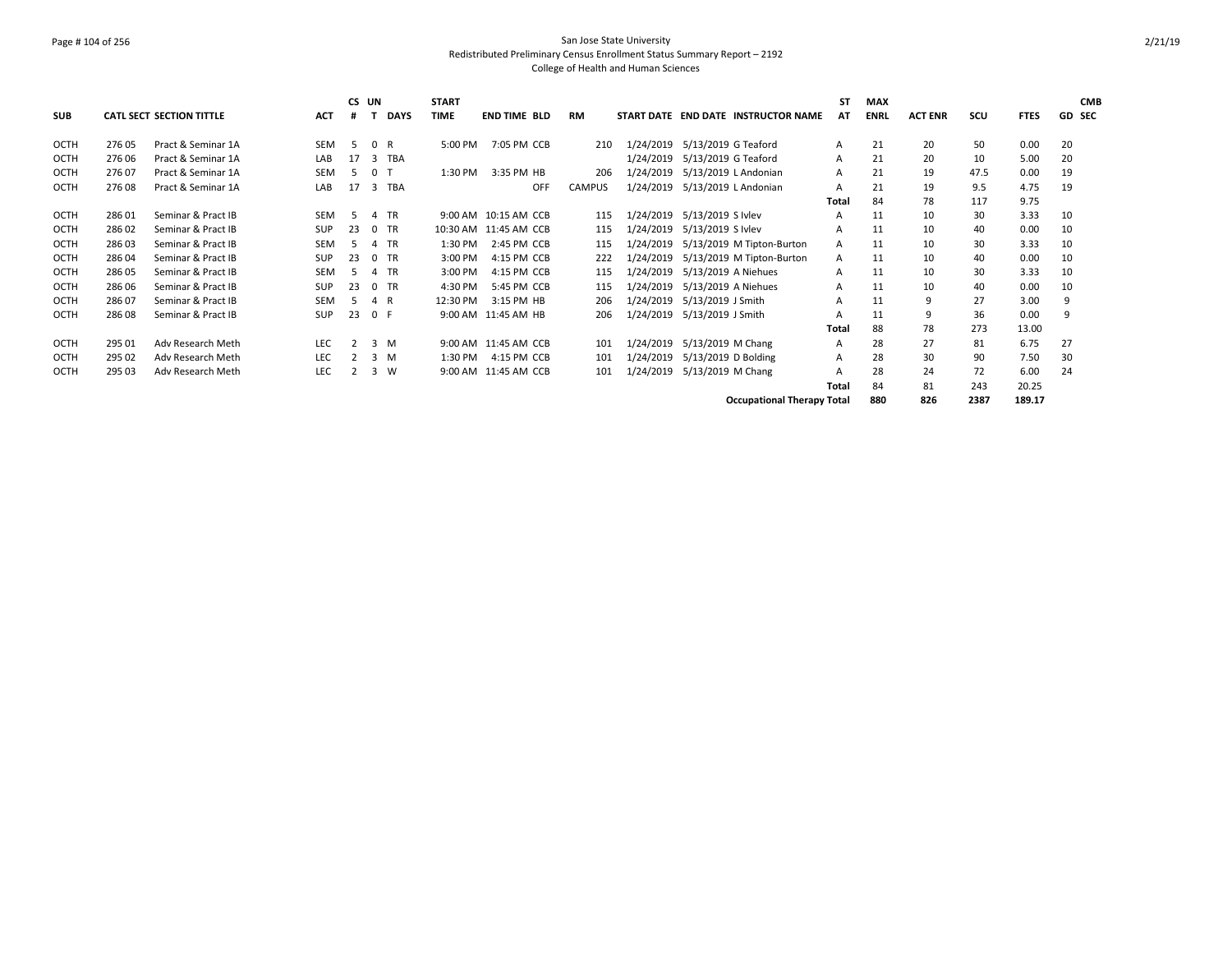| SUB | CATL | SECT | SECTION TITTLE | ACT | CS # | UN T | DAYS | START TIME | END TIME | BLD | RM | START DATE | END DATE | INSTRUCTOR NAME | ST AT | MAX ENRL | ACT ENR | SCU | FTES | GD | CMB SEC |
|---|---|---|---|---|---|---|---|---|---|---|---|---|---|---|---|---|---|---|---|---|---|
| OCTH | 276 | 05 | Pract & Seminar 1A | SEM | 5 | 0 | R | 5:00 PM | 7:05 PM | CCB | 210 | 1/24/2019 | 5/13/2019 | G Teaford | A | 21 | 20 | 50 | 0.00 | 20 | |
| OCTH | 276 | 06 | Pract & Seminar 1A | LAB | 17 | 3 | TBA | | | | | 1/24/2019 | 5/13/2019 | G Teaford | A | 21 | 20 | 10 | 5.00 | 20 | |
| OCTH | 276 | 07 | Pract & Seminar 1A | SEM | 5 | 0 | T | 1:30 PM | 3:35 PM | HB | 206 | 1/24/2019 | 5/13/2019 | L Andonian | A | 21 | 19 | 47.5 | 0.00 | 19 | |
| OCTH | 276 | 08 | Pract & Seminar 1A | LAB | 17 | 3 | TBA | | | OFF | CAMPUS | 1/24/2019 | 5/13/2019 | L Andonian | A | 21 | 19 | 9.5 | 4.75 | 19 | |
| | | | | | | | | | | | | | | | Total | 84 | 78 | 117 | 9.75 | | |
| OCTH | 286 | 01 | Seminar & Pract IB | SEM | 5 | 4 | TR | 9:00 AM | 10:15 AM | CCB | 115 | 1/24/2019 | 5/13/2019 | S Ivlev | A | 11 | 10 | 30 | 3.33 | 10 | |
| OCTH | 286 | 02 | Seminar & Pract IB | SUP | 23 | 0 | TR | 10:30 AM | 11:45 AM | CCB | 115 | 1/24/2019 | 5/13/2019 | S Ivlev | A | 11 | 10 | 40 | 0.00 | 10 | |
| OCTH | 286 | 03 | Seminar & Pract IB | SEM | 5 | 4 | TR | 1:30 PM | 2:45 PM | CCB | 115 | 1/24/2019 | 5/13/2019 | M Tipton-Burton | A | 11 | 10 | 30 | 3.33 | 10 | |
| OCTH | 286 | 04 | Seminar & Pract IB | SUP | 23 | 0 | TR | 3:00 PM | 4:15 PM | CCB | 222 | 1/24/2019 | 5/13/2019 | M Tipton-Burton | A | 11 | 10 | 40 | 0.00 | 10 | |
| OCTH | 286 | 05 | Seminar & Pract IB | SEM | 5 | 4 | TR | 3:00 PM | 4:15 PM | CCB | 115 | 1/24/2019 | 5/13/2019 | A Niehues | A | 11 | 10 | 30 | 3.33 | 10 | |
| OCTH | 286 | 06 | Seminar & Pract IB | SUP | 23 | 0 | TR | 4:30 PM | 5:45 PM | CCB | 115 | 1/24/2019 | 5/13/2019 | A Niehues | A | 11 | 10 | 40 | 0.00 | 10 | |
| OCTH | 286 | 07 | Seminar & Pract IB | SEM | 5 | 4 | R | 12:30 PM | 3:15 PM | HB | 206 | 1/24/2019 | 5/13/2019 | J Smith | A | 11 | 9 | 27 | 3.00 | 9 | |
| OCTH | 286 | 08 | Seminar & Pract IB | SUP | 23 | 0 | F | 9:00 AM | 11:45 AM | HB | 206 | 1/24/2019 | 5/13/2019 | J Smith | A | 11 | 9 | 36 | 0.00 | 9 | |
| | | | | | | | | | | | | | | | Total | 88 | 78 | 273 | 13.00 | | |
| OCTH | 295 | 01 | Adv Research Meth | LEC | 2 | 3 | M | 9:00 AM | 11:45 AM | CCB | 101 | 1/24/2019 | 5/13/2019 | M Chang | A | 28 | 27 | 81 | 6.75 | 27 | |
| OCTH | 295 | 02 | Adv Research Meth | LEC | 2 | 3 | M | 1:30 PM | 4:15 PM | CCB | 101 | 1/24/2019 | 5/13/2019 | D Bolding | A | 28 | 30 | 90 | 7.50 | 30 | |
| OCTH | 295 | 03 | Adv Research Meth | LEC | 2 | 3 | W | 9:00 AM | 11:45 AM | CCB | 101 | 1/24/2019 | 5/13/2019 | M Chang | A | 28 | 24 | 72 | 6.00 | 24 | |
| | | | | | | | | | | | | | | | Total | 84 | 81 | 243 | 20.25 | | |
| | | | | | | | | | | | | | | **Occupational Therapy Total** | | **880** | **826** | **2387** | **189.17** | | |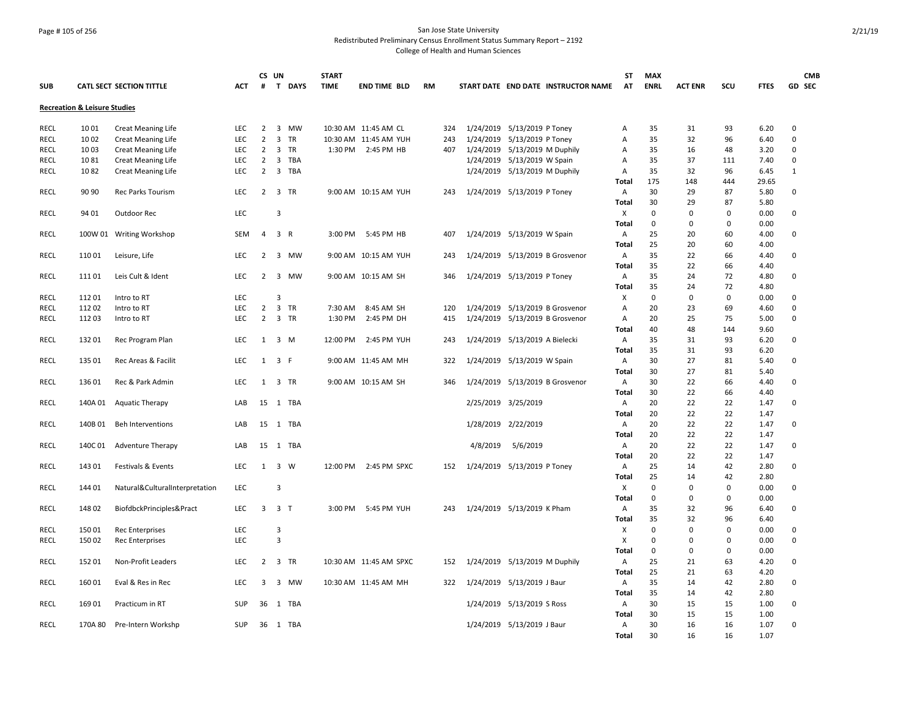San Jose State University
Redistributed Preliminary Census Enrollment Status Summary Report – 2192
College of Health and Human Sciences

| SUB | CATL SECT | SECTION TITTLE | ACT | CS # | UN T | DAYS | START TIME | END TIME | BLD | RM | START DATE | END DATE | INSTRUCTOR NAME | ST AT | MAX ENRL | ACT ENR | SCU | FTES | GD | CMB SEC |
|---|---|---|---|---|---|---|---|---|---|---|---|---|---|---|---|---|---|---|---|---|
| **Recreation & Leisure Studies** | | | | | | | | | | | | | | | | | | | | |
| RECL | 10 01 | Creat Meaning Life | LEC | 2 | 3 | MW | 10:30 AM | 11:45 AM | CL | 324 | 1/24/2019 | 5/13/2019 | P Toney | A | 35 | 31 | 93 | 6.20 | 0 | |
| RECL | 10 02 | Creat Meaning Life | LEC | 2 | 3 | TR | 10:30 AM | 11:45 AM | YUH | 243 | 1/24/2019 | 5/13/2019 | P Toney | A | 35 | 32 | 96 | 6.40 | 0 | |
| RECL | 10 03 | Creat Meaning Life | LEC | 2 | 3 | TR | 1:30 PM | 2:45 PM | HB | 407 | 1/24/2019 | 5/13/2019 | M Duphily | A | 35 | 16 | 48 | 3.20 | 0 | |
| RECL | 10 81 | Creat Meaning Life | LEC | 2 | 3 | TBA | | | | | 1/24/2019 | 5/13/2019 | W Spain | A | 35 | 37 | 111 | 7.40 | 0 | |
| RECL | 10 82 | Creat Meaning Life | LEC | 2 | 3 | TBA | | | | | 1/24/2019 | 5/13/2019 | M Duphily | A | 35 | 32 | 96 | 6.45 | 1 | |
| | | | | | | | | | | | | | | Total | 175 | 148 | 444 | 29.65 | | |
| RECL | 90 90 | Rec Parks Tourism | LEC | 2 | 3 | TR | 9:00 AM | 10:15 AM | YUH | 243 | 1/24/2019 | 5/13/2019 | P Toney | A | 30 | 29 | 87 | 5.80 | 0 | |
| | | | | | | | | | | | | | | Total | 30 | 29 | 87 | 5.80 | | |
| RECL | 94 01 | Outdoor Rec | LEC | | 3 | | | | | | | | | X | 0 | 0 | 0 | 0.00 | 0 | |
| | | | | | | | | | | | | | | Total | 0 | 0 | 0 | 0.00 | | |
| RECL | 100W 01 | Writing Workshop | SEM | 4 | 3 | R | 3:00 PM | 5:45 PM | HB | 407 | 1/24/2019 | 5/13/2019 | W Spain | A | 25 | 20 | 60 | 4.00 | 0 | |
| | | | | | | | | | | | | | | Total | 25 | 20 | 60 | 4.00 | | |
| RECL | 110 01 | Leisure, Life | LEC | 2 | 3 | MW | 9:00 AM | 10:15 AM | YUH | 243 | 1/24/2019 | 5/13/2019 | B Grosvenor | A | 35 | 22 | 66 | 4.40 | 0 | |
| | | | | | | | | | | | | | | Total | 35 | 22 | 66 | 4.40 | | |
| RECL | 111 01 | Leis Cult & Ident | LEC | 2 | 3 | MW | 9:00 AM | 10:15 AM | SH | 346 | 1/24/2019 | 5/13/2019 | P Toney | A | 35 | 24 | 72 | 4.80 | 0 | |
| | | | | | | | | | | | | | | Total | 35 | 24 | 72 | 4.80 | | |
| RECL | 112 01 | Intro to RT | LEC | | 3 | | | | | | | | | X | 0 | 0 | 0 | 0.00 | 0 | |
| RECL | 112 02 | Intro to RT | LEC | 2 | 3 | TR | 7:30 AM | 8:45 AM | SH | 120 | 1/24/2019 | 5/13/2019 | B Grosvenor | A | 20 | 23 | 69 | 4.60 | 0 | |
| RECL | 112 03 | Intro to RT | LEC | 2 | 3 | TR | 1:30 PM | 2:45 PM | DH | 415 | 1/24/2019 | 5/13/2019 | B Grosvenor | A | 20 | 25 | 75 | 5.00 | 0 | |
| | | | | | | | | | | | | | | Total | 40 | 48 | 144 | 9.60 | | |
| RECL | 132 01 | Rec Program Plan | LEC | 1 | 3 | M | 12:00 PM | 2:45 PM | YUH | 243 | 1/24/2019 | 5/13/2019 | A Bielecki | A | 35 | 31 | 93 | 6.20 | 0 | |
| | | | | | | | | | | | | | | Total | 35 | 31 | 93 | 6.20 | | |
| RECL | 135 01 | Rec Areas & Facilit | LEC | 1 | 3 | F | 9:00 AM | 11:45 AM | MH | 322 | 1/24/2019 | 5/13/2019 | W Spain | A | 30 | 27 | 81 | 5.40 | 0 | |
| | | | | | | | | | | | | | | Total | 30 | 27 | 81 | 5.40 | | |
| RECL | 136 01 | Rec & Park Admin | LEC | 1 | 3 | TR | 9:00 AM | 10:15 AM | SH | 346 | 1/24/2019 | 5/13/2019 | B Grosvenor | A | 30 | 22 | 66 | 4.40 | 0 | |
| | | | | | | | | | | | | | | Total | 30 | 22 | 66 | 4.40 | | |
| RECL | 140A 01 | Aquatic Therapy | LAB | 15 | 1 | TBA | | | | | 2/25/2019 | 3/25/2019 | | A | 20 | 22 | 22 | 1.47 | 0 | |
| | | | | | | | | | | | | | | Total | 20 | 22 | 22 | 1.47 | | |
| RECL | 140B 01 | Beh Interventions | LAB | 15 | 1 | TBA | | | | | 1/28/2019 | 2/22/2019 | | A | 20 | 22 | 22 | 1.47 | 0 | |
| | | | | | | | | | | | | | | Total | 20 | 22 | 22 | 1.47 | | |
| RECL | 140C 01 | Adventure Therapy | LAB | 15 | 1 | TBA | | | | | 4/8/2019 | 5/6/2019 | | A | 20 | 22 | 22 | 1.47 | 0 | |
| | | | | | | | | | | | | | | Total | 20 | 22 | 22 | 1.47 | | |
| RECL | 143 01 | Festivals & Events | LEC | 1 | 3 | W | 12:00 PM | 2:45 PM | SPXC | 152 | 1/24/2019 | 5/13/2019 | P Toney | A | 25 | 14 | 42 | 2.80 | 0 | |
| | | | | | | | | | | | | | | Total | 25 | 14 | 42 | 2.80 | | |
| RECL | 144 01 | Natural&CulturalInterpretation | LEC | | 3 | | | | | | | | | X | 0 | 0 | 0 | 0.00 | 0 | |
| | | | | | | | | | | | | | | Total | 0 | 0 | 0 | 0.00 | | |
| RECL | 148 02 | BiofdbckPrinciples&Pract | LEC | 3 | 3 | T | 3:00 PM | 5:45 PM | YUH | 243 | 1/24/2019 | 5/13/2019 | K Pham | A | 35 | 32 | 96 | 6.40 | 0 | |
| | | | | | | | | | | | | | | Total | 35 | 32 | 96 | 6.40 | | |
| RECL | 150 01 | Rec Enterprises | LEC | | 3 | | | | | | | | | X | 0 | 0 | 0 | 0.00 | 0 | |
| RECL | 150 02 | Rec Enterprises | LEC | | 3 | | | | | | | | | X | 0 | 0 | 0 | 0.00 | 0 | |
| | | | | | | | | | | | | | | Total | 0 | 0 | 0 | 0.00 | | |
| RECL | 152 01 | Non-Profit Leaders | LEC | 2 | 3 | TR | 10:30 AM | 11:45 AM | SPXC | 152 | 1/24/2019 | 5/13/2019 | M Duphily | A | 25 | 21 | 63 | 4.20 | 0 | |
| | | | | | | | | | | | | | | Total | 25 | 21 | 63 | 4.20 | | |
| RECL | 160 01 | Eval & Res in Rec | LEC | 3 | 3 | MW | 10:30 AM | 11:45 AM | MH | 322 | 1/24/2019 | 5/13/2019 | J Baur | A | 35 | 14 | 42 | 2.80 | 0 | |
| | | | | | | | | | | | | | | Total | 35 | 14 | 42 | 2.80 | | |
| RECL | 169 01 | Practicum in RT | SUP | 36 | 1 | TBA | | | | | 1/24/2019 | 5/13/2019 | S Ross | A | 30 | 15 | 15 | 1.00 | 0 | |
| | | | | | | | | | | | | | | Total | 30 | 15 | 15 | 1.00 | | |
| RECL | 170A 80 | Pre-Intern Workshp | SUP | 36 | 1 | TBA | | | | | 1/24/2019 | 5/13/2019 | J Baur | A | 30 | 16 | 16 | 1.07 | 0 | |
| | | | | | | | | | | | | | | Total | 30 | 16 | 16 | 1.07 | | |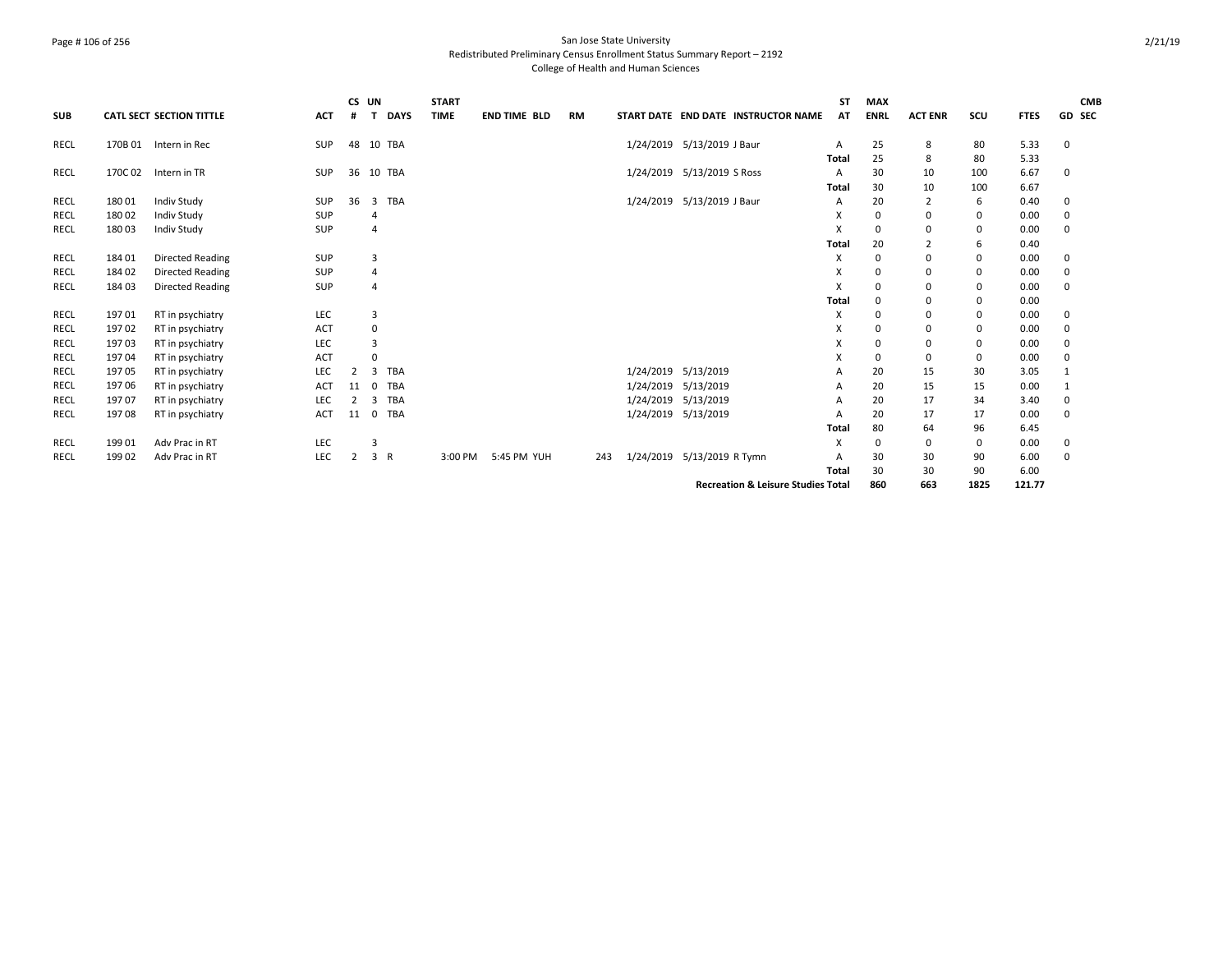San Jose State University
Redistributed Preliminary Census Enrollment Status Summary Report – 2192
College of Health and Human Sciences

| SUB | CATL SECT | SECTION TITTLE | ACT | CS # | UN T | DAYS | START TIME | END TIME | BLD | RM | START DATE | END DATE | INSTRUCTOR NAME | ST AT | MAX ENRL | ACT ENR | SCU | FTES | GD | CMB SEC |
|---|---|---|---|---|---|---|---|---|---|---|---|---|---|---|---|---|---|---|---|---|
| RECL | 170B 01 | Intern in Rec | SUP | 48 | 10 | TBA | | | | | 1/24/2019 | 5/13/2019 | J Baur | A | 25 | 8 | 80 | 5.33 | 0 | |
| | | | | | | | | | | | | | | Total | 25 | 8 | 80 | 5.33 | | |
| RECL | 170C 02 | Intern in TR | SUP | 36 | 10 | TBA | | | | | 1/24/2019 | 5/13/2019 | S Ross | A | 30 | 10 | 100 | 6.67 | 0 | |
| | | | | | | | | | | | | | | Total | 30 | 10 | 100 | 6.67 | | |
| RECL | 180 01 | Indiv Study | SUP | 36 | 3 | TBA | | | | | 1/24/2019 | 5/13/2019 | J Baur | A | 20 | 2 | 6 | 0.40 | 0 | |
| RECL | 180 02 | Indiv Study | SUP | | 4 | | | | | | | | | X | 0 | 0 | 0 | 0.00 | 0 | |
| RECL | 180 03 | Indiv Study | SUP | | 4 | | | | | | | | | X | 0 | 0 | 0 | 0.00 | 0 | |
| | | | | | | | | | | | | | | Total | 20 | 2 | 6 | 0.40 | | |
| RECL | 184 01 | Directed Reading | SUP | | 3 | | | | | | | | | X | 0 | 0 | 0 | 0.00 | 0 | |
| RECL | 184 02 | Directed Reading | SUP | | 4 | | | | | | | | | X | 0 | 0 | 0 | 0.00 | 0 | |
| RECL | 184 03 | Directed Reading | SUP | | 4 | | | | | | | | | X | 0 | 0 | 0 | 0.00 | 0 | |
| | | | | | | | | | | | | | | Total | 0 | 0 | 0 | 0.00 | | |
| RECL | 197 01 | RT in psychiatry | LEC | | 3 | | | | | | | | | X | 0 | 0 | 0 | 0.00 | 0 | |
| RECL | 197 02 | RT in psychiatry | ACT | | 0 | | | | | | | | | X | 0 | 0 | 0 | 0.00 | 0 | |
| RECL | 197 03 | RT in psychiatry | LEC | | 3 | | | | | | | | | X | 0 | 0 | 0 | 0.00 | 0 | |
| RECL | 197 04 | RT in psychiatry | ACT | | 0 | | | | | | | | | X | 0 | 0 | 0 | 0.00 | 0 | |
| RECL | 197 05 | RT in psychiatry | LEC | 2 | 3 | TBA | | | | | 1/24/2019 | 5/13/2019 | | A | 20 | 15 | 30 | 3.05 | 1 | |
| RECL | 197 06 | RT in psychiatry | ACT | 11 | 0 | TBA | | | | | 1/24/2019 | 5/13/2019 | | A | 20 | 15 | 15 | 0.00 | 1 | |
| RECL | 197 07 | RT in psychiatry | LEC | 2 | 3 | TBA | | | | | 1/24/2019 | 5/13/2019 | | A | 20 | 17 | 34 | 3.40 | 0 | |
| RECL | 197 08 | RT in psychiatry | ACT | 11 | 0 | TBA | | | | | 1/24/2019 | 5/13/2019 | | A | 20 | 17 | 17 | 0.00 | 0 | |
| | | | | | | | | | | | | | | Total | 80 | 64 | 96 | 6.45 | | |
| RECL | 199 01 | Adv Prac in RT | LEC | | 3 | | | | | | | | | X | 0 | 0 | 0 | 0.00 | 0 | |
| RECL | 199 02 | Adv Prac in RT | LEC | 2 | 3 | R | 3:00 PM | 5:45 PM | YUH | 243 | 1/24/2019 | 5/13/2019 | R Tymn | A | 30 | 30 | 90 | 6.00 | 0 | |
| | | | | | | | | | | | | | | Total | 30 | 30 | 90 | 6.00 | | |
| | | | | | | | | | | | | | **Recreation & Leisure Studies Total** | | **860** | **663** | **1825** | **121.77** | | |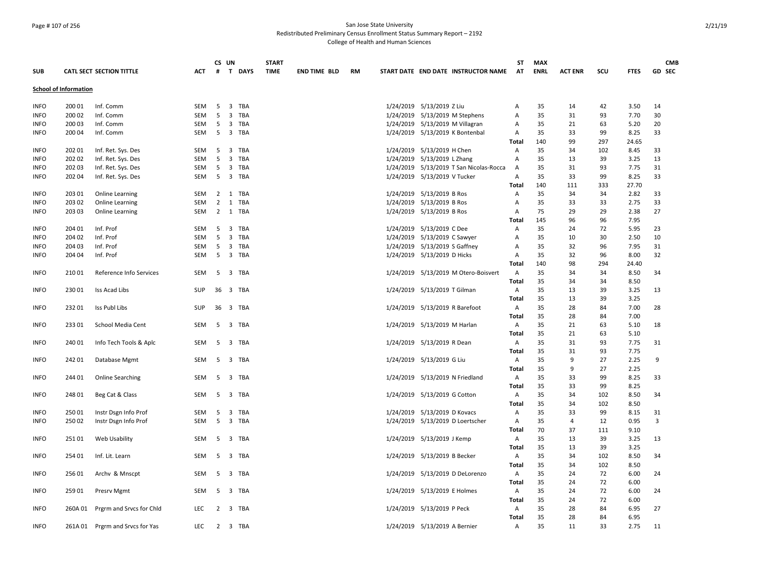San Jose State University
Redistributed Preliminary Census Enrollment Status Summary Report – 2192
College of Health and Human Sciences

| SUB | CATL SECT | SECTION TITTLE | ACT | CS # | UN T | DAYS | START TIME | END TIME | BLD | RM | START DATE | END DATE | INSTRUCTOR NAME | ST AT | MAX ENRL | ACT ENR | SCU | FTES | GD | CMB SEC |
|---|---|---|---|---|---|---|---|---|---|---|---|---|---|---|---|---|---|---|---|---|
| **School of Information** | | | | | | | | | | | | | | | | | | | | |
| INFO | 200 01 | Inf. Comm | SEM | 5 | 3 | TBA | | | | | 1/24/2019 | 5/13/2019 | Z Liu | A | 35 | 14 | 42 | 3.50 | 14 | |
| INFO | 200 02 | Inf. Comm | SEM | 5 | 3 | TBA | | | | | 1/24/2019 | 5/13/2019 | M Stephens | A | 35 | 31 | 93 | 7.70 | 30 | |
| INFO | 200 03 | Inf. Comm | SEM | 5 | 3 | TBA | | | | | 1/24/2019 | 5/13/2019 | M Villagran | A | 35 | 21 | 63 | 5.20 | 20 | |
| INFO | 200 04 | Inf. Comm | SEM | 5 | 3 | TBA | | | | | 1/24/2019 | 5/13/2019 | K Bontenbal | A | 35 | 33 | 99 | 8.25 | 33 | |
| | | | | | | | | | | | | | | Total | 140 | 99 | 297 | 24.65 | | |
| INFO | 202 01 | Inf. Ret. Sys. Des | SEM | 5 | 3 | TBA | | | | | 1/24/2019 | 5/13/2019 | H Chen | A | 35 | 34 | 102 | 8.45 | 33 | |
| INFO | 202 02 | Inf. Ret. Sys. Des | SEM | 5 | 3 | TBA | | | | | 1/24/2019 | 5/13/2019 | L Zhang | A | 35 | 13 | 39 | 3.25 | 13 | |
| INFO | 202 03 | Inf. Ret. Sys. Des | SEM | 5 | 3 | TBA | | | | | 1/24/2019 | 5/13/2019 | T San Nicolas-Rocca | A | 35 | 31 | 93 | 7.75 | 31 | |
| INFO | 202 04 | Inf. Ret. Sys. Des | SEM | 5 | 3 | TBA | | | | | 1/24/2019 | 5/13/2019 | V Tucker | A | 35 | 33 | 99 | 8.25 | 33 | |
| | | | | | | | | | | | | | | Total | 140 | 111 | 333 | 27.70 | | |
| INFO | 203 01 | Online Learning | SEM | 2 | 1 | TBA | | | | | 1/24/2019 | 5/13/2019 | B Ros | A | 35 | 34 | 34 | 2.82 | 33 | |
| INFO | 203 02 | Online Learning | SEM | 2 | 1 | TBA | | | | | 1/24/2019 | 5/13/2019 | B Ros | A | 35 | 33 | 33 | 2.75 | 33 | |
| INFO | 203 03 | Online Learning | SEM | 2 | 1 | TBA | | | | | 1/24/2019 | 5/13/2019 | B Ros | A | 75 | 29 | 29 | 2.38 | 27 | |
| | | | | | | | | | | | | | | Total | 145 | 96 | 96 | 7.95 | | |
| INFO | 204 01 | Inf. Prof | SEM | 5 | 3 | TBA | | | | | 1/24/2019 | 5/13/2019 | C Dee | A | 35 | 24 | 72 | 5.95 | 23 | |
| INFO | 204 02 | Inf. Prof | SEM | 5 | 3 | TBA | | | | | 1/24/2019 | 5/13/2019 | C Sawyer | A | 35 | 10 | 30 | 2.50 | 10 | |
| INFO | 204 03 | Inf. Prof | SEM | 5 | 3 | TBA | | | | | 1/24/2019 | 5/13/2019 | S Gaffney | A | 35 | 32 | 96 | 7.95 | 31 | |
| INFO | 204 04 | Inf. Prof | SEM | 5 | 3 | TBA | | | | | 1/24/2019 | 5/13/2019 | D Hicks | A | 35 | 32 | 96 | 8.00 | 32 | |
| | | | | | | | | | | | | | | Total | 140 | 98 | 294 | 24.40 | | |
| INFO | 210 01 | Reference Info Services | SEM | 5 | 3 | TBA | | | | | 1/24/2019 | 5/13/2019 | M Otero-Boisvert | A | 35 | 34 | 34 | 8.50 | 34 | |
| | | | | | | | | | | | | | | Total | 35 | 34 | 34 | 8.50 | | |
| INFO | 230 01 | Iss Acad Libs | SUP | 36 | 3 | TBA | | | | | 1/24/2019 | 5/13/2019 | T Gilman | A | 35 | 13 | 39 | 3.25 | 13 | |
| | | | | | | | | | | | | | | Total | 35 | 13 | 39 | 3.25 | | |
| INFO | 232 01 | Iss Publ Libs | SUP | 36 | 3 | TBA | | | | | 1/24/2019 | 5/13/2019 | R Barefoot | A | 35 | 28 | 84 | 7.00 | 28 | |
| | | | | | | | | | | | | | | Total | 35 | 28 | 84 | 7.00 | | |
| INFO | 233 01 | School Media Cent | SEM | 5 | 3 | TBA | | | | | 1/24/2019 | 5/13/2019 | M Harlan | A | 35 | 21 | 63 | 5.10 | 18 | |
| | | | | | | | | | | | | | | Total | 35 | 21 | 63 | 5.10 | | |
| INFO | 240 01 | Info Tech Tools & Aplc | SEM | 5 | 3 | TBA | | | | | 1/24/2019 | 5/13/2019 | R Dean | A | 35 | 31 | 93 | 7.75 | 31 | |
| | | | | | | | | | | | | | | Total | 35 | 31 | 93 | 7.75 | | |
| INFO | 242 01 | Database Mgmt | SEM | 5 | 3 | TBA | | | | | 1/24/2019 | 5/13/2019 | G Liu | A | 35 | 9 | 27 | 2.25 | 9 | |
| | | | | | | | | | | | | | | Total | 35 | 9 | 27 | 2.25 | | |
| INFO | 244 01 | Online Searching | SEM | 5 | 3 | TBA | | | | | 1/24/2019 | 5/13/2019 | N Friedland | A | 35 | 33 | 99 | 8.25 | 33 | |
| | | | | | | | | | | | | | | Total | 35 | 33 | 99 | 8.25 | | |
| INFO | 248 01 | Beg Cat & Class | SEM | 5 | 3 | TBA | | | | | 1/24/2019 | 5/13/2019 | G Cotton | A | 35 | 34 | 102 | 8.50 | 34 | |
| | | | | | | | | | | | | | | Total | 35 | 34 | 102 | 8.50 | | |
| INFO | 250 01 | Instr Dsgn Info Prof | SEM | 5 | 3 | TBA | | | | | 1/24/2019 | 5/13/2019 | D Kovacs | A | 35 | 33 | 99 | 8.15 | 31 | |
| INFO | 250 02 | Instr Dsgn Info Prof | SEM | 5 | 3 | TBA | | | | | 1/24/2019 | 5/13/2019 | D Loertscher | A | 35 | 4 | 12 | 0.95 | 3 | |
| | | | | | | | | | | | | | | Total | 70 | 37 | 111 | 9.10 | | |
| INFO | 251 01 | Web Usability | SEM | 5 | 3 | TBA | | | | | 1/24/2019 | 5/13/2019 | J Kemp | A | 35 | 13 | 39 | 3.25 | 13 | |
| | | | | | | | | | | | | | | Total | 35 | 13 | 39 | 3.25 | | |
| INFO | 254 01 | Inf. Lit. Learn | SEM | 5 | 3 | TBA | | | | | 1/24/2019 | 5/13/2019 | B Becker | A | 35 | 34 | 102 | 8.50 | 34 | |
| | | | | | | | | | | | | | | Total | 35 | 34 | 102 | 8.50 | | |
| INFO | 256 01 | Archv & Mnscpt | SEM | 5 | 3 | TBA | | | | | 1/24/2019 | 5/13/2019 | D DeLorenzo | A | 35 | 24 | 72 | 6.00 | 24 | |
| | | | | | | | | | | | | | | Total | 35 | 24 | 72 | 6.00 | | |
| INFO | 259 01 | Presrv Mgmt | SEM | 5 | 3 | TBA | | | | | 1/24/2019 | 5/13/2019 | E Holmes | A | 35 | 24 | 72 | 6.00 | 24 | |
| | | | | | | | | | | | | | | Total | 35 | 24 | 72 | 6.00 | | |
| INFO | 260A 01 | Prgrm and Srvcs for Chld | LEC | 2 | 3 | TBA | | | | | 1/24/2019 | 5/13/2019 | P Peck | A | 35 | 28 | 84 | 6.95 | 27 | |
| | | | | | | | | | | | | | | Total | 35 | 28 | 84 | 6.95 | | |
| INFO | 261A 01 | Prgrm and Srvcs for Yas | LEC | 2 | 3 | TBA | | | | | 1/24/2019 | 5/13/2019 | A Bernier | A | 35 | 11 | 33 | 2.75 | 11 | |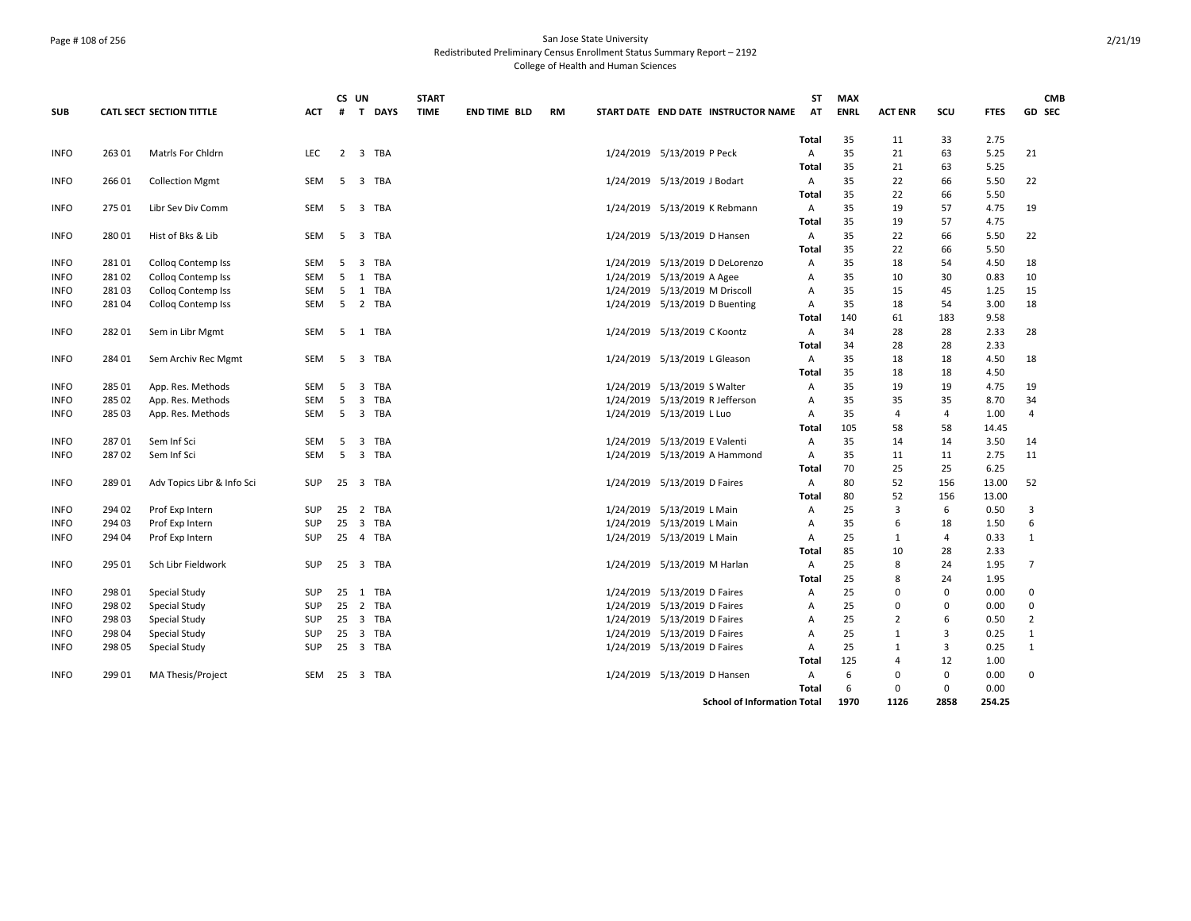San Jose State University
Redistributed Preliminary Census Enrollment Status Summary Report – 2192
College of Health and Human Sciences

| SUB | CATL SECT | SECTION TITTLE | ACT | CS # | UN T | DAYS | START TIME | END TIME | BLD | RM | START DATE | END DATE | INSTRUCTOR NAME | ST AT | MAX ENRL | ACT ENR | SCU | FTES | GD | CMB SEC |
|---|---|---|---|---|---|---|---|---|---|---|---|---|---|---|---|---|---|---|---|---|
| | | | | | | | | | | | | | | Total | 35 | 11 | 33 | 2.75 | | |
| INFO | 263 01 | Matrls For Chldrn | LEC | 2 | 3 | TBA | | | | | 1/24/2019 | 5/13/2019 | P Peck | A | 35 | 21 | 63 | 5.25 | 21 | |
| | | | | | | | | | | | | | | Total | 35 | 21 | 63 | 5.25 | | |
| INFO | 266 01 | Collection Mgmt | SEM | 5 | 3 | TBA | | | | | 1/24/2019 | 5/13/2019 | J Bodart | A | 35 | 22 | 66 | 5.50 | 22 | |
| | | | | | | | | | | | | | | Total | 35 | 22 | 66 | 5.50 | | |
| INFO | 275 01 | Libr Sev Div Comm | SEM | 5 | 3 | TBA | | | | | 1/24/2019 | 5/13/2019 | K Rebmann | A | 35 | 19 | 57 | 4.75 | 19 | |
| | | | | | | | | | | | | | | Total | 35 | 19 | 57 | 4.75 | | |
| INFO | 280 01 | Hist of Bks & Lib | SEM | 5 | 3 | TBA | | | | | 1/24/2019 | 5/13/2019 | D Hansen | A | 35 | 22 | 66 | 5.50 | 22 | |
| | | | | | | | | | | | | | | Total | 35 | 22 | 66 | 5.50 | | |
| INFO | 281 01 | Colloq Contemp Iss | SEM | 5 | 3 | TBA | | | | | 1/24/2019 | 5/13/2019 | D DeLorenzo | A | 35 | 18 | 54 | 4.50 | 18 | |
| INFO | 281 02 | Colloq Contemp Iss | SEM | 5 | 1 | TBA | | | | | 1/24/2019 | 5/13/2019 | A Agee | A | 35 | 10 | 30 | 0.83 | 10 | |
| INFO | 281 03 | Colloq Contemp Iss | SEM | 5 | 1 | TBA | | | | | 1/24/2019 | 5/13/2019 | M Driscoll | A | 35 | 15 | 45 | 1.25 | 15 | |
| INFO | 281 04 | Colloq Contemp Iss | SEM | 5 | 2 | TBA | | | | | 1/24/2019 | 5/13/2019 | D Buenting | A | 35 | 18 | 54 | 3.00 | 18 | |
| | | | | | | | | | | | | | | Total | 140 | 61 | 183 | 9.58 | | |
| INFO | 282 01 | Sem in Libr Mgmt | SEM | 5 | 1 | TBA | | | | | 1/24/2019 | 5/13/2019 | C Koontz | A | 34 | 28 | 28 | 2.33 | 28 | |
| | | | | | | | | | | | | | | Total | 34 | 28 | 28 | 2.33 | | |
| INFO | 284 01 | Sem Archiv Rec Mgmt | SEM | 5 | 3 | TBA | | | | | 1/24/2019 | 5/13/2019 | L Gleason | A | 35 | 18 | 18 | 4.50 | 18 | |
| | | | | | | | | | | | | | | Total | 35 | 18 | 18 | 4.50 | | |
| INFO | 285 01 | App. Res. Methods | SEM | 5 | 3 | TBA | | | | | 1/24/2019 | 5/13/2019 | S Walter | A | 35 | 19 | 19 | 4.75 | 19 | |
| INFO | 285 02 | App. Res. Methods | SEM | 5 | 3 | TBA | | | | | 1/24/2019 | 5/13/2019 | R Jefferson | A | 35 | 35 | 35 | 8.70 | 34 | |
| INFO | 285 03 | App. Res. Methods | SEM | 5 | 3 | TBA | | | | | 1/24/2019 | 5/13/2019 | L Luo | A | 35 | 4 | 4 | 1.00 | 4 | |
| | | | | | | | | | | | | | | Total | 105 | 58 | 58 | 14.45 | | |
| INFO | 287 01 | Sem Inf Sci | SEM | 5 | 3 | TBA | | | | | 1/24/2019 | 5/13/2019 | E Valenti | A | 35 | 14 | 14 | 3.50 | 14 | |
| INFO | 287 02 | Sem Inf Sci | SEM | 5 | 3 | TBA | | | | | 1/24/2019 | 5/13/2019 | A Hammond | A | 35 | 11 | 11 | 2.75 | 11 | |
| | | | | | | | | | | | | | | Total | 70 | 25 | 25 | 6.25 | | |
| INFO | 289 01 | Adv Topics Libr & Info Sci | SUP | 25 | 3 | TBA | | | | | 1/24/2019 | 5/13/2019 | D Faires | A | 80 | 52 | 156 | 13.00 | 52 | |
| | | | | | | | | | | | | | | Total | 80 | 52 | 156 | 13.00 | | |
| INFO | 294 02 | Prof Exp Intern | SUP | 25 | 2 | TBA | | | | | 1/24/2019 | 5/13/2019 | L Main | A | 25 | 3 | 6 | 0.50 | 3 | |
| INFO | 294 03 | Prof Exp Intern | SUP | 25 | 3 | TBA | | | | | 1/24/2019 | 5/13/2019 | L Main | A | 35 | 6 | 18 | 1.50 | 6 | |
| INFO | 294 04 | Prof Exp Intern | SUP | 25 | 4 | TBA | | | | | 1/24/2019 | 5/13/2019 | L Main | A | 25 | 1 | 4 | 0.33 | 1 | |
| | | | | | | | | | | | | | | Total | 85 | 10 | 28 | 2.33 | | |
| INFO | 295 01 | Sch Libr Fieldwork | SUP | 25 | 3 | TBA | | | | | 1/24/2019 | 5/13/2019 | M Harlan | A | 25 | 8 | 24 | 1.95 | 7 | |
| | | | | | | | | | | | | | | Total | 25 | 8 | 24 | 1.95 | | |
| INFO | 298 01 | Special Study | SUP | 25 | 1 | TBA | | | | | 1/24/2019 | 5/13/2019 | D Faires | A | 25 | 0 | 0 | 0.00 | 0 | |
| INFO | 298 02 | Special Study | SUP | 25 | 2 | TBA | | | | | 1/24/2019 | 5/13/2019 | D Faires | A | 25 | 0 | 0 | 0.00 | 0 | |
| INFO | 298 03 | Special Study | SUP | 25 | 3 | TBA | | | | | 1/24/2019 | 5/13/2019 | D Faires | A | 25 | 2 | 6 | 0.50 | 2 | |
| INFO | 298 04 | Special Study | SUP | 25 | 3 | TBA | | | | | 1/24/2019 | 5/13/2019 | D Faires | A | 25 | 1 | 3 | 0.25 | 1 | |
| INFO | 298 05 | Special Study | SUP | 25 | 3 | TBA | | | | | 1/24/2019 | 5/13/2019 | D Faires | A | 25 | 1 | 3 | 0.25 | 1 | |
| | | | | | | | | | | | | | | Total | 125 | 4 | 12 | 1.00 | | |
| INFO | 299 01 | MA Thesis/Project | SEM | 25 | 3 | TBA | | | | | 1/24/2019 | 5/13/2019 | D Hansen | A | 6 | 0 | 0 | 0.00 | 0 | |
| | | | | | | | | | | | | | | Total | 6 | 0 | 0 | 0.00 | | |
| | | | | | | | | | | | | | School of Information Total | | 1970 | 1126 | 2858 | 254.25 | | |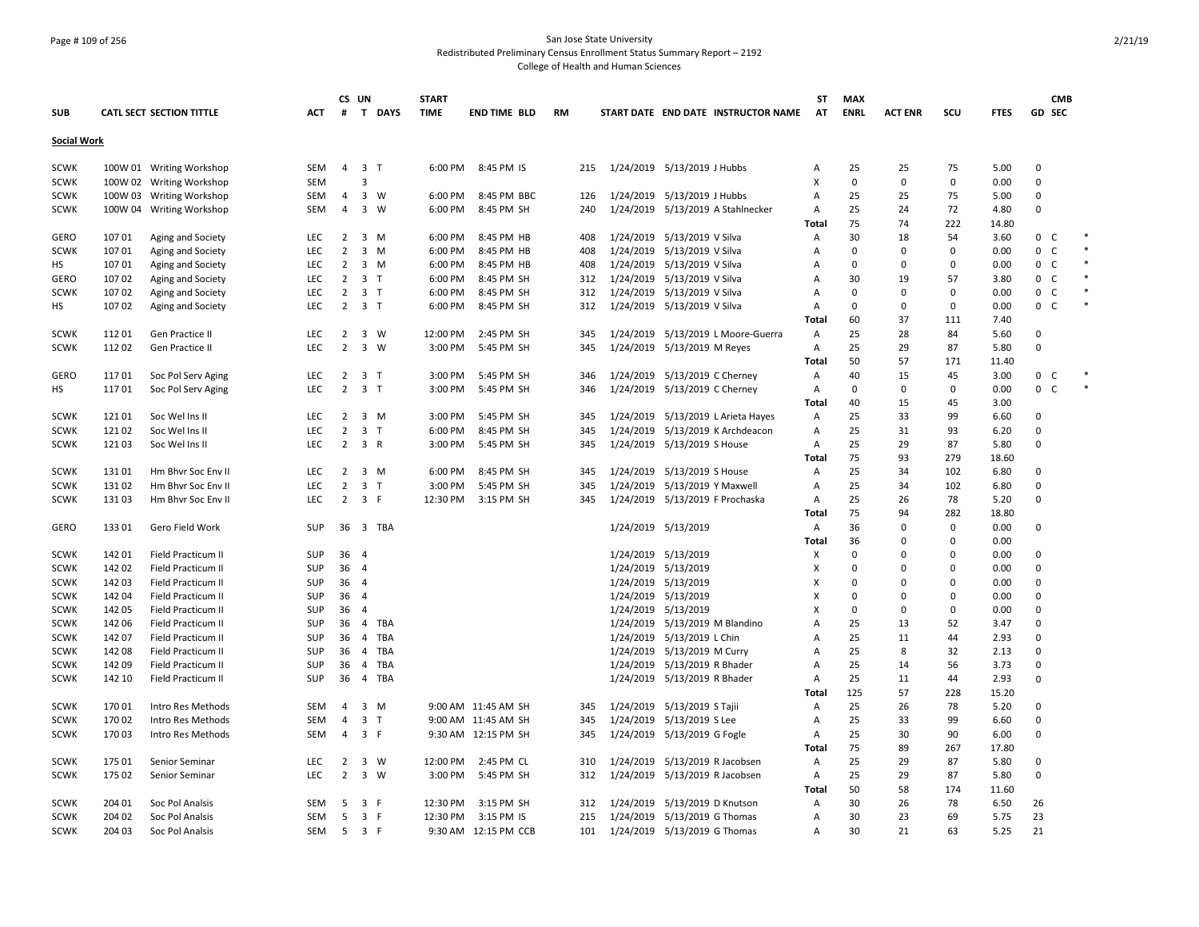San Jose State University
Redistributed Preliminary Census Enrollment Status Summary Report – 2192
College of Health and Human Sciences

| SUB | CATL SECT | SECTION TITTLE | ACT | CS # | UN T | DAYS | START TIME | END TIME | BLD | RM | START DATE | END DATE | INSTRUCTOR NAME | ST AT | MAX ENRL | ACT ENR | SCU | FTES | GD | CMB SEC | |
|---|---|---|---|---|---|---|---|---|---|---|---|---|---|---|---|---|---|---|---|---|---|
| **Social Work** | | | | | | | | | | | | | | | | | | | | | |
| SCWK | 100W 01 | Writing Workshop | SEM | 4 | 3 | T | 6:00 PM | 8:45 PM | IS | 215 | 1/24/2019 | 5/13/2019 | J Hubbs | A | 25 | 25 | 75 | 5.00 | 0 | | |
| SCWK | 100W 02 | Writing Workshop | SEM | | 3 | | | | | | | | | X | 0 | 0 | 0 | 0.00 | 0 | | |
| SCWK | 100W 03 | Writing Workshop | SEM | 4 | 3 | W | 6:00 PM | 8:45 PM | BBC | 126 | 1/24/2019 | 5/13/2019 | J Hubbs | A | 25 | 25 | 75 | 5.00 | 0 | | |
| SCWK | 100W 04 | Writing Workshop | SEM | 4 | 3 | W | 6:00 PM | 8:45 PM | SH | 240 | 1/24/2019 | 5/13/2019 | A Stahlnecker | A | 25 | 24 | 72 | 4.80 | 0 | | |
| | | | | | | | | | | | | | | Total | 75 | 74 | 222 | 14.80 | | | |
| GERO | 107 01 | Aging and Society | LEC | 2 | 3 | M | 6:00 PM | 8:45 PM | HB | 408 | 1/24/2019 | 5/13/2019 | V Silva | A | 30 | 18 | 54 | 3.60 | 0 | C | * |
| SCWK | 107 01 | Aging and Society | LEC | 2 | 3 | M | 6:00 PM | 8:45 PM | HB | 408 | 1/24/2019 | 5/13/2019 | V Silva | A | 0 | 0 | 0 | 0.00 | 0 | C | * |
| HS | 107 01 | Aging and Society | LEC | 2 | 3 | M | 6:00 PM | 8:45 PM | HB | 408 | 1/24/2019 | 5/13/2019 | V Silva | A | 0 | 0 | 0 | 0.00 | 0 | C | * |
| GERO | 107 02 | Aging and Society | LEC | 2 | 3 | T | 6:00 PM | 8:45 PM | SH | 312 | 1/24/2019 | 5/13/2019 | V Silva | A | 30 | 19 | 57 | 3.80 | 0 | C | * |
| SCWK | 107 02 | Aging and Society | LEC | 2 | 3 | T | 6:00 PM | 8:45 PM | SH | 312 | 1/24/2019 | 5/13/2019 | V Silva | A | 0 | 0 | 0 | 0.00 | 0 | C | * |
| HS | 107 02 | Aging and Society | LEC | 2 | 3 | T | 6:00 PM | 8:45 PM | SH | 312 | 1/24/2019 | 5/13/2019 | V Silva | A | 0 | 0 | 0 | 0.00 | 0 | C | * |
| | | | | | | | | | | | | | | Total | 60 | 37 | 111 | 7.40 | | | |
| SCWK | 112 01 | Gen Practice II | LEC | 2 | 3 | W | 12:00 PM | 2:45 PM | SH | 345 | 1/24/2019 | 5/13/2019 | L Moore-Guerra | A | 25 | 28 | 84 | 5.60 | 0 | | |
| SCWK | 112 02 | Gen Practice II | LEC | 2 | 3 | W | 3:00 PM | 5:45 PM | SH | 345 | 1/24/2019 | 5/13/2019 | M Reyes | A | 25 | 29 | 87 | 5.80 | 0 | | |
| | | | | | | | | | | | | | | Total | 50 | 57 | 171 | 11.40 | | | |
| GERO | 117 01 | Soc Pol Serv Aging | LEC | 2 | 3 | T | 3:00 PM | 5:45 PM | SH | 346 | 1/24/2019 | 5/13/2019 | C Cherney | A | 40 | 15 | 45 | 3.00 | 0 | C | * |
| HS | 117 01 | Soc Pol Serv Aging | LEC | 2 | 3 | T | 3:00 PM | 5:45 PM | SH | 346 | 1/24/2019 | 5/13/2019 | C Cherney | A | 0 | 0 | 0 | 0.00 | 0 | C | * |
| | | | | | | | | | | | | | | Total | 40 | 15 | 45 | 3.00 | | | |
| SCWK | 121 01 | Soc Wel Ins II | LEC | 2 | 3 | M | 3:00 PM | 5:45 PM | SH | 345 | 1/24/2019 | 5/13/2019 | L Arieta Hayes | A | 25 | 33 | 99 | 6.60 | 0 | | |
| SCWK | 121 02 | Soc Wel Ins II | LEC | 2 | 3 | T | 6:00 PM | 8:45 PM | SH | 345 | 1/24/2019 | 5/13/2019 | K Archdeacon | A | 25 | 31 | 93 | 6.20 | 0 | | |
| SCWK | 121 03 | Soc Wel Ins II | LEC | 2 | 3 | R | 3:00 PM | 5:45 PM | SH | 345 | 1/24/2019 | 5/13/2019 | S House | A | 25 | 29 | 87 | 5.80 | 0 | | |
| | | | | | | | | | | | | | | Total | 75 | 93 | 279 | 18.60 | | | |
| SCWK | 131 01 | Hm Bhvr Soc Env II | LEC | 2 | 3 | M | 6:00 PM | 8:45 PM | SH | 345 | 1/24/2019 | 5/13/2019 | S House | A | 25 | 34 | 102 | 6.80 | 0 | | |
| SCWK | 131 02 | Hm Bhvr Soc Env II | LEC | 2 | 3 | T | 3:00 PM | 5:45 PM | SH | 345 | 1/24/2019 | 5/13/2019 | Y Maxwell | A | 25 | 34 | 102 | 6.80 | 0 | | |
| SCWK | 131 03 | Hm Bhvr Soc Env II | LEC | 2 | 3 | F | 12:30 PM | 3:15 PM | SH | 345 | 1/24/2019 | 5/13/2019 | F Prochaska | A | 25 | 26 | 78 | 5.20 | 0 | | |
| | | | | | | | | | | | | | | Total | 75 | 94 | 282 | 18.80 | | | |
| GERO | 133 01 | Gero Field Work | SUP | 36 | 3 | TBA | | | | | 1/24/2019 | 5/13/2019 | | A | 36 | 0 | 0 | 0.00 | 0 | | |
| | | | | | | | | | | | | | | Total | 36 | 0 | 0 | 0.00 | | | |
| SCWK | 142 01 | Field Practicum II | SUP | 36 | 4 | | | | | | 1/24/2019 | 5/13/2019 | | X | 0 | 0 | 0 | 0.00 | 0 | | |
| SCWK | 142 02 | Field Practicum II | SUP | 36 | 4 | | | | | | 1/24/2019 | 5/13/2019 | | X | 0 | 0 | 0 | 0.00 | 0 | | |
| SCWK | 142 03 | Field Practicum II | SUP | 36 | 4 | | | | | | 1/24/2019 | 5/13/2019 | | X | 0 | 0 | 0 | 0.00 | 0 | | |
| SCWK | 142 04 | Field Practicum II | SUP | 36 | 4 | | | | | | 1/24/2019 | 5/13/2019 | | X | 0 | 0 | 0 | 0.00 | 0 | | |
| SCWK | 142 05 | Field Practicum II | SUP | 36 | 4 | | | | | | 1/24/2019 | 5/13/2019 | | X | 0 | 0 | 0 | 0.00 | 0 | | |
| SCWK | 142 06 | Field Practicum II | SUP | 36 | 4 | TBA | | | | | 1/24/2019 | 5/13/2019 | M Blandino | A | 25 | 13 | 52 | 3.47 | 0 | | |
| SCWK | 142 07 | Field Practicum II | SUP | 36 | 4 | TBA | | | | | 1/24/2019 | 5/13/2019 | L Chin | A | 25 | 11 | 44 | 2.93 | 0 | | |
| SCWK | 142 08 | Field Practicum II | SUP | 36 | 4 | TBA | | | | | 1/24/2019 | 5/13/2019 | M Curry | A | 25 | 8 | 32 | 2.13 | 0 | | |
| SCWK | 142 09 | Field Practicum II | SUP | 36 | 4 | TBA | | | | | 1/24/2019 | 5/13/2019 | R Bhader | A | 25 | 14 | 56 | 3.73 | 0 | | |
| SCWK | 142 10 | Field Practicum II | SUP | 36 | 4 | TBA | | | | | 1/24/2019 | 5/13/2019 | R Bhader | A | 25 | 11 | 44 | 2.93 | 0 | | |
| | | | | | | | | | | | | | | Total | 125 | 57 | 228 | 15.20 | | | |
| SCWK | 170 01 | Intro Res Methods | SEM | 4 | 3 | M | 9:00 AM | 11:45 AM | SH | 345 | 1/24/2019 | 5/13/2019 | S Tajii | A | 25 | 26 | 78 | 5.20 | 0 | | |
| SCWK | 170 02 | Intro Res Methods | SEM | 4 | 3 | T | 9:00 AM | 11:45 AM | SH | 345 | 1/24/2019 | 5/13/2019 | S Lee | A | 25 | 33 | 99 | 6.60 | 0 | | |
| SCWK | 170 03 | Intro Res Methods | SEM | 4 | 3 | F | 9:30 AM | 12:15 PM | SH | 345 | 1/24/2019 | 5/13/2019 | G Fogle | A | 25 | 30 | 90 | 6.00 | 0 | | |
| | | | | | | | | | | | | | | Total | 75 | 89 | 267 | 17.80 | | | |
| SCWK | 175 01 | Senior Seminar | LEC | 2 | 3 | W | 12:00 PM | 2:45 PM | CL | 310 | 1/24/2019 | 5/13/2019 | R Jacobsen | A | 25 | 29 | 87 | 5.80 | 0 | | |
| SCWK | 175 02 | Senior Seminar | LEC | 2 | 3 | W | 3:00 PM | 5:45 PM | SH | 312 | 1/24/2019 | 5/13/2019 | R Jacobsen | A | 25 | 29 | 87 | 5.80 | 0 | | |
| | | | | | | | | | | | | | | Total | 50 | 58 | 174 | 11.60 | | | |
| SCWK | 204 01 | Soc Pol Analsis | SEM | 5 | 3 | F | 12:30 PM | 3:15 PM | SH | 312 | 1/24/2019 | 5/13/2019 | D Knutson | A | 30 | 26 | 78 | 6.50 | 26 | | |
| SCWK | 204 02 | Soc Pol Analsis | SEM | 5 | 3 | F | 12:30 PM | 3:15 PM | IS | 215 | 1/24/2019 | 5/13/2019 | G Thomas | A | 30 | 23 | 69 | 5.75 | 23 | | |
| SCWK | 204 03 | Soc Pol Analsis | SEM | 5 | 3 | F | 9:30 AM | 12:15 PM | CCB | 101 | 1/24/2019 | 5/13/2019 | G Thomas | A | 30 | 21 | 63 | 5.25 | 21 | | |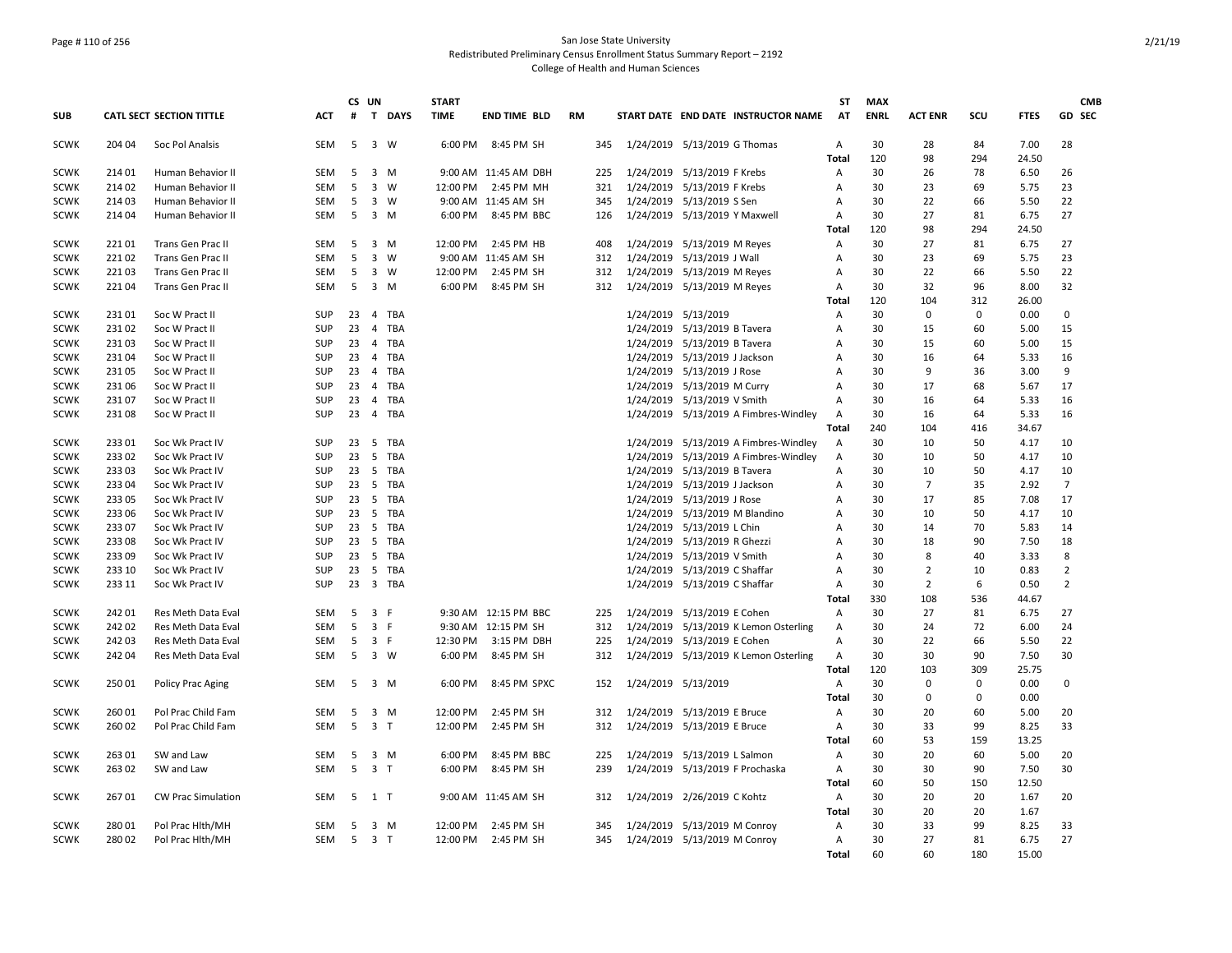San Jose State University
Redistributed Preliminary Census Enrollment Status Summary Report – 2192
College of Health and Human Sciences

| SUB | CATL | SECT | SECTION TITTLE | ACT | CS # | UN T | DAYS | START TIME | END TIME | BLD | RM | START DATE | END DATE | INSTRUCTOR NAME | ST AT | MAX ENRL | ACT ENR | SCU | FTES | GD | CMB SEC |
|---|---|---|---|---|---|---|---|---|---|---|---|---|---|---|---|---|---|---|---|---|---|
| SCWK | 204 | 04 | Soc Pol Analsis | SEM | 5 | 3 | W | 6:00 PM | 8:45 PM | SH | 345 | 1/24/2019 | 5/13/2019 | G Thomas | A | 30 | 28 | 84 | 7.00 | 28 | |
| | | | | | | | | | | | | | | | Total | 120 | 98 | 294 | 24.50 | | |
| SCWK | 214 | 01 | Human Behavior II | SEM | 5 | 3 | M | 9:00 AM | 11:45 AM | DBH | 225 | 1/24/2019 | 5/13/2019 | F Krebs | A | 30 | 26 | 78 | 6.50 | 26 | |
| SCWK | 214 | 02 | Human Behavior II | SEM | 5 | 3 | W | 12:00 PM | 2:45 PM | MH | 321 | 1/24/2019 | 5/13/2019 | F Krebs | A | 30 | 23 | 69 | 5.75 | 23 | |
| SCWK | 214 | 03 | Human Behavior II | SEM | 5 | 3 | W | 9:00 AM | 11:45 AM | SH | 345 | 1/24/2019 | 5/13/2019 | S Sen | A | 30 | 22 | 66 | 5.50 | 22 | |
| SCWK | 214 | 04 | Human Behavior II | SEM | 5 | 3 | M | 6:00 PM | 8:45 PM | BBC | 126 | 1/24/2019 | 5/13/2019 | Y Maxwell | A | 30 | 27 | 81 | 6.75 | 27 | |
| | | | | | | | | | | | | | | | Total | 120 | 98 | 294 | 24.50 | | |
| SCWK | 221 | 01 | Trans Gen Prac II | SEM | 5 | 3 | M | 12:00 PM | 2:45 PM | HB | 408 | 1/24/2019 | 5/13/2019 | M Reyes | A | 30 | 27 | 81 | 6.75 | 27 | |
| SCWK | 221 | 02 | Trans Gen Prac II | SEM | 5 | 3 | W | 9:00 AM | 11:45 AM | SH | 312 | 1/24/2019 | 5/13/2019 | J Wall | A | 30 | 23 | 69 | 5.75 | 23 | |
| SCWK | 221 | 03 | Trans Gen Prac II | SEM | 5 | 3 | W | 12:00 PM | 2:45 PM | SH | 312 | 1/24/2019 | 5/13/2019 | M Reyes | A | 30 | 22 | 66 | 5.50 | 22 | |
| SCWK | 221 | 04 | Trans Gen Prac II | SEM | 5 | 3 | M | 6:00 PM | 8:45 PM | SH | 312 | 1/24/2019 | 5/13/2019 | M Reyes | A | 30 | 32 | 96 | 8.00 | 32 | |
| | | | | | | | | | | | | | | | Total | 120 | 104 | 312 | 26.00 | | |
| SCWK | 231 | 01 | Soc W Pract II | SUP | 23 | 4 | TBA | | | | | 1/24/2019 | 5/13/2019 | | A | 30 | 0 | 0 | 0.00 | 0 | |
| SCWK | 231 | 02 | Soc W Pract II | SUP | 23 | 4 | TBA | | | | | 1/24/2019 | 5/13/2019 | B Tavera | A | 30 | 15 | 60 | 5.00 | 15 | |
| SCWK | 231 | 03 | Soc W Pract II | SUP | 23 | 4 | TBA | | | | | 1/24/2019 | 5/13/2019 | B Tavera | A | 30 | 15 | 60 | 5.00 | 15 | |
| SCWK | 231 | 04 | Soc W Pract II | SUP | 23 | 4 | TBA | | | | | 1/24/2019 | 5/13/2019 | J Jackson | A | 30 | 16 | 64 | 5.33 | 16 | |
| SCWK | 231 | 05 | Soc W Pract II | SUP | 23 | 4 | TBA | | | | | 1/24/2019 | 5/13/2019 | J Rose | A | 30 | 9 | 36 | 3.00 | 9 | |
| SCWK | 231 | 06 | Soc W Pract II | SUP | 23 | 4 | TBA | | | | | 1/24/2019 | 5/13/2019 | M Curry | A | 30 | 17 | 68 | 5.67 | 17 | |
| SCWK | 231 | 07 | Soc W Pract II | SUP | 23 | 4 | TBA | | | | | 1/24/2019 | 5/13/2019 | V Smith | A | 30 | 16 | 64 | 5.33 | 16 | |
| SCWK | 231 | 08 | Soc W Pract II | SUP | 23 | 4 | TBA | | | | | 1/24/2019 | 5/13/2019 | A Fimbres-Windley | A | 30 | 16 | 64 | 5.33 | 16 | |
| | | | | | | | | | | | | | | | Total | 240 | 104 | 416 | 34.67 | | |
| SCWK | 233 | 01 | Soc Wk Pract IV | SUP | 23 | 5 | TBA | | | | | 1/24/2019 | 5/13/2019 | A Fimbres-Windley | A | 30 | 10 | 50 | 4.17 | 10 | |
| SCWK | 233 | 02 | Soc Wk Pract IV | SUP | 23 | 5 | TBA | | | | | 1/24/2019 | 5/13/2019 | A Fimbres-Windley | A | 30 | 10 | 50 | 4.17 | 10 | |
| SCWK | 233 | 03 | Soc Wk Pract IV | SUP | 23 | 5 | TBA | | | | | 1/24/2019 | 5/13/2019 | B Tavera | A | 30 | 10 | 50 | 4.17 | 10 | |
| SCWK | 233 | 04 | Soc Wk Pract IV | SUP | 23 | 5 | TBA | | | | | 1/24/2019 | 5/13/2019 | J Jackson | A | 30 | 7 | 35 | 2.92 | 7 | |
| SCWK | 233 | 05 | Soc Wk Pract IV | SUP | 23 | 5 | TBA | | | | | 1/24/2019 | 5/13/2019 | J Rose | A | 30 | 17 | 85 | 7.08 | 17 | |
| SCWK | 233 | 06 | Soc Wk Pract IV | SUP | 23 | 5 | TBA | | | | | 1/24/2019 | 5/13/2019 | M Blandino | A | 30 | 10 | 50 | 4.17 | 10 | |
| SCWK | 233 | 07 | Soc Wk Pract IV | SUP | 23 | 5 | TBA | | | | | 1/24/2019 | 5/13/2019 | L Chin | A | 30 | 14 | 70 | 5.83 | 14 | |
| SCWK | 233 | 08 | Soc Wk Pract IV | SUP | 23 | 5 | TBA | | | | | 1/24/2019 | 5/13/2019 | R Ghezzi | A | 30 | 18 | 90 | 7.50 | 18 | |
| SCWK | 233 | 09 | Soc Wk Pract IV | SUP | 23 | 5 | TBA | | | | | 1/24/2019 | 5/13/2019 | V Smith | A | 30 | 8 | 40 | 3.33 | 8 | |
| SCWK | 233 | 10 | Soc Wk Pract IV | SUP | 23 | 5 | TBA | | | | | 1/24/2019 | 5/13/2019 | C Shaffar | A | 30 | 2 | 10 | 0.83 | 2 | |
| SCWK | 233 | 11 | Soc Wk Pract IV | SUP | 23 | 3 | TBA | | | | | 1/24/2019 | 5/13/2019 | C Shaffar | A | 30 | 2 | 6 | 0.50 | 2 | |
| | | | | | | | | | | | | | | | Total | 330 | 108 | 536 | 44.67 | | |
| SCWK | 242 | 01 | Res Meth Data Eval | SEM | 5 | 3 | F | 9:30 AM | 12:15 PM | BBC | 225 | 1/24/2019 | 5/13/2019 | E Cohen | A | 30 | 27 | 81 | 6.75 | 27 | |
| SCWK | 242 | 02 | Res Meth Data Eval | SEM | 5 | 3 | F | 9:30 AM | 12:15 PM | SH | 312 | 1/24/2019 | 5/13/2019 | K Lemon Osterling | A | 30 | 24 | 72 | 6.00 | 24 | |
| SCWK | 242 | 03 | Res Meth Data Eval | SEM | 5 | 3 | F | 12:30 PM | 3:15 PM | DBH | 225 | 1/24/2019 | 5/13/2019 | E Cohen | A | 30 | 22 | 66 | 5.50 | 22 | |
| SCWK | 242 | 04 | Res Meth Data Eval | SEM | 5 | 3 | W | 6:00 PM | 8:45 PM | SH | 312 | 1/24/2019 | 5/13/2019 | K Lemon Osterling | A | 30 | 30 | 90 | 7.50 | 30 | |
| | | | | | | | | | | | | | | | Total | 120 | 103 | 309 | 25.75 | | |
| SCWK | 250 | 01 | Policy Prac Aging | SEM | 5 | 3 | M | 6:00 PM | 8:45 PM | SPXC | 152 | 1/24/2019 | 5/13/2019 | | A | 30 | 0 | 0 | 0.00 | 0 | |
| | | | | | | | | | | | | | | | Total | 30 | 0 | 0 | 0.00 | | |
| SCWK | 260 | 01 | Pol Prac Child Fam | SEM | 5 | 3 | M | 12:00 PM | 2:45 PM | SH | 312 | 1/24/2019 | 5/13/2019 | E Bruce | A | 30 | 20 | 60 | 5.00 | 20 | |
| SCWK | 260 | 02 | Pol Prac Child Fam | SEM | 5 | 3 | T | 12:00 PM | 2:45 PM | SH | 312 | 1/24/2019 | 5/13/2019 | E Bruce | A | 30 | 33 | 99 | 8.25 | 33 | |
| | | | | | | | | | | | | | | | Total | 60 | 53 | 159 | 13.25 | | |
| SCWK | 263 | 01 | SW and Law | SEM | 5 | 3 | M | 6:00 PM | 8:45 PM | BBC | 225 | 1/24/2019 | 5/13/2019 | L Salmon | A | 30 | 20 | 60 | 5.00 | 20 | |
| SCWK | 263 | 02 | SW and Law | SEM | 5 | 3 | T | 6:00 PM | 8:45 PM | SH | 239 | 1/24/2019 | 5/13/2019 | F Prochaska | A | 30 | 30 | 90 | 7.50 | 30 | |
| | | | | | | | | | | | | | | | Total | 60 | 50 | 150 | 12.50 | | |
| SCWK | 267 | 01 | CW Prac Simulation | SEM | 5 | 1 | T | 9:00 AM | 11:45 AM | SH | 312 | 1/24/2019 | 2/26/2019 | C Kohtz | A | 30 | 20 | 20 | 1.67 | 20 | |
| | | | | | | | | | | | | | | | Total | 30 | 20 | 20 | 1.67 | | |
| SCWK | 280 | 01 | Pol Prac Hlth/MH | SEM | 5 | 3 | M | 12:00 PM | 2:45 PM | SH | 345 | 1/24/2019 | 5/13/2019 | M Conroy | A | 30 | 33 | 99 | 8.25 | 33 | |
| SCWK | 280 | 02 | Pol Prac Hlth/MH | SEM | 5 | 3 | T | 12:00 PM | 2:45 PM | SH | 345 | 1/24/2019 | 5/13/2019 | M Conroy | A | 30 | 27 | 81 | 6.75 | 27 | |
| | | | | | | | | | | | | | | | Total | 60 | 60 | 180 | 15.00 | | |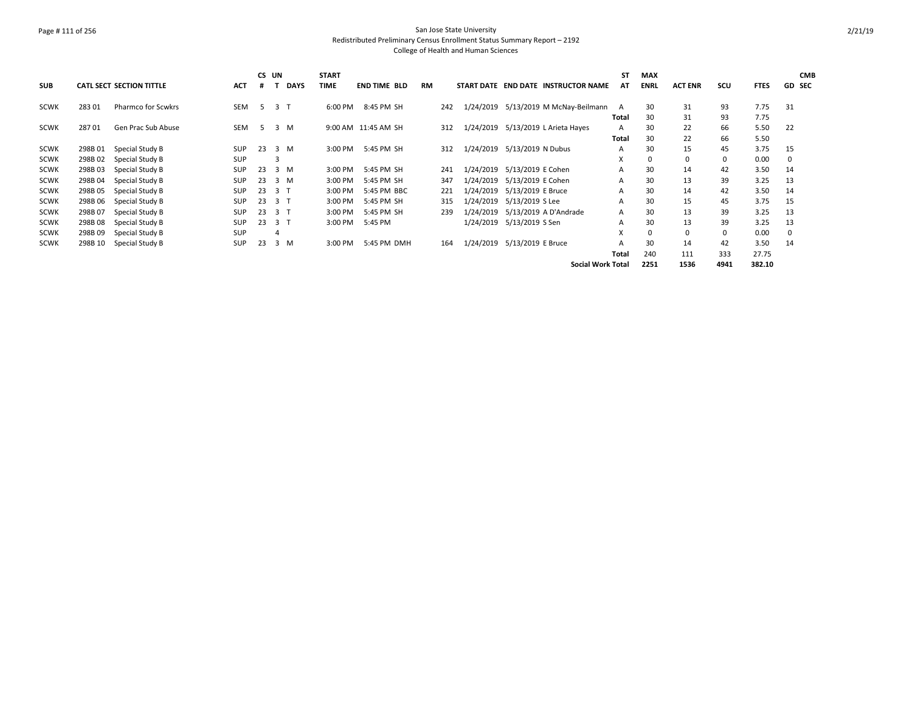San Jose State University
Redistributed Preliminary Census Enrollment Status Summary Report – 2192
College of Health and Human Sciences

| SUB | CATL SECT | SECTION TITTLE | ACT | CS # | UN T | DAYS | START TIME | END TIME | BLD | RM | START DATE | END DATE | INSTRUCTOR NAME | ST AT | MAX ENRL | ACT ENR | SCU | FTES | GD | CMB SEC |
|---|---|---|---|---|---|---|---|---|---|---|---|---|---|---|---|---|---|---|---|---|
| SCWK | 283 01 | Pharmco for Scwkrs | SEM | 5 | 3 | T | 6:00 PM | 8:45 PM | SH | 242 | 1/24/2019 | 5/13/2019 | M McNay-Beilmann | A | 30 | 31 | 93 | 7.75 | 31 | |
| | | | | | | | | | | | | | | Total | 30 | 31 | 93 | 7.75 | | |
| SCWK | 287 01 | Gen Prac Sub Abuse | SEM | 5 | 3 | M | 9:00 AM | 11:45 AM | SH | 312 | 1/24/2019 | 5/13/2019 | L Arieta Hayes | A | 30 | 22 | 66 | 5.50 | 22 | |
| | | | | | | | | | | | | | | Total | 30 | 22 | 66 | 5.50 | | |
| SCWK | 298B 01 | Special Study B | SUP | 23 | 3 | M | 3:00 PM | 5:45 PM | SH | 312 | 1/24/2019 | 5/13/2019 | N Dubus | A | 30 | 15 | 45 | 3.75 | 15 | |
| SCWK | 298B 02 | Special Study B | SUP | | 3 | | | | | | | | | X | 0 | 0 | 0 | 0.00 | 0 | |
| SCWK | 298B 03 | Special Study B | SUP | 23 | 3 | M | 3:00 PM | 5:45 PM | SH | 241 | 1/24/2019 | 5/13/2019 | E Cohen | A | 30 | 14 | 42 | 3.50 | 14 | |
| SCWK | 298B 04 | Special Study B | SUP | 23 | 3 | M | 3:00 PM | 5:45 PM | SH | 347 | 1/24/2019 | 5/13/2019 | E Cohen | A | 30 | 13 | 39 | 3.25 | 13 | |
| SCWK | 298B 05 | Special Study B | SUP | 23 | 3 | T | 3:00 PM | 5:45 PM | BBC | 221 | 1/24/2019 | 5/13/2019 | E Bruce | A | 30 | 14 | 42 | 3.50 | 14 | |
| SCWK | 298B 06 | Special Study B | SUP | 23 | 3 | T | 3:00 PM | 5:45 PM | SH | 315 | 1/24/2019 | 5/13/2019 | S Lee | A | 30 | 15 | 45 | 3.75 | 15 | |
| SCWK | 298B 07 | Special Study B | SUP | 23 | 3 | T | 3:00 PM | 5:45 PM | SH | 239 | 1/24/2019 | 5/13/2019 | A D'Andrade | A | 30 | 13 | 39 | 3.25 | 13 | |
| SCWK | 298B 08 | Special Study B | SUP | 23 | 3 | T | 3:00 PM | 5:45 PM | | | 1/24/2019 | 5/13/2019 | S Sen | A | 30 | 13 | 39 | 3.25 | 13 | |
| SCWK | 298B 09 | Special Study B | SUP | | 4 | | | | | | | | | X | 0 | 0 | 0 | 0.00 | 0 | |
| SCWK | 298B 10 | Special Study B | SUP | 23 | 3 | M | 3:00 PM | 5:45 PM | DMH | 164 | 1/24/2019 | 5/13/2019 | E Bruce | A | 30 | 14 | 42 | 3.50 | 14 | |
| | | | | | | | | | | | | | | Total | 240 | 111 | 333 | 27.75 | | |
| | | | | | | | | | | | | | Social Work Total | | 2251 | 1536 | 4941 | 382.10 | | |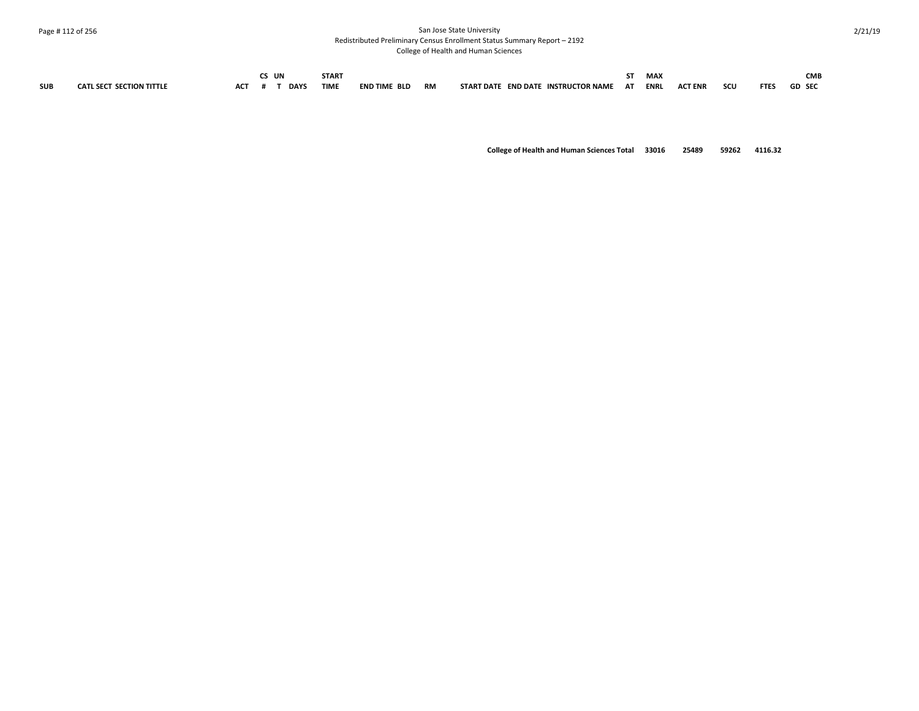| SUB | CATL SECT SECTION TITTLE | ACT | CS # | UNT | DAYS | START TIME | END TIME | BLD | RM | START DATE | END DATE | INSTRUCTOR NAME | STAT | MAX ENRL | ACT ENR | SCU | FTES | GD | CMB SEC |
|---|---|---|---|---|---|---|---|---|---|---|---|---|---|---|---|---|---|---|---|
| | | | | | | | | | | | | College of Health and Human Sciences Total | | 33016 | 25489 | 59262 | 4116.32 | | |